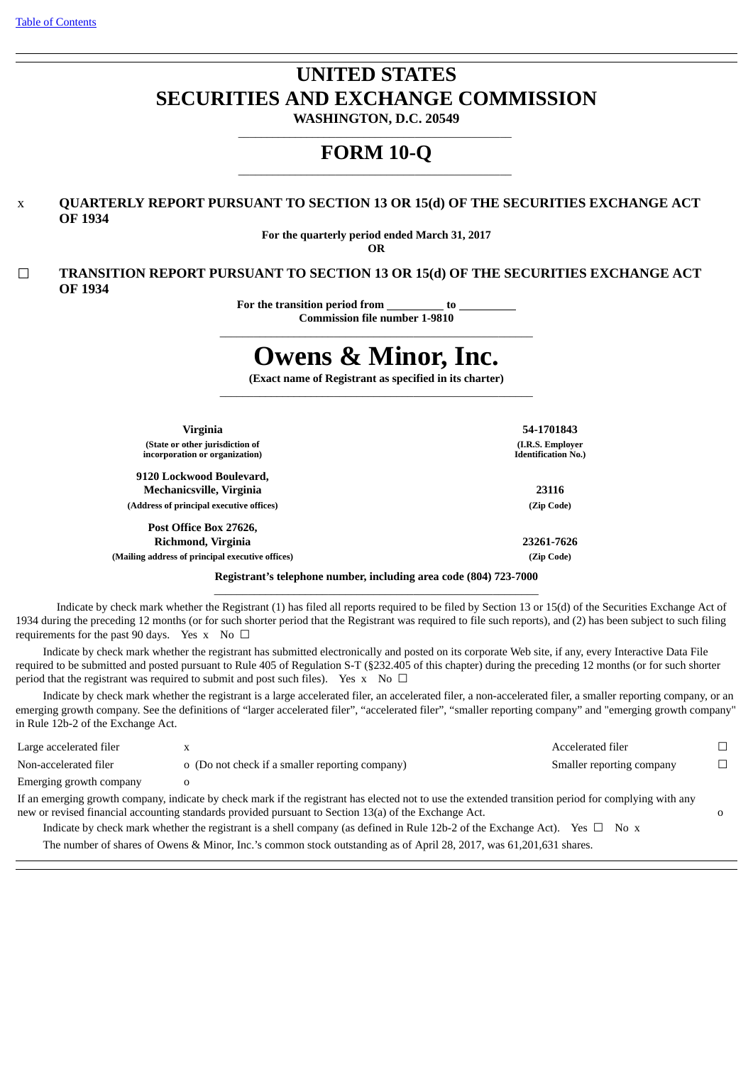# UNITED STATES
# SECURITIES AND EXCHANGE COMMISSION

**WASHINGTON, D.C. 20549**

## FORM 10-Q

x **QUARTERLY REPORT PURSUANT TO SECTION 13 OR 15(d) OF THE SECURITIES EXCHANGE ACT OF 1934**

**For the quarterly period ended March 31, 2017**

**OR**

☐ **TRANSITION REPORT PURSUANT TO SECTION 13 OR 15(d) OF THE SECURITIES EXCHANGE ACT OF 1934**

**For the transition period from \_\_\_\_\_\_\_\_\_ to \_\_\_\_\_\_\_\_\_**

**Commission file number 1-9810**

# Owens & Minor, Inc.

**(Exact name of Registrant as specified in its charter)**

| | |
|---|---|
| **Virginia** | **54-1701843** |
| **(State or other jurisdiction of incorporation or organization)** | **(I.R.S. Employer Identification No.)** |
| **9120 Lockwood Boulevard, Mechanicsville, Virginia** | **23116** |
| **(Address of principal executive offices)** | **(Zip Code)** |
| **Post Office Box 27626, Richmond, Virginia** | **23261-7626** |
| **(Mailing address of principal executive offices)** | **(Zip Code)** |

**Registrant's telephone number, including area code (804) 723-7000**

Indicate by check mark whether the Registrant (1) has filed all reports required to be filed by Section 13 or 15(d) of the Securities Exchange Act of 1934 during the preceding 12 months (or for such shorter period that the Registrant was required to file such reports), and (2) has been subject to such filing requirements for the past 90 days. Yes x No ☐

Indicate by check mark whether the registrant has submitted electronically and posted on its corporate Web site, if any, every Interactive Data File required to be submitted and posted pursuant to Rule 405 of Regulation S-T (§232.405 of this chapter) during the preceding 12 months (or for such shorter period that the registrant was required to submit and post such files). Yes x No ☐

Indicate by check mark whether the registrant is a large accelerated filer, an accelerated filer, a non-accelerated filer, a smaller reporting company, or an emerging growth company. See the definitions of "larger accelerated filer", "accelerated filer", "smaller reporting company" and "emerging growth company" in Rule 12b-2 of the Exchange Act.

| | | | |
|---|---|---|---|
| Large accelerated filer | x | Accelerated filer | ☐ |
| Non-accelerated filer | o (Do not check if a smaller reporting company) | Smaller reporting company | ☐ |
| Emerging growth company | o | | |

If an emerging growth company, indicate by check mark if the registrant has elected not to use the extended transition period for complying with any new or revised financial accounting standards provided pursuant to Section 13(a) of the Exchange Act. o

Indicate by check mark whether the registrant is a shell company (as defined in Rule 12b-2 of the Exchange Act). Yes ☐ No x

The number of shares of Owens & Minor, Inc.'s common stock outstanding as of April 28, 2017, was 61,201,631 shares.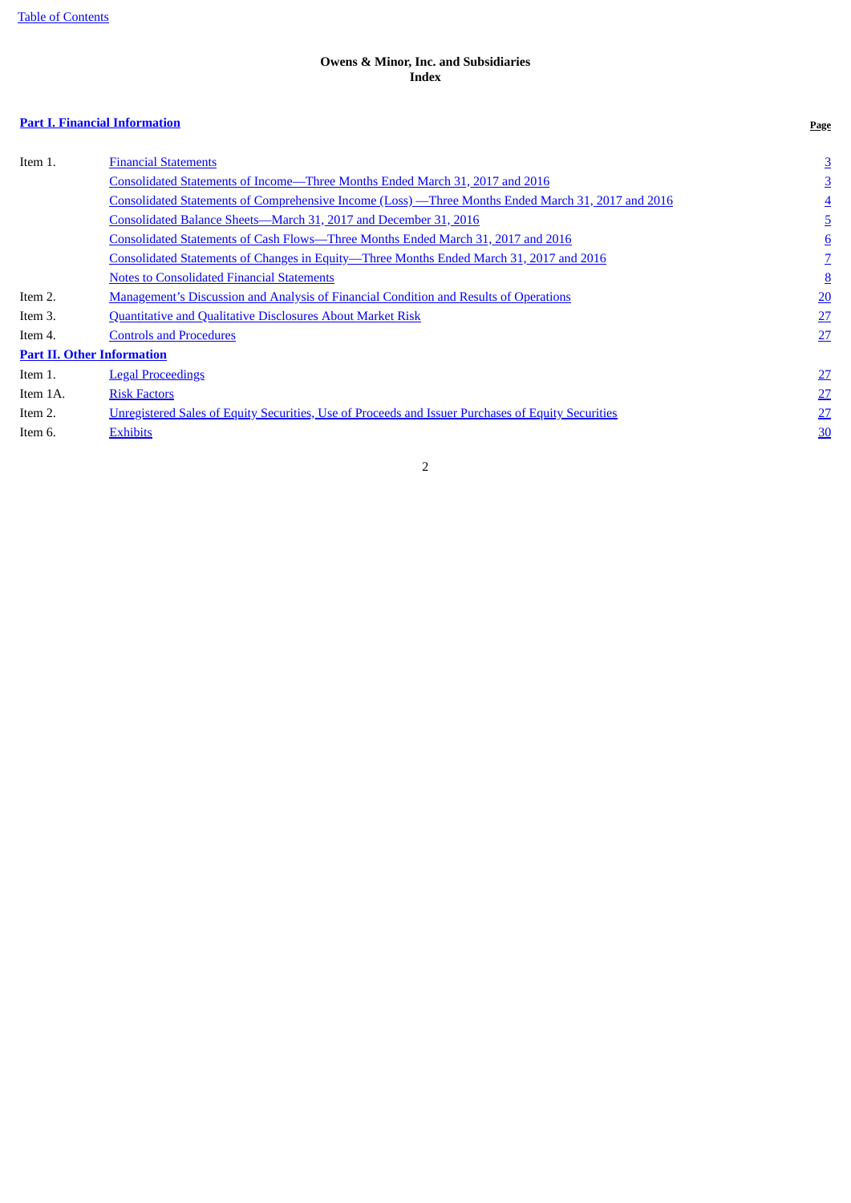Table of Contents

**Owens & Minor, Inc. and Subsidiaries**
**Index**

| **Part I. Financial Information** | | **Page** |
|---|---|---|
| Item 1. | Financial Statements | 3 |
| | Consolidated Statements of Income—Three Months Ended March 31, 2017 and 2016 | 3 |
| | Consolidated Statements of Comprehensive Income (Loss) —Three Months Ended March 31, 2017 and 2016 | 4 |
| | Consolidated Balance Sheets—March 31, 2017 and December 31, 2016 | 5 |
| | Consolidated Statements of Cash Flows—Three Months Ended March 31, 2017 and 2016 | 6 |
| | Consolidated Statements of Changes in Equity—Three Months Ended March 31, 2017 and 2016 | 7 |
| | Notes to Consolidated Financial Statements | 8 |
| Item 2. | Management's Discussion and Analysis of Financial Condition and Results of Operations | 20 |
| Item 3. | Quantitative and Qualitative Disclosures About Market Risk | 27 |
| Item 4. | Controls and Procedures | 27 |
| **Part II. Other Information** | | |
| Item 1. | Legal Proceedings | 27 |
| Item 1A. | Risk Factors | 27 |
| Item 2. | Unregistered Sales of Equity Securities, Use of Proceeds and Issuer Purchases of Equity Securities | 27 |
| Item 6. | Exhibits | 30 |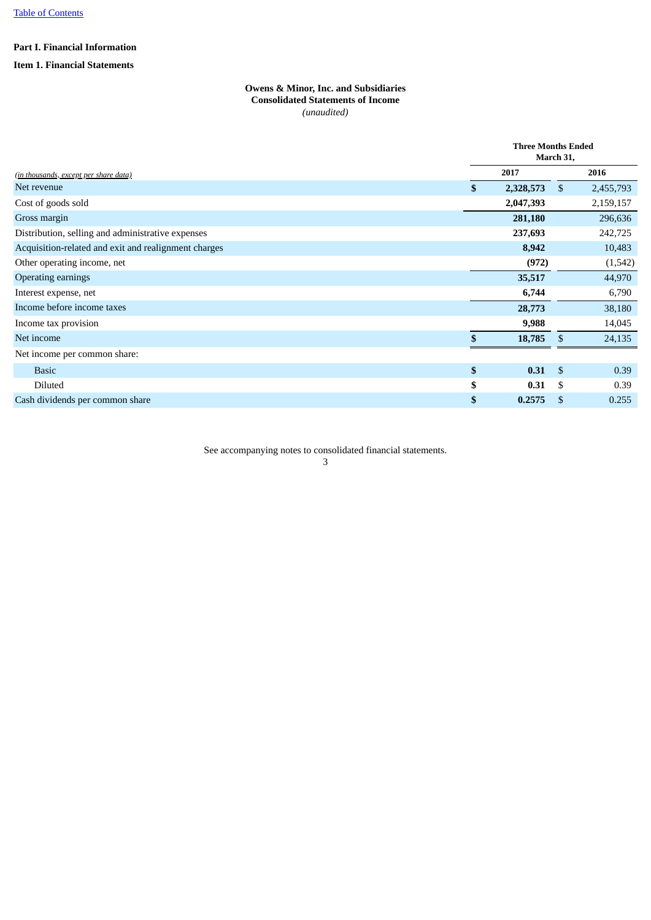Part I. Financial Information

Item 1. Financial Statements

**Owens & Minor, Inc. and Subsidiaries**
**Consolidated Statements of Income**
*(unaudited)*

| *(in thousands, except per share data)* | Three Months Ended March 31, 2017 | Three Months Ended March 31, 2016 |
|---|---|---|
| Net revenue | $ 2,328,573 | $ 2,455,793 |
| Cost of goods sold | 2,047,393 | 2,159,157 |
| Gross margin | 281,180 | 296,636 |
| Distribution, selling and administrative expenses | 237,693 | 242,725 |
| Acquisition-related and exit and realignment charges | 8,942 | 10,483 |
| Other operating income, net | (972) | (1,542) |
| Operating earnings | 35,517 | 44,970 |
| Interest expense, net | 6,744 | 6,790 |
| Income before income taxes | 28,773 | 38,180 |
| Income tax provision | 9,988 | 14,045 |
| Net income | $ 18,785 | $ 24,135 |
| Net income per common share: | | |
| Basic | $ 0.31 | $ 0.39 |
| Diluted | $ 0.31 | $ 0.39 |
| Cash dividends per common share | $ 0.2575 | $ 0.255 |

See accompanying notes to consolidated financial statements.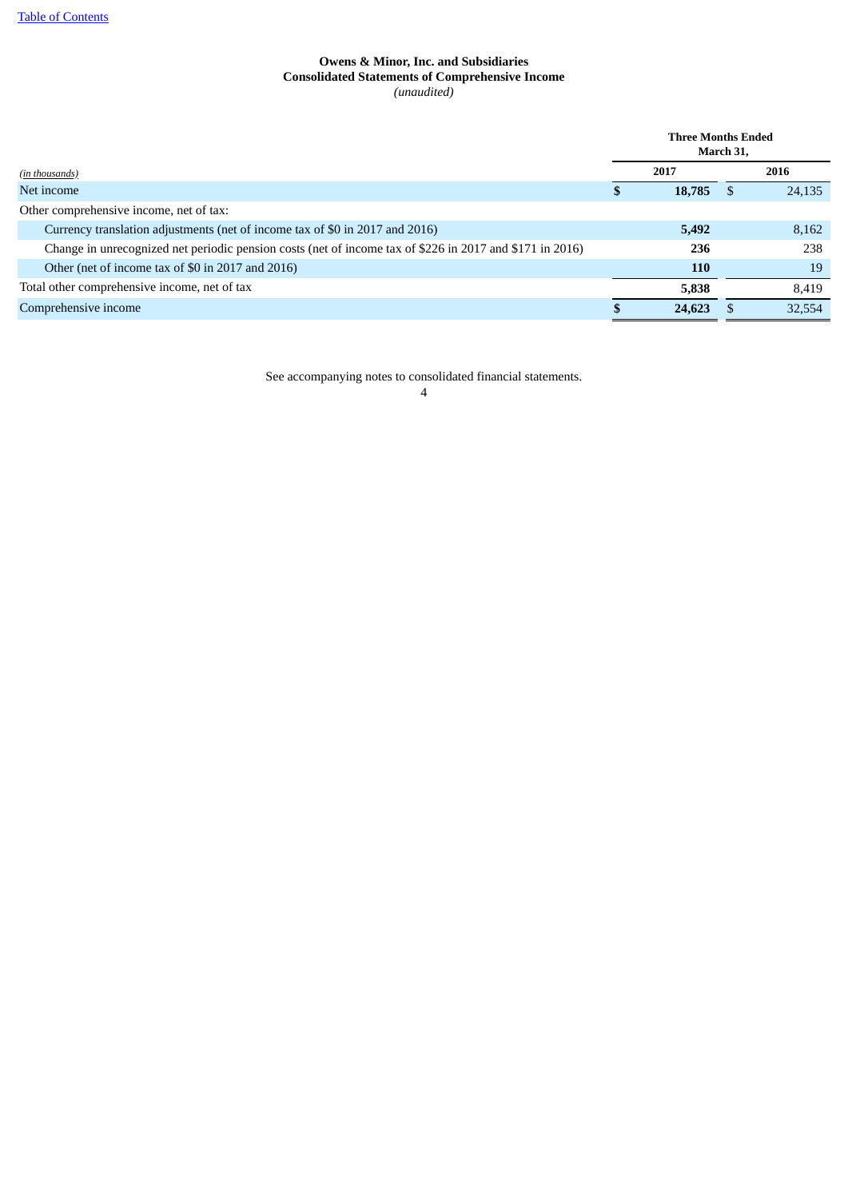Table of Contents

**Owens & Minor, Inc. and Subsidiaries**
**Consolidated Statements of Comprehensive Income**
*(unaudited)*

| *(in thousands)* | Three Months Ended March 31, 2017 | Three Months Ended March 31, 2016 |
|---|---|---|
| Net income | **$ 18,785** | $ 24,135 |
| Other comprehensive income, net of tax: | | |
| Currency translation adjustments (net of income tax of $0 in 2017 and 2016) | **5,492** | 8,162 |
| Change in unrecognized net periodic pension costs (net of income tax of $226 in 2017 and $171 in 2016) | **236** | 238 |
| Other (net of income tax of $0 in 2017 and 2016) | **110** | 19 |
| Total other comprehensive income, net of tax | **5,838** | 8,419 |
| Comprehensive income | **$ 24,623** | $ 32,554 |

See accompanying notes to consolidated financial statements.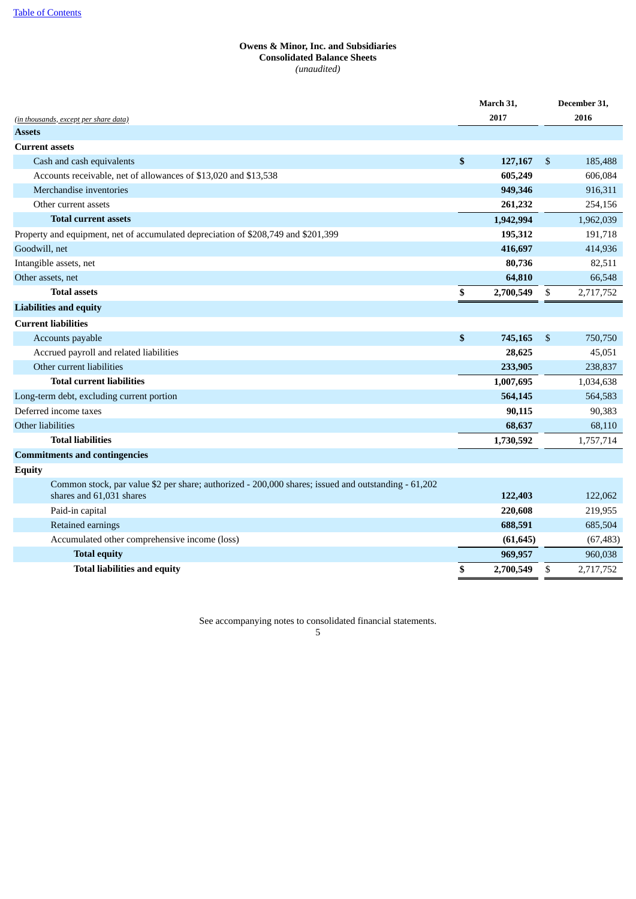[Table of Contents](#)

**Owens & Minor, Inc. and Subsidiaries**
**Consolidated Balance Sheets**
*(unaudited)*

| *(in thousands, except per share data)* | March 31, 2017 | December 31, 2016 |
|---|---|---|
| **Assets** | | |
| **Current assets** | | |
| Cash and cash equivalents | **$ 127,167** | $ 185,488 |
| Accounts receivable, net of allowances of $13,020 and $13,538 | **605,249** | 606,084 |
| Merchandise inventories | **949,346** | 916,311 |
| Other current assets | **261,232** | 254,156 |
| **Total current assets** | **1,942,994** | 1,962,039 |
| Property and equipment, net of accumulated depreciation of $208,749 and $201,399 | **195,312** | 191,718 |
| Goodwill, net | **416,697** | 414,936 |
| Intangible assets, net | **80,736** | 82,511 |
| Other assets, net | **64,810** | 66,548 |
| **Total assets** | **$ 2,700,549** | $ 2,717,752 |
| **Liabilities and equity** | | |
| **Current liabilities** | | |
| Accounts payable | **$ 745,165** | $ 750,750 |
| Accrued payroll and related liabilities | **28,625** | 45,051 |
| Other current liabilities | **233,905** | 238,837 |
| **Total current liabilities** | **1,007,695** | 1,034,638 |
| Long-term debt, excluding current portion | **564,145** | 564,583 |
| Deferred income taxes | **90,115** | 90,383 |
| Other liabilities | **68,637** | 68,110 |
| **Total liabilities** | **1,730,592** | 1,757,714 |
| **Commitments and contingencies** | | |
| **Equity** | | |
| Common stock, par value $2 per share; authorized - 200,000 shares; issued and outstanding - 61,202 shares and 61,031 shares | **122,403** | 122,062 |
| Paid-in capital | **220,608** | 219,955 |
| Retained earnings | **688,591** | 685,504 |
| Accumulated other comprehensive income (loss) | **(61,645)** | (67,483) |
| **Total equity** | **969,957** | 960,038 |
| **Total liabilities and equity** | **$ 2,700,549** | $ 2,717,752 |

See accompanying notes to consolidated financial statements.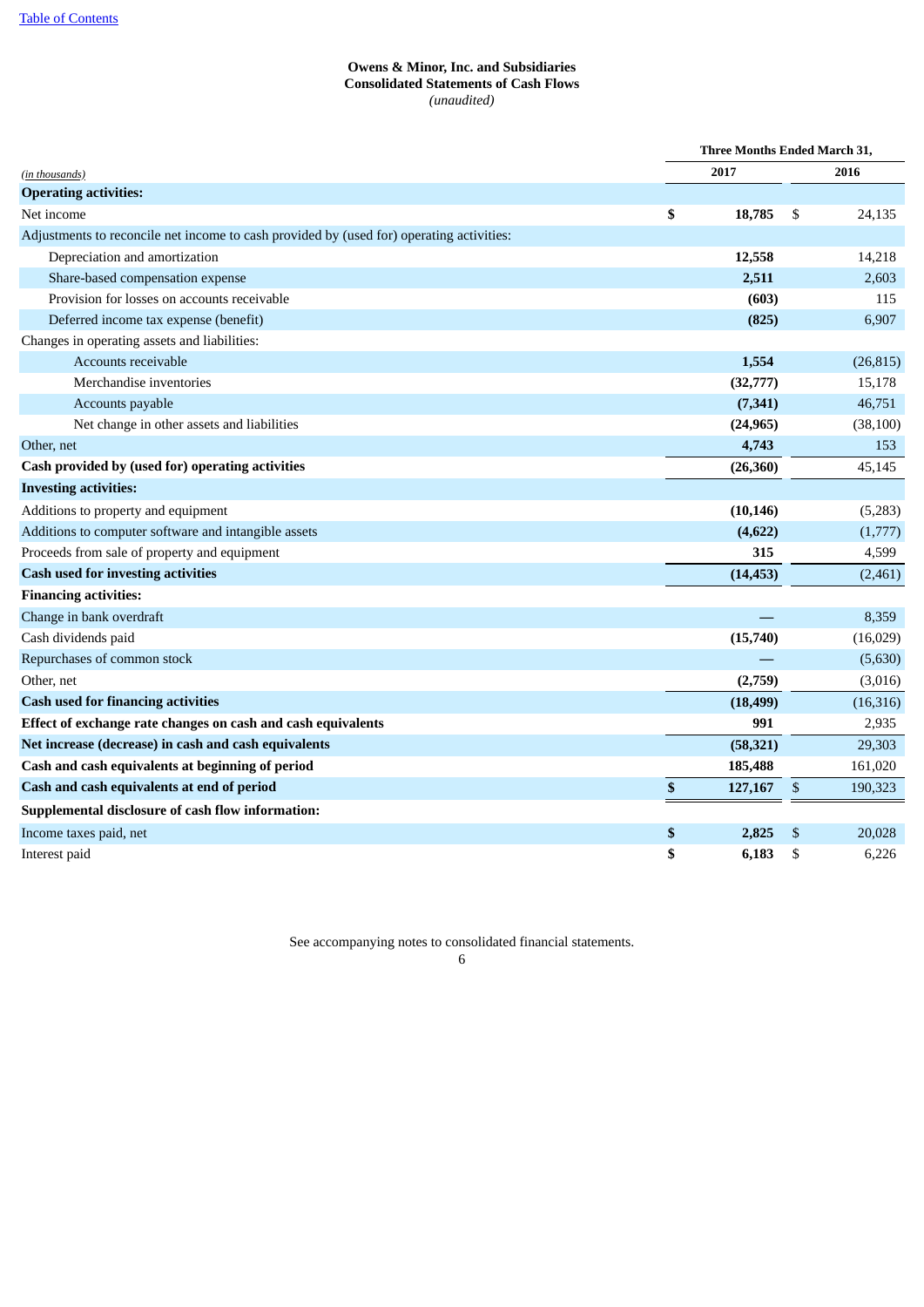**Owens & Minor, Inc. and Subsidiaries**
**Consolidated Statements of Cash Flows**
*(unaudited)*

| *(in thousands)* | Three Months Ended March 31, 2017 | 2016 |
|---|---|---|
| **Operating activities:** | | |
| Net income | **$ 18,785** | $ 24,135 |
| Adjustments to reconcile net income to cash provided by (used for) operating activities: | | |
| Depreciation and amortization | **12,558** | 14,218 |
| Share-based compensation expense | **2,511** | 2,603 |
| Provision for losses on accounts receivable | **(603)** | 115 |
| Deferred income tax expense (benefit) | **(825)** | 6,907 |
| Changes in operating assets and liabilities: | | |
| Accounts receivable | **1,554** | (26,815) |
| Merchandise inventories | **(32,777)** | 15,178 |
| Accounts payable | **(7,341)** | 46,751 |
| Net change in other assets and liabilities | **(24,965)** | (38,100) |
| Other, net | **4,743** | 153 |
| **Cash provided by (used for) operating activities** | **(26,360)** | 45,145 |
| **Investing activities:** | | |
| Additions to property and equipment | **(10,146)** | (5,283) |
| Additions to computer software and intangible assets | **(4,622)** | (1,777) |
| Proceeds from sale of property and equipment | **315** | 4,599 |
| **Cash used for investing activities** | **(14,453)** | (2,461) |
| **Financing activities:** | | |
| Change in bank overdraft | **—** | 8,359 |
| Cash dividends paid | **(15,740)** | (16,029) |
| Repurchases of common stock | **—** | (5,630) |
| Other, net | **(2,759)** | (3,016) |
| **Cash used for financing activities** | **(18,499)** | (16,316) |
| **Effect of exchange rate changes on cash and cash equivalents** | **991** | 2,935 |
| **Net increase (decrease) in cash and cash equivalents** | **(58,321)** | 29,303 |
| **Cash and cash equivalents at beginning of period** | **185,488** | 161,020 |
| **Cash and cash equivalents at end of period** | **$ 127,167** | $ 190,323 |
| **Supplemental disclosure of cash flow information:** | | |
| Income taxes paid, net | **$ 2,825** | $ 20,028 |
| Interest paid | **$ 6,183** | $ 6,226 |

See accompanying notes to consolidated financial statements.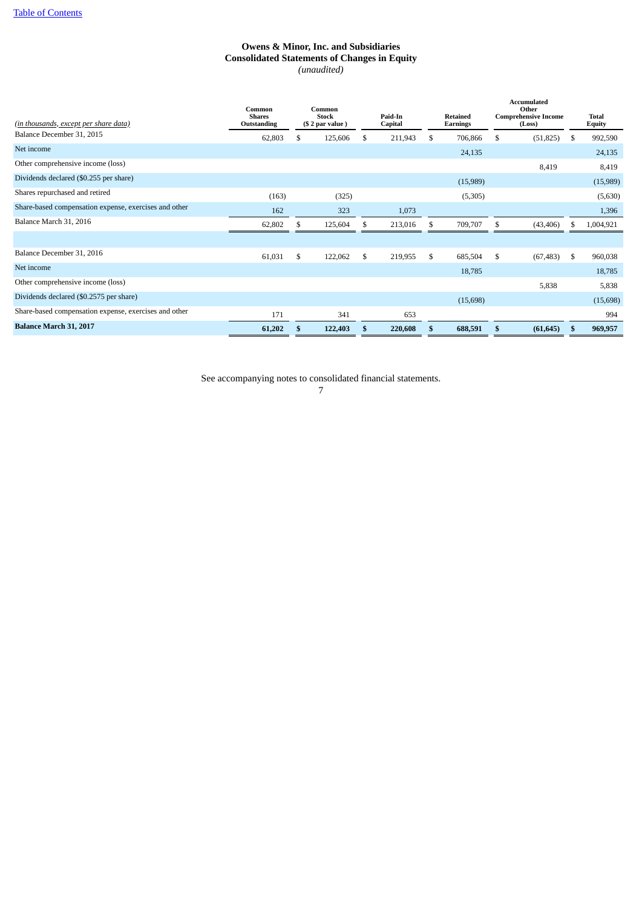# Owens & Minor, Inc. and Subsidiaries
## Consolidated Statements of Changes in Equity
*(unaudited)*

| *(in thousands, except per share data)* | Common Shares Outstanding | Common Stock ($ 2 par value ) | Paid-In Capital | Retained Earnings | Accumulated Other Comprehensive Income (Loss) | Total Equity |
|---|---|---|---|---|---|---|
| Balance December 31, 2015 | 62,803 | $ 125,606 | $ 211,943 | $ 706,866 | $ (51,825) | $ 992,590 |
| Net income | | | | 24,135 | | 24,135 |
| Other comprehensive income (loss) | | | | | 8,419 | 8,419 |
| Dividends declared ($0.255 per share) | | | | (15,989) | | (15,989) |
| Shares repurchased and retired | (163) | (325) | | (5,305) | | (5,630) |
| Share-based compensation expense, exercises and other | 162 | 323 | 1,073 | | | 1,396 |
| Balance March 31, 2016 | 62,802 | $ 125,604 | $ 213,016 | $ 709,707 | $ (43,406) | $ 1,004,921 |
| | | | | | | |
| Balance December 31, 2016 | 61,031 | $ 122,062 | $ 219,955 | $ 685,504 | $ (67,483) | $ 960,038 |
| Net income | | | | 18,785 | | 18,785 |
| Other comprehensive income (loss) | | | | | 5,838 | 5,838 |
| Dividends declared ($0.2575 per share) | | | | (15,698) | | (15,698) |
| Share-based compensation expense, exercises and other | 171 | 341 | 653 | | | 994 |
| **Balance March 31, 2017** | **61,202** | **$ 122,403** | **$ 220,608** | **$ 688,591** | **$ (61,645)** | **$ 969,957** |

See accompanying notes to consolidated financial statements.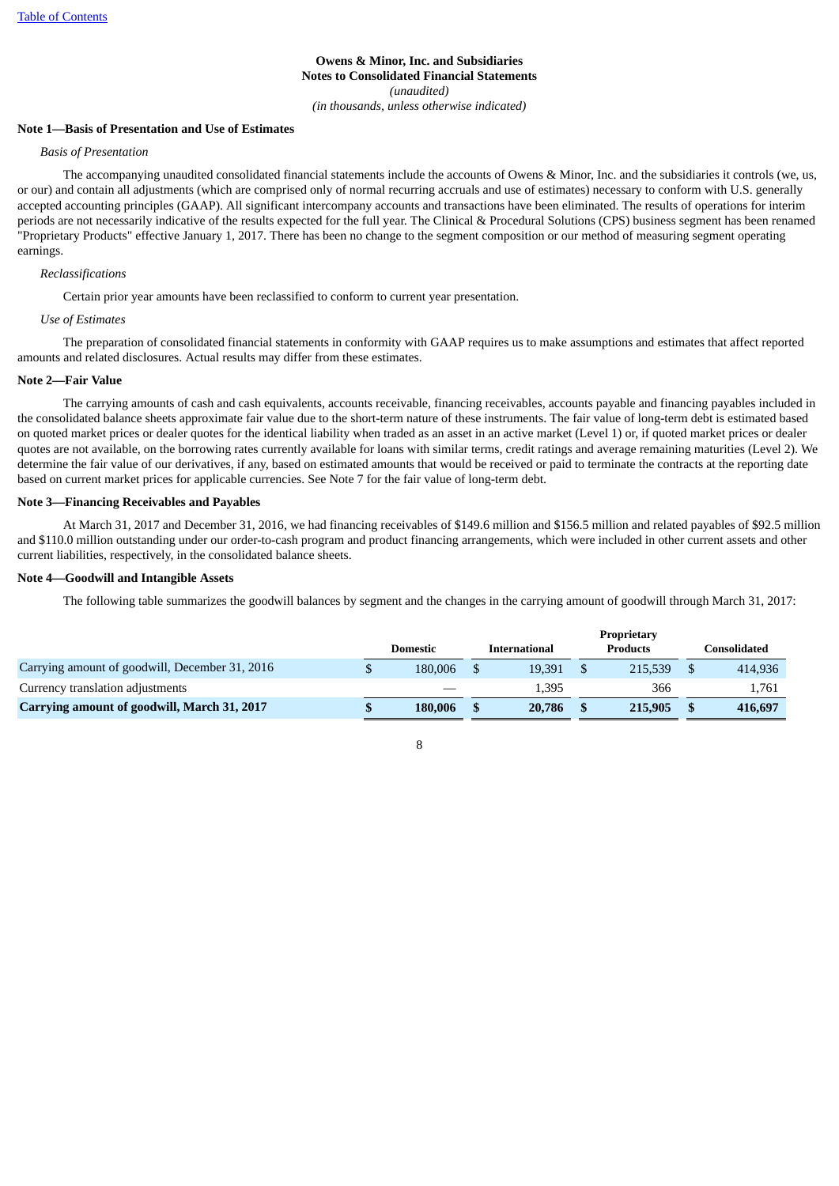**Owens & Minor, Inc. and Subsidiaries**
**Notes to Consolidated Financial Statements**
*(unaudited)*
*(in thousands, unless otherwise indicated)*

**Note 1—Basis of Presentation and Use of Estimates**

*Basis of Presentation*

The accompanying unaudited consolidated financial statements include the accounts of Owens & Minor, Inc. and the subsidiaries it controls (we, us, or our) and contain all adjustments (which are comprised only of normal recurring accruals and use of estimates) necessary to conform with U.S. generally accepted accounting principles (GAAP). All significant intercompany accounts and transactions have been eliminated. The results of operations for interim periods are not necessarily indicative of the results expected for the full year. The Clinical & Procedural Solutions (CPS) business segment has been renamed "Proprietary Products" effective January 1, 2017. There has been no change to the segment composition or our method of measuring segment operating earnings.

*Reclassifications*

Certain prior year amounts have been reclassified to conform to current year presentation.

*Use of Estimates*

The preparation of consolidated financial statements in conformity with GAAP requires us to make assumptions and estimates that affect reported amounts and related disclosures. Actual results may differ from these estimates.

**Note 2—Fair Value**

The carrying amounts of cash and cash equivalents, accounts receivable, financing receivables, accounts payable and financing payables included in the consolidated balance sheets approximate fair value due to the short-term nature of these instruments. The fair value of long-term debt is estimated based on quoted market prices or dealer quotes for the identical liability when traded as an asset in an active market (Level 1) or, if quoted market prices or dealer quotes are not available, on the borrowing rates currently available for loans with similar terms, credit ratings and average remaining maturities (Level 2). We determine the fair value of our derivatives, if any, based on estimated amounts that would be received or paid to terminate the contracts at the reporting date based on current market prices for applicable currencies. See Note 7 for the fair value of long-term debt.

**Note 3—Financing Receivables and Payables**

At March 31, 2017 and December 31, 2016, we had financing receivables of $149.6 million and $156.5 million and related payables of $92.5 million and $110.0 million outstanding under our order-to-cash program and product financing arrangements, which were included in other current assets and other current liabilities, respectively, in the consolidated balance sheets.

**Note 4—Goodwill and Intangible Assets**

The following table summarizes the goodwill balances by segment and the changes in the carrying amount of goodwill through March 31, 2017:

| | Domestic | International | Proprietary Products | Consolidated |
|---|---|---|---|---|
| Carrying amount of goodwill, December 31, 2016 | $ 180,006 | $ 19,391 | $ 215,539 | $ 414,936 |
| Currency translation adjustments | — | 1,395 | 366 | 1,761 |
| **Carrying amount of goodwill, March 31, 2017** | **$ 180,006** | **$ 20,786** | **$ 215,905** | **$ 416,697** |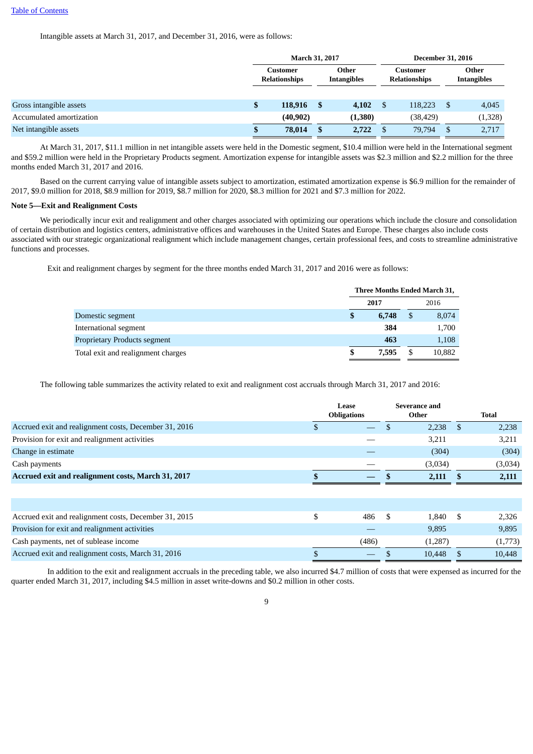Intangible assets at March 31, 2017, and December 31, 2016, were as follows:

| | March 31, 2017 | | December 31, 2016 | |
|---|---|---|---|---|
| | Customer Relationships | Other Intangibles | Customer Relationships | Other Intangibles |
| Gross intangible assets | **$ 118,916** | **$ 4,102** | $ 118,223 | $ 4,045 |
| Accumulated amortization | **(40,902)** | **(1,380)** | (38,429) | (1,328) |
| Net intangible assets | **$ 78,014** | **$ 2,722** | $ 79,794 | $ 2,717 |

At March 31, 2017, $11.1 million in net intangible assets were held in the Domestic segment, $10.4 million were held in the International segment and $59.2 million were held in the Proprietary Products segment. Amortization expense for intangible assets was $2.3 million and $2.2 million for the three months ended March 31, 2017 and 2016.

Based on the current carrying value of intangible assets subject to amortization, estimated amortization expense is $6.9 million for the remainder of 2017, $9.0 million for 2018, $8.9 million for 2019, $8.7 million for 2020, $8.3 million for 2021 and $7.3 million for 2022.

**Note 5—Exit and Realignment Costs**

We periodically incur exit and realignment and other charges associated with optimizing our operations which include the closure and consolidation of certain distribution and logistics centers, administrative offices and warehouses in the United States and Europe. These charges also include costs associated with our strategic organizational realignment which include management changes, certain professional fees, and costs to streamline administrative functions and processes.

Exit and realignment charges by segment for the three months ended March 31, 2017 and 2016 were as follows:

| | Three Months Ended March 31, | |
|---|---|---|
| | 2017 | 2016 |
| Domestic segment | **$ 6,748** | $ 8,074 |
| International segment | **384** | 1,700 |
| Proprietary Products segment | **463** | 1,108 |
| Total exit and realignment charges | **$ 7,595** | $ 10,882 |

The following table summarizes the activity related to exit and realignment cost accruals through March 31, 2017 and 2016:

| | Lease Obligations | Severance and Other | Total |
|---|---|---|---|
| Accrued exit and realignment costs, December 31, 2016 | $ — | $ 2,238 | $ 2,238 |
| Provision for exit and realignment activities | — | 3,211 | 3,211 |
| Change in estimate | — | (304) | (304) |
| Cash payments | — | (3,034) | (3,034) |
| **Accrued exit and realignment costs, March 31, 2017** | **$ —** | **$ 2,111** | **$ 2,111** |
| | | | |
| Accrued exit and realignment costs, December 31, 2015 | $ 486 | $ 1,840 | $ 2,326 |
| Provision for exit and realignment activities | — | 9,895 | 9,895 |
| Cash payments, net of sublease income | (486) | (1,287) | (1,773) |
| Accrued exit and realignment costs, March 31, 2016 | $ — | $ 10,448 | $ 10,448 |

In addition to the exit and realignment accruals in the preceding table, we also incurred $4.7 million of costs that were expensed as incurred for the quarter ended March 31, 2017, including $4.5 million in asset write-downs and $0.2 million in other costs.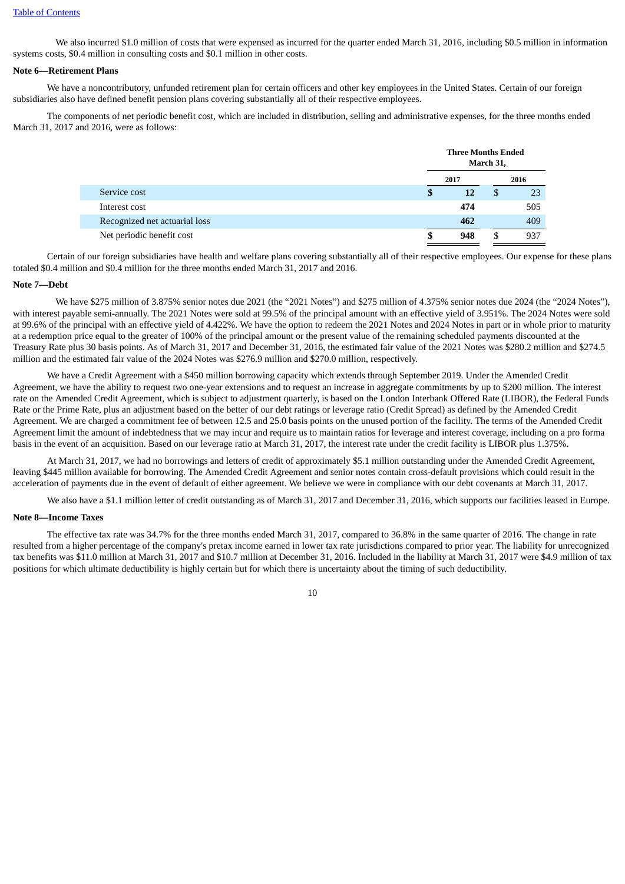We also incurred $1.0 million of costs that were expensed as incurred for the quarter ended March 31, 2016, including $0.5 million in information systems costs, $0.4 million in consulting costs and $0.1 million in other costs.

**Note 6—Retirement Plans**

We have a noncontributory, unfunded retirement plan for certain officers and other key employees in the United States. Certain of our foreign subsidiaries also have defined benefit pension plans covering substantially all of their respective employees.

The components of net periodic benefit cost, which are included in distribution, selling and administrative expenses, for the three months ended March 31, 2017 and 2016, were as follows:

| | Three Months Ended March 31, | |
|---|---|---|
| | **2017** | **2016** |
| Service cost | **$ 12** | $ 23 |
| Interest cost | **474** | 505 |
| Recognized net actuarial loss | **462** | 409 |
| Net periodic benefit cost | **$ 948** | $ 937 |

Certain of our foreign subsidiaries have health and welfare plans covering substantially all of their respective employees. Our expense for these plans totaled $0.4 million and $0.4 million for the three months ended March 31, 2017 and 2016.

**Note 7—Debt**

We have $275 million of 3.875% senior notes due 2021 (the "2021 Notes") and $275 million of 4.375% senior notes due 2024 (the "2024 Notes"), with interest payable semi-annually. The 2021 Notes were sold at 99.5% of the principal amount with an effective yield of 3.951%. The 2024 Notes were sold at 99.6% of the principal with an effective yield of 4.422%. We have the option to redeem the 2021 Notes and 2024 Notes in part or in whole prior to maturity at a redemption price equal to the greater of 100% of the principal amount or the present value of the remaining scheduled payments discounted at the Treasury Rate plus 30 basis points. As of March 31, 2017 and December 31, 2016, the estimated fair value of the 2021 Notes was $280.2 million and $274.5 million and the estimated fair value of the 2024 Notes was $276.9 million and $270.0 million, respectively.

We have a Credit Agreement with a $450 million borrowing capacity which extends through September 2019. Under the Amended Credit Agreement, we have the ability to request two one-year extensions and to request an increase in aggregate commitments by up to $200 million. The interest rate on the Amended Credit Agreement, which is subject to adjustment quarterly, is based on the London Interbank Offered Rate (LIBOR), the Federal Funds Rate or the Prime Rate, plus an adjustment based on the better of our debt ratings or leverage ratio (Credit Spread) as defined by the Amended Credit Agreement. We are charged a commitment fee of between 12.5 and 25.0 basis points on the unused portion of the facility. The terms of the Amended Credit Agreement limit the amount of indebtedness that we may incur and require us to maintain ratios for leverage and interest coverage, including on a pro forma basis in the event of an acquisition. Based on our leverage ratio at March 31, 2017, the interest rate under the credit facility is LIBOR plus 1.375%.

At March 31, 2017, we had no borrowings and letters of credit of approximately $5.1 million outstanding under the Amended Credit Agreement, leaving $445 million available for borrowing. The Amended Credit Agreement and senior notes contain cross-default provisions which could result in the acceleration of payments due in the event of default of either agreement. We believe we were in compliance with our debt covenants at March 31, 2017.

We also have a $1.1 million letter of credit outstanding as of March 31, 2017 and December 31, 2016, which supports our facilities leased in Europe.

**Note 8—Income Taxes**

The effective tax rate was 34.7% for the three months ended March 31, 2017, compared to 36.8% in the same quarter of 2016. The change in rate resulted from a higher percentage of the company's pretax income earned in lower tax rate jurisdictions compared to prior year. The liability for unrecognized tax benefits was $11.0 million at March 31, 2017 and $10.7 million at December 31, 2016. Included in the liability at March 31, 2017 were $4.9 million of tax positions for which ultimate deductibility is highly certain but for which there is uncertainty about the timing of such deductibility.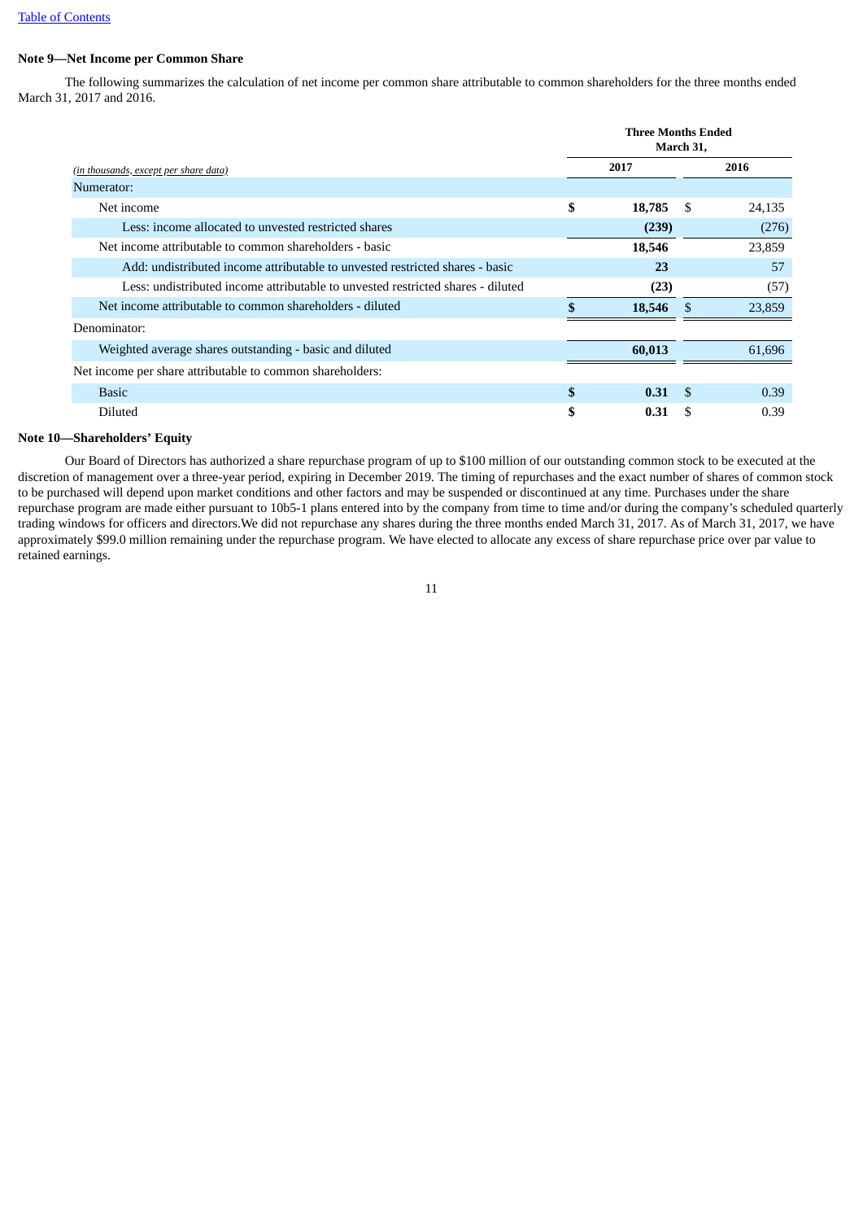**Note 9—Net Income per Common Share**

The following summarizes the calculation of net income per common share attributable to common shareholders for the three months ended March 31, 2017 and 2016.

| *(in thousands, except per share data)* | Three Months Ended March 31, 2017 | Three Months Ended March 31, 2016 |
|---|---|---|
| Numerator: | | |
| Net income | **$ 18,785** | $ 24,135 |
| Less: income allocated to unvested restricted shares | **(239)** | (276) |
| Net income attributable to common shareholders - basic | **18,546** | 23,859 |
| Add: undistributed income attributable to unvested restricted shares - basic | **23** | 57 |
| Less: undistributed income attributable to unvested restricted shares - diluted | **(23)** | (57) |
| Net income attributable to common shareholders - diluted | **$ 18,546** | $ 23,859 |
| Denominator: | | |
| Weighted average shares outstanding - basic and diluted | **60,013** | 61,696 |
| Net income per share attributable to common shareholders: | | |
| Basic | **$ 0.31** | $ 0.39 |
| Diluted | **$ 0.31** | $ 0.39 |

**Note 10—Shareholders' Equity**

Our Board of Directors has authorized a share repurchase program of up to $100 million of our outstanding common stock to be executed at the discretion of management over a three-year period, expiring in December 2019. The timing of repurchases and the exact number of shares of common stock to be purchased will depend upon market conditions and other factors and may be suspended or discontinued at any time. Purchases under the share repurchase program are made either pursuant to 10b5-1 plans entered into by the company from time to time and/or during the company's scheduled quarterly trading windows for officers and directors.We did not repurchase any shares during the three months ended March 31, 2017. As of March 31, 2017, we have approximately $99.0 million remaining under the repurchase program. We have elected to allocate any excess of share repurchase price over par value to retained earnings.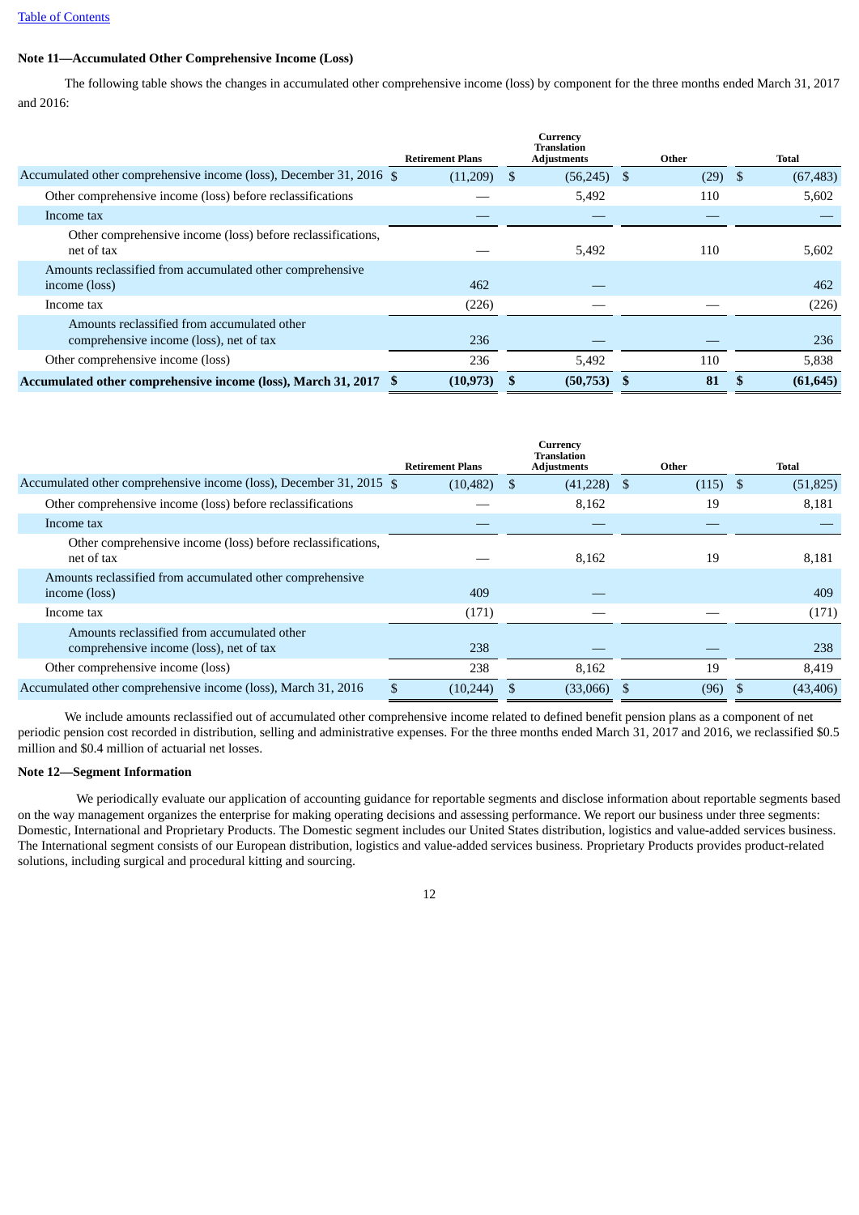[Table of Contents](#)

**Note 11—Accumulated Other Comprehensive Income (Loss)**

The following table shows the changes in accumulated other comprehensive income (loss) by component for the three months ended March 31, 2017 and 2016:

| | Retirement Plans | Currency Translation Adjustments | Other | Total |
|---|---|---|---|---|
| Accumulated other comprehensive income (loss), December 31, 2016 | $ (11,209) | $ (56,245) | $ (29) | $ (67,483) |
| Other comprehensive income (loss) before reclassifications | — | 5,492 | 110 | 5,602 |
| Income tax | — | — | — | — |
| Other comprehensive income (loss) before reclassifications, net of tax | — | 5,492 | 110 | 5,602 |
| Amounts reclassified from accumulated other comprehensive income (loss) | 462 | — | | 462 |
| Income tax | (226) | — | — | (226) |
| Amounts reclassified from accumulated other comprehensive income (loss), net of tax | 236 | — | — | 236 |
| Other comprehensive income (loss) | 236 | 5,492 | 110 | 5,838 |
| **Accumulated other comprehensive income (loss), March 31, 2017** | **$ (10,973)** | **$ (50,753)** | **$ 81** | **$ (61,645)** |

| | Retirement Plans | Currency Translation Adjustments | Other | Total |
|---|---|---|---|---|
| Accumulated other comprehensive income (loss), December 31, 2015 | $ (10,482) | $ (41,228) | $ (115) | $ (51,825) |
| Other comprehensive income (loss) before reclassifications | — | 8,162 | 19 | 8,181 |
| Income tax | — | — | — | — |
| Other comprehensive income (loss) before reclassifications, net of tax | — | 8,162 | 19 | 8,181 |
| Amounts reclassified from accumulated other comprehensive income (loss) | 409 | — | | 409 |
| Income tax | (171) | — | — | (171) |
| Amounts reclassified from accumulated other comprehensive income (loss), net of tax | 238 | — | — | 238 |
| Other comprehensive income (loss) | 238 | 8,162 | 19 | 8,419 |
| Accumulated other comprehensive income (loss), March 31, 2016 | $ (10,244) | $ (33,066) | $ (96) | $ (43,406) |

We include amounts reclassified out of accumulated other comprehensive income related to defined benefit pension plans as a component of net periodic pension cost recorded in distribution, selling and administrative expenses. For the three months ended March 31, 2017 and 2016, we reclassified $0.5 million and $0.4 million of actuarial net losses.

**Note 12—Segment Information**

We periodically evaluate our application of accounting guidance for reportable segments and disclose information about reportable segments based on the way management organizes the enterprise for making operating decisions and assessing performance. We report our business under three segments: Domestic, International and Proprietary Products. The Domestic segment includes our United States distribution, logistics and value-added services business. The International segment consists of our European distribution, logistics and value-added services business. Proprietary Products provides product-related solutions, including surgical and procedural kitting and sourcing.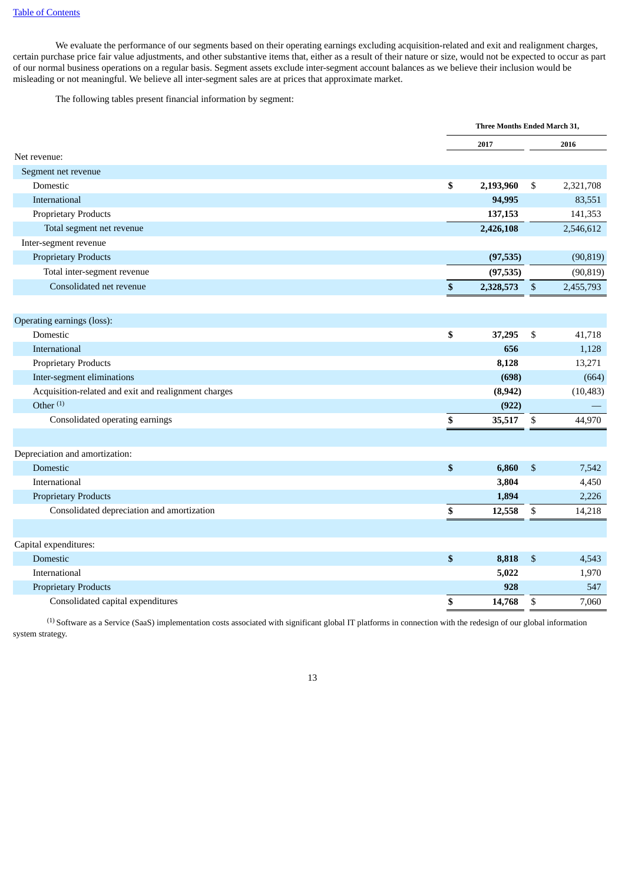We evaluate the performance of our segments based on their operating earnings excluding acquisition-related and exit and realignment charges, certain purchase price fair value adjustments, and other substantive items that, either as a result of their nature or size, would not be expected to occur as part of our normal business operations on a regular basis. Segment assets exclude inter-segment account balances as we believe their inclusion would be misleading or not meaningful. We believe all inter-segment sales are at prices that approximate market.

The following tables present financial information by segment:

| | Three Months Ended March 31, | |
|---|---|---|
| | **2017** | **2016** |
| Net revenue: | | |
| Segment net revenue | | |
| Domestic | **$ 2,193,960** | $ 2,321,708 |
| International | **94,995** | 83,551 |
| Proprietary Products | **137,153** | 141,353 |
| Total segment net revenue | **2,426,108** | 2,546,612 |
| Inter-segment revenue | | |
| Proprietary Products | **(97,535)** | (90,819) |
| Total inter-segment revenue | **(97,535)** | (90,819) |
| Consolidated net revenue | **$ 2,328,573** | $ 2,455,793 |
| | | |
| Operating earnings (loss): | | |
| Domestic | **$ 37,295** | $ 41,718 |
| International | **656** | 1,128 |
| Proprietary Products | **8,128** | 13,271 |
| Inter-segment eliminations | **(698)** | (664) |
| Acquisition-related and exit and realignment charges | **(8,942)** | (10,483) |
| Other [(1)] | **(922)** | — |
| Consolidated operating earnings | **$ 35,517** | $ 44,970 |
| | | |
| Depreciation and amortization: | | |
| Domestic | **$ 6,860** | $ 7,542 |
| International | **3,804** | 4,450 |
| Proprietary Products | **1,894** | 2,226 |
| Consolidated depreciation and amortization | **$ 12,558** | $ 14,218 |
| | | |
| Capital expenditures: | | |
| Domestic | **$ 8,818** | $ 4,543 |
| International | **5,022** | 1,970 |
| Proprietary Products | **928** | 547 |
| Consolidated capital expenditures | **$ 14,768** | $ 7,060 |

[(1)] Software as a Service (SaaS) implementation costs associated with significant global IT platforms in connection with the redesign of our global information system strategy.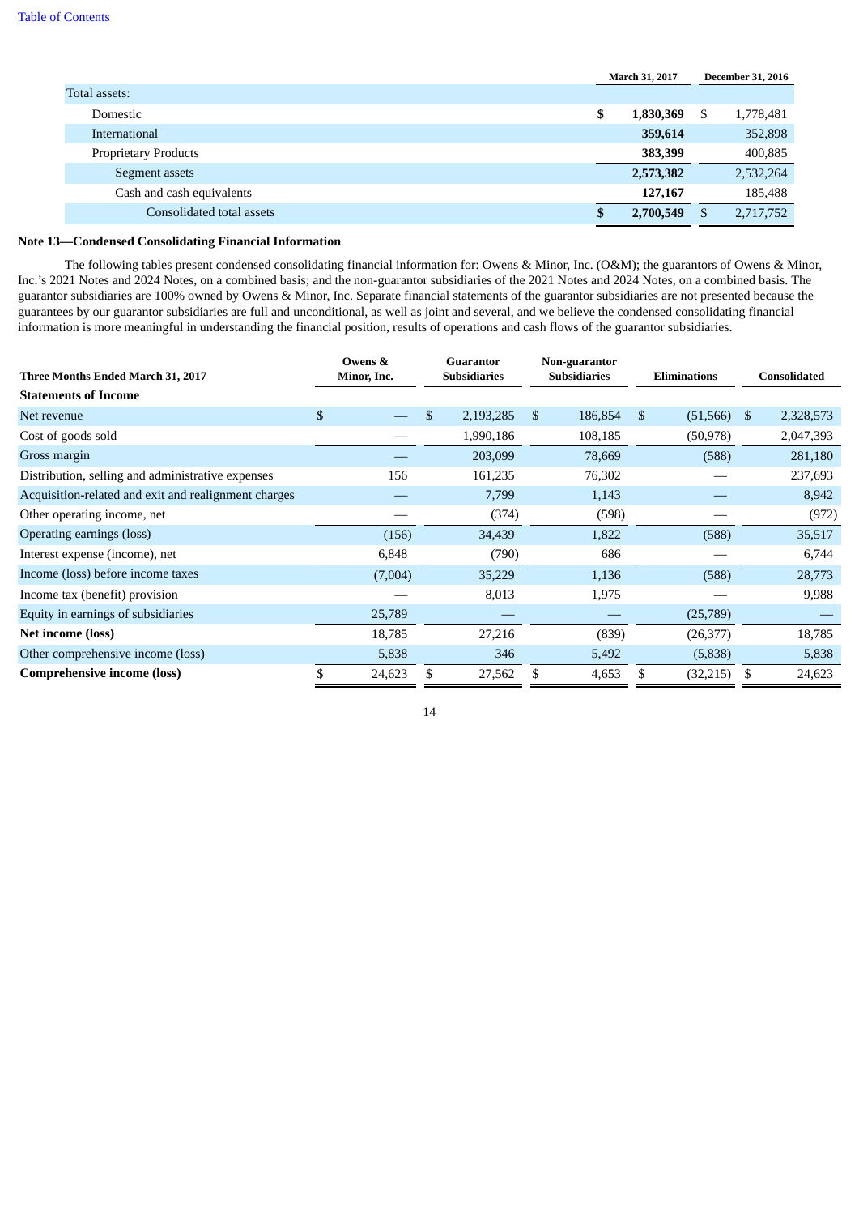|  | March 31, 2017 | December 31, 2016 |
|---|---|---|
| Total assets: |  |  |
| Domestic | **$ 1,830,369** | $ 1,778,481 |
| International | **359,614** | 352,898 |
| Proprietary Products | **383,399** | 400,885 |
| Segment assets | **2,573,382** | 2,532,264 |
| Cash and cash equivalents | **127,167** | 185,488 |
| Consolidated total assets | **$ 2,700,549** | $ 2,717,752 |

**Note 13—Condensed Consolidating Financial Information**

The following tables present condensed consolidating financial information for: Owens & Minor, Inc. (O&M); the guarantors of Owens & Minor, Inc.'s 2021 Notes and 2024 Notes, on a combined basis; and the non-guarantor subsidiaries of the 2021 Notes and 2024 Notes, on a combined basis. The guarantor subsidiaries are 100% owned by Owens & Minor, Inc. Separate financial statements of the guarantor subsidiaries are not presented because the guarantees by our guarantor subsidiaries are full and unconditional, as well as joint and several, and we believe the condensed consolidating financial information is more meaningful in understanding the financial position, results of operations and cash flows of the guarantor subsidiaries.

| Three Months Ended March 31, 2017 | Owens & Minor, Inc. | Guarantor Subsidiaries | Non-guarantor Subsidiaries | Eliminations | Consolidated |
|---|---|---|---|---|---|
| **Statements of Income** |  |  |  |  |  |
| Net revenue | $ — | $ 2,193,285 | $ 186,854 | $ (51,566) | $ 2,328,573 |
| Cost of goods sold | — | 1,990,186 | 108,185 | (50,978) | 2,047,393 |
| Gross margin | — | 203,099 | 78,669 | (588) | 281,180 |
| Distribution, selling and administrative expenses | 156 | 161,235 | 76,302 | — | 237,693 |
| Acquisition-related and exit and realignment charges | — | 7,799 | 1,143 | — | 8,942 |
| Other operating income, net | — | (374) | (598) | — | (972) |
| Operating earnings (loss) | (156) | 34,439 | 1,822 | (588) | 35,517 |
| Interest expense (income), net | 6,848 | (790) | 686 | — | 6,744 |
| Income (loss) before income taxes | (7,004) | 35,229 | 1,136 | (588) | 28,773 |
| Income tax (benefit) provision | — | 8,013 | 1,975 | — | 9,988 |
| Equity in earnings of subsidiaries | 25,789 | — | — | (25,789) | — |
| **Net income (loss)** | 18,785 | 27,216 | (839) | (26,377) | 18,785 |
| Other comprehensive income (loss) | 5,838 | 346 | 5,492 | (5,838) | 5,838 |
| **Comprehensive income (loss)** | $ 24,623 | $ 27,562 | $ 4,653 | $ (32,215) | $ 24,623 |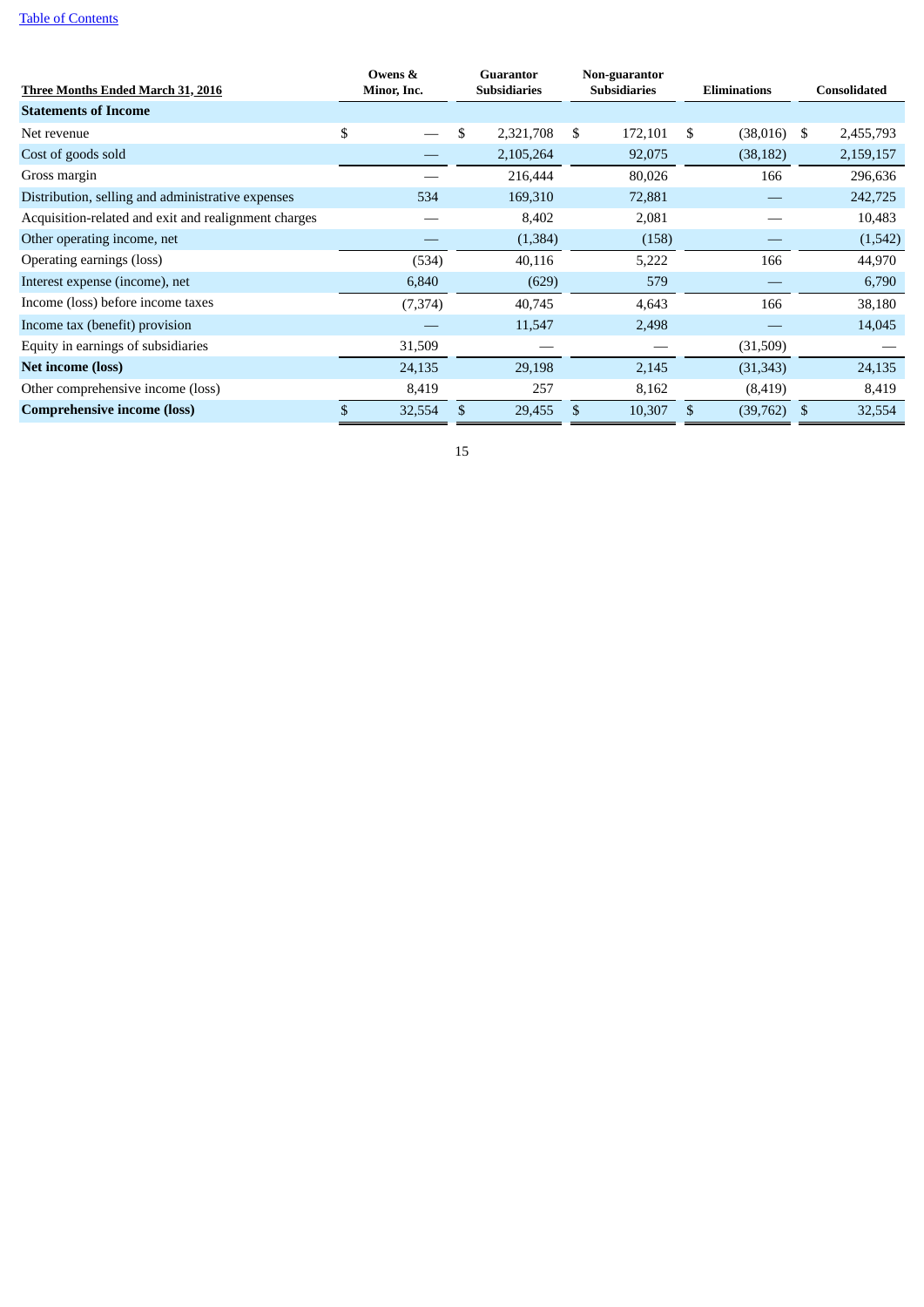| Three Months Ended March 31, 2016 | Owens & Minor, Inc. | Guarantor Subsidiaries | Non-guarantor Subsidiaries | Eliminations | Consolidated |
|---|---|---|---|---|---|
| **Statements of Income** | | | | | |
| Net revenue | $ — | $ 2,321,708 | $ 172,101 | $ (38,016) | $ 2,455,793 |
| Cost of goods sold | — | 2,105,264 | 92,075 | (38,182) | 2,159,157 |
| Gross margin | — | 216,444 | 80,026 | 166 | 296,636 |
| Distribution, selling and administrative expenses | 534 | 169,310 | 72,881 | — | 242,725 |
| Acquisition-related and exit and realignment charges | — | 8,402 | 2,081 | — | 10,483 |
| Other operating income, net | — | (1,384) | (158) | — | (1,542) |
| Operating earnings (loss) | (534) | 40,116 | 5,222 | 166 | 44,970 |
| Interest expense (income), net | 6,840 | (629) | 579 | — | 6,790 |
| Income (loss) before income taxes | (7,374) | 40,745 | 4,643 | 166 | 38,180 |
| Income tax (benefit) provision | — | 11,547 | 2,498 | — | 14,045 |
| Equity in earnings of subsidiaries | 31,509 | — | — | (31,509) | — |
| **Net income (loss)** | 24,135 | 29,198 | 2,145 | (31,343) | 24,135 |
| Other comprehensive income (loss) | 8,419 | 257 | 8,162 | (8,419) | 8,419 |
| **Comprehensive income (loss)** | $ 32,554 | $ 29,455 | $ 10,307 | $ (39,762) | $ 32,554 |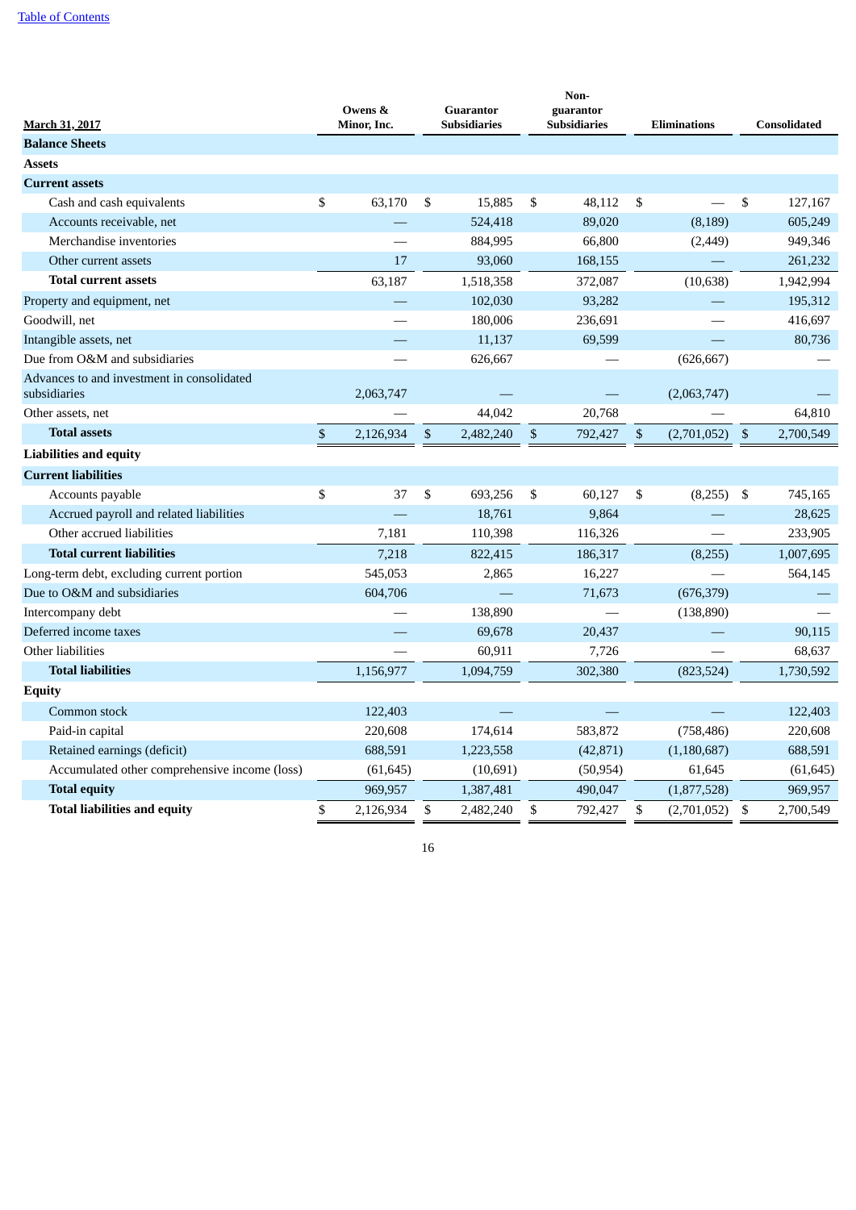| March 31, 2017 | Owens & Minor, Inc. | Guarantor Subsidiaries | Non-guarantor Subsidiaries | Eliminations | Consolidated |
|---|---|---|---|---|---|
| **Balance Sheets** | | | | | |
| **Assets** | | | | | |
| **Current assets** | | | | | |
| Cash and cash equivalents | $ 63,170 | $ 15,885 | $ 48,112 | $ — | $ 127,167 |
| Accounts receivable, net | — | 524,418 | 89,020 | (8,189) | 605,249 |
| Merchandise inventories | — | 884,995 | 66,800 | (2,449) | 949,346 |
| Other current assets | 17 | 93,060 | 168,155 | — | 261,232 |
| **Total current assets** | 63,187 | 1,518,358 | 372,087 | (10,638) | 1,942,994 |
| Property and equipment, net | — | 102,030 | 93,282 | — | 195,312 |
| Goodwill, net | — | 180,006 | 236,691 | — | 416,697 |
| Intangible assets, net | — | 11,137 | 69,599 | — | 80,736 |
| Due from O&M and subsidiaries | — | 626,667 | — | (626,667) | — |
| Advances to and investment in consolidated subsidiaries | 2,063,747 | — | — | (2,063,747) | — |
| Other assets, net | — | 44,042 | 20,768 | — | 64,810 |
| **Total assets** | $ 2,126,934 | $ 2,482,240 | $ 792,427 | $ (2,701,052) | $ 2,700,549 |
| **Liabilities and equity** | | | | | |
| **Current liabilities** | | | | | |
| Accounts payable | $ 37 | $ 693,256 | $ 60,127 | $ (8,255) | $ 745,165 |
| Accrued payroll and related liabilities | — | 18,761 | 9,864 | — | 28,625 |
| Other accrued liabilities | 7,181 | 110,398 | 116,326 | — | 233,905 |
| **Total current liabilities** | 7,218 | 822,415 | 186,317 | (8,255) | 1,007,695 |
| Long-term debt, excluding current portion | 545,053 | 2,865 | 16,227 | — | 564,145 |
| Due to O&M and subsidiaries | 604,706 | — | 71,673 | (676,379) | — |
| Intercompany debt | — | 138,890 | — | (138,890) | — |
| Deferred income taxes | — | 69,678 | 20,437 | — | 90,115 |
| Other liabilities | — | 60,911 | 7,726 | — | 68,637 |
| **Total liabilities** | 1,156,977 | 1,094,759 | 302,380 | (823,524) | 1,730,592 |
| **Equity** | | | | | |
| Common stock | 122,403 | — | — | — | 122,403 |
| Paid-in capital | 220,608 | 174,614 | 583,872 | (758,486) | 220,608 |
| Retained earnings (deficit) | 688,591 | 1,223,558 | (42,871) | (1,180,687) | 688,591 |
| Accumulated other comprehensive income (loss) | (61,645) | (10,691) | (50,954) | 61,645 | (61,645) |
| **Total equity** | 969,957 | 1,387,481 | 490,047 | (1,877,528) | 969,957 |
| **Total liabilities and equity** | $ 2,126,934 | $ 2,482,240 | $ 792,427 | $ (2,701,052) | $ 2,700,549 |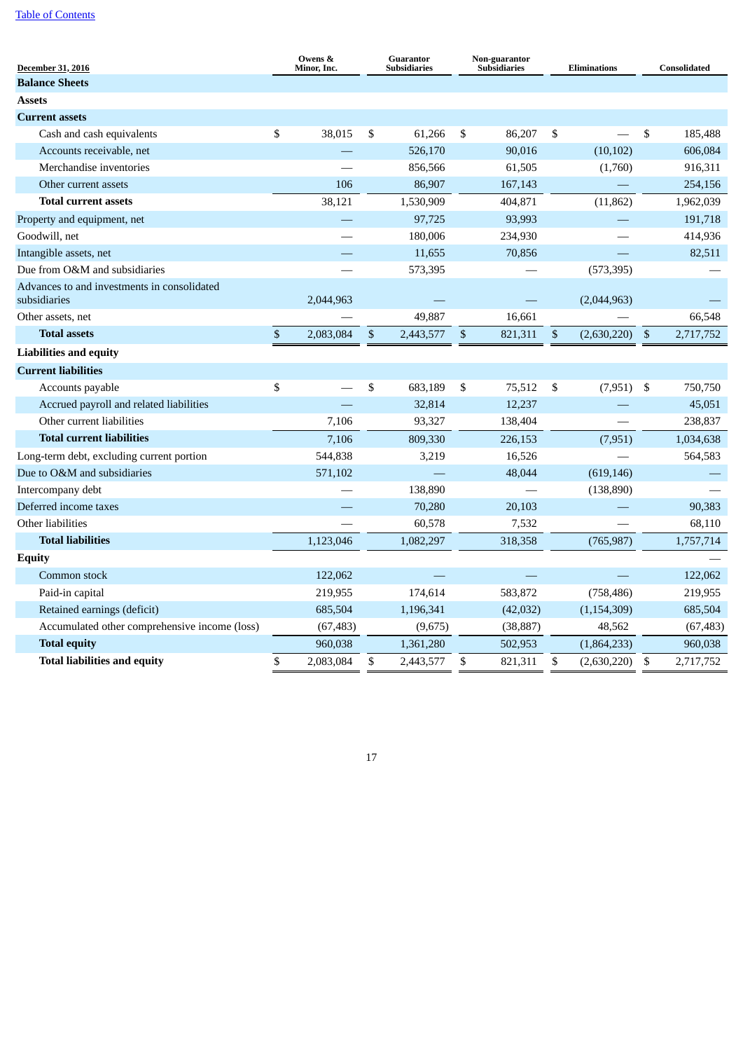| December 31, 2016 | Owens & Minor, Inc. | Guarantor Subsidiaries | Non-guarantor Subsidiaries | Eliminations | Consolidated |
|---|---|---|---|---|---|
| **Balance Sheets** | | | | | |
| **Assets** | | | | | |
| **Current assets** | | | | | |
| Cash and cash equivalents | $ 38,015 | $ 61,266 | $ 86,207 | $ — | $ 185,488 |
| Accounts receivable, net | — | 526,170 | 90,016 | (10,102) | 606,084 |
| Merchandise inventories | — | 856,566 | 61,505 | (1,760) | 916,311 |
| Other current assets | 106 | 86,907 | 167,143 | — | 254,156 |
| **Total current assets** | 38,121 | 1,530,909 | 404,871 | (11,862) | 1,962,039 |
| Property and equipment, net | — | 97,725 | 93,993 | — | 191,718 |
| Goodwill, net | — | 180,006 | 234,930 | — | 414,936 |
| Intangible assets, net | — | 11,655 | 70,856 | — | 82,511 |
| Due from O&M and subsidiaries | — | 573,395 | — | (573,395) | — |
| Advances to and investments in consolidated subsidiaries | 2,044,963 | — | — | (2,044,963) | — |
| Other assets, net | — | 49,887 | 16,661 | — | 66,548 |
| **Total assets** | $ 2,083,084 | $ 2,443,577 | $ 821,311 | $ (2,630,220) | $ 2,717,752 |
| **Liabilities and equity** | | | | | |
| **Current liabilities** | | | | | |
| Accounts payable | $ — | $ 683,189 | $ 75,512 | $ (7,951) | $ 750,750 |
| Accrued payroll and related liabilities | — | 32,814 | 12,237 | — | 45,051 |
| Other current liabilities | 7,106 | 93,327 | 138,404 | — | 238,837 |
| **Total current liabilities** | 7,106 | 809,330 | 226,153 | (7,951) | 1,034,638 |
| Long-term debt, excluding current portion | 544,838 | 3,219 | 16,526 | — | 564,583 |
| Due to O&M and subsidiaries | 571,102 | — | 48,044 | (619,146) | — |
| Intercompany debt | — | 138,890 | — | (138,890) | — |
| Deferred income taxes | — | 70,280 | 20,103 | — | 90,383 |
| Other liabilities | — | 60,578 | 7,532 | — | 68,110 |
| **Total liabilities** | 1,123,046 | 1,082,297 | 318,358 | (765,987) | 1,757,714 |
| **Equity** | | | | | — |
| Common stock | 122,062 | — | — | — | 122,062 |
| Paid-in capital | 219,955 | 174,614 | 583,872 | (758,486) | 219,955 |
| Retained earnings (deficit) | 685,504 | 1,196,341 | (42,032) | (1,154,309) | 685,504 |
| Accumulated other comprehensive income (loss) | (67,483) | (9,675) | (38,887) | 48,562 | (67,483) |
| **Total equity** | 960,038 | 1,361,280 | 502,953 | (1,864,233) | 960,038 |
| **Total liabilities and equity** | $ 2,083,084 | $ 2,443,577 | $ 821,311 | $ (2,630,220) | $ 2,717,752 |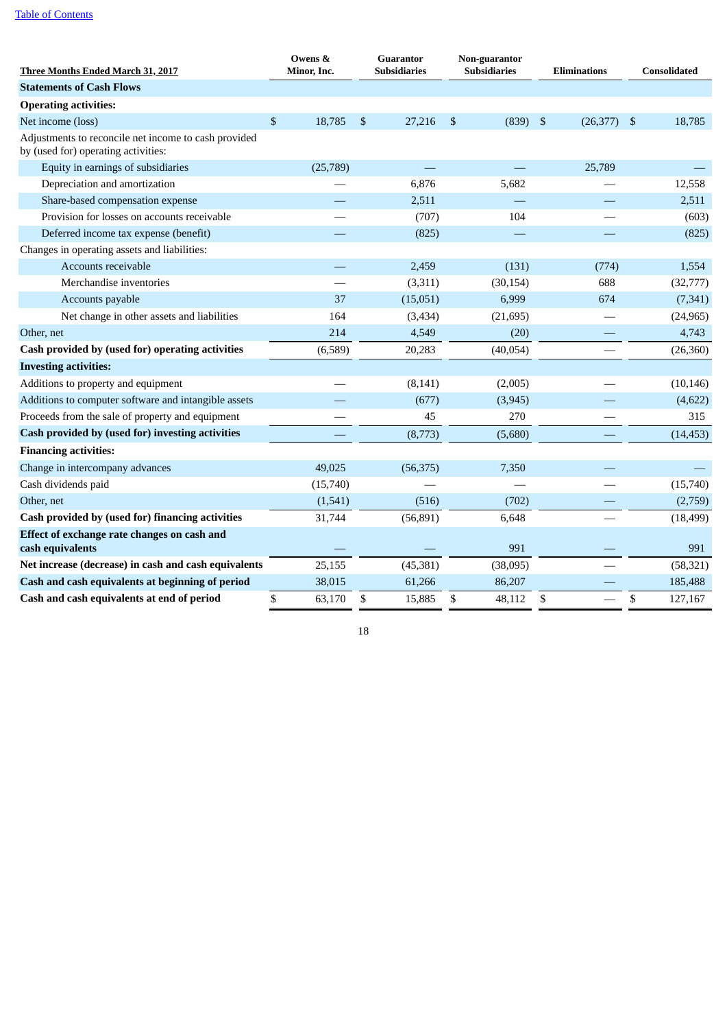[Table of Contents](#)

| Three Months Ended March 31, 2017 | Owens & Minor, Inc. | Guarantor Subsidiaries | Non-guarantor Subsidiaries | Eliminations | Consolidated |
|---|---|---|---|---|---|
| **Statements of Cash Flows** | | | | | |
| **Operating activities:** | | | | | |
| Net income (loss) | $ 18,785 | $ 27,216 | $ (839) | $ (26,377) | $ 18,785 |
| Adjustments to reconcile net income to cash provided by (used for) operating activities: | | | | | |
| Equity in earnings of subsidiaries | (25,789) | — | — | 25,789 | — |
| Depreciation and amortization | — | 6,876 | 5,682 | — | 12,558 |
| Share-based compensation expense | — | 2,511 | — | — | 2,511 |
| Provision for losses on accounts receivable | — | (707) | 104 | — | (603) |
| Deferred income tax expense (benefit) | — | (825) | — | — | (825) |
| Changes in operating assets and liabilities: | | | | | |
| Accounts receivable | — | 2,459 | (131) | (774) | 1,554 |
| Merchandise inventories | — | (3,311) | (30,154) | 688 | (32,777) |
| Accounts payable | 37 | (15,051) | 6,999 | 674 | (7,341) |
| Net change in other assets and liabilities | 164 | (3,434) | (21,695) | — | (24,965) |
| Other, net | 214 | 4,549 | (20) | — | 4,743 |
| **Cash provided by (used for) operating activities** | (6,589) | 20,283 | (40,054) | — | (26,360) |
| **Investing activities:** | | | | | |
| Additions to property and equipment | — | (8,141) | (2,005) | — | (10,146) |
| Additions to computer software and intangible assets | — | (677) | (3,945) | — | (4,622) |
| Proceeds from the sale of property and equipment | — | 45 | 270 | — | 315 |
| **Cash provided by (used for) investing activities** | — | (8,773) | (5,680) | — | (14,453) |
| **Financing activities:** | | | | | |
| Change in intercompany advances | 49,025 | (56,375) | 7,350 | — | — |
| Cash dividends paid | (15,740) | — | — | — | (15,740) |
| Other, net | (1,541) | (516) | (702) | — | (2,759) |
| **Cash provided by (used for) financing activities** | 31,744 | (56,891) | 6,648 | — | (18,499) |
| **Effect of exchange rate changes on cash and cash equivalents** | — | — | 991 | — | 991 |
| **Net increase (decrease) in cash and cash equivalents** | 25,155 | (45,381) | (38,095) | — | (58,321) |
| **Cash and cash equivalents at beginning of period** | 38,015 | 61,266 | 86,207 | — | 185,488 |
| **Cash and cash equivalents at end of period** | $ 63,170 | $ 15,885 | $ 48,112 | $ — | $ 127,167 |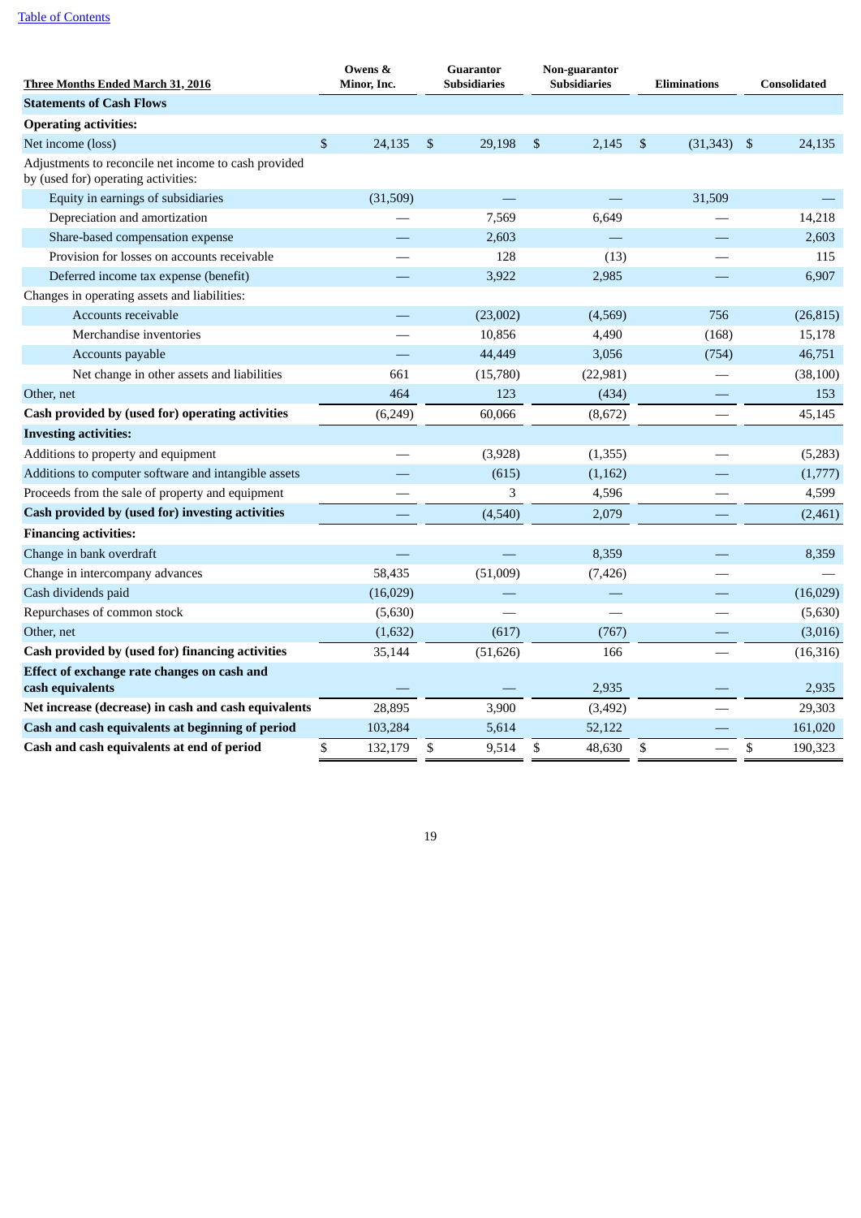| Three Months Ended March 31, 2016 | Owens & Minor, Inc. | Guarantor Subsidiaries | Non-guarantor Subsidiaries | Eliminations | Consolidated |
|---|---|---|---|---|---|
| **Statements of Cash Flows** | | | | | |
| **Operating activities:** | | | | | |
| Net income (loss) | $ 24,135 | $ 29,198 | $ 2,145 | $ (31,343) | $ 24,135 |
| Adjustments to reconcile net income to cash provided by (used for) operating activities: | | | | | |
| Equity in earnings of subsidiaries | (31,509) | — | — | 31,509 | — |
| Depreciation and amortization | — | 7,569 | 6,649 | — | 14,218 |
| Share-based compensation expense | — | 2,603 | — | — | 2,603 |
| Provision for losses on accounts receivable | — | 128 | (13) | — | 115 |
| Deferred income tax expense (benefit) | — | 3,922 | 2,985 | — | 6,907 |
| Changes in operating assets and liabilities: | | | | | |
| Accounts receivable | — | (23,002) | (4,569) | 756 | (26,815) |
| Merchandise inventories | — | 10,856 | 4,490 | (168) | 15,178 |
| Accounts payable | — | 44,449 | 3,056 | (754) | 46,751 |
| Net change in other assets and liabilities | 661 | (15,780) | (22,981) | — | (38,100) |
| Other, net | 464 | 123 | (434) | — | 153 |
| **Cash provided by (used for) operating activities** | (6,249) | 60,066 | (8,672) | — | 45,145 |
| **Investing activities:** | | | | | |
| Additions to property and equipment | — | (3,928) | (1,355) | — | (5,283) |
| Additions to computer software and intangible assets | — | (615) | (1,162) | — | (1,777) |
| Proceeds from the sale of property and equipment | — | 3 | 4,596 | — | 4,599 |
| **Cash provided by (used for) investing activities** | — | (4,540) | 2,079 | — | (2,461) |
| **Financing activities:** | | | | | |
| Change in bank overdraft | — | — | 8,359 | — | 8,359 |
| Change in intercompany advances | 58,435 | (51,009) | (7,426) | — | — |
| Cash dividends paid | (16,029) | — | — | — | (16,029) |
| Repurchases of common stock | (5,630) | — | — | — | (5,630) |
| Other, net | (1,632) | (617) | (767) | — | (3,016) |
| **Cash provided by (used for) financing activities** | 35,144 | (51,626) | 166 | — | (16,316) |
| **Effect of exchange rate changes on cash and cash equivalents** | — | — | 2,935 | — | 2,935 |
| **Net increase (decrease) in cash and cash equivalents** | 28,895 | 3,900 | (3,492) | — | 29,303 |
| **Cash and cash equivalents at beginning of period** | 103,284 | 5,614 | 52,122 | — | 161,020 |
| **Cash and cash equivalents at end of period** | $ 132,179 | $ 9,514 | $ 48,630 | $ — | $ 190,323 |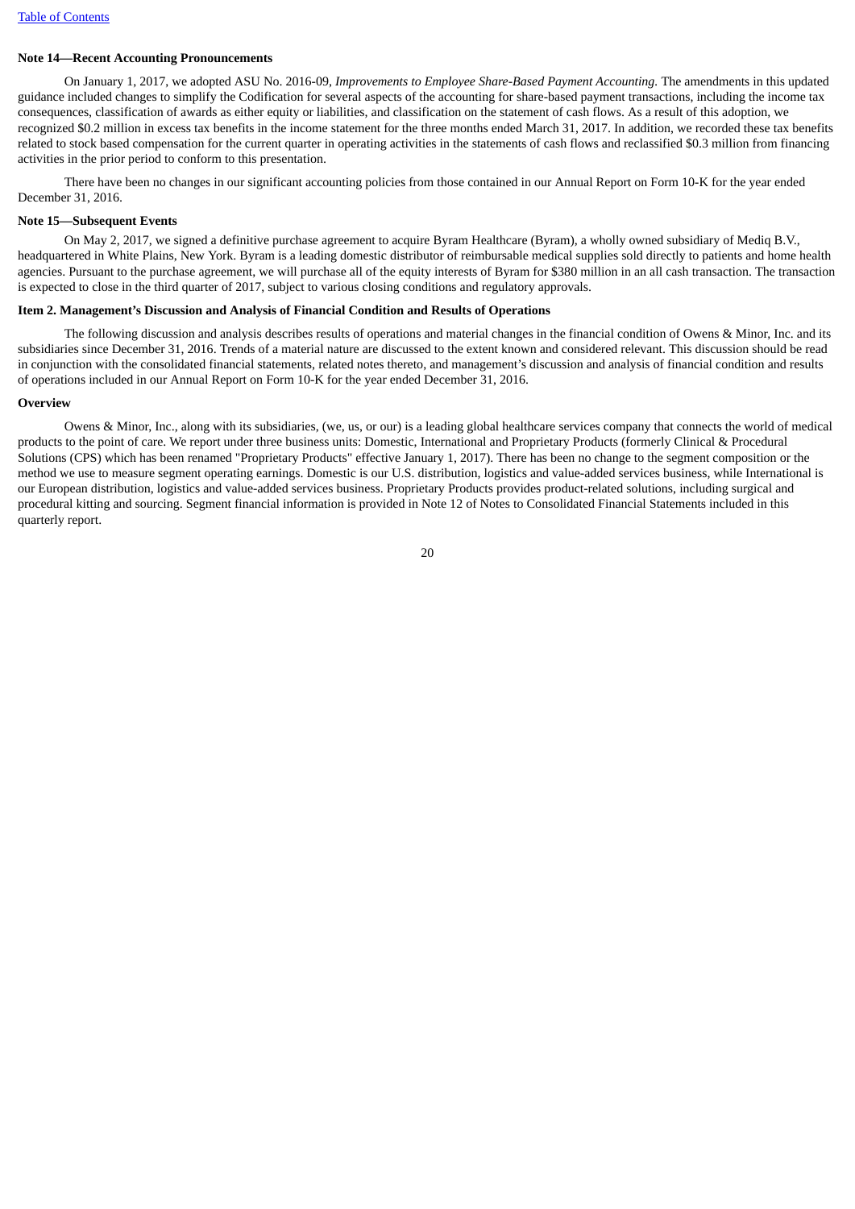**Note 14—Recent Accounting Pronouncements**

On January 1, 2017, we adopted ASU No. 2016-09, *Improvements to Employee Share-Based Payment Accounting.* The amendments in this updated guidance included changes to simplify the Codification for several aspects of the accounting for share-based payment transactions, including the income tax consequences, classification of awards as either equity or liabilities, and classification on the statement of cash flows. As a result of this adoption, we recognized $0.2 million in excess tax benefits in the income statement for the three months ended March 31, 2017. In addition, we recorded these tax benefits related to stock based compensation for the current quarter in operating activities in the statements of cash flows and reclassified $0.3 million from financing activities in the prior period to conform to this presentation.

There have been no changes in our significant accounting policies from those contained in our Annual Report on Form 10-K for the year ended December 31, 2016.

**Note 15—Subsequent Events**

On May 2, 2017, we signed a definitive purchase agreement to acquire Byram Healthcare (Byram), a wholly owned subsidiary of Mediq B.V., headquartered in White Plains, New York. Byram is a leading domestic distributor of reimbursable medical supplies sold directly to patients and home health agencies. Pursuant to the purchase agreement, we will purchase all of the equity interests of Byram for $380 million in an all cash transaction. The transaction is expected to close in the third quarter of 2017, subject to various closing conditions and regulatory approvals.

**Item 2. Management's Discussion and Analysis of Financial Condition and Results of Operations**

The following discussion and analysis describes results of operations and material changes in the financial condition of Owens & Minor, Inc. and its subsidiaries since December 31, 2016. Trends of a material nature are discussed to the extent known and considered relevant. This discussion should be read in conjunction with the consolidated financial statements, related notes thereto, and management's discussion and analysis of financial condition and results of operations included in our Annual Report on Form 10-K for the year ended December 31, 2016.

**Overview**

Owens & Minor, Inc., along with its subsidiaries, (we, us, or our) is a leading global healthcare services company that connects the world of medical products to the point of care. We report under three business units: Domestic, International and Proprietary Products (formerly Clinical & Procedural Solutions (CPS) which has been renamed "Proprietary Products" effective January 1, 2017). There has been no change to the segment composition or the method we use to measure segment operating earnings. Domestic is our U.S. distribution, logistics and value-added services business, while International is our European distribution, logistics and value-added services business. Proprietary Products provides product-related solutions, including surgical and procedural kitting and sourcing. Segment financial information is provided in Note 12 of Notes to Consolidated Financial Statements included in this quarterly report.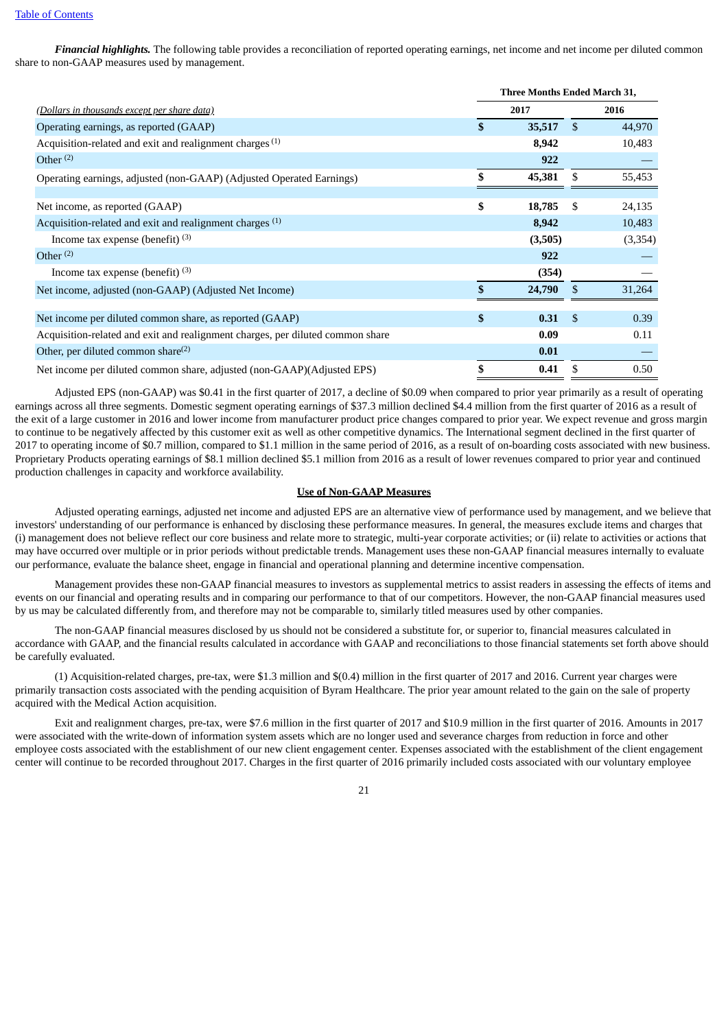***Financial highlights.*** The following table provides a reconciliation of reported operating earnings, net income and net income per diluted common share to non-GAAP measures used by management.

| *(Dollars in thousands except per share data)* | Three Months Ended March 31, 2017 | 2016 |
|---|---|---|
| Operating earnings, as reported (GAAP) | **$ 35,517** | $ 44,970 |
| Acquisition-related and exit and realignment charges [(1)] | **8,942** | 10,483 |
| Other [(2)] | **922** | — |
| Operating earnings, adjusted (non-GAAP) (Adjusted Operated Earnings) | **$ 45,381** | $ 55,453 |
| | | |
| Net income, as reported (GAAP) | **$ 18,785** | $ 24,135 |
| Acquisition-related and exit and realignment charges [(1)] | **8,942** | 10,483 |
| Income tax expense (benefit) [(3)] | **(3,505)** | (3,354) |
| Other [(2)] | **922** | — |
| Income tax expense (benefit) [(3)] | **(354)** | — |
| Net income, adjusted (non-GAAP) (Adjusted Net Income) | **$ 24,790** | $ 31,264 |
| | | |
| Net income per diluted common share, as reported (GAAP) | **$ 0.31** | $ 0.39 |
| Acquisition-related and exit and realignment charges, per diluted common share | **0.09** | 0.11 |
| Other, per diluted common share[(2)] | **0.01** | — |
| Net income per diluted common share, adjusted (non-GAAP)(Adjusted EPS) | **$ 0.41** | $ 0.50 |

Adjusted EPS (non-GAAP) was $0.41 in the first quarter of 2017, a decline of $0.09 when compared to prior year primarily as a result of operating earnings across all three segments. Domestic segment operating earnings of $37.3 million declined $4.4 million from the first quarter of 2016 as a result of the exit of a large customer in 2016 and lower income from manufacturer product price changes compared to prior year. We expect revenue and gross margin to continue to be negatively affected by this customer exit as well as other competitive dynamics. The International segment declined in the first quarter of 2017 to operating income of $0.7 million, compared to $1.1 million in the same period of 2016, as a result of on-boarding costs associated with new business. Proprietary Products operating earnings of $8.1 million declined $5.1 million from 2016 as a result of lower revenues compared to prior year and continued production challenges in capacity and workforce availability.

**Use of Non-GAAP Measures**

Adjusted operating earnings, adjusted net income and adjusted EPS are an alternative view of performance used by management, and we believe that investors' understanding of our performance is enhanced by disclosing these performance measures. In general, the measures exclude items and charges that (i) management does not believe reflect our core business and relate more to strategic, multi-year corporate activities; or (ii) relate to activities or actions that may have occurred over multiple or in prior periods without predictable trends. Management uses these non-GAAP financial measures internally to evaluate our performance, evaluate the balance sheet, engage in financial and operational planning and determine incentive compensation.

Management provides these non-GAAP financial measures to investors as supplemental metrics to assist readers in assessing the effects of items and events on our financial and operating results and in comparing our performance to that of our competitors. However, the non-GAAP financial measures used by us may be calculated differently from, and therefore may not be comparable to, similarly titled measures used by other companies.

The non-GAAP financial measures disclosed by us should not be considered a substitute for, or superior to, financial measures calculated in accordance with GAAP, and the financial results calculated in accordance with GAAP and reconciliations to those financial statements set forth above should be carefully evaluated.

(1) Acquisition-related charges, pre-tax, were $1.3 million and $(0.4) million in the first quarter of 2017 and 2016. Current year charges were primarily transaction costs associated with the pending acquisition of Byram Healthcare. The prior year amount related to the gain on the sale of property acquired with the Medical Action acquisition.

Exit and realignment charges, pre-tax, were $7.6 million in the first quarter of 2017 and $10.9 million in the first quarter of 2016. Amounts in 2017 were associated with the write-down of information system assets which are no longer used and severance charges from reduction in force and other employee costs associated with the establishment of our new client engagement center. Expenses associated with the establishment of the client engagement center will continue to be recorded throughout 2017. Charges in the first quarter of 2016 primarily included costs associated with our voluntary employee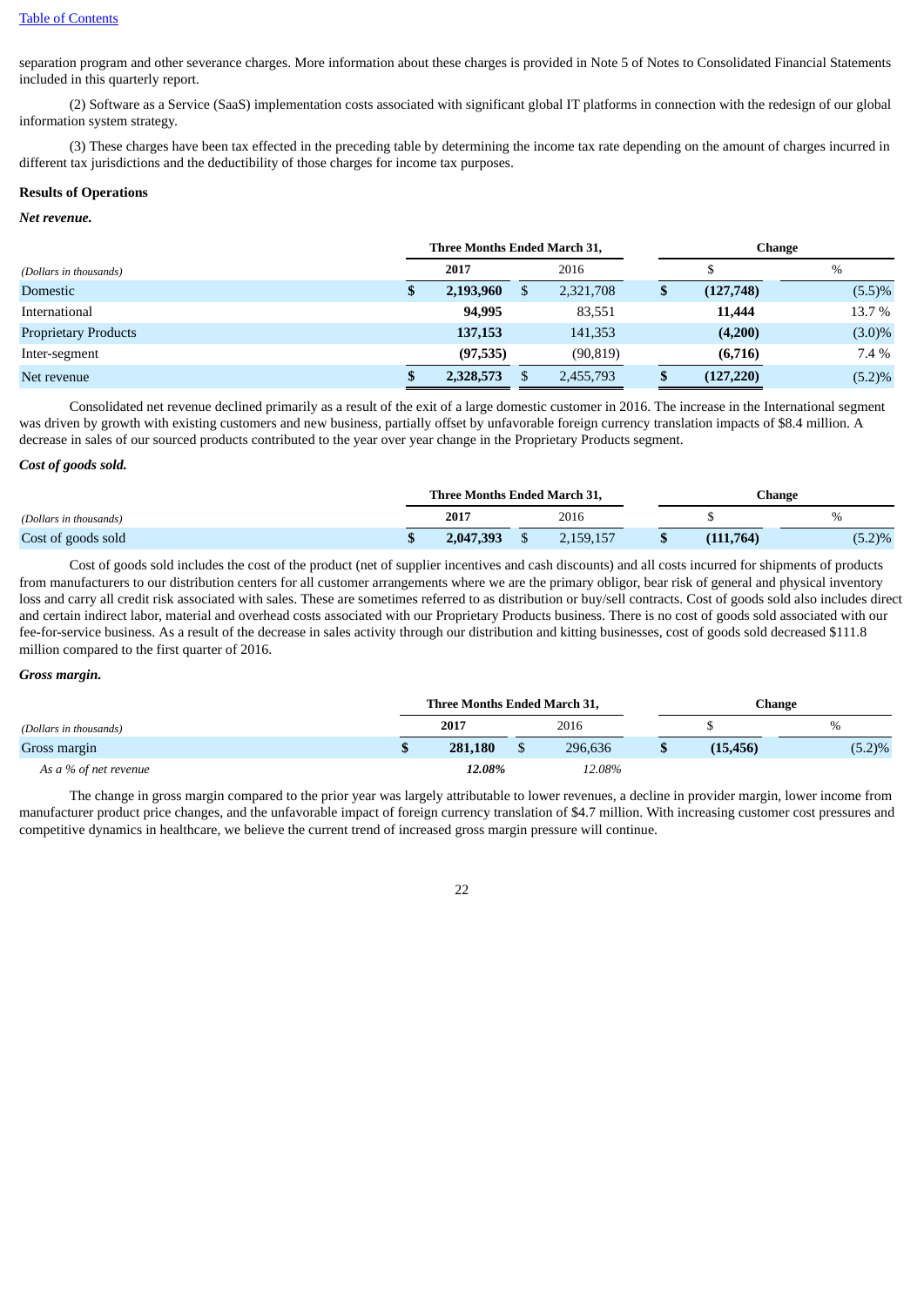separation program and other severance charges. More information about these charges is provided in Note 5 of Notes to Consolidated Financial Statements included in this quarterly report.

(2) Software as a Service (SaaS) implementation costs associated with significant global IT platforms in connection with the redesign of our global information system strategy.

(3) These charges have been tax effected in the preceding table by determining the income tax rate depending on the amount of charges incurred in different tax jurisdictions and the deductibility of those charges for income tax purposes.

**Results of Operations**

***Net revenue.***

| | Three Months Ended March 31, | | Change | |
|---|---|---|---|---|
| *(Dollars in thousands)* | **2017** | 2016 | $ | % |
| Domestic | **$ 2,193,960** | $ 2,321,708 | **$ (127,748)** | (5.5)% |
| International | **94,995** | 83,551 | **11,444** | 13.7 % |
| Proprietary Products | **137,153** | 141,353 | **(4,200)** | (3.0)% |
| Inter-segment | **(97,535)** | (90,819) | **(6,716)** | 7.4 % |
| Net revenue | **$ 2,328,573** | $ 2,455,793 | **$ (127,220)** | (5.2)% |

Consolidated net revenue declined primarily as a result of the exit of a large domestic customer in 2016. The increase in the International segment was driven by growth with existing customers and new business, partially offset by unfavorable foreign currency translation impacts of $8.4 million. A decrease in sales of our sourced products contributed to the year over year change in the Proprietary Products segment.

***Cost of goods sold.***

| | Three Months Ended March 31, | | Change | |
|---|---|---|---|---|
| *(Dollars in thousands)* | **2017** | 2016 | $ | % |
| Cost of goods sold | **$ 2,047,393** | $ 2,159,157 | **$ (111,764)** | (5.2)% |

Cost of goods sold includes the cost of the product (net of supplier incentives and cash discounts) and all costs incurred for shipments of products from manufacturers to our distribution centers for all customer arrangements where we are the primary obligor, bear risk of general and physical inventory loss and carry all credit risk associated with sales. These are sometimes referred to as distribution or buy/sell contracts. Cost of goods sold also includes direct and certain indirect labor, material and overhead costs associated with our Proprietary Products business. There is no cost of goods sold associated with our fee-for-service business. As a result of the decrease in sales activity through our distribution and kitting businesses, cost of goods sold decreased $111.8 million compared to the first quarter of 2016.

***Gross margin.***

| | Three Months Ended March 31, | | Change | |
|---|---|---|---|---|
| *(Dollars in thousands)* | **2017** | 2016 | $ | % |
| Gross margin | **$ 281,180** | $ 296,636 | **$ (15,456)** | (5.2)% |
| *As a % of net revenue* | ***12.08%*** | *12.08%* | | |

The change in gross margin compared to the prior year was largely attributable to lower revenues, a decline in provider margin, lower income from manufacturer product price changes, and the unfavorable impact of foreign currency translation of $4.7 million. With increasing customer cost pressures and competitive dynamics in healthcare, we believe the current trend of increased gross margin pressure will continue.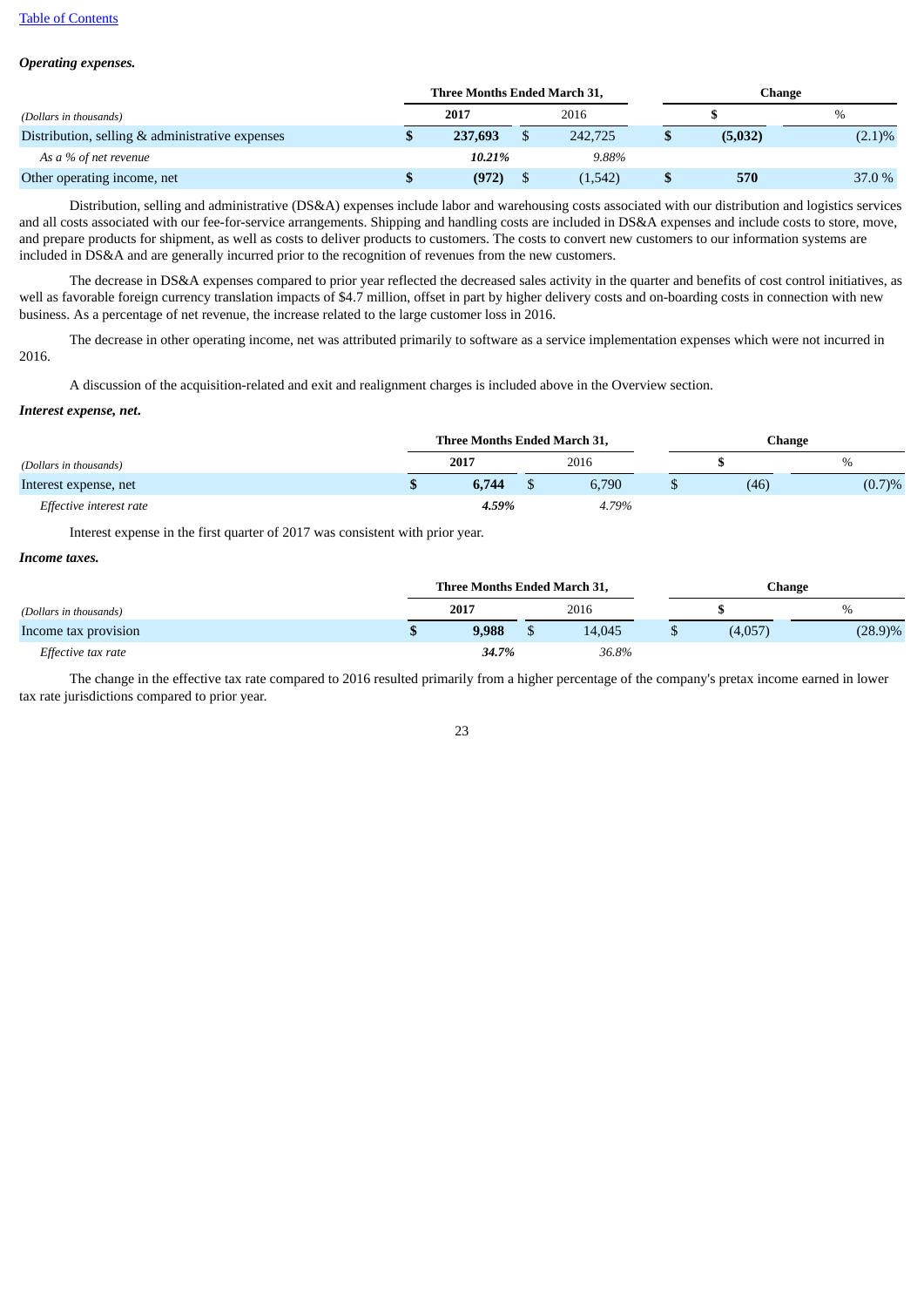*Operating expenses.*

| | Three Months Ended March 31, | | Change | |
|---|---|---|---|---|
| *(Dollars in thousands)* | **2017** | 2016 | **$** | % |
| Distribution, selling & administrative expenses | **$ 237,693** | $ 242,725 | **$ (5,032)** | (2.1)% |
| *As a % of net revenue* | ***10.21%*** | *9.88%* | | |
| Other operating income, net | **$ (972)** | $ (1,542) | **$ 570** | 37.0 % |

Distribution, selling and administrative (DS&A) expenses include labor and warehousing costs associated with our distribution and logistics services and all costs associated with our fee-for-service arrangements. Shipping and handling costs are included in DS&A expenses and include costs to store, move, and prepare products for shipment, as well as costs to deliver products to customers. The costs to convert new customers to our information systems are included in DS&A and are generally incurred prior to the recognition of revenues from the new customers.

The decrease in DS&A expenses compared to prior year reflected the decreased sales activity in the quarter and benefits of cost control initiatives, as well as favorable foreign currency translation impacts of $4.7 million, offset in part by higher delivery costs and on-boarding costs in connection with new business. As a percentage of net revenue, the increase related to the large customer loss in 2016.

The decrease in other operating income, net was attributed primarily to software as a service implementation expenses which were not incurred in 2016.

A discussion of the acquisition-related and exit and realignment charges is included above in the Overview section.

*Interest expense, net.*

| | Three Months Ended March 31, | | Change | |
|---|---|---|---|---|
| *(Dollars in thousands)* | **2017** | 2016 | **$** | % |
| Interest expense, net | **$ 6,744** | $ 6,790 | $ (46) | (0.7)% |
| *Effective interest rate* | ***4.59%*** | *4.79%* | | |

Interest expense in the first quarter of 2017 was consistent with prior year.

*Income taxes.*

| | Three Months Ended March 31, | | Change | |
|---|---|---|---|---|
| *(Dollars in thousands)* | **2017** | 2016 | **$** | % |
| Income tax provision | **$ 9,988** | $ 14,045 | $ (4,057) | (28.9)% |
| *Effective tax rate* | ***34.7%*** | *36.8%* | | |

The change in the effective tax rate compared to 2016 resulted primarily from a higher percentage of the company's pretax income earned in lower tax rate jurisdictions compared to prior year.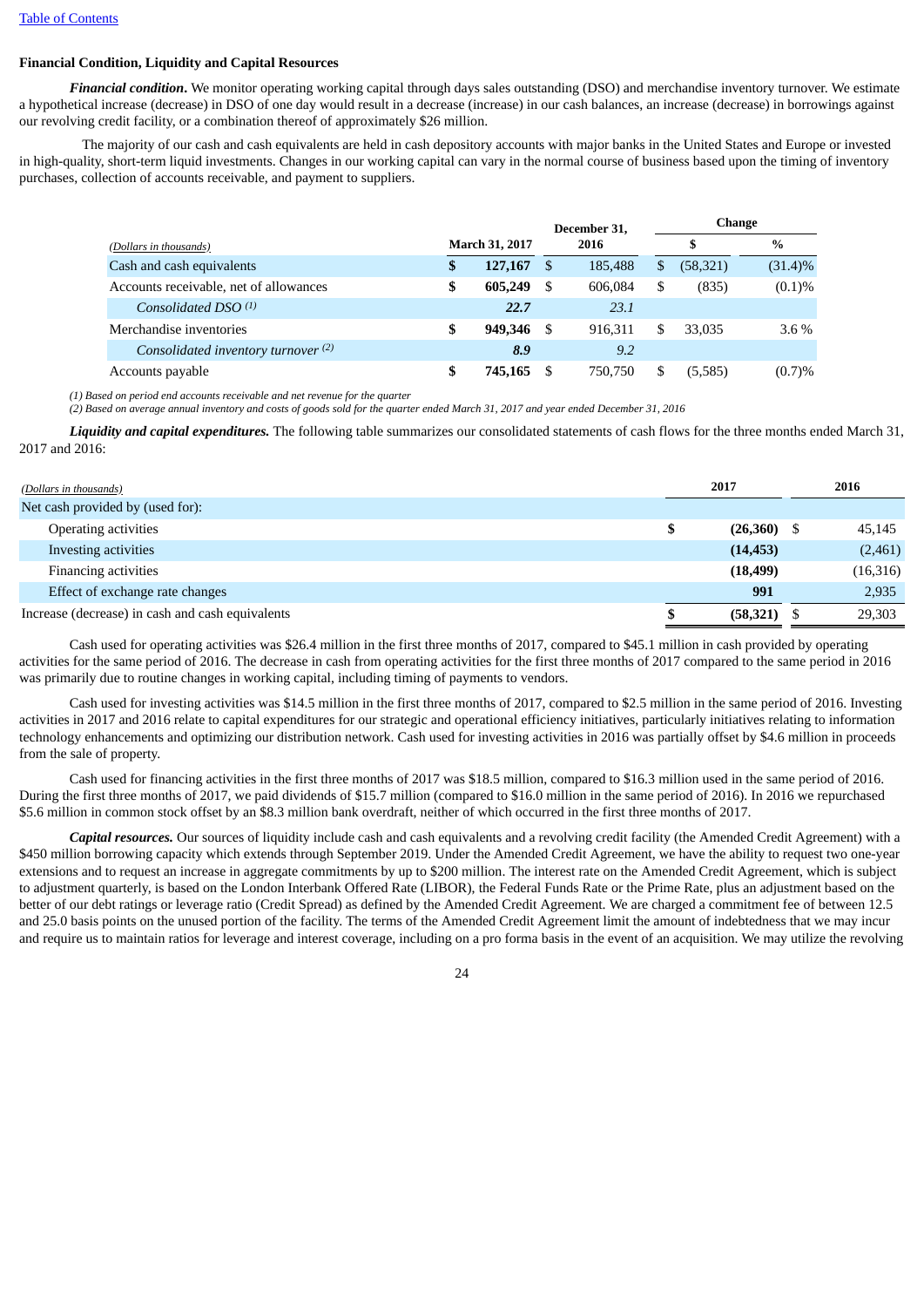### Financial Condition, Liquidity and Capital Resources

***Financial condition.*** We monitor operating working capital through days sales outstanding (DSO) and merchandise inventory turnover. We estimate a hypothetical increase (decrease) in DSO of one day would result in a decrease (increase) in our cash balances, an increase (decrease) in borrowings against our revolving credit facility, or a combination thereof of approximately $26 million.

The majority of our cash and cash equivalents are held in cash depository accounts with major banks in the United States and Europe or invested in high-quality, short-term liquid investments. Changes in our working capital can vary in the normal course of business based upon the timing of inventory purchases, collection of accounts receivable, and payment to suppliers.

| *(Dollars in thousands)* | March 31, 2017 | December 31, 2016 | Change $ | Change % |
|---|---|---|---|---|
| Cash and cash equivalents | **$ 127,167** | $ 185,488 | $ (58,321) | (31.4)% |
| Accounts receivable, net of allowances | **$ 605,249** | $ 606,084 | $ (835) | (0.1)% |
| *Consolidated DSO [(1)]* | ***22.7*** | *23.1* | | |
| Merchandise inventories | **$ 949,346** | $ 916,311 | $ 33,035 | 3.6 % |
| *Consolidated inventory turnover [(2)]* | ***8.9*** | *9.2* | | |
| Accounts payable | **$ 745,165** | $ 750,750 | $ (5,585) | (0.7)% |

*(1) Based on period end accounts receivable and net revenue for the quarter*
*(2) Based on average annual inventory and costs of goods sold for the quarter ended March 31, 2017 and year ended December 31, 2016*

***Liquidity and capital expenditures.*** The following table summarizes our consolidated statements of cash flows for the three months ended March 31, 2017 and 2016:

| *(Dollars in thousands)* | 2017 | 2016 |
|---|---|---|
| Net cash provided by (used for): | | |
| Operating activities | **$ (26,360)** | $ 45,145 |
| Investing activities | **(14,453)** | (2,461) |
| Financing activities | **(18,499)** | (16,316) |
| Effect of exchange rate changes | **991** | 2,935 |
| Increase (decrease) in cash and cash equivalents | **$ (58,321)** | $ 29,303 |

Cash used for operating activities was $26.4 million in the first three months of 2017, compared to $45.1 million in cash provided by operating activities for the same period of 2016. The decrease in cash from operating activities for the first three months of 2017 compared to the same period in 2016 was primarily due to routine changes in working capital, including timing of payments to vendors.

Cash used for investing activities was $14.5 million in the first three months of 2017, compared to $2.5 million in the same period of 2016. Investing activities in 2017 and 2016 relate to capital expenditures for our strategic and operational efficiency initiatives, particularly initiatives relating to information technology enhancements and optimizing our distribution network. Cash used for investing activities in 2016 was partially offset by $4.6 million in proceeds from the sale of property.

Cash used for financing activities in the first three months of 2017 was $18.5 million, compared to $16.3 million used in the same period of 2016. During the first three months of 2017, we paid dividends of $15.7 million (compared to $16.0 million in the same period of 2016). In 2016 we repurchased $5.6 million in common stock offset by an $8.3 million bank overdraft, neither of which occurred in the first three months of 2017.

***Capital resources.*** Our sources of liquidity include cash and cash equivalents and a revolving credit facility (the Amended Credit Agreement) with a $450 million borrowing capacity which extends through September 2019. Under the Amended Credit Agreement, we have the ability to request two one-year extensions and to request an increase in aggregate commitments by up to $200 million. The interest rate on the Amended Credit Agreement, which is subject to adjustment quarterly, is based on the London Interbank Offered Rate (LIBOR), the Federal Funds Rate or the Prime Rate, plus an adjustment based on the better of our debt ratings or leverage ratio (Credit Spread) as defined by the Amended Credit Agreement. We are charged a commitment fee of between 12.5 and 25.0 basis points on the unused portion of the facility. The terms of the Amended Credit Agreement limit the amount of indebtedness that we may incur and require us to maintain ratios for leverage and interest coverage, including on a pro forma basis in the event of an acquisition. We may utilize the revolving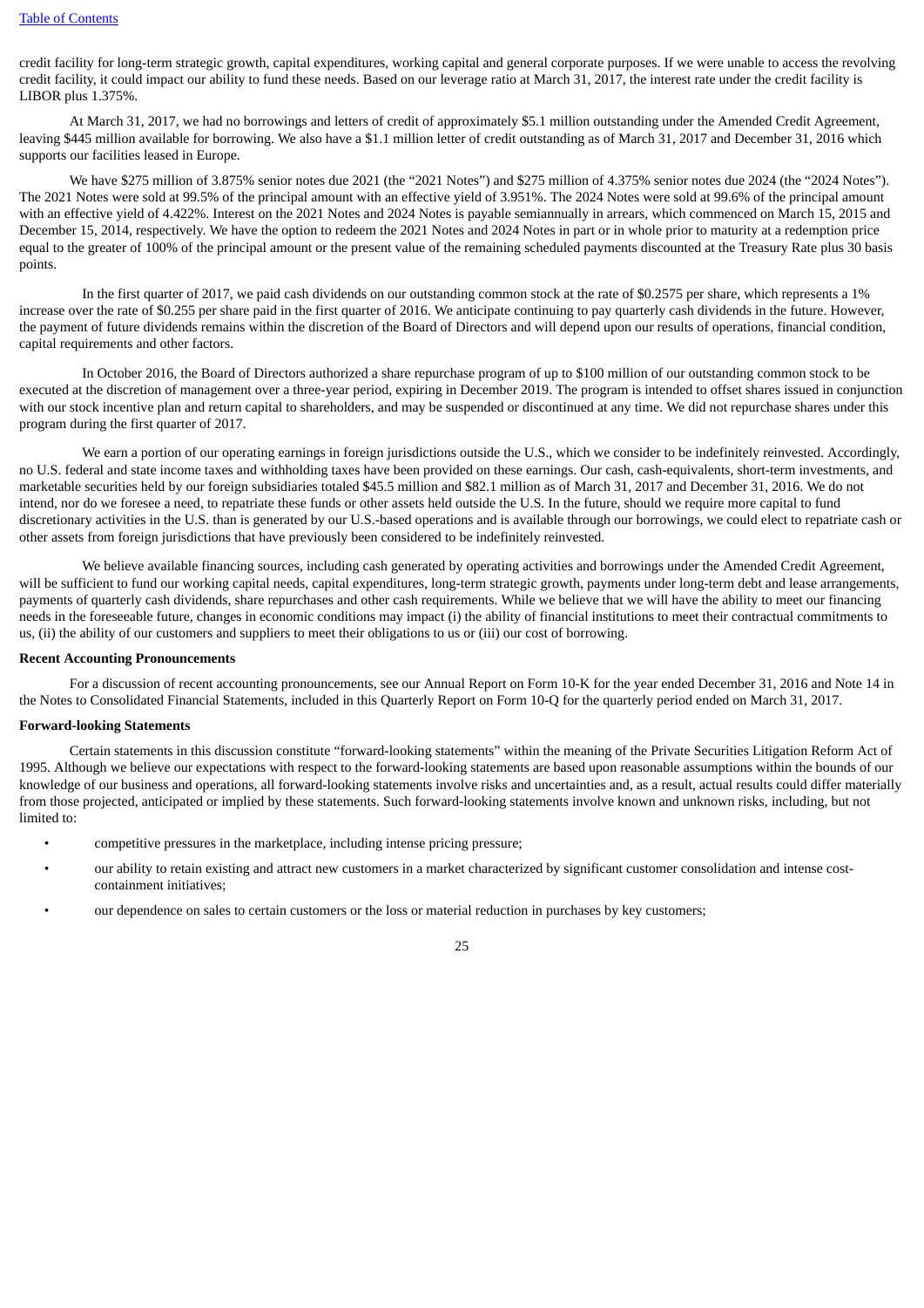credit facility for long-term strategic growth, capital expenditures, working capital and general corporate purposes. If we were unable to access the revolving credit facility, it could impact our ability to fund these needs. Based on our leverage ratio at March 31, 2017, the interest rate under the credit facility is LIBOR plus 1.375%.

At March 31, 2017, we had no borrowings and letters of credit of approximately $5.1 million outstanding under the Amended Credit Agreement, leaving $445 million available for borrowing. We also have a $1.1 million letter of credit outstanding as of March 31, 2017 and December 31, 2016 which supports our facilities leased in Europe.

We have $275 million of 3.875% senior notes due 2021 (the "2021 Notes") and $275 million of 4.375% senior notes due 2024 (the "2024 Notes"). The 2021 Notes were sold at 99.5% of the principal amount with an effective yield of 3.951%. The 2024 Notes were sold at 99.6% of the principal amount with an effective yield of 4.422%. Interest on the 2021 Notes and 2024 Notes is payable semiannually in arrears, which commenced on March 15, 2015 and December 15, 2014, respectively. We have the option to redeem the 2021 Notes and 2024 Notes in part or in whole prior to maturity at a redemption price equal to the greater of 100% of the principal amount or the present value of the remaining scheduled payments discounted at the Treasury Rate plus 30 basis points.

In the first quarter of 2017, we paid cash dividends on our outstanding common stock at the rate of $0.2575 per share, which represents a 1% increase over the rate of $0.255 per share paid in the first quarter of 2016. We anticipate continuing to pay quarterly cash dividends in the future. However, the payment of future dividends remains within the discretion of the Board of Directors and will depend upon our results of operations, financial condition, capital requirements and other factors.

In October 2016, the Board of Directors authorized a share repurchase program of up to $100 million of our outstanding common stock to be executed at the discretion of management over a three-year period, expiring in December 2019. The program is intended to offset shares issued in conjunction with our stock incentive plan and return capital to shareholders, and may be suspended or discontinued at any time. We did not repurchase shares under this program during the first quarter of 2017.

We earn a portion of our operating earnings in foreign jurisdictions outside the U.S., which we consider to be indefinitely reinvested. Accordingly, no U.S. federal and state income taxes and withholding taxes have been provided on these earnings. Our cash, cash-equivalents, short-term investments, and marketable securities held by our foreign subsidiaries totaled $45.5 million and $82.1 million as of March 31, 2017 and December 31, 2016. We do not intend, nor do we foresee a need, to repatriate these funds or other assets held outside the U.S. In the future, should we require more capital to fund discretionary activities in the U.S. than is generated by our U.S.-based operations and is available through our borrowings, we could elect to repatriate cash or other assets from foreign jurisdictions that have previously been considered to be indefinitely reinvested.

We believe available financing sources, including cash generated by operating activities and borrowings under the Amended Credit Agreement, will be sufficient to fund our working capital needs, capital expenditures, long-term strategic growth, payments under long-term debt and lease arrangements, payments of quarterly cash dividends, share repurchases and other cash requirements. While we believe that we will have the ability to meet our financing needs in the foreseeable future, changes in economic conditions may impact (i) the ability of financial institutions to meet their contractual commitments to us, (ii) the ability of our customers and suppliers to meet their obligations to us or (iii) our cost of borrowing.

**Recent Accounting Pronouncements**

For a discussion of recent accounting pronouncements, see our Annual Report on Form 10-K for the year ended December 31, 2016 and Note 14 in the Notes to Consolidated Financial Statements, included in this Quarterly Report on Form 10-Q for the quarterly period ended on March 31, 2017.

**Forward-looking Statements**

Certain statements in this discussion constitute "forward-looking statements" within the meaning of the Private Securities Litigation Reform Act of 1995. Although we believe our expectations with respect to the forward-looking statements are based upon reasonable assumptions within the bounds of our knowledge of our business and operations, all forward-looking statements involve risks and uncertainties and, as a result, actual results could differ materially from those projected, anticipated or implied by these statements. Such forward-looking statements involve known and unknown risks, including, but not limited to:

- competitive pressures in the marketplace, including intense pricing pressure;
- our ability to retain existing and attract new customers in a market characterized by significant customer consolidation and intense cost-containment initiatives;
- our dependence on sales to certain customers or the loss or material reduction in purchases by key customers;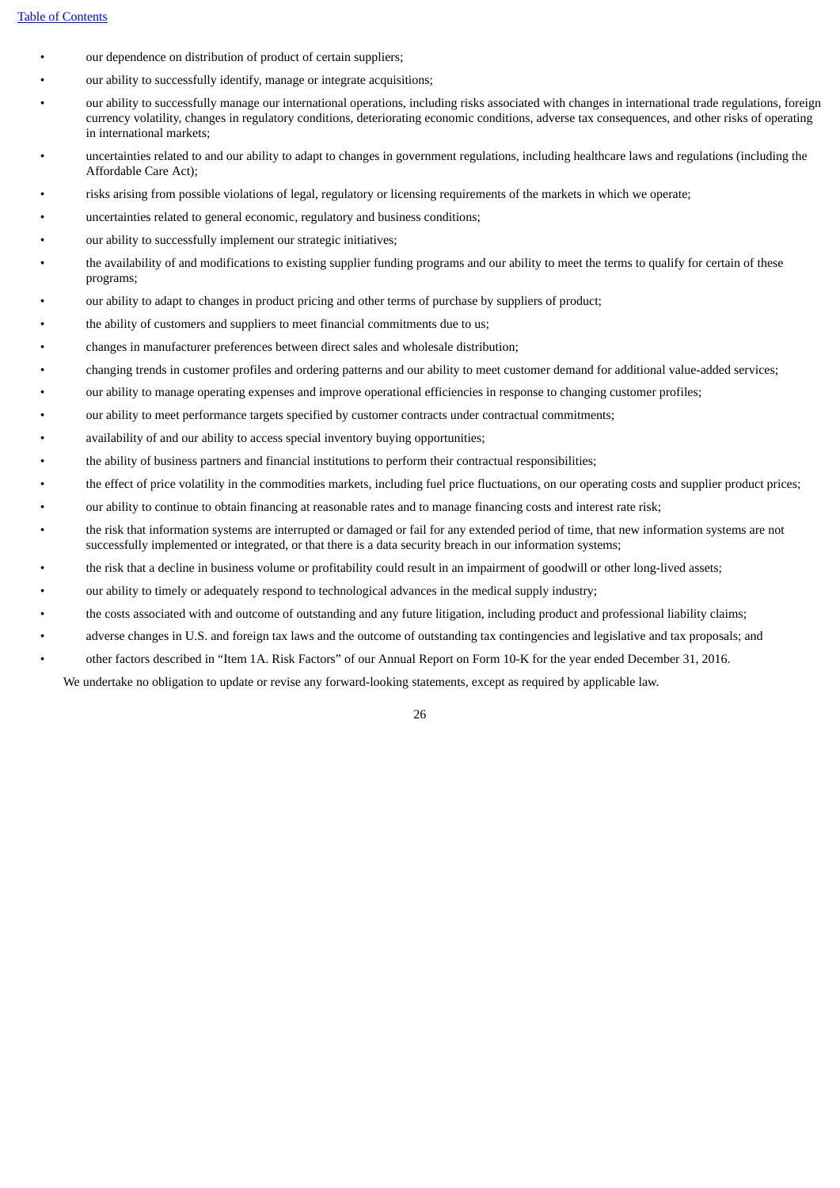- our dependence on distribution of product of certain suppliers;
- our ability to successfully identify, manage or integrate acquisitions;
- our ability to successfully manage our international operations, including risks associated with changes in international trade regulations, foreign currency volatility, changes in regulatory conditions, deteriorating economic conditions, adverse tax consequences, and other risks of operating in international markets;
- uncertainties related to and our ability to adapt to changes in government regulations, including healthcare laws and regulations (including the Affordable Care Act);
- risks arising from possible violations of legal, regulatory or licensing requirements of the markets in which we operate;
- uncertainties related to general economic, regulatory and business conditions;
- our ability to successfully implement our strategic initiatives;
- the availability of and modifications to existing supplier funding programs and our ability to meet the terms to qualify for certain of these programs;
- our ability to adapt to changes in product pricing and other terms of purchase by suppliers of product;
- the ability of customers and suppliers to meet financial commitments due to us;
- changes in manufacturer preferences between direct sales and wholesale distribution;
- changing trends in customer profiles and ordering patterns and our ability to meet customer demand for additional value-added services;
- our ability to manage operating expenses and improve operational efficiencies in response to changing customer profiles;
- our ability to meet performance targets specified by customer contracts under contractual commitments;
- availability of and our ability to access special inventory buying opportunities;
- the ability of business partners and financial institutions to perform their contractual responsibilities;
- the effect of price volatility in the commodities markets, including fuel price fluctuations, on our operating costs and supplier product prices;
- our ability to continue to obtain financing at reasonable rates and to manage financing costs and interest rate risk;
- the risk that information systems are interrupted or damaged or fail for any extended period of time, that new information systems are not successfully implemented or integrated, or that there is a data security breach in our information systems;
- the risk that a decline in business volume or profitability could result in an impairment of goodwill or other long-lived assets;
- our ability to timely or adequately respond to technological advances in the medical supply industry;
- the costs associated with and outcome of outstanding and any future litigation, including product and professional liability claims;
- adverse changes in U.S. and foreign tax laws and the outcome of outstanding tax contingencies and legislative and tax proposals; and
- other factors described in "Item 1A. Risk Factors" of our Annual Report on Form 10-K for the year ended December 31, 2016.

We undertake no obligation to update or revise any forward-looking statements, except as required by applicable law.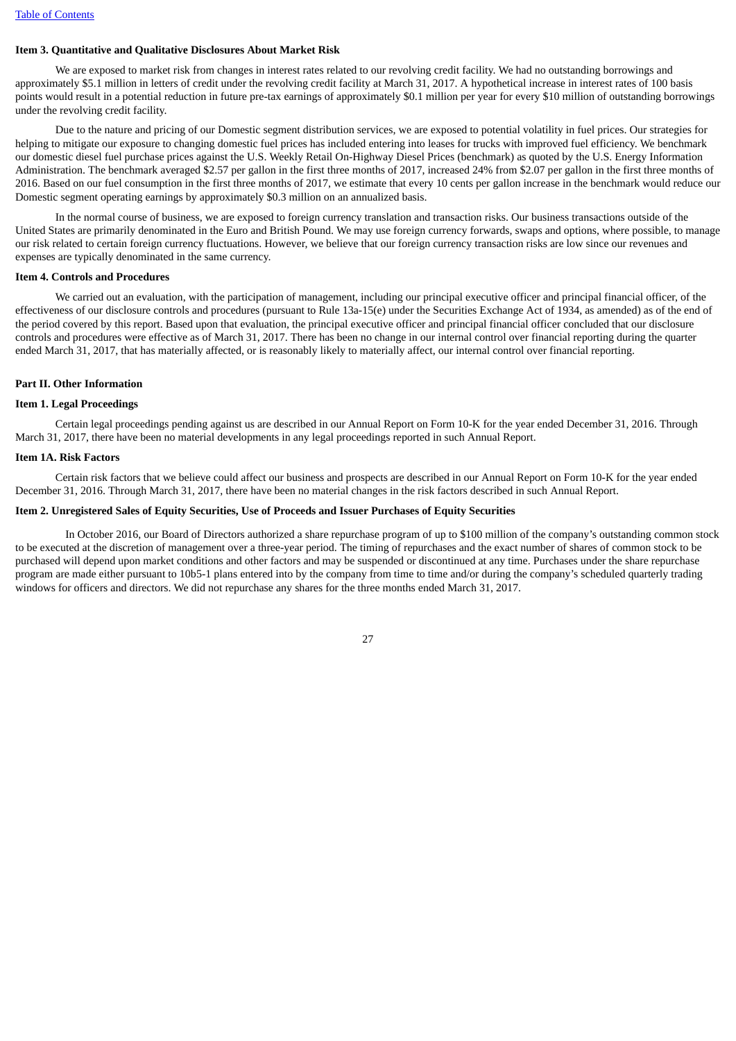**Item 3. Quantitative and Qualitative Disclosures About Market Risk**

We are exposed to market risk from changes in interest rates related to our revolving credit facility. We had no outstanding borrowings and approximately $5.1 million in letters of credit under the revolving credit facility at March 31, 2017. A hypothetical increase in interest rates of 100 basis points would result in a potential reduction in future pre-tax earnings of approximately $0.1 million per year for every $10 million of outstanding borrowings under the revolving credit facility.

Due to the nature and pricing of our Domestic segment distribution services, we are exposed to potential volatility in fuel prices. Our strategies for helping to mitigate our exposure to changing domestic fuel prices has included entering into leases for trucks with improved fuel efficiency. We benchmark our domestic diesel fuel purchase prices against the U.S. Weekly Retail On-Highway Diesel Prices (benchmark) as quoted by the U.S. Energy Information Administration. The benchmark averaged $2.57 per gallon in the first three months of 2017, increased 24% from $2.07 per gallon in the first three months of 2016. Based on our fuel consumption in the first three months of 2017, we estimate that every 10 cents per gallon increase in the benchmark would reduce our Domestic segment operating earnings by approximately $0.3 million on an annualized basis.

In the normal course of business, we are exposed to foreign currency translation and transaction risks. Our business transactions outside of the United States are primarily denominated in the Euro and British Pound. We may use foreign currency forwards, swaps and options, where possible, to manage our risk related to certain foreign currency fluctuations. However, we believe that our foreign currency transaction risks are low since our revenues and expenses are typically denominated in the same currency.

**Item 4. Controls and Procedures**

We carried out an evaluation, with the participation of management, including our principal executive officer and principal financial officer, of the effectiveness of our disclosure controls and procedures (pursuant to Rule 13a-15(e) under the Securities Exchange Act of 1934, as amended) as of the end of the period covered by this report. Based upon that evaluation, the principal executive officer and principal financial officer concluded that our disclosure controls and procedures were effective as of March 31, 2017. There has been no change in our internal control over financial reporting during the quarter ended March 31, 2017, that has materially affected, or is reasonably likely to materially affect, our internal control over financial reporting.

**Part II. Other Information**

**Item 1. Legal Proceedings**

Certain legal proceedings pending against us are described in our Annual Report on Form 10-K for the year ended December 31, 2016. Through March 31, 2017, there have been no material developments in any legal proceedings reported in such Annual Report.

**Item 1A. Risk Factors**

Certain risk factors that we believe could affect our business and prospects are described in our Annual Report on Form 10-K for the year ended December 31, 2016. Through March 31, 2017, there have been no material changes in the risk factors described in such Annual Report.

**Item 2. Unregistered Sales of Equity Securities, Use of Proceeds and Issuer Purchases of Equity Securities**

In October 2016, our Board of Directors authorized a share repurchase program of up to $100 million of the company's outstanding common stock to be executed at the discretion of management over a three-year period. The timing of repurchases and the exact number of shares of common stock to be purchased will depend upon market conditions and other factors and may be suspended or discontinued at any time. Purchases under the share repurchase program are made either pursuant to 10b5-1 plans entered into by the company from time to time and/or during the company's scheduled quarterly trading windows for officers and directors. We did not repurchase any shares for the three months ended March 31, 2017.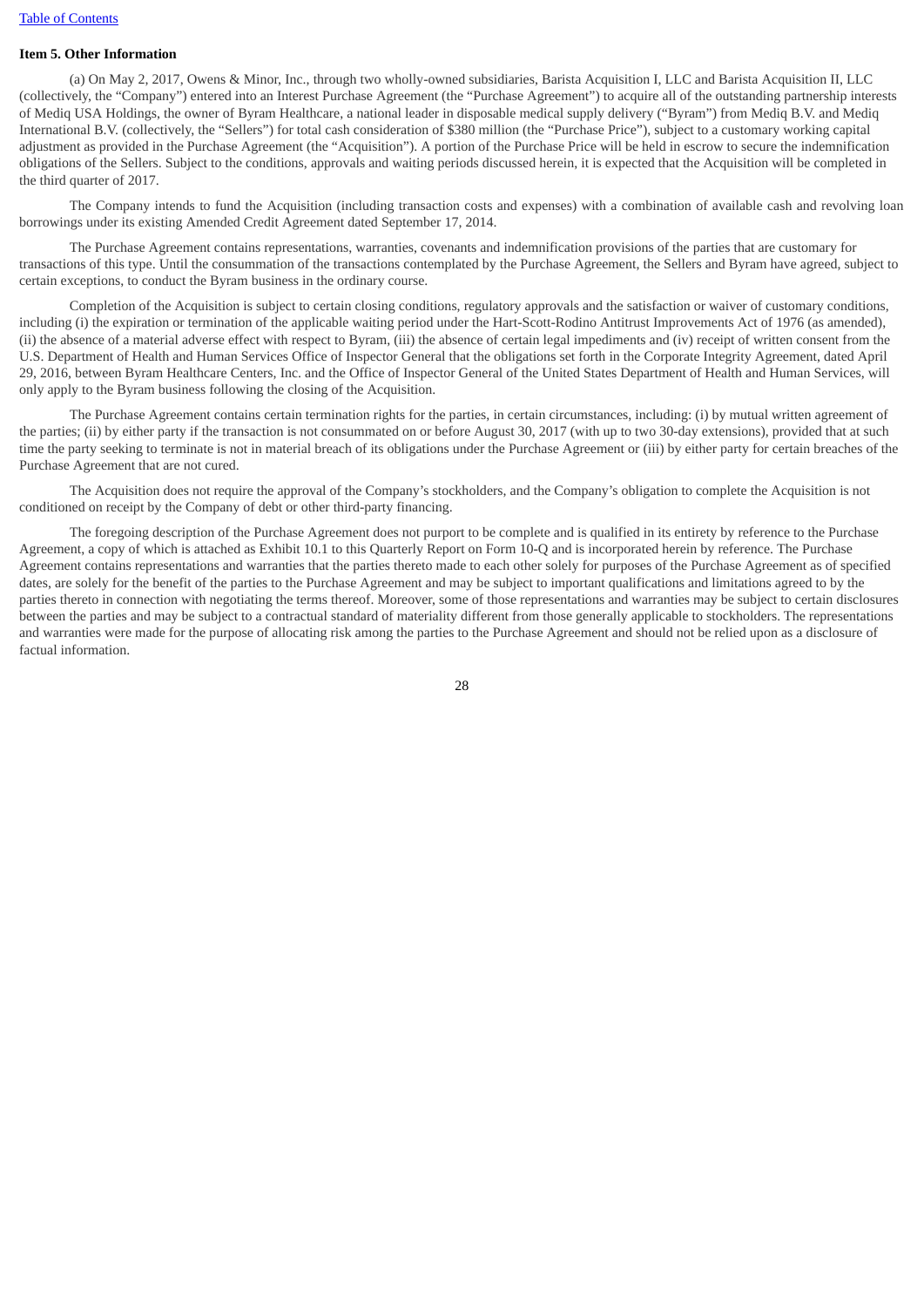## Item 5. Other Information

(a) On May 2, 2017, Owens & Minor, Inc., through two wholly-owned subsidiaries, Barista Acquisition I, LLC and Barista Acquisition II, LLC (collectively, the "Company") entered into an Interest Purchase Agreement (the "Purchase Agreement") to acquire all of the outstanding partnership interests of Mediq USA Holdings, the owner of Byram Healthcare, a national leader in disposable medical supply delivery ("Byram") from Mediq B.V. and Mediq International B.V. (collectively, the "Sellers") for total cash consideration of $380 million (the "Purchase Price"), subject to a customary working capital adjustment as provided in the Purchase Agreement (the "Acquisition"). A portion of the Purchase Price will be held in escrow to secure the indemnification obligations of the Sellers. Subject to the conditions, approvals and waiting periods discussed herein, it is expected that the Acquisition will be completed in the third quarter of 2017.

The Company intends to fund the Acquisition (including transaction costs and expenses) with a combination of available cash and revolving loan borrowings under its existing Amended Credit Agreement dated September 17, 2014.

The Purchase Agreement contains representations, warranties, covenants and indemnification provisions of the parties that are customary for transactions of this type. Until the consummation of the transactions contemplated by the Purchase Agreement, the Sellers and Byram have agreed, subject to certain exceptions, to conduct the Byram business in the ordinary course.

Completion of the Acquisition is subject to certain closing conditions, regulatory approvals and the satisfaction or waiver of customary conditions, including (i) the expiration or termination of the applicable waiting period under the Hart-Scott-Rodino Antitrust Improvements Act of 1976 (as amended), (ii) the absence of a material adverse effect with respect to Byram, (iii) the absence of certain legal impediments and (iv) receipt of written consent from the U.S. Department of Health and Human Services Office of Inspector General that the obligations set forth in the Corporate Integrity Agreement, dated April 29, 2016, between Byram Healthcare Centers, Inc. and the Office of Inspector General of the United States Department of Health and Human Services, will only apply to the Byram business following the closing of the Acquisition.

The Purchase Agreement contains certain termination rights for the parties, in certain circumstances, including: (i) by mutual written agreement of the parties; (ii) by either party if the transaction is not consummated on or before August 30, 2017 (with up to two 30-day extensions), provided that at such time the party seeking to terminate is not in material breach of its obligations under the Purchase Agreement or (iii) by either party for certain breaches of the Purchase Agreement that are not cured.

The Acquisition does not require the approval of the Company's stockholders, and the Company's obligation to complete the Acquisition is not conditioned on receipt by the Company of debt or other third-party financing.

The foregoing description of the Purchase Agreement does not purport to be complete and is qualified in its entirety by reference to the Purchase Agreement, a copy of which is attached as Exhibit 10.1 to this Quarterly Report on Form 10-Q and is incorporated herein by reference. The Purchase Agreement contains representations and warranties that the parties thereto made to each other solely for purposes of the Purchase Agreement as of specified dates, are solely for the benefit of the parties to the Purchase Agreement and may be subject to important qualifications and limitations agreed to by the parties thereto in connection with negotiating the terms thereof. Moreover, some of those representations and warranties may be subject to certain disclosures between the parties and may be subject to a contractual standard of materiality different from those generally applicable to stockholders. The representations and warranties were made for the purpose of allocating risk among the parties to the Purchase Agreement and should not be relied upon as a disclosure of factual information.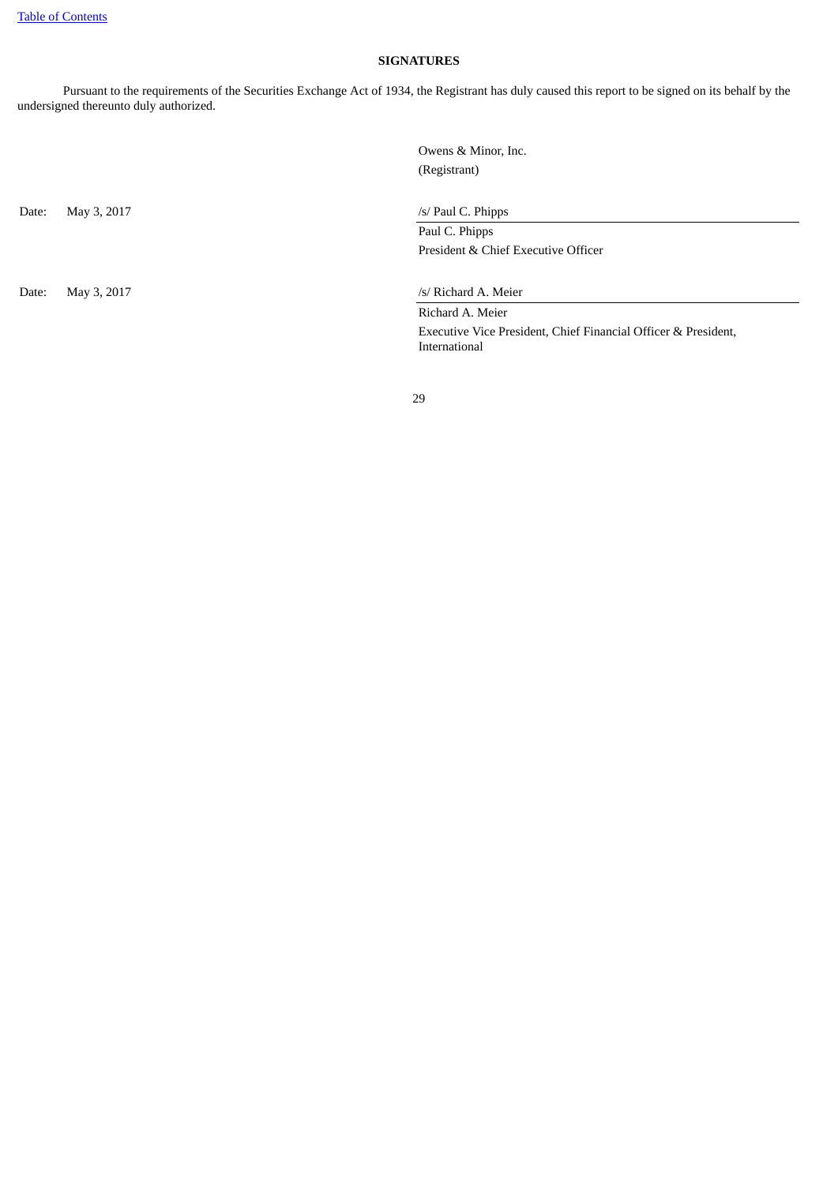## SIGNATURES

Pursuant to the requirements of the Securities Exchange Act of 1934, the Registrant has duly caused this report to be signed on its behalf by the undersigned thereunto duly authorized.

Owens & Minor, Inc.
(Registrant)

Date: May 3, 2017

/s/ Paul C. Phipps
Paul C. Phipps
President & Chief Executive Officer

Date: May 3, 2017

/s/ Richard A. Meier
Richard A. Meier
Executive Vice President, Chief Financial Officer & President, International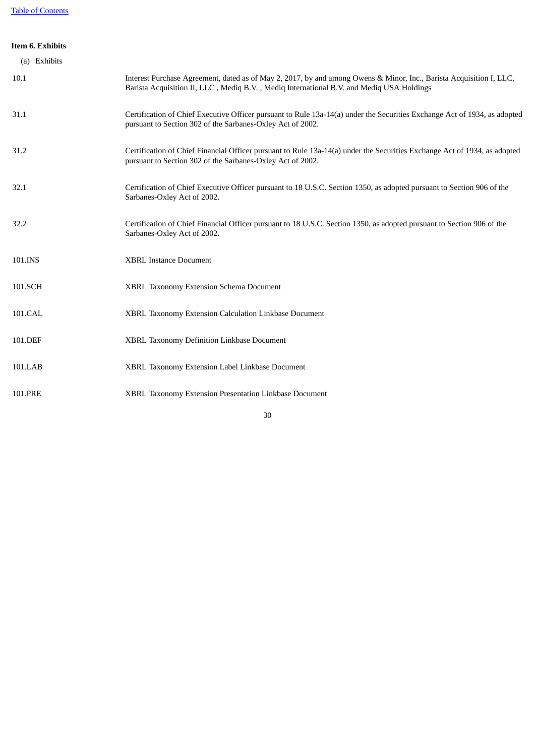**Item 6. Exhibits**

(a) Exhibits

| | |
|---|---|
| 10.1 | Interest Purchase Agreement, dated as of May 2, 2017, by and among Owens & Minor, Inc., Barista Acquisition I, LLC, Barista Acquisition II, LLC , Mediq B.V. , Mediq International B.V. and Mediq USA Holdings |
| 31.1 | Certification of Chief Executive Officer pursuant to Rule 13a-14(a) under the Securities Exchange Act of 1934, as adopted pursuant to Section 302 of the Sarbanes-Oxley Act of 2002. |
| 31.2 | Certification of Chief Financial Officer pursuant to Rule 13a-14(a) under the Securities Exchange Act of 1934, as adopted pursuant to Section 302 of the Sarbanes-Oxley Act of 2002. |
| 32.1 | Certification of Chief Executive Officer pursuant to 18 U.S.C. Section 1350, as adopted pursuant to Section 906 of the Sarbanes-Oxley Act of 2002. |
| 32.2 | Certification of Chief Financial Officer pursuant to 18 U.S.C. Section 1350, as adopted pursuant to Section 906 of the Sarbanes-Oxley Act of 2002. |
| 101.INS | XBRL Instance Document |
| 101.SCH | XBRL Taxonomy Extension Schema Document |
| 101.CAL | XBRL Taxonomy Extension Calculation Linkbase Document |
| 101.DEF | XBRL Taxonomy Definition Linkbase Document |
| 101.LAB | XBRL Taxonomy Extension Label Linkbase Document |
| 101.PRE | XBRL Taxonomy Extension Presentation Linkbase Document |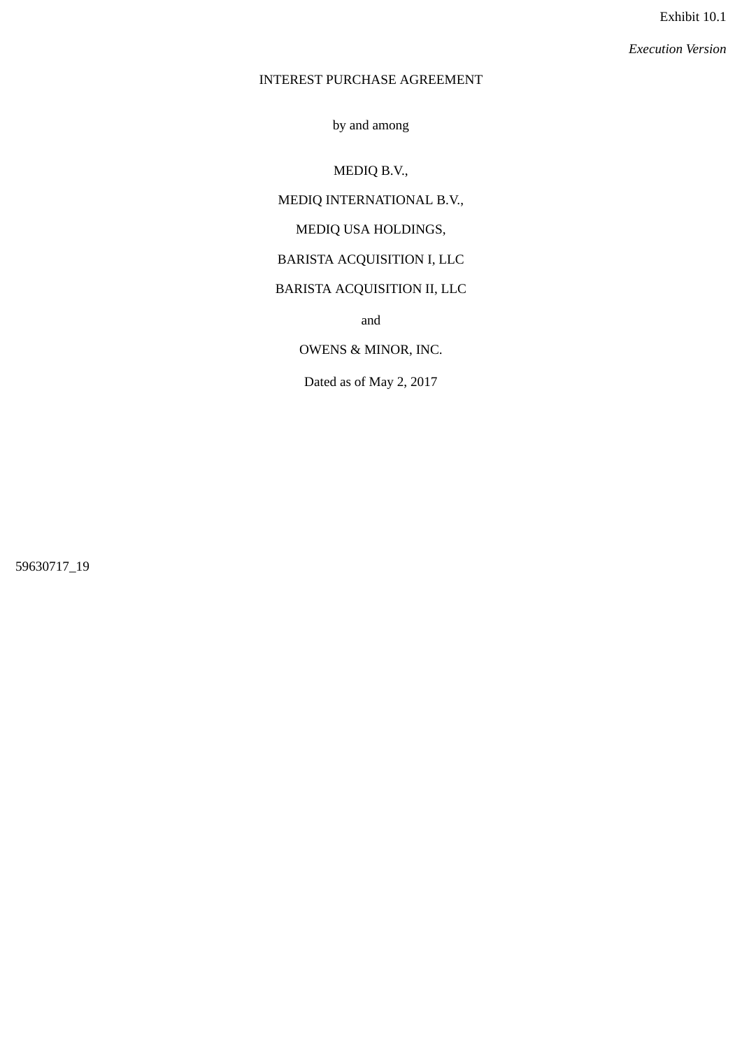Exhibit 10.1

*Execution Version*

INTEREST PURCHASE AGREEMENT

by and among

MEDIQ B.V.,

MEDIQ INTERNATIONAL B.V.,

MEDIQ USA HOLDINGS,

BARISTA ACQUISITION I, LLC

BARISTA ACQUISITION II, LLC

and

OWENS & MINOR, INC.

Dated as of May 2, 2017

59630717_19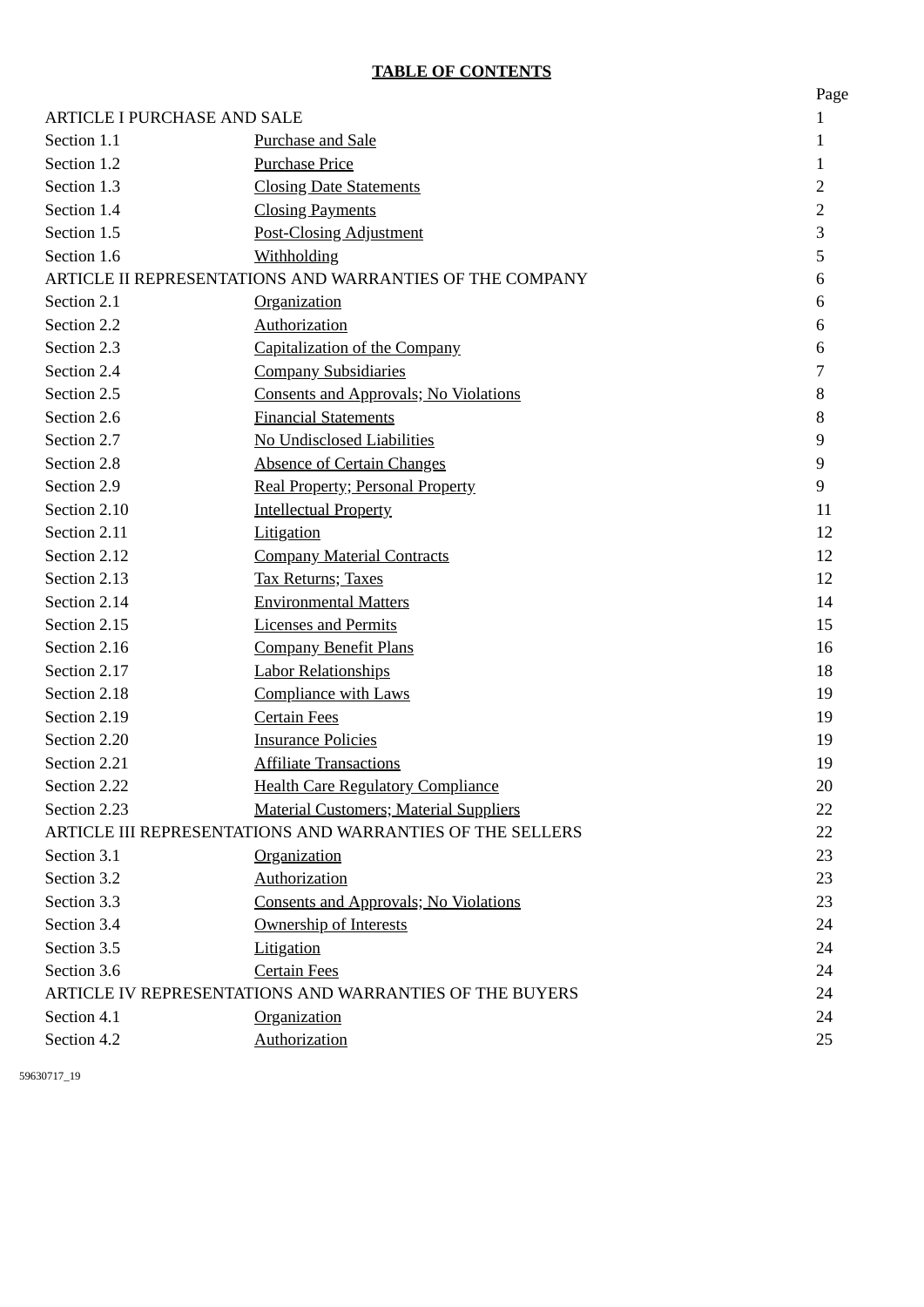# TABLE OF CONTENTS

| | | Page |
|---|---|---|
| ARTICLE I PURCHASE AND SALE | | 1 |
| Section 1.1 | Purchase and Sale | 1 |
| Section 1.2 | Purchase Price | 1 |
| Section 1.3 | Closing Date Statements | 2 |
| Section 1.4 | Closing Payments | 2 |
| Section 1.5 | Post-Closing Adjustment | 3 |
| Section 1.6 | Withholding | 5 |
| ARTICLE II REPRESENTATIONS AND WARRANTIES OF THE COMPANY | | 6 |
| Section 2.1 | Organization | 6 |
| Section 2.2 | Authorization | 6 |
| Section 2.3 | Capitalization of the Company | 6 |
| Section 2.4 | Company Subsidiaries | 7 |
| Section 2.5 | Consents and Approvals; No Violations | 8 |
| Section 2.6 | Financial Statements | 8 |
| Section 2.7 | No Undisclosed Liabilities | 9 |
| Section 2.8 | Absence of Certain Changes | 9 |
| Section 2.9 | Real Property; Personal Property | 9 |
| Section 2.10 | Intellectual Property | 11 |
| Section 2.11 | Litigation | 12 |
| Section 2.12 | Company Material Contracts | 12 |
| Section 2.13 | Tax Returns; Taxes | 12 |
| Section 2.14 | Environmental Matters | 14 |
| Section 2.15 | Licenses and Permits | 15 |
| Section 2.16 | Company Benefit Plans | 16 |
| Section 2.17 | Labor Relationships | 18 |
| Section 2.18 | Compliance with Laws | 19 |
| Section 2.19 | Certain Fees | 19 |
| Section 2.20 | Insurance Policies | 19 |
| Section 2.21 | Affiliate Transactions | 19 |
| Section 2.22 | Health Care Regulatory Compliance | 20 |
| Section 2.23 | Material Customers; Material Suppliers | 22 |
| ARTICLE III REPRESENTATIONS AND WARRANTIES OF THE SELLERS | | 22 |
| Section 3.1 | Organization | 23 |
| Section 3.2 | Authorization | 23 |
| Section 3.3 | Consents and Approvals; No Violations | 23 |
| Section 3.4 | Ownership of Interests | 24 |
| Section 3.5 | Litigation | 24 |
| Section 3.6 | Certain Fees | 24 |
| ARTICLE IV REPRESENTATIONS AND WARRANTIES OF THE BUYERS | | 24 |
| Section 4.1 | Organization | 24 |
| Section 4.2 | Authorization | 25 |

59630717_19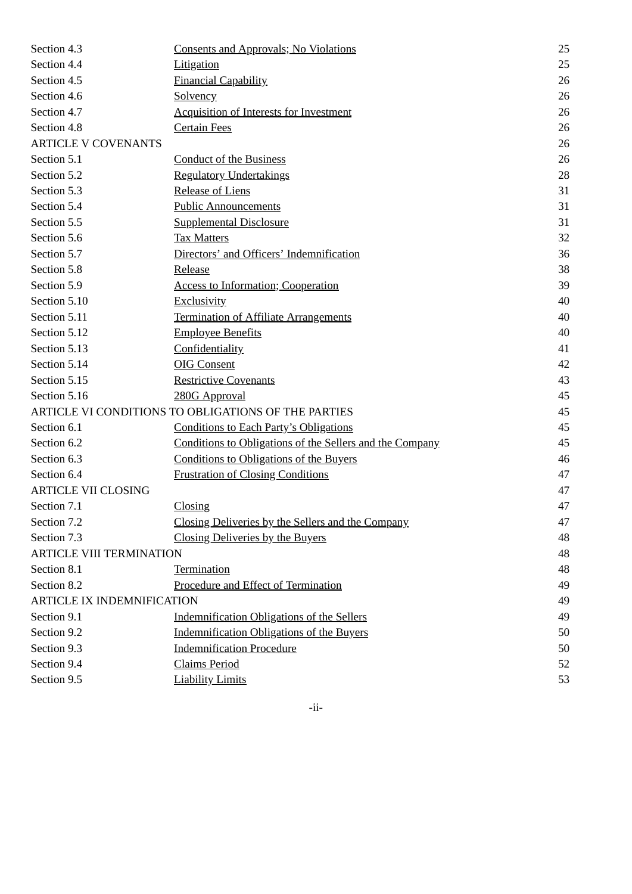| | | |
|---|---|---|
| Section 4.3 | Consents and Approvals; No Violations | 25 |
| Section 4.4 | Litigation | 25 |
| Section 4.5 | Financial Capability | 26 |
| Section 4.6 | Solvency | 26 |
| Section 4.7 | Acquisition of Interests for Investment | 26 |
| Section 4.8 | Certain Fees | 26 |
| ARTICLE V COVENANTS | | 26 |
| Section 5.1 | Conduct of the Business | 26 |
| Section 5.2 | Regulatory Undertakings | 28 |
| Section 5.3 | Release of Liens | 31 |
| Section 5.4 | Public Announcements | 31 |
| Section 5.5 | Supplemental Disclosure | 31 |
| Section 5.6 | Tax Matters | 32 |
| Section 5.7 | Directors' and Officers' Indemnification | 36 |
| Section 5.8 | Release | 38 |
| Section 5.9 | Access to Information; Cooperation | 39 |
| Section 5.10 | Exclusivity | 40 |
| Section 5.11 | Termination of Affiliate Arrangements | 40 |
| Section 5.12 | Employee Benefits | 40 |
| Section 5.13 | Confidentiality | 41 |
| Section 5.14 | OIG Consent | 42 |
| Section 5.15 | Restrictive Covenants | 43 |
| Section 5.16 | 280G Approval | 45 |
| ARTICLE VI CONDITIONS TO OBLIGATIONS OF THE PARTIES | | 45 |
| Section 6.1 | Conditions to Each Party's Obligations | 45 |
| Section 6.2 | Conditions to Obligations of the Sellers and the Company | 45 |
| Section 6.3 | Conditions to Obligations of the Buyers | 46 |
| Section 6.4 | Frustration of Closing Conditions | 47 |
| ARTICLE VII CLOSING | | 47 |
| Section 7.1 | Closing | 47 |
| Section 7.2 | Closing Deliveries by the Sellers and the Company | 47 |
| Section 7.3 | Closing Deliveries by the Buyers | 48 |
| ARTICLE VIII TERMINATION | | 48 |
| Section 8.1 | Termination | 48 |
| Section 8.2 | Procedure and Effect of Termination | 49 |
| ARTICLE IX INDEMNIFICATION | | 49 |
| Section 9.1 | Indemnification Obligations of the Sellers | 49 |
| Section 9.2 | Indemnification Obligations of the Buyers | 50 |
| Section 9.3 | Indemnification Procedure | 50 |
| Section 9.4 | Claims Period | 52 |
| Section 9.5 | Liability Limits | 53 |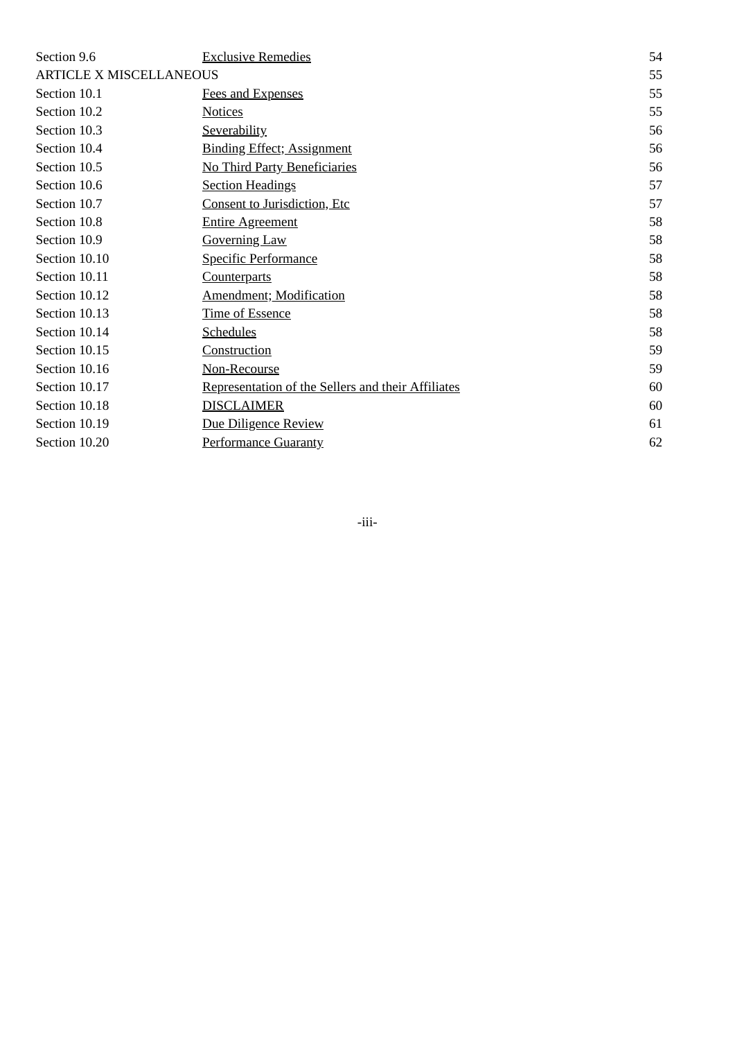| | | |
|---|---|---|
| Section 9.6 | Exclusive Remedies | 54 |
| ARTICLE X MISCELLANEOUS | | 55 |
| Section 10.1 | Fees and Expenses | 55 |
| Section 10.2 | Notices | 55 |
| Section 10.3 | Severability | 56 |
| Section 10.4 | Binding Effect; Assignment | 56 |
| Section 10.5 | No Third Party Beneficiaries | 56 |
| Section 10.6 | Section Headings | 57 |
| Section 10.7 | Consent to Jurisdiction, Etc | 57 |
| Section 10.8 | Entire Agreement | 58 |
| Section 10.9 | Governing Law | 58 |
| Section 10.10 | Specific Performance | 58 |
| Section 10.11 | Counterparts | 58 |
| Section 10.12 | Amendment; Modification | 58 |
| Section 10.13 | Time of Essence | 58 |
| Section 10.14 | Schedules | 58 |
| Section 10.15 | Construction | 59 |
| Section 10.16 | Non-Recourse | 59 |
| Section 10.17 | Representation of the Sellers and their Affiliates | 60 |
| Section 10.18 | DISCLAIMER | 60 |
| Section 10.19 | Due Diligence Review | 61 |
| Section 10.20 | Performance Guaranty | 62 |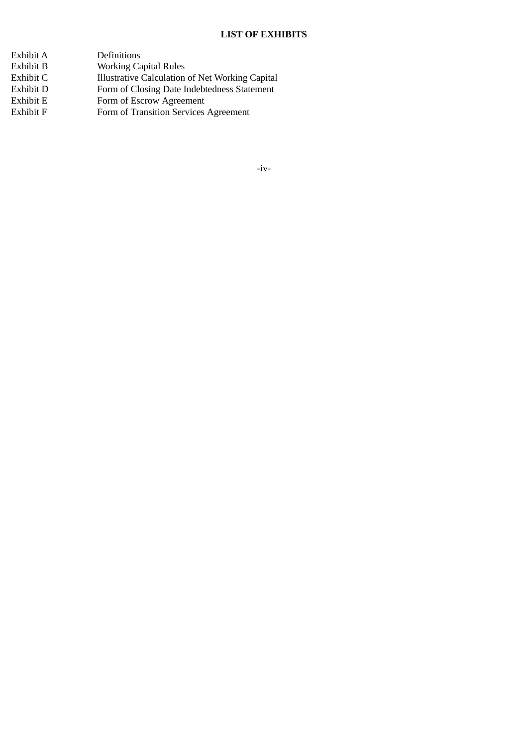## LIST OF EXHIBITS

| | |
|---|---|
| Exhibit A | Definitions |
| Exhibit B | Working Capital Rules |
| Exhibit C | Illustrative Calculation of Net Working Capital |
| Exhibit D | Form of Closing Date Indebtedness Statement |
| Exhibit E | Form of Escrow Agreement |
| Exhibit F | Form of Transition Services Agreement |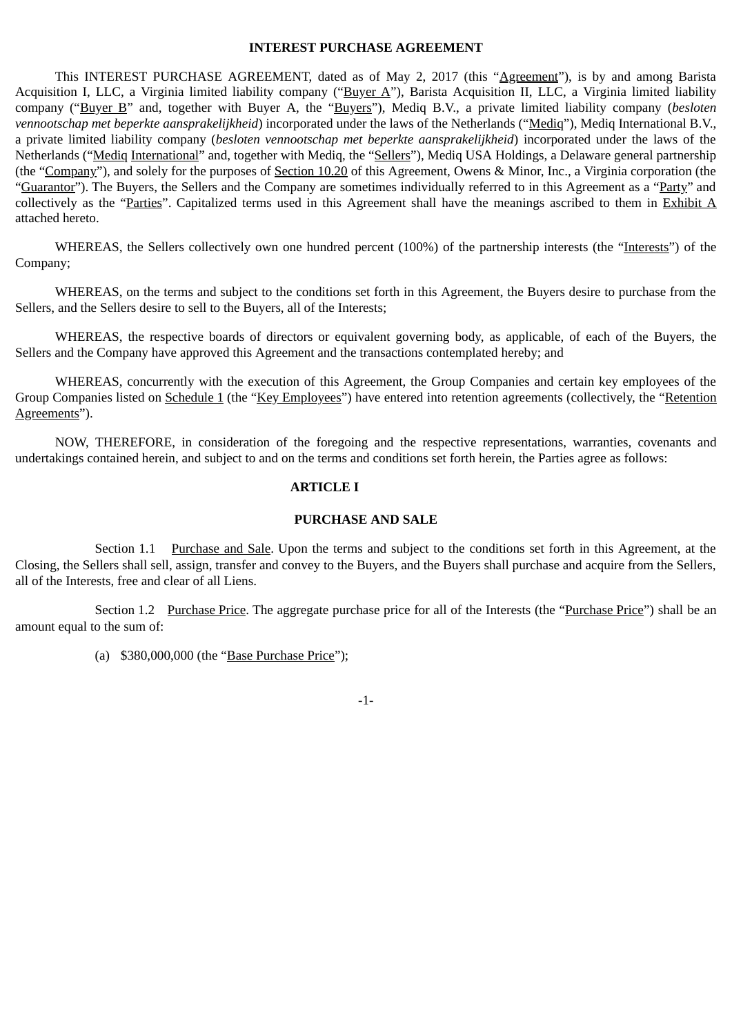**INTEREST PURCHASE AGREEMENT**

This INTEREST PURCHASE AGREEMENT, dated as of May 2, 2017 (this "Agreement"), is by and among Barista Acquisition I, LLC, a Virginia limited liability company ("Buyer A"), Barista Acquisition II, LLC, a Virginia limited liability company ("Buyer B" and, together with Buyer A, the "Buyers"), Mediq B.V., a private limited liability company (*besloten vennootschap met beperkte aansprakelijkheid*) incorporated under the laws of the Netherlands ("Mediq"), Mediq International B.V., a private limited liability company (*besloten vennootschap met beperkte aansprakelijkheid*) incorporated under the laws of the Netherlands ("Mediq International" and, together with Mediq, the "Sellers"), Mediq USA Holdings, a Delaware general partnership (the "Company"), and solely for the purposes of Section 10.20 of this Agreement, Owens & Minor, Inc., a Virginia corporation (the "Guarantor"). The Buyers, the Sellers and the Company are sometimes individually referred to in this Agreement as a "Party" and collectively as the "Parties". Capitalized terms used in this Agreement shall have the meanings ascribed to them in Exhibit A attached hereto.

WHEREAS, the Sellers collectively own one hundred percent (100%) of the partnership interests (the "Interests") of the Company;

WHEREAS, on the terms and subject to the conditions set forth in this Agreement, the Buyers desire to purchase from the Sellers, and the Sellers desire to sell to the Buyers, all of the Interests;

WHEREAS, the respective boards of directors or equivalent governing body, as applicable, of each of the Buyers, the Sellers and the Company have approved this Agreement and the transactions contemplated hereby; and

WHEREAS, concurrently with the execution of this Agreement, the Group Companies and certain key employees of the Group Companies listed on Schedule 1 (the "Key Employees") have entered into retention agreements (collectively, the "Retention Agreements").

NOW, THEREFORE, in consideration of the foregoing and the respective representations, warranties, covenants and undertakings contained herein, and subject to and on the terms and conditions set forth herein, the Parties agree as follows:

**ARTICLE I**

**PURCHASE AND SALE**

Section 1.1 Purchase and Sale. Upon the terms and subject to the conditions set forth in this Agreement, at the Closing, the Sellers shall sell, assign, transfer and convey to the Buyers, and the Buyers shall purchase and acquire from the Sellers, all of the Interests, free and clear of all Liens.

Section 1.2 Purchase Price. The aggregate purchase price for all of the Interests (the "Purchase Price") shall be an amount equal to the sum of:

(a) $380,000,000 (the "Base Purchase Price");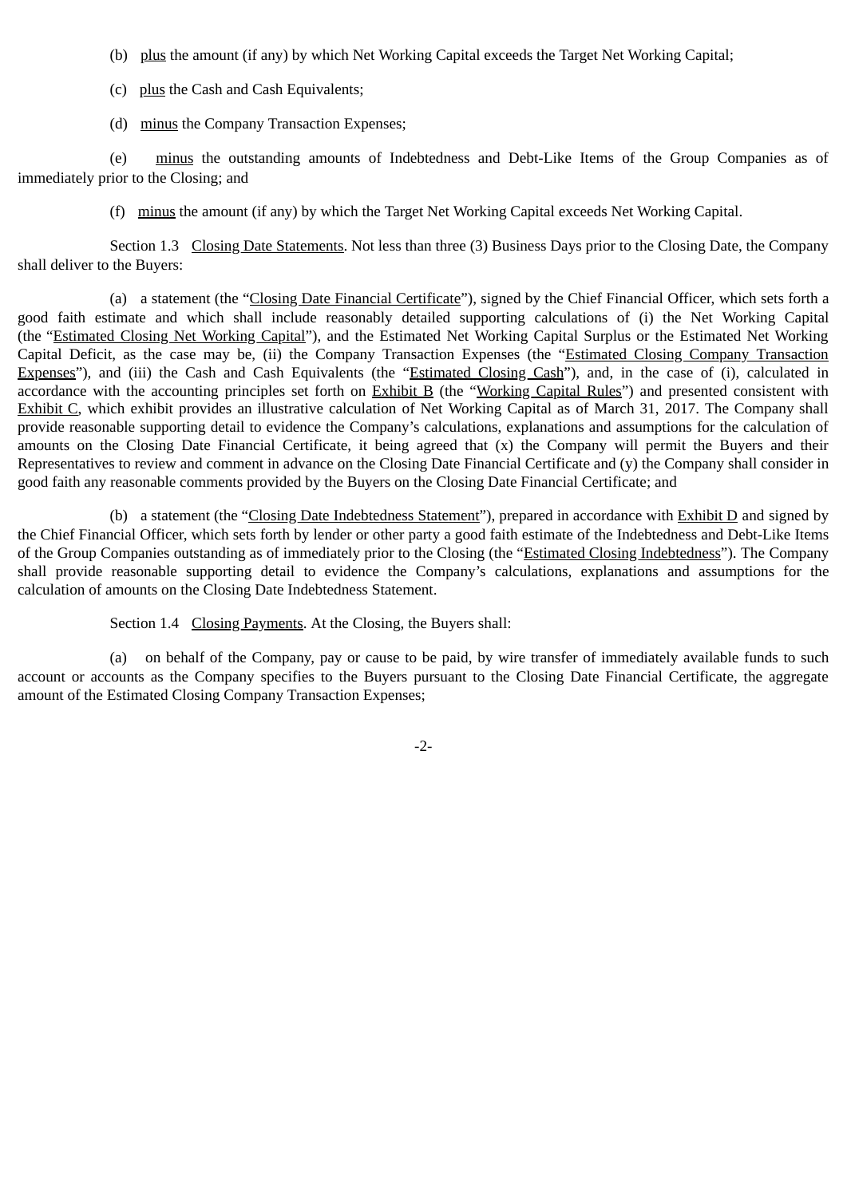(b) plus the amount (if any) by which Net Working Capital exceeds the Target Net Working Capital;

(c) plus the Cash and Cash Equivalents;

(d) minus the Company Transaction Expenses;

(e) minus the outstanding amounts of Indebtedness and Debt-Like Items of the Group Companies as of immediately prior to the Closing; and

(f) minus the amount (if any) by which the Target Net Working Capital exceeds Net Working Capital.

Section 1.3 Closing Date Statements. Not less than three (3) Business Days prior to the Closing Date, the Company shall deliver to the Buyers:

(a) a statement (the "Closing Date Financial Certificate"), signed by the Chief Financial Officer, which sets forth a good faith estimate and which shall include reasonably detailed supporting calculations of (i) the Net Working Capital (the "Estimated Closing Net Working Capital"), and the Estimated Net Working Capital Surplus or the Estimated Net Working Capital Deficit, as the case may be, (ii) the Company Transaction Expenses (the "Estimated Closing Company Transaction Expenses"), and (iii) the Cash and Cash Equivalents (the "Estimated Closing Cash"), and, in the case of (i), calculated in accordance with the accounting principles set forth on Exhibit B (the "Working Capital Rules") and presented consistent with Exhibit C, which exhibit provides an illustrative calculation of Net Working Capital as of March 31, 2017. The Company shall provide reasonable supporting detail to evidence the Company's calculations, explanations and assumptions for the calculation of amounts on the Closing Date Financial Certificate, it being agreed that (x) the Company will permit the Buyers and their Representatives to review and comment in advance on the Closing Date Financial Certificate and (y) the Company shall consider in good faith any reasonable comments provided by the Buyers on the Closing Date Financial Certificate; and

(b) a statement (the "Closing Date Indebtedness Statement"), prepared in accordance with Exhibit D and signed by the Chief Financial Officer, which sets forth by lender or other party a good faith estimate of the Indebtedness and Debt-Like Items of the Group Companies outstanding as of immediately prior to the Closing (the "Estimated Closing Indebtedness"). The Company shall provide reasonable supporting detail to evidence the Company's calculations, explanations and assumptions for the calculation of amounts on the Closing Date Indebtedness Statement.

Section 1.4 Closing Payments. At the Closing, the Buyers shall:

(a) on behalf of the Company, pay or cause to be paid, by wire transfer of immediately available funds to such account or accounts as the Company specifies to the Buyers pursuant to the Closing Date Financial Certificate, the aggregate amount of the Estimated Closing Company Transaction Expenses;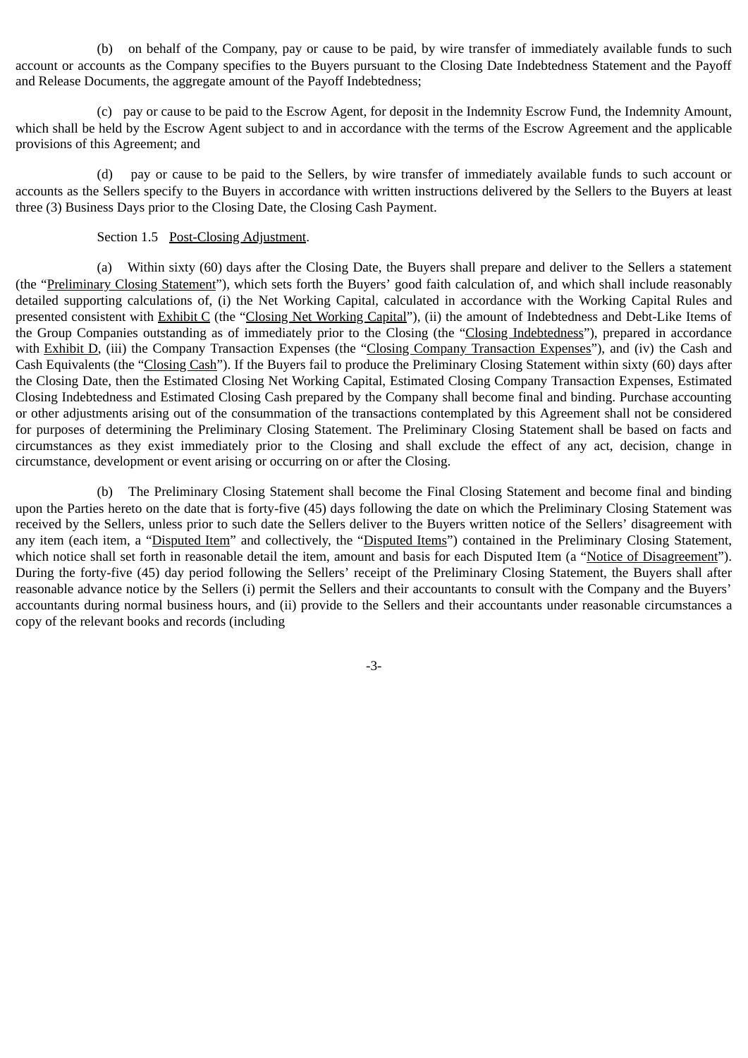(b) on behalf of the Company, pay or cause to be paid, by wire transfer of immediately available funds to such account or accounts as the Company specifies to the Buyers pursuant to the Closing Date Indebtedness Statement and the Payoff and Release Documents, the aggregate amount of the Payoff Indebtedness;

(c) pay or cause to be paid to the Escrow Agent, for deposit in the Indemnity Escrow Fund, the Indemnity Amount, which shall be held by the Escrow Agent subject to and in accordance with the terms of the Escrow Agreement and the applicable provisions of this Agreement; and

(d) pay or cause to be paid to the Sellers, by wire transfer of immediately available funds to such account or accounts as the Sellers specify to the Buyers in accordance with written instructions delivered by the Sellers to the Buyers at least three (3) Business Days prior to the Closing Date, the Closing Cash Payment.

Section 1.5 Post-Closing Adjustment.

(a) Within sixty (60) days after the Closing Date, the Buyers shall prepare and deliver to the Sellers a statement (the "Preliminary Closing Statement"), which sets forth the Buyers' good faith calculation of, and which shall include reasonably detailed supporting calculations of, (i) the Net Working Capital, calculated in accordance with the Working Capital Rules and presented consistent with Exhibit C (the "Closing Net Working Capital"), (ii) the amount of Indebtedness and Debt-Like Items of the Group Companies outstanding as of immediately prior to the Closing (the "Closing Indebtedness"), prepared in accordance with Exhibit D, (iii) the Company Transaction Expenses (the "Closing Company Transaction Expenses"), and (iv) the Cash and Cash Equivalents (the "Closing Cash"). If the Buyers fail to produce the Preliminary Closing Statement within sixty (60) days after the Closing Date, then the Estimated Closing Net Working Capital, Estimated Closing Company Transaction Expenses, Estimated Closing Indebtedness and Estimated Closing Cash prepared by the Company shall become final and binding. Purchase accounting or other adjustments arising out of the consummation of the transactions contemplated by this Agreement shall not be considered for purposes of determining the Preliminary Closing Statement. The Preliminary Closing Statement shall be based on facts and circumstances as they exist immediately prior to the Closing and shall exclude the effect of any act, decision, change in circumstance, development or event arising or occurring on or after the Closing.

(b) The Preliminary Closing Statement shall become the Final Closing Statement and become final and binding upon the Parties hereto on the date that is forty-five (45) days following the date on which the Preliminary Closing Statement was received by the Sellers, unless prior to such date the Sellers deliver to the Buyers written notice of the Sellers' disagreement with any item (each item, a "Disputed Item" and collectively, the "Disputed Items") contained in the Preliminary Closing Statement, which notice shall set forth in reasonable detail the item, amount and basis for each Disputed Item (a "Notice of Disagreement"). During the forty-five (45) day period following the Sellers' receipt of the Preliminary Closing Statement, the Buyers shall after reasonable advance notice by the Sellers (i) permit the Sellers and their accountants to consult with the Company and the Buyers' accountants during normal business hours, and (ii) provide to the Sellers and their accountants under reasonable circumstances a copy of the relevant books and records (including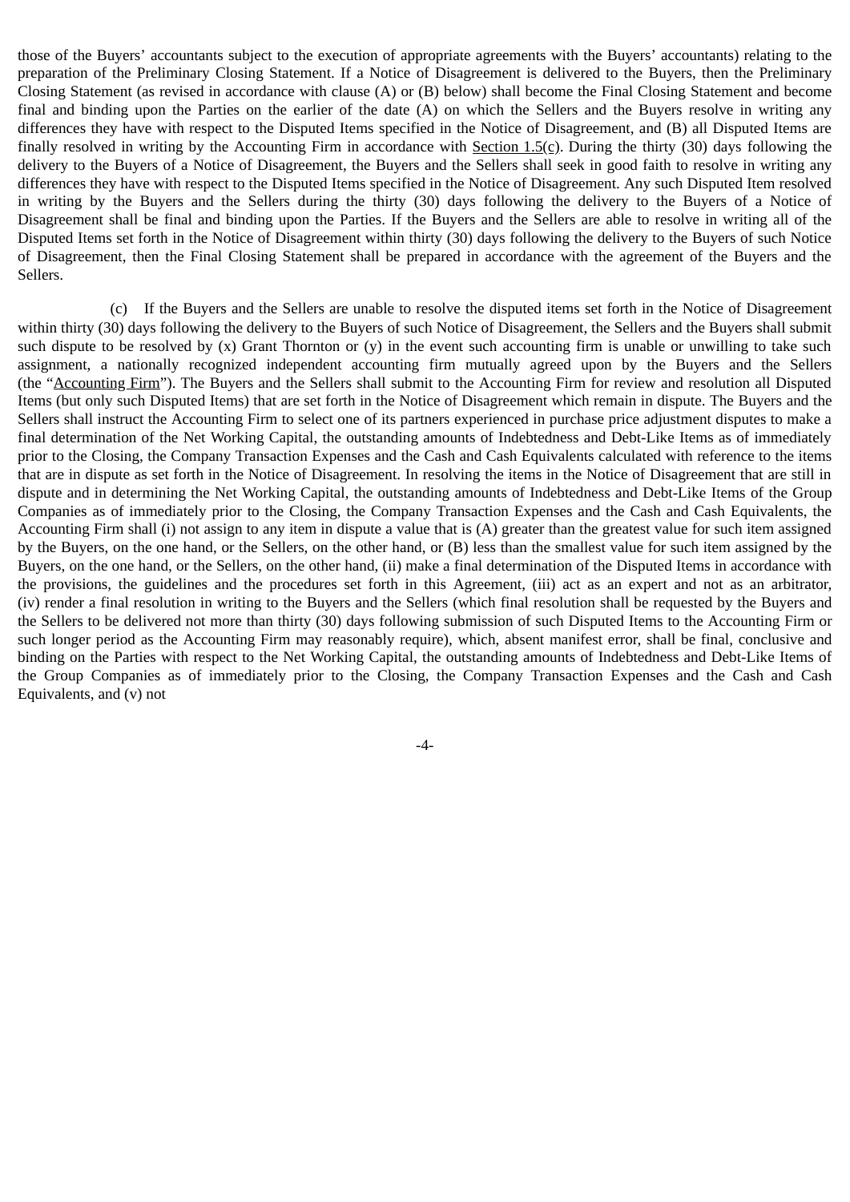those of the Buyers' accountants subject to the execution of appropriate agreements with the Buyers' accountants) relating to the preparation of the Preliminary Closing Statement. If a Notice of Disagreement is delivered to the Buyers, then the Preliminary Closing Statement (as revised in accordance with clause (A) or (B) below) shall become the Final Closing Statement and become final and binding upon the Parties on the earlier of the date (A) on which the Sellers and the Buyers resolve in writing any differences they have with respect to the Disputed Items specified in the Notice of Disagreement, and (B) all Disputed Items are finally resolved in writing by the Accounting Firm in accordance with Section 1.5(c). During the thirty (30) days following the delivery to the Buyers of a Notice of Disagreement, the Buyers and the Sellers shall seek in good faith to resolve in writing any differences they have with respect to the Disputed Items specified in the Notice of Disagreement. Any such Disputed Item resolved in writing by the Buyers and the Sellers during the thirty (30) days following the delivery to the Buyers of a Notice of Disagreement shall be final and binding upon the Parties. If the Buyers and the Sellers are able to resolve in writing all of the Disputed Items set forth in the Notice of Disagreement within thirty (30) days following the delivery to the Buyers of such Notice of Disagreement, then the Final Closing Statement shall be prepared in accordance with the agreement of the Buyers and the Sellers.

(c) If the Buyers and the Sellers are unable to resolve the disputed items set forth in the Notice of Disagreement within thirty (30) days following the delivery to the Buyers of such Notice of Disagreement, the Sellers and the Buyers shall submit such dispute to be resolved by (x) Grant Thornton or (y) in the event such accounting firm is unable or unwilling to take such assignment, a nationally recognized independent accounting firm mutually agreed upon by the Buyers and the Sellers (the "Accounting Firm"). The Buyers and the Sellers shall submit to the Accounting Firm for review and resolution all Disputed Items (but only such Disputed Items) that are set forth in the Notice of Disagreement which remain in dispute. The Buyers and the Sellers shall instruct the Accounting Firm to select one of its partners experienced in purchase price adjustment disputes to make a final determination of the Net Working Capital, the outstanding amounts of Indebtedness and Debt-Like Items as of immediately prior to the Closing, the Company Transaction Expenses and the Cash and Cash Equivalents calculated with reference to the items that are in dispute as set forth in the Notice of Disagreement. In resolving the items in the Notice of Disagreement that are still in dispute and in determining the Net Working Capital, the outstanding amounts of Indebtedness and Debt-Like Items of the Group Companies as of immediately prior to the Closing, the Company Transaction Expenses and the Cash and Cash Equivalents, the Accounting Firm shall (i) not assign to any item in dispute a value that is (A) greater than the greatest value for such item assigned by the Buyers, on the one hand, or the Sellers, on the other hand, or (B) less than the smallest value for such item assigned by the Buyers, on the one hand, or the Sellers, on the other hand, (ii) make a final determination of the Disputed Items in accordance with the provisions, the guidelines and the procedures set forth in this Agreement, (iii) act as an expert and not as an arbitrator, (iv) render a final resolution in writing to the Buyers and the Sellers (which final resolution shall be requested by the Buyers and the Sellers to be delivered not more than thirty (30) days following submission of such Disputed Items to the Accounting Firm or such longer period as the Accounting Firm may reasonably require), which, absent manifest error, shall be final, conclusive and binding on the Parties with respect to the Net Working Capital, the outstanding amounts of Indebtedness and Debt-Like Items of the Group Companies as of immediately prior to the Closing, the Company Transaction Expenses and the Cash and Cash Equivalents, and (v) not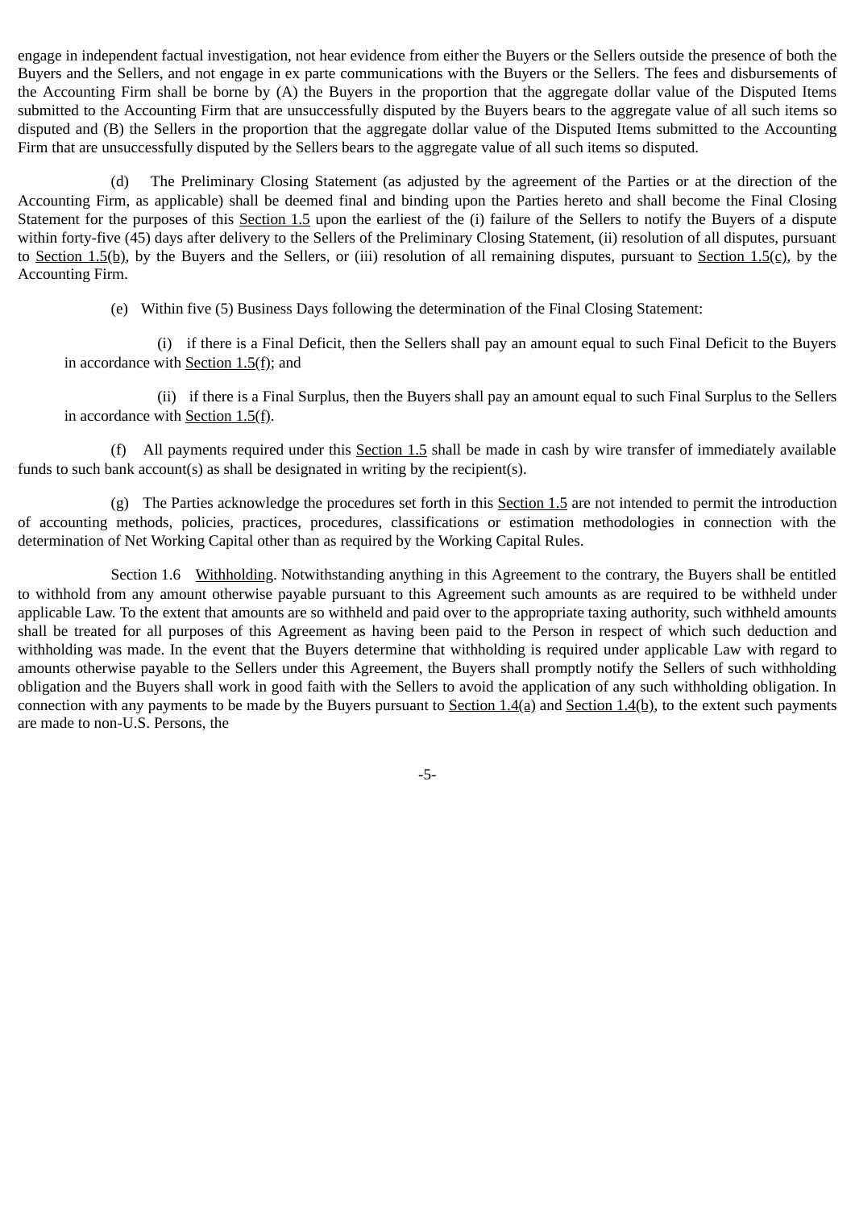engage in independent factual investigation, not hear evidence from either the Buyers or the Sellers outside the presence of both the Buyers and the Sellers, and not engage in ex parte communications with the Buyers or the Sellers. The fees and disbursements of the Accounting Firm shall be borne by (A) the Buyers in the proportion that the aggregate dollar value of the Disputed Items submitted to the Accounting Firm that are unsuccessfully disputed by the Buyers bears to the aggregate value of all such items so disputed and (B) the Sellers in the proportion that the aggregate dollar value of the Disputed Items submitted to the Accounting Firm that are unsuccessfully disputed by the Sellers bears to the aggregate value of all such items so disputed.

(d) The Preliminary Closing Statement (as adjusted by the agreement of the Parties or at the direction of the Accounting Firm, as applicable) shall be deemed final and binding upon the Parties hereto and shall become the Final Closing Statement for the purposes of this Section 1.5 upon the earliest of the (i) failure of the Sellers to notify the Buyers of a dispute within forty-five (45) days after delivery to the Sellers of the Preliminary Closing Statement, (ii) resolution of all disputes, pursuant to Section 1.5(b), by the Buyers and the Sellers, or (iii) resolution of all remaining disputes, pursuant to Section 1.5(c), by the Accounting Firm.

(e) Within five (5) Business Days following the determination of the Final Closing Statement:

(i) if there is a Final Deficit, then the Sellers shall pay an amount equal to such Final Deficit to the Buyers in accordance with Section 1.5(f); and

(ii) if there is a Final Surplus, then the Buyers shall pay an amount equal to such Final Surplus to the Sellers in accordance with Section 1.5(f).

(f) All payments required under this Section 1.5 shall be made in cash by wire transfer of immediately available funds to such bank account(s) as shall be designated in writing by the recipient(s).

(g) The Parties acknowledge the procedures set forth in this Section 1.5 are not intended to permit the introduction of accounting methods, policies, practices, procedures, classifications or estimation methodologies in connection with the determination of Net Working Capital other than as required by the Working Capital Rules.

Section 1.6 Withholding. Notwithstanding anything in this Agreement to the contrary, the Buyers shall be entitled to withhold from any amount otherwise payable pursuant to this Agreement such amounts as are required to be withheld under applicable Law. To the extent that amounts are so withheld and paid over to the appropriate taxing authority, such withheld amounts shall be treated for all purposes of this Agreement as having been paid to the Person in respect of which such deduction and withholding was made. In the event that the Buyers determine that withholding is required under applicable Law with regard to amounts otherwise payable to the Sellers under this Agreement, the Buyers shall promptly notify the Sellers of such withholding obligation and the Buyers shall work in good faith with the Sellers to avoid the application of any such withholding obligation. In connection with any payments to be made by the Buyers pursuant to Section 1.4(a) and Section 1.4(b), to the extent such payments are made to non-U.S. Persons, the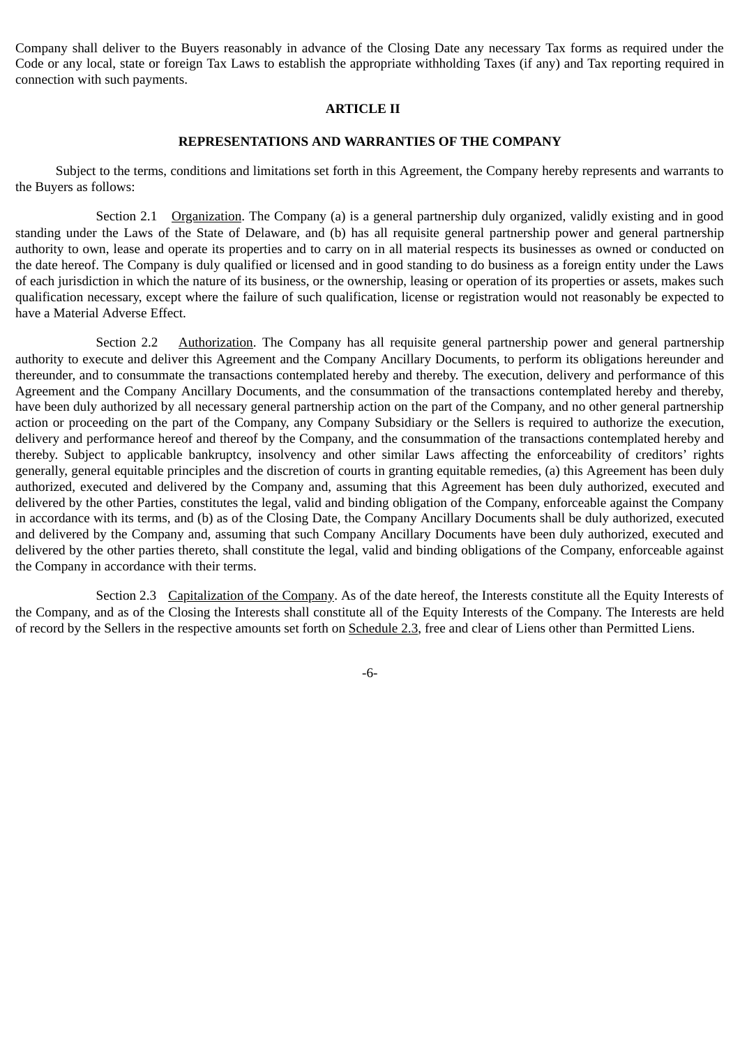Company shall deliver to the Buyers reasonably in advance of the Closing Date any necessary Tax forms as required under the Code or any local, state or foreign Tax Laws to establish the appropriate withholding Taxes (if any) and Tax reporting required in connection with such payments.

## ARTICLE II

## REPRESENTATIONS AND WARRANTIES OF THE COMPANY

Subject to the terms, conditions and limitations set forth in this Agreement, the Company hereby represents and warrants to the Buyers as follows:

Section 2.1 Organization. The Company (a) is a general partnership duly organized, validly existing and in good standing under the Laws of the State of Delaware, and (b) has all requisite general partnership power and general partnership authority to own, lease and operate its properties and to carry on in all material respects its businesses as owned or conducted on the date hereof. The Company is duly qualified or licensed and in good standing to do business as a foreign entity under the Laws of each jurisdiction in which the nature of its business, or the ownership, leasing or operation of its properties or assets, makes such qualification necessary, except where the failure of such qualification, license or registration would not reasonably be expected to have a Material Adverse Effect.

Section 2.2 Authorization. The Company has all requisite general partnership power and general partnership authority to execute and deliver this Agreement and the Company Ancillary Documents, to perform its obligations hereunder and thereunder, and to consummate the transactions contemplated hereby and thereby. The execution, delivery and performance of this Agreement and the Company Ancillary Documents, and the consummation of the transactions contemplated hereby and thereby, have been duly authorized by all necessary general partnership action on the part of the Company, and no other general partnership action or proceeding on the part of the Company, any Company Subsidiary or the Sellers is required to authorize the execution, delivery and performance hereof and thereof by the Company, and the consummation of the transactions contemplated hereby and thereby. Subject to applicable bankruptcy, insolvency and other similar Laws affecting the enforceability of creditors' rights generally, general equitable principles and the discretion of courts in granting equitable remedies, (a) this Agreement has been duly authorized, executed and delivered by the Company and, assuming that this Agreement has been duly authorized, executed and delivered by the other Parties, constitutes the legal, valid and binding obligation of the Company, enforceable against the Company in accordance with its terms, and (b) as of the Closing Date, the Company Ancillary Documents shall be duly authorized, executed and delivered by the Company and, assuming that such Company Ancillary Documents have been duly authorized, executed and delivered by the other parties thereto, shall constitute the legal, valid and binding obligations of the Company, enforceable against the Company in accordance with their terms.

Section 2.3 Capitalization of the Company. As of the date hereof, the Interests constitute all the Equity Interests of the Company, and as of the Closing the Interests shall constitute all of the Equity Interests of the Company. The Interests are held of record by the Sellers in the respective amounts set forth on Schedule 2.3, free and clear of Liens other than Permitted Liens.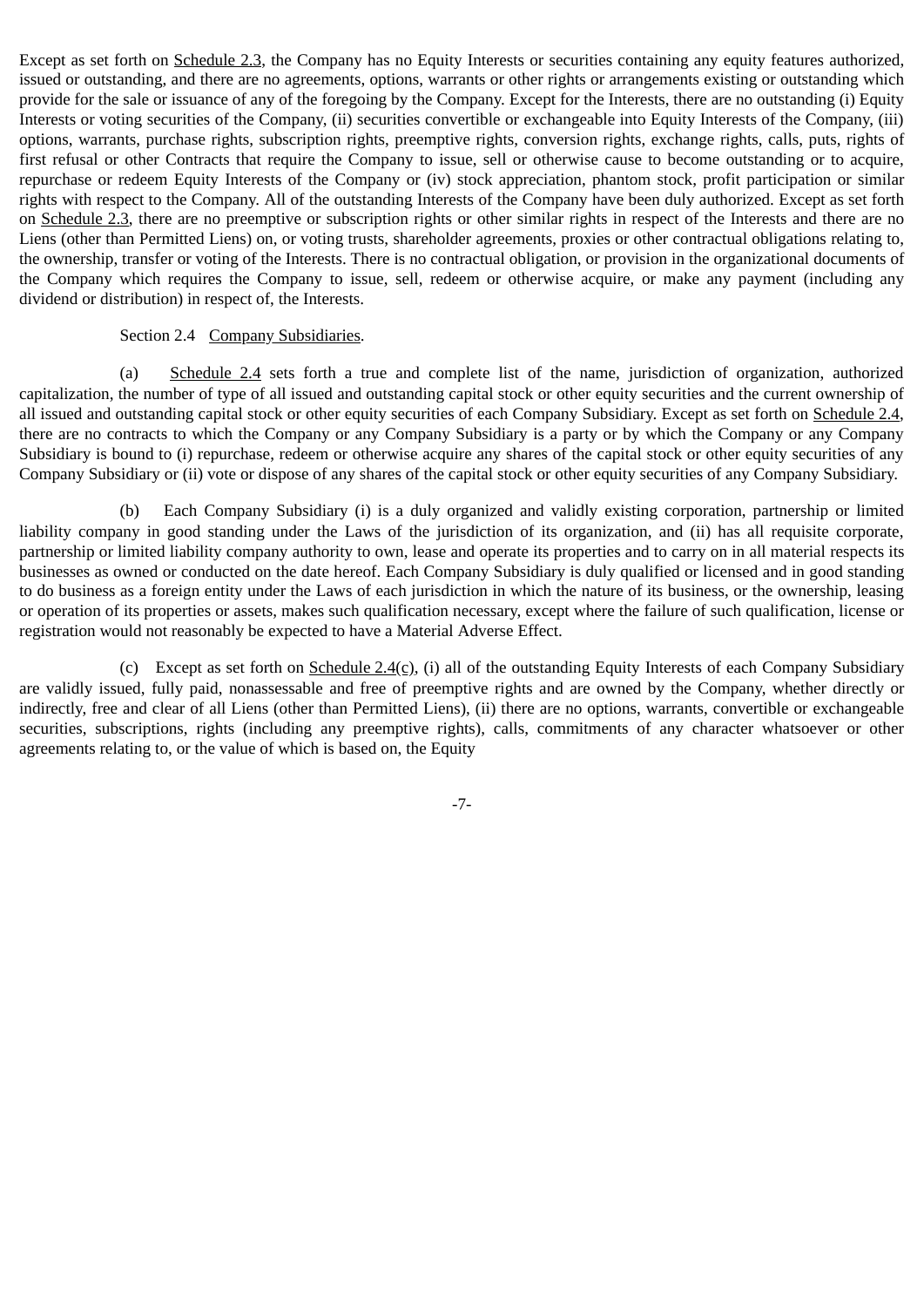Except as set forth on Schedule 2.3, the Company has no Equity Interests or securities containing any equity features authorized, issued or outstanding, and there are no agreements, options, warrants or other rights or arrangements existing or outstanding which provide for the sale or issuance of any of the foregoing by the Company. Except for the Interests, there are no outstanding (i) Equity Interests or voting securities of the Company, (ii) securities convertible or exchangeable into Equity Interests of the Company, (iii) options, warrants, purchase rights, subscription rights, preemptive rights, conversion rights, exchange rights, calls, puts, rights of first refusal or other Contracts that require the Company to issue, sell or otherwise cause to become outstanding or to acquire, repurchase or redeem Equity Interests of the Company or (iv) stock appreciation, phantom stock, profit participation or similar rights with respect to the Company. All of the outstanding Interests of the Company have been duly authorized. Except as set forth on Schedule 2.3, there are no preemptive or subscription rights or other similar rights in respect of the Interests and there are no Liens (other than Permitted Liens) on, or voting trusts, shareholder agreements, proxies or other contractual obligations relating to, the ownership, transfer or voting of the Interests. There is no contractual obligation, or provision in the organizational documents of the Company which requires the Company to issue, sell, redeem or otherwise acquire, or make any payment (including any dividend or distribution) in respect of, the Interests.

Section 2.4 Company Subsidiaries.

(a) Schedule 2.4 sets forth a true and complete list of the name, jurisdiction of organization, authorized capitalization, the number of type of all issued and outstanding capital stock or other equity securities and the current ownership of all issued and outstanding capital stock or other equity securities of each Company Subsidiary. Except as set forth on Schedule 2.4, there are no contracts to which the Company or any Company Subsidiary is a party or by which the Company or any Company Subsidiary is bound to (i) repurchase, redeem or otherwise acquire any shares of the capital stock or other equity securities of any Company Subsidiary or (ii) vote or dispose of any shares of the capital stock or other equity securities of any Company Subsidiary.

(b) Each Company Subsidiary (i) is a duly organized and validly existing corporation, partnership or limited liability company in good standing under the Laws of the jurisdiction of its organization, and (ii) has all requisite corporate, partnership or limited liability company authority to own, lease and operate its properties and to carry on in all material respects its businesses as owned or conducted on the date hereof. Each Company Subsidiary is duly qualified or licensed and in good standing to do business as a foreign entity under the Laws of each jurisdiction in which the nature of its business, or the ownership, leasing or operation of its properties or assets, makes such qualification necessary, except where the failure of such qualification, license or registration would not reasonably be expected to have a Material Adverse Effect.

(c) Except as set forth on Schedule 2.4(c), (i) all of the outstanding Equity Interests of each Company Subsidiary are validly issued, fully paid, nonassessable and free of preemptive rights and are owned by the Company, whether directly or indirectly, free and clear of all Liens (other than Permitted Liens), (ii) there are no options, warrants, convertible or exchangeable securities, subscriptions, rights (including any preemptive rights), calls, commitments of any character whatsoever or other agreements relating to, or the value of which is based on, the Equity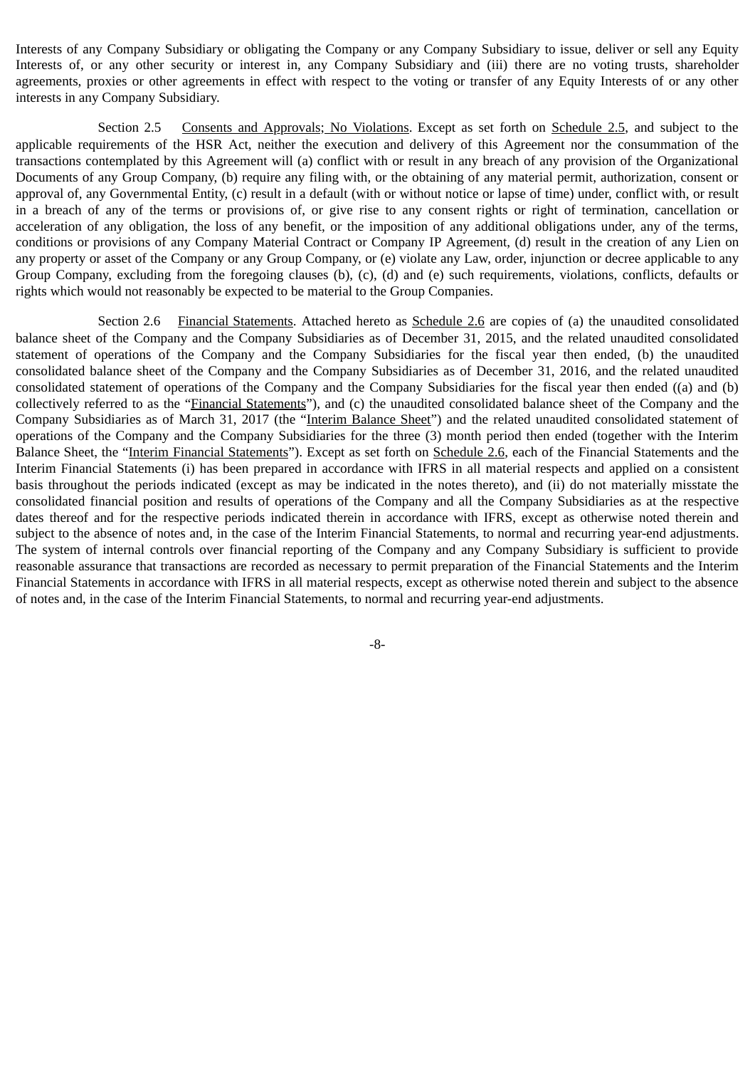Interests of any Company Subsidiary or obligating the Company or any Company Subsidiary to issue, deliver or sell any Equity Interests of, or any other security or interest in, any Company Subsidiary and (iii) there are no voting trusts, shareholder agreements, proxies or other agreements in effect with respect to the voting or transfer of any Equity Interests of or any other interests in any Company Subsidiary.

Section 2.5 Consents and Approvals; No Violations. Except as set forth on Schedule 2.5, and subject to the applicable requirements of the HSR Act, neither the execution and delivery of this Agreement nor the consummation of the transactions contemplated by this Agreement will (a) conflict with or result in any breach of any provision of the Organizational Documents of any Group Company, (b) require any filing with, or the obtaining of any material permit, authorization, consent or approval of, any Governmental Entity, (c) result in a default (with or without notice or lapse of time) under, conflict with, or result in a breach of any of the terms or provisions of, or give rise to any consent rights or right of termination, cancellation or acceleration of any obligation, the loss of any benefit, or the imposition of any additional obligations under, any of the terms, conditions or provisions of any Company Material Contract or Company IP Agreement, (d) result in the creation of any Lien on any property or asset of the Company or any Group Company, or (e) violate any Law, order, injunction or decree applicable to any Group Company, excluding from the foregoing clauses (b), (c), (d) and (e) such requirements, violations, conflicts, defaults or rights which would not reasonably be expected to be material to the Group Companies.

Section 2.6 Financial Statements. Attached hereto as Schedule 2.6 are copies of (a) the unaudited consolidated balance sheet of the Company and the Company Subsidiaries as of December 31, 2015, and the related unaudited consolidated statement of operations of the Company and the Company Subsidiaries for the fiscal year then ended, (b) the unaudited consolidated balance sheet of the Company and the Company Subsidiaries as of December 31, 2016, and the related unaudited consolidated statement of operations of the Company and the Company Subsidiaries for the fiscal year then ended ((a) and (b) collectively referred to as the "Financial Statements"), and (c) the unaudited consolidated balance sheet of the Company and the Company Subsidiaries as of March 31, 2017 (the "Interim Balance Sheet") and the related unaudited consolidated statement of operations of the Company and the Company Subsidiaries for the three (3) month period then ended (together with the Interim Balance Sheet, the "Interim Financial Statements"). Except as set forth on Schedule 2.6, each of the Financial Statements and the Interim Financial Statements (i) has been prepared in accordance with IFRS in all material respects and applied on a consistent basis throughout the periods indicated (except as may be indicated in the notes thereto), and (ii) do not materially misstate the consolidated financial position and results of operations of the Company and all the Company Subsidiaries as at the respective dates thereof and for the respective periods indicated therein in accordance with IFRS, except as otherwise noted therein and subject to the absence of notes and, in the case of the Interim Financial Statements, to normal and recurring year-end adjustments. The system of internal controls over financial reporting of the Company and any Company Subsidiary is sufficient to provide reasonable assurance that transactions are recorded as necessary to permit preparation of the Financial Statements and the Interim Financial Statements in accordance with IFRS in all material respects, except as otherwise noted therein and subject to the absence of notes and, in the case of the Interim Financial Statements, to normal and recurring year-end adjustments.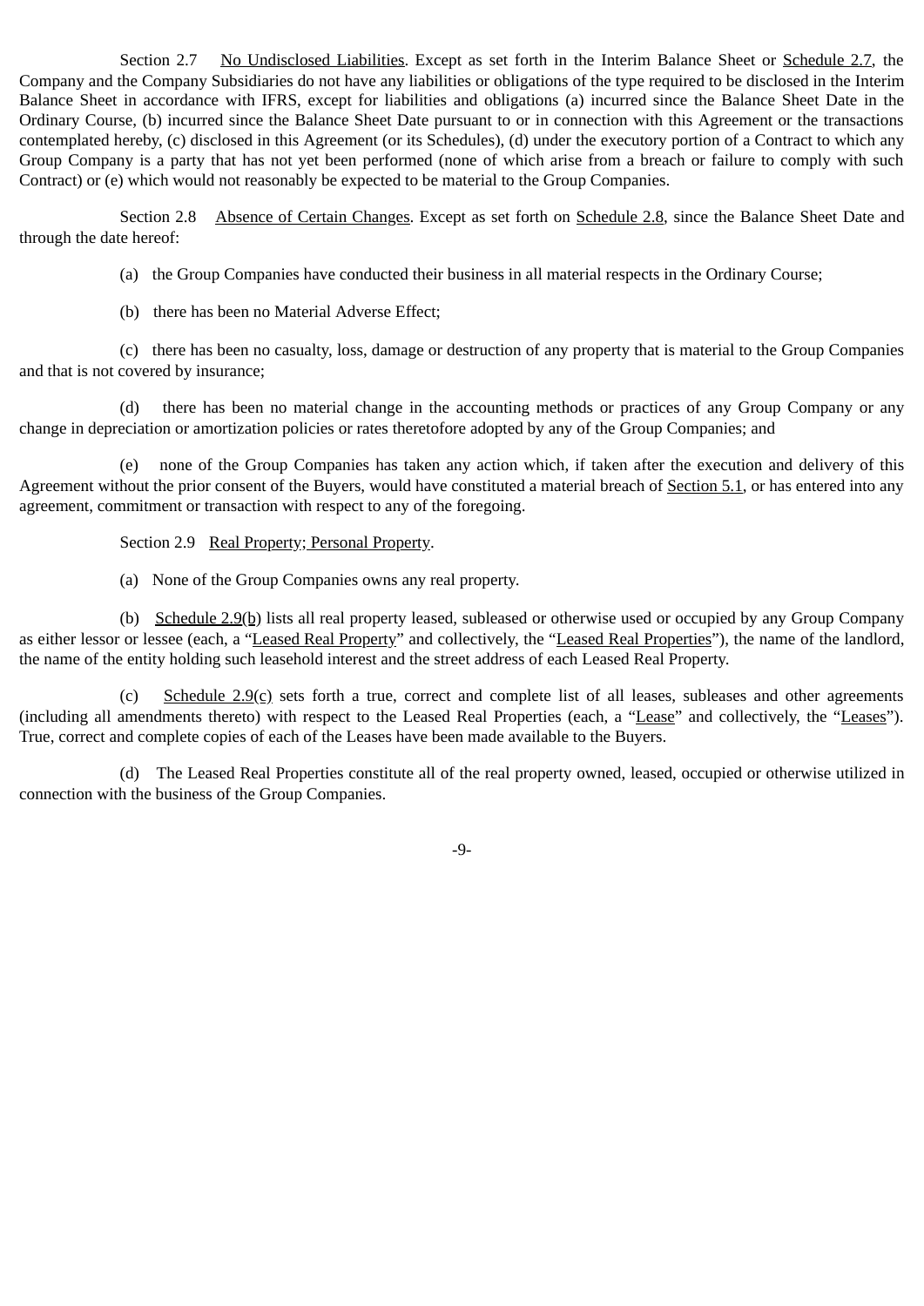Section 2.7 No Undisclosed Liabilities. Except as set forth in the Interim Balance Sheet or Schedule 2.7, the Company and the Company Subsidiaries do not have any liabilities or obligations of the type required to be disclosed in the Interim Balance Sheet in accordance with IFRS, except for liabilities and obligations (a) incurred since the Balance Sheet Date in the Ordinary Course, (b) incurred since the Balance Sheet Date pursuant to or in connection with this Agreement or the transactions contemplated hereby, (c) disclosed in this Agreement (or its Schedules), (d) under the executory portion of a Contract to which any Group Company is a party that has not yet been performed (none of which arise from a breach or failure to comply with such Contract) or (e) which would not reasonably be expected to be material to the Group Companies.

Section 2.8 Absence of Certain Changes. Except as set forth on Schedule 2.8, since the Balance Sheet Date and through the date hereof:

(a) the Group Companies have conducted their business in all material respects in the Ordinary Course;

(b) there has been no Material Adverse Effect;

(c) there has been no casualty, loss, damage or destruction of any property that is material to the Group Companies and that is not covered by insurance;

(d) there has been no material change in the accounting methods or practices of any Group Company or any change in depreciation or amortization policies or rates theretofore adopted by any of the Group Companies; and

(e) none of the Group Companies has taken any action which, if taken after the execution and delivery of this Agreement without the prior consent of the Buyers, would have constituted a material breach of Section 5.1, or has entered into any agreement, commitment or transaction with respect to any of the foregoing.

Section 2.9 Real Property; Personal Property.

(a) None of the Group Companies owns any real property.

(b) Schedule 2.9(b) lists all real property leased, subleased or otherwise used or occupied by any Group Company as either lessor or lessee (each, a "Leased Real Property" and collectively, the "Leased Real Properties"), the name of the landlord, the name of the entity holding such leasehold interest and the street address of each Leased Real Property.

(c) Schedule 2.9(c) sets forth a true, correct and complete list of all leases, subleases and other agreements (including all amendments thereto) with respect to the Leased Real Properties (each, a "Lease" and collectively, the "Leases"). True, correct and complete copies of each of the Leases have been made available to the Buyers.

(d) The Leased Real Properties constitute all of the real property owned, leased, occupied or otherwise utilized in connection with the business of the Group Companies.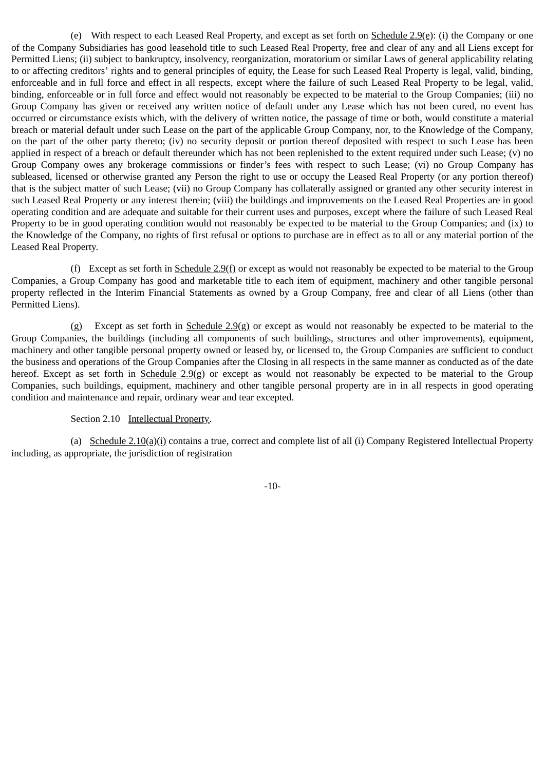(e) With respect to each Leased Real Property, and except as set forth on Schedule 2.9(e): (i) the Company or one of the Company Subsidiaries has good leasehold title to such Leased Real Property, free and clear of any and all Liens except for Permitted Liens; (ii) subject to bankruptcy, insolvency, reorganization, moratorium or similar Laws of general applicability relating to or affecting creditors' rights and to general principles of equity, the Lease for such Leased Real Property is legal, valid, binding, enforceable and in full force and effect in all respects, except where the failure of such Leased Real Property to be legal, valid, binding, enforceable or in full force and effect would not reasonably be expected to be material to the Group Companies; (iii) no Group Company has given or received any written notice of default under any Lease which has not been cured, no event has occurred or circumstance exists which, with the delivery of written notice, the passage of time or both, would constitute a material breach or material default under such Lease on the part of the applicable Group Company, nor, to the Knowledge of the Company, on the part of the other party thereto; (iv) no security deposit or portion thereof deposited with respect to such Lease has been applied in respect of a breach or default thereunder which has not been replenished to the extent required under such Lease; (v) no Group Company owes any brokerage commissions or finder's fees with respect to such Lease; (vi) no Group Company has subleased, licensed or otherwise granted any Person the right to use or occupy the Leased Real Property (or any portion thereof) that is the subject matter of such Lease; (vii) no Group Company has collaterally assigned or granted any other security interest in such Leased Real Property or any interest therein; (viii) the buildings and improvements on the Leased Real Properties are in good operating condition and are adequate and suitable for their current uses and purposes, except where the failure of such Leased Real Property to be in good operating condition would not reasonably be expected to be material to the Group Companies; and (ix) to the Knowledge of the Company, no rights of first refusal or options to purchase are in effect as to all or any material portion of the Leased Real Property.

(f) Except as set forth in Schedule 2.9(f) or except as would not reasonably be expected to be material to the Group Companies, a Group Company has good and marketable title to each item of equipment, machinery and other tangible personal property reflected in the Interim Financial Statements as owned by a Group Company, free and clear of all Liens (other than Permitted Liens).

(g) Except as set forth in Schedule 2.9(g) or except as would not reasonably be expected to be material to the Group Companies, the buildings (including all components of such buildings, structures and other improvements), equipment, machinery and other tangible personal property owned or leased by, or licensed to, the Group Companies are sufficient to conduct the business and operations of the Group Companies after the Closing in all respects in the same manner as conducted as of the date hereof. Except as set forth in Schedule 2.9(g) or except as would not reasonably be expected to be material to the Group Companies, such buildings, equipment, machinery and other tangible personal property are in in all respects in good operating condition and maintenance and repair, ordinary wear and tear excepted.

Section 2.10 Intellectual Property.

(a) Schedule 2.10(a)(i) contains a true, correct and complete list of all (i) Company Registered Intellectual Property including, as appropriate, the jurisdiction of registration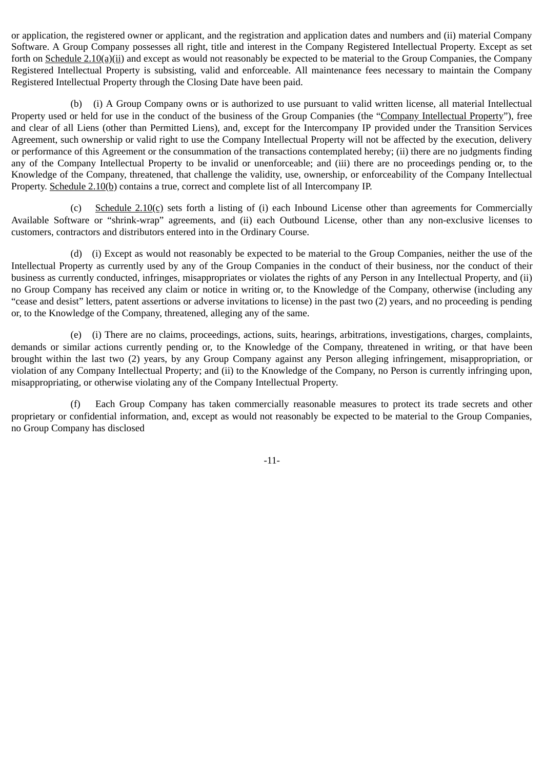or application, the registered owner or applicant, and the registration and application dates and numbers and (ii) material Company Software. A Group Company possesses all right, title and interest in the Company Registered Intellectual Property. Except as set forth on Schedule 2.10(a)(ii) and except as would not reasonably be expected to be material to the Group Companies, the Company Registered Intellectual Property is subsisting, valid and enforceable. All maintenance fees necessary to maintain the Company Registered Intellectual Property through the Closing Date have been paid.

(b) (i) A Group Company owns or is authorized to use pursuant to valid written license, all material Intellectual Property used or held for use in the conduct of the business of the Group Companies (the "Company Intellectual Property"), free and clear of all Liens (other than Permitted Liens), and, except for the Intercompany IP provided under the Transition Services Agreement, such ownership or valid right to use the Company Intellectual Property will not be affected by the execution, delivery or performance of this Agreement or the consummation of the transactions contemplated hereby; (ii) there are no judgments finding any of the Company Intellectual Property to be invalid or unenforceable; and (iii) there are no proceedings pending or, to the Knowledge of the Company, threatened, that challenge the validity, use, ownership, or enforceability of the Company Intellectual Property. Schedule 2.10(b) contains a true, correct and complete list of all Intercompany IP.

(c) Schedule 2.10(c) sets forth a listing of (i) each Inbound License other than agreements for Commercially Available Software or "shrink-wrap" agreements, and (ii) each Outbound License, other than any non-exclusive licenses to customers, contractors and distributors entered into in the Ordinary Course.

(d) (i) Except as would not reasonably be expected to be material to the Group Companies, neither the use of the Intellectual Property as currently used by any of the Group Companies in the conduct of their business, nor the conduct of their business as currently conducted, infringes, misappropriates or violates the rights of any Person in any Intellectual Property, and (ii) no Group Company has received any claim or notice in writing or, to the Knowledge of the Company, otherwise (including any "cease and desist" letters, patent assertions or adverse invitations to license) in the past two (2) years, and no proceeding is pending or, to the Knowledge of the Company, threatened, alleging any of the same.

(e) (i) There are no claims, proceedings, actions, suits, hearings, arbitrations, investigations, charges, complaints, demands or similar actions currently pending or, to the Knowledge of the Company, threatened in writing, or that have been brought within the last two (2) years, by any Group Company against any Person alleging infringement, misappropriation, or violation of any Company Intellectual Property; and (ii) to the Knowledge of the Company, no Person is currently infringing upon, misappropriating, or otherwise violating any of the Company Intellectual Property.

(f) Each Group Company has taken commercially reasonable measures to protect its trade secrets and other proprietary or confidential information, and, except as would not reasonably be expected to be material to the Group Companies, no Group Company has disclosed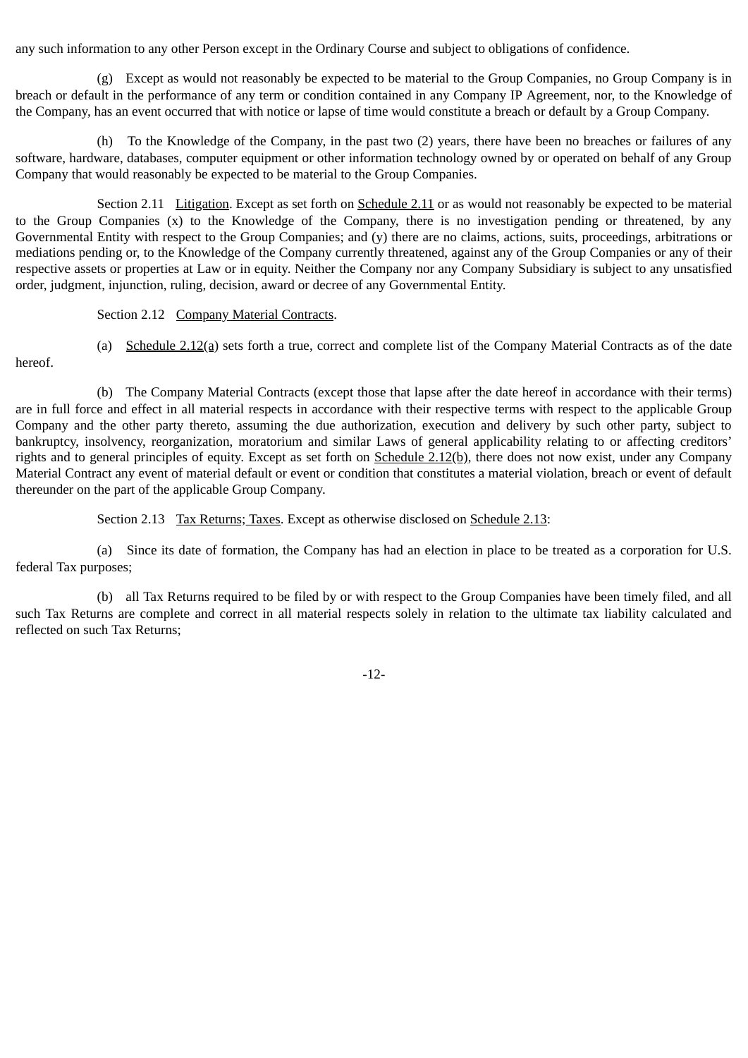any such information to any other Person except in the Ordinary Course and subject to obligations of confidence.

(g) Except as would not reasonably be expected to be material to the Group Companies, no Group Company is in breach or default in the performance of any term or condition contained in any Company IP Agreement, nor, to the Knowledge of the Company, has an event occurred that with notice or lapse of time would constitute a breach or default by a Group Company.

(h) To the Knowledge of the Company, in the past two (2) years, there have been no breaches or failures of any software, hardware, databases, computer equipment or other information technology owned by or operated on behalf of any Group Company that would reasonably be expected to be material to the Group Companies.

Section 2.11 Litigation. Except as set forth on Schedule 2.11 or as would not reasonably be expected to be material to the Group Companies (x) to the Knowledge of the Company, there is no investigation pending or threatened, by any Governmental Entity with respect to the Group Companies; and (y) there are no claims, actions, suits, proceedings, arbitrations or mediations pending or, to the Knowledge of the Company currently threatened, against any of the Group Companies or any of their respective assets or properties at Law or in equity. Neither the Company nor any Company Subsidiary is subject to any unsatisfied order, judgment, injunction, ruling, decision, award or decree of any Governmental Entity.

Section 2.12 Company Material Contracts.

(a) Schedule 2.12(a) sets forth a true, correct and complete list of the Company Material Contracts as of the date hereof.

(b) The Company Material Contracts (except those that lapse after the date hereof in accordance with their terms) are in full force and effect in all material respects in accordance with their respective terms with respect to the applicable Group Company and the other party thereto, assuming the due authorization, execution and delivery by such other party, subject to bankruptcy, insolvency, reorganization, moratorium and similar Laws of general applicability relating to or affecting creditors' rights and to general principles of equity. Except as set forth on Schedule 2.12(b), there does not now exist, under any Company Material Contract any event of material default or event or condition that constitutes a material violation, breach or event of default thereunder on the part of the applicable Group Company.

Section 2.13 Tax Returns; Taxes. Except as otherwise disclosed on Schedule 2.13:

(a) Since its date of formation, the Company has had an election in place to be treated as a corporation for U.S. federal Tax purposes;

(b) all Tax Returns required to be filed by or with respect to the Group Companies have been timely filed, and all such Tax Returns are complete and correct in all material respects solely in relation to the ultimate tax liability calculated and reflected on such Tax Returns;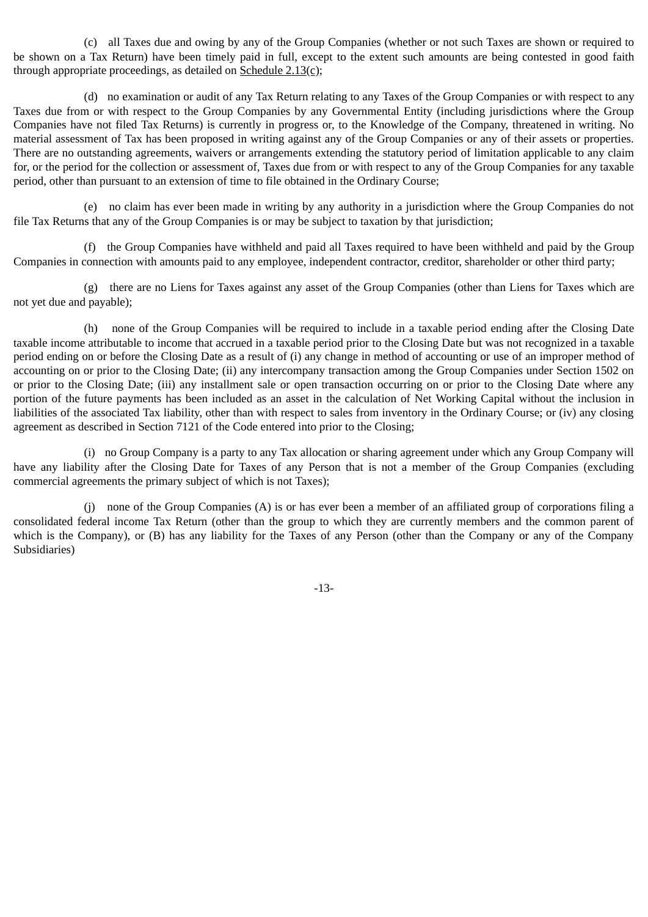(c) all Taxes due and owing by any of the Group Companies (whether or not such Taxes are shown or required to be shown on a Tax Return) have been timely paid in full, except to the extent such amounts are being contested in good faith through appropriate proceedings, as detailed on Schedule 2.13(c);

(d) no examination or audit of any Tax Return relating to any Taxes of the Group Companies or with respect to any Taxes due from or with respect to the Group Companies by any Governmental Entity (including jurisdictions where the Group Companies have not filed Tax Returns) is currently in progress or, to the Knowledge of the Company, threatened in writing. No material assessment of Tax has been proposed in writing against any of the Group Companies or any of their assets or properties. There are no outstanding agreements, waivers or arrangements extending the statutory period of limitation applicable to any claim for, or the period for the collection or assessment of, Taxes due from or with respect to any of the Group Companies for any taxable period, other than pursuant to an extension of time to file obtained in the Ordinary Course;

(e) no claim has ever been made in writing by any authority in a jurisdiction where the Group Companies do not file Tax Returns that any of the Group Companies is or may be subject to taxation by that jurisdiction;

(f) the Group Companies have withheld and paid all Taxes required to have been withheld and paid by the Group Companies in connection with amounts paid to any employee, independent contractor, creditor, shareholder or other third party;

(g) there are no Liens for Taxes against any asset of the Group Companies (other than Liens for Taxes which are not yet due and payable);

(h) none of the Group Companies will be required to include in a taxable period ending after the Closing Date taxable income attributable to income that accrued in a taxable period prior to the Closing Date but was not recognized in a taxable period ending on or before the Closing Date as a result of (i) any change in method of accounting or use of an improper method of accounting on or prior to the Closing Date; (ii) any intercompany transaction among the Group Companies under Section 1502 on or prior to the Closing Date; (iii) any installment sale or open transaction occurring on or prior to the Closing Date where any portion of the future payments has been included as an asset in the calculation of Net Working Capital without the inclusion in liabilities of the associated Tax liability, other than with respect to sales from inventory in the Ordinary Course; or (iv) any closing agreement as described in Section 7121 of the Code entered into prior to the Closing;

(i) no Group Company is a party to any Tax allocation or sharing agreement under which any Group Company will have any liability after the Closing Date for Taxes of any Person that is not a member of the Group Companies (excluding commercial agreements the primary subject of which is not Taxes);

(j) none of the Group Companies (A) is or has ever been a member of an affiliated group of corporations filing a consolidated federal income Tax Return (other than the group to which they are currently members and the common parent of which is the Company), or (B) has any liability for the Taxes of any Person (other than the Company or any of the Company Subsidiaries)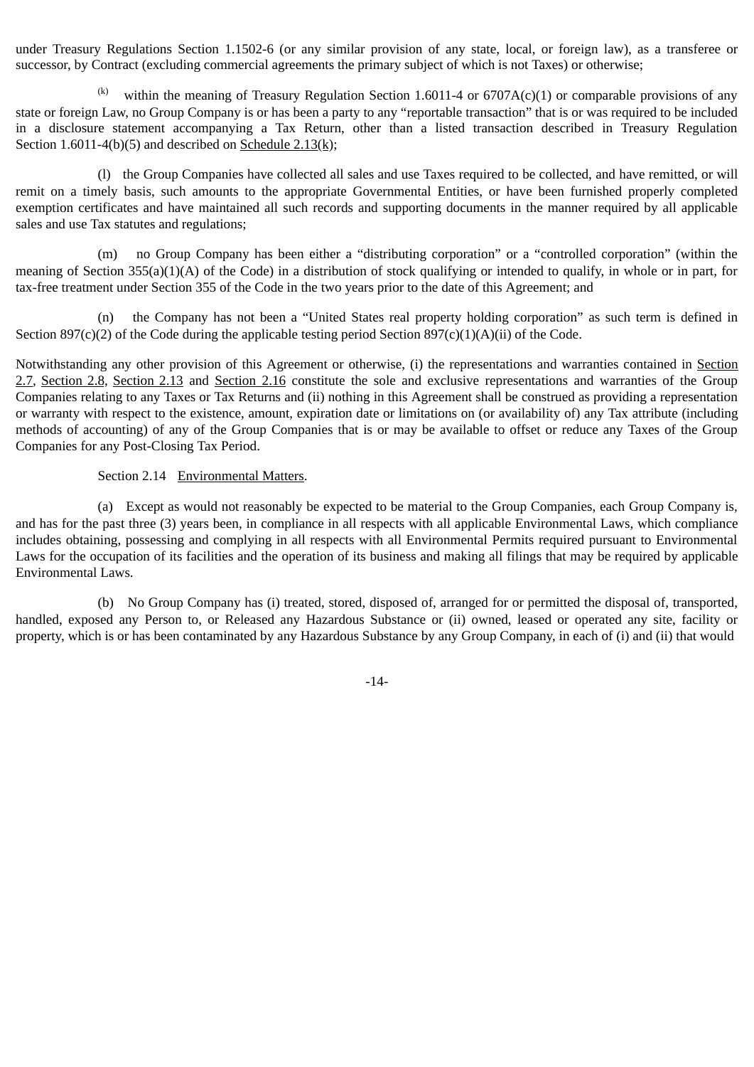under Treasury Regulations Section 1.1502-6 (or any similar provision of any state, local, or foreign law), as a transferee or successor, by Contract (excluding commercial agreements the primary subject of which is not Taxes) or otherwise;

(k) within the meaning of Treasury Regulation Section 1.6011-4 or 6707A(c)(1) or comparable provisions of any state or foreign Law, no Group Company is or has been a party to any "reportable transaction" that is or was required to be included in a disclosure statement accompanying a Tax Return, other than a listed transaction described in Treasury Regulation Section 1.6011-4(b)(5) and described on Schedule 2.13(k);

(l) the Group Companies have collected all sales and use Taxes required to be collected, and have remitted, or will remit on a timely basis, such amounts to the appropriate Governmental Entities, or have been furnished properly completed exemption certificates and have maintained all such records and supporting documents in the manner required by all applicable sales and use Tax statutes and regulations;

(m) no Group Company has been either a "distributing corporation" or a "controlled corporation" (within the meaning of Section 355(a)(1)(A) of the Code) in a distribution of stock qualifying or intended to qualify, in whole or in part, for tax-free treatment under Section 355 of the Code in the two years prior to the date of this Agreement; and

(n) the Company has not been a "United States real property holding corporation" as such term is defined in Section 897(c)(2) of the Code during the applicable testing period Section 897(c)(1)(A)(ii) of the Code.

Notwithstanding any other provision of this Agreement or otherwise, (i) the representations and warranties contained in Section 2.7, Section 2.8, Section 2.13 and Section 2.16 constitute the sole and exclusive representations and warranties of the Group Companies relating to any Taxes or Tax Returns and (ii) nothing in this Agreement shall be construed as providing a representation or warranty with respect to the existence, amount, expiration date or limitations on (or availability of) any Tax attribute (including methods of accounting) of any of the Group Companies that is or may be available to offset or reduce any Taxes of the Group Companies for any Post-Closing Tax Period.

Section 2.14 Environmental Matters.

(a) Except as would not reasonably be expected to be material to the Group Companies, each Group Company is, and has for the past three (3) years been, in compliance in all respects with all applicable Environmental Laws, which compliance includes obtaining, possessing and complying in all respects with all Environmental Permits required pursuant to Environmental Laws for the occupation of its facilities and the operation of its business and making all filings that may be required by applicable Environmental Laws.

(b) No Group Company has (i) treated, stored, disposed of, arranged for or permitted the disposal of, transported, handled, exposed any Person to, or Released any Hazardous Substance or (ii) owned, leased or operated any site, facility or property, which is or has been contaminated by any Hazardous Substance by any Group Company, in each of (i) and (ii) that would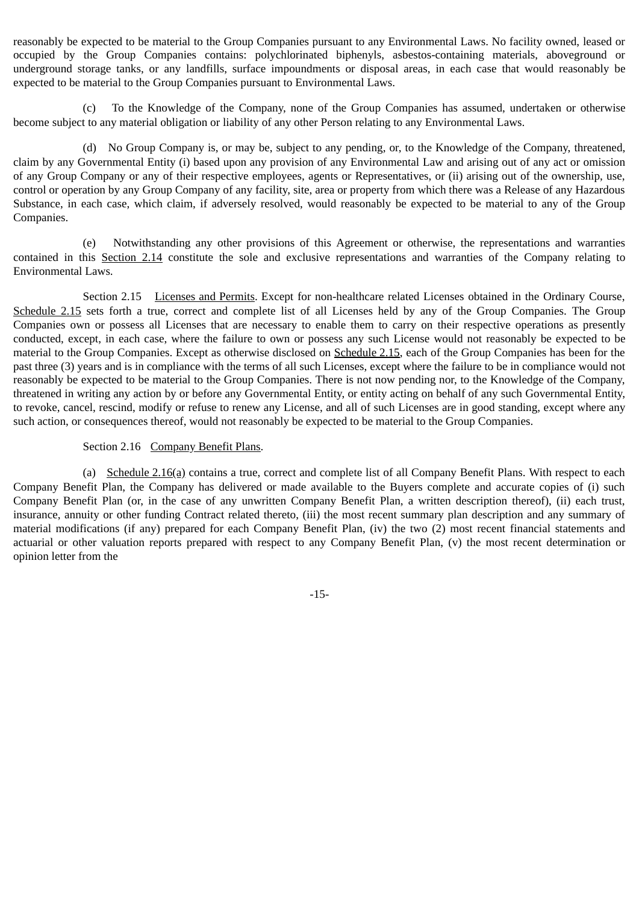reasonably be expected to be material to the Group Companies pursuant to any Environmental Laws. No facility owned, leased or occupied by the Group Companies contains: polychlorinated biphenyls, asbestos-containing materials, aboveground or underground storage tanks, or any landfills, surface impoundments or disposal areas, in each case that would reasonably be expected to be material to the Group Companies pursuant to Environmental Laws.

(c) To the Knowledge of the Company, none of the Group Companies has assumed, undertaken or otherwise become subject to any material obligation or liability of any other Person relating to any Environmental Laws.

(d) No Group Company is, or may be, subject to any pending, or, to the Knowledge of the Company, threatened, claim by any Governmental Entity (i) based upon any provision of any Environmental Law and arising out of any act or omission of any Group Company or any of their respective employees, agents or Representatives, or (ii) arising out of the ownership, use, control or operation by any Group Company of any facility, site, area or property from which there was a Release of any Hazardous Substance, in each case, which claim, if adversely resolved, would reasonably be expected to be material to any of the Group Companies.

(e) Notwithstanding any other provisions of this Agreement or otherwise, the representations and warranties contained in this Section 2.14 constitute the sole and exclusive representations and warranties of the Company relating to Environmental Laws.

Section 2.15 Licenses and Permits. Except for non-healthcare related Licenses obtained in the Ordinary Course, Schedule 2.15 sets forth a true, correct and complete list of all Licenses held by any of the Group Companies. The Group Companies own or possess all Licenses that are necessary to enable them to carry on their respective operations as presently conducted, except, in each case, where the failure to own or possess any such License would not reasonably be expected to be material to the Group Companies. Except as otherwise disclosed on Schedule 2.15, each of the Group Companies has been for the past three (3) years and is in compliance with the terms of all such Licenses, except where the failure to be in compliance would not reasonably be expected to be material to the Group Companies. There is not now pending nor, to the Knowledge of the Company, threatened in writing any action by or before any Governmental Entity, or entity acting on behalf of any such Governmental Entity, to revoke, cancel, rescind, modify or refuse to renew any License, and all of such Licenses are in good standing, except where any such action, or consequences thereof, would not reasonably be expected to be material to the Group Companies.

Section 2.16 Company Benefit Plans.

(a) Schedule 2.16(a) contains a true, correct and complete list of all Company Benefit Plans. With respect to each Company Benefit Plan, the Company has delivered or made available to the Buyers complete and accurate copies of (i) such Company Benefit Plan (or, in the case of any unwritten Company Benefit Plan, a written description thereof), (ii) each trust, insurance, annuity or other funding Contract related thereto, (iii) the most recent summary plan description and any summary of material modifications (if any) prepared for each Company Benefit Plan, (iv) the two (2) most recent financial statements and actuarial or other valuation reports prepared with respect to any Company Benefit Plan, (v) the most recent determination or opinion letter from the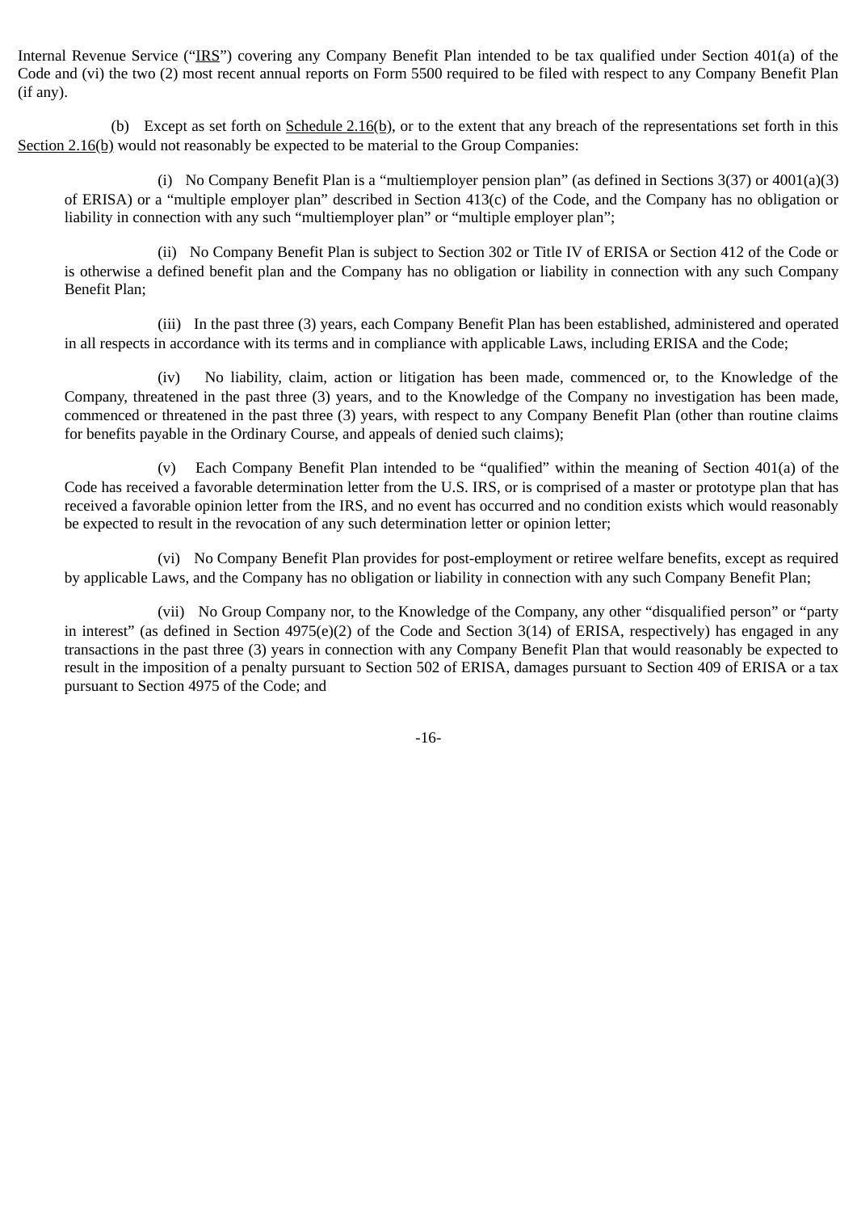Internal Revenue Service ("IRS") covering any Company Benefit Plan intended to be tax qualified under Section 401(a) of the Code and (vi) the two (2) most recent annual reports on Form 5500 required to be filed with respect to any Company Benefit Plan (if any).

(b) Except as set forth on Schedule 2.16(b), or to the extent that any breach of the representations set forth in this Section 2.16(b) would not reasonably be expected to be material to the Group Companies:

(i) No Company Benefit Plan is a "multiemployer pension plan" (as defined in Sections 3(37) or 4001(a)(3) of ERISA) or a "multiple employer plan" described in Section 413(c) of the Code, and the Company has no obligation or liability in connection with any such "multiemployer plan" or "multiple employer plan";

(ii) No Company Benefit Plan is subject to Section 302 or Title IV of ERISA or Section 412 of the Code or is otherwise a defined benefit plan and the Company has no obligation or liability in connection with any such Company Benefit Plan;

(iii) In the past three (3) years, each Company Benefit Plan has been established, administered and operated in all respects in accordance with its terms and in compliance with applicable Laws, including ERISA and the Code;

(iv) No liability, claim, action or litigation has been made, commenced or, to the Knowledge of the Company, threatened in the past three (3) years, and to the Knowledge of the Company no investigation has been made, commenced or threatened in the past three (3) years, with respect to any Company Benefit Plan (other than routine claims for benefits payable in the Ordinary Course, and appeals of denied such claims);

(v) Each Company Benefit Plan intended to be "qualified" within the meaning of Section 401(a) of the Code has received a favorable determination letter from the U.S. IRS, or is comprised of a master or prototype plan that has received a favorable opinion letter from the IRS, and no event has occurred and no condition exists which would reasonably be expected to result in the revocation of any such determination letter or opinion letter;

(vi) No Company Benefit Plan provides for post-employment or retiree welfare benefits, except as required by applicable Laws, and the Company has no obligation or liability in connection with any such Company Benefit Plan;

(vii) No Group Company nor, to the Knowledge of the Company, any other "disqualified person" or "party in interest" (as defined in Section 4975(e)(2) of the Code and Section 3(14) of ERISA, respectively) has engaged in any transactions in the past three (3) years in connection with any Company Benefit Plan that would reasonably be expected to result in the imposition of a penalty pursuant to Section 502 of ERISA, damages pursuant to Section 409 of ERISA or a tax pursuant to Section 4975 of the Code; and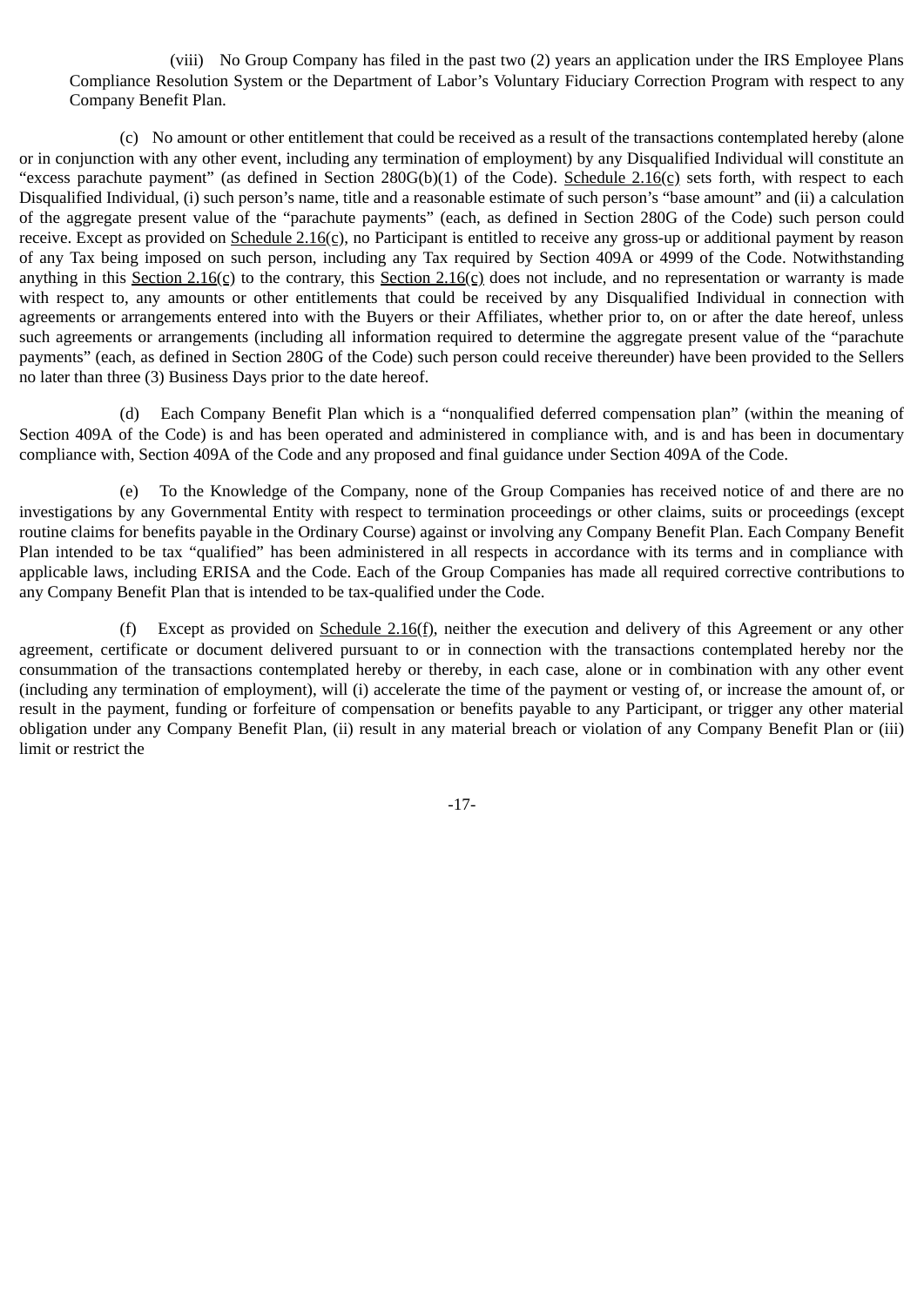(viii) No Group Company has filed in the past two (2) years an application under the IRS Employee Plans Compliance Resolution System or the Department of Labor's Voluntary Fiduciary Correction Program with respect to any Company Benefit Plan.

(c) No amount or other entitlement that could be received as a result of the transactions contemplated hereby (alone or in conjunction with any other event, including any termination of employment) by any Disqualified Individual will constitute an "excess parachute payment" (as defined in Section 280G(b)(1) of the Code). Schedule 2.16(c) sets forth, with respect to each Disqualified Individual, (i) such person's name, title and a reasonable estimate of such person's "base amount" and (ii) a calculation of the aggregate present value of the "parachute payments" (each, as defined in Section 280G of the Code) such person could receive. Except as provided on Schedule 2.16(c), no Participant is entitled to receive any gross-up or additional payment by reason of any Tax being imposed on such person, including any Tax required by Section 409A or 4999 of the Code. Notwithstanding anything in this Section 2.16(c) to the contrary, this Section 2.16(c) does not include, and no representation or warranty is made with respect to, any amounts or other entitlements that could be received by any Disqualified Individual in connection with agreements or arrangements entered into with the Buyers or their Affiliates, whether prior to, on or after the date hereof, unless such agreements or arrangements (including all information required to determine the aggregate present value of the "parachute payments" (each, as defined in Section 280G of the Code) such person could receive thereunder) have been provided to the Sellers no later than three (3) Business Days prior to the date hereof.

(d) Each Company Benefit Plan which is a "nonqualified deferred compensation plan" (within the meaning of Section 409A of the Code) is and has been operated and administered in compliance with, and is and has been in documentary compliance with, Section 409A of the Code and any proposed and final guidance under Section 409A of the Code.

(e) To the Knowledge of the Company, none of the Group Companies has received notice of and there are no investigations by any Governmental Entity with respect to termination proceedings or other claims, suits or proceedings (except routine claims for benefits payable in the Ordinary Course) against or involving any Company Benefit Plan. Each Company Benefit Plan intended to be tax "qualified" has been administered in all respects in accordance with its terms and in compliance with applicable laws, including ERISA and the Code. Each of the Group Companies has made all required corrective contributions to any Company Benefit Plan that is intended to be tax-qualified under the Code.

(f) Except as provided on Schedule 2.16(f), neither the execution and delivery of this Agreement or any other agreement, certificate or document delivered pursuant to or in connection with the transactions contemplated hereby nor the consummation of the transactions contemplated hereby or thereby, in each case, alone or in combination with any other event (including any termination of employment), will (i) accelerate the time of the payment or vesting of, or increase the amount of, or result in the payment, funding or forfeiture of compensation or benefits payable to any Participant, or trigger any other material obligation under any Company Benefit Plan, (ii) result in any material breach or violation of any Company Benefit Plan or (iii) limit or restrict the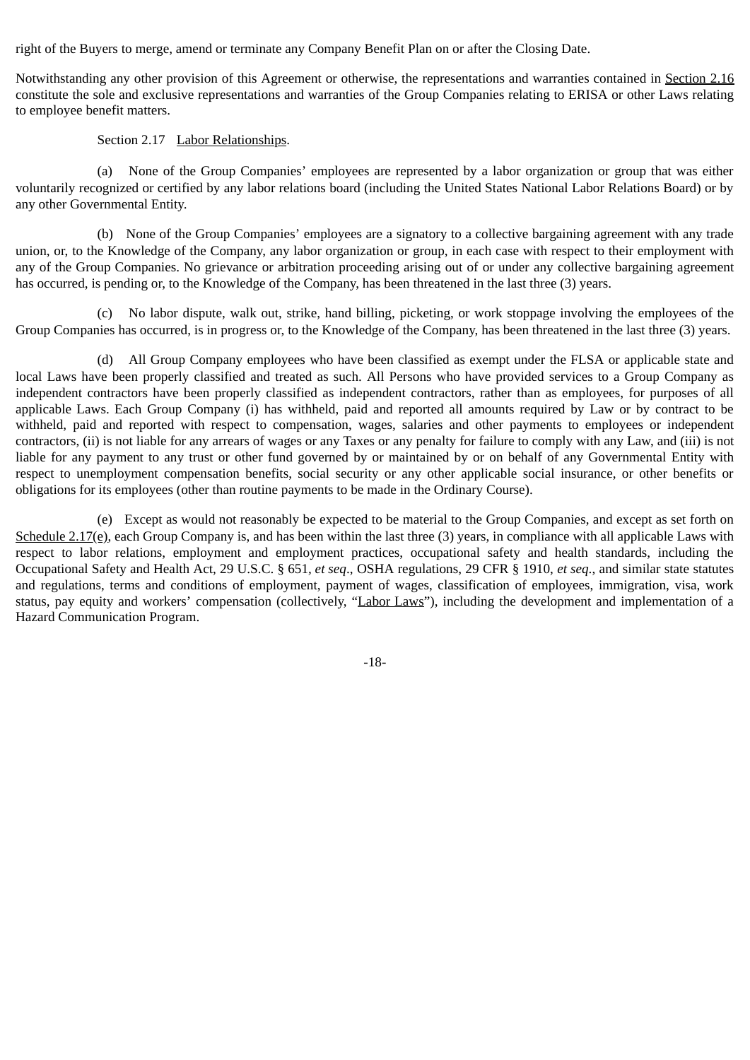right of the Buyers to merge, amend or terminate any Company Benefit Plan on or after the Closing Date.

Notwithstanding any other provision of this Agreement or otherwise, the representations and warranties contained in Section 2.16 constitute the sole and exclusive representations and warranties of the Group Companies relating to ERISA or other Laws relating to employee benefit matters.

Section 2.17 Labor Relationships.

(a) None of the Group Companies' employees are represented by a labor organization or group that was either voluntarily recognized or certified by any labor relations board (including the United States National Labor Relations Board) or by any other Governmental Entity.

(b) None of the Group Companies' employees are a signatory to a collective bargaining agreement with any trade union, or, to the Knowledge of the Company, any labor organization or group, in each case with respect to their employment with any of the Group Companies. No grievance or arbitration proceeding arising out of or under any collective bargaining agreement has occurred, is pending or, to the Knowledge of the Company, has been threatened in the last three (3) years.

(c) No labor dispute, walk out, strike, hand billing, picketing, or work stoppage involving the employees of the Group Companies has occurred, is in progress or, to the Knowledge of the Company, has been threatened in the last three (3) years.

(d) All Group Company employees who have been classified as exempt under the FLSA or applicable state and local Laws have been properly classified and treated as such. All Persons who have provided services to a Group Company as independent contractors have been properly classified as independent contractors, rather than as employees, for purposes of all applicable Laws. Each Group Company (i) has withheld, paid and reported all amounts required by Law or by contract to be withheld, paid and reported with respect to compensation, wages, salaries and other payments to employees or independent contractors, (ii) is not liable for any arrears of wages or any Taxes or any penalty for failure to comply with any Law, and (iii) is not liable for any payment to any trust or other fund governed by or maintained by or on behalf of any Governmental Entity with respect to unemployment compensation benefits, social security or any other applicable social insurance, or other benefits or obligations for its employees (other than routine payments to be made in the Ordinary Course).

(e) Except as would not reasonably be expected to be material to the Group Companies, and except as set forth on Schedule 2.17(e), each Group Company is, and has been within the last three (3) years, in compliance with all applicable Laws with respect to labor relations, employment and employment practices, occupational safety and health standards, including the Occupational Safety and Health Act, 29 U.S.C. § 651, *et seq*., OSHA regulations, 29 CFR § 1910, *et seq*., and similar state statutes and regulations, terms and conditions of employment, payment of wages, classification of employees, immigration, visa, work status, pay equity and workers' compensation (collectively, "Labor Laws"), including the development and implementation of a Hazard Communication Program.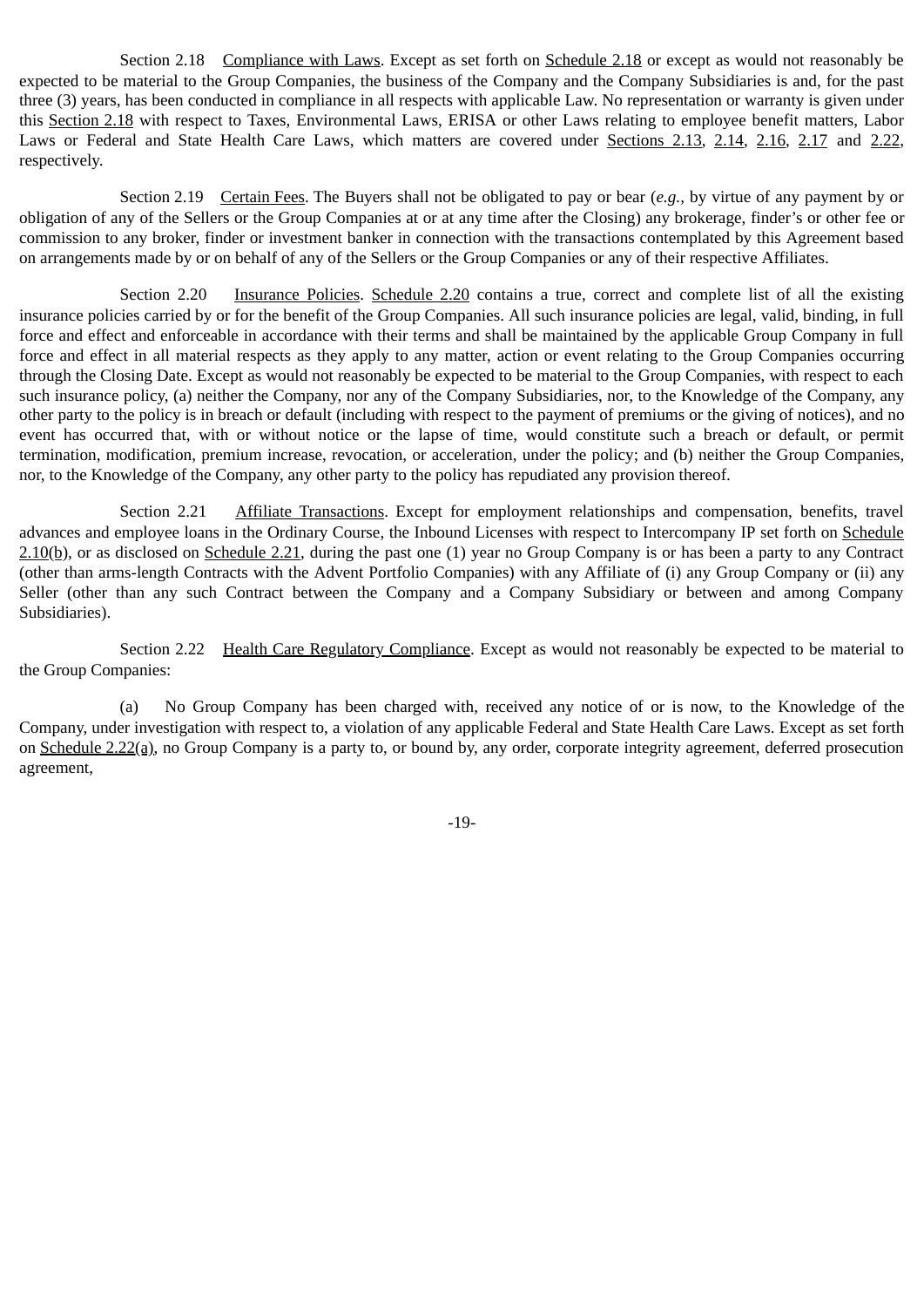Section 2.18 Compliance with Laws. Except as set forth on Schedule 2.18 or except as would not reasonably be expected to be material to the Group Companies, the business of the Company and the Company Subsidiaries is and, for the past three (3) years, has been conducted in compliance in all respects with applicable Law. No representation or warranty is given under this Section 2.18 with respect to Taxes, Environmental Laws, ERISA or other Laws relating to employee benefit matters, Labor Laws or Federal and State Health Care Laws, which matters are covered under Sections 2.13, 2.14, 2.16, 2.17 and 2.22, respectively.

Section 2.19 Certain Fees. The Buyers shall not be obligated to pay or bear (*e.g.*, by virtue of any payment by or obligation of any of the Sellers or the Group Companies at or at any time after the Closing) any brokerage, finder's or other fee or commission to any broker, finder or investment banker in connection with the transactions contemplated by this Agreement based on arrangements made by or on behalf of any of the Sellers or the Group Companies or any of their respective Affiliates.

Section 2.20 Insurance Policies. Schedule 2.20 contains a true, correct and complete list of all the existing insurance policies carried by or for the benefit of the Group Companies. All such insurance policies are legal, valid, binding, in full force and effect and enforceable in accordance with their terms and shall be maintained by the applicable Group Company in full force and effect in all material respects as they apply to any matter, action or event relating to the Group Companies occurring through the Closing Date. Except as would not reasonably be expected to be material to the Group Companies, with respect to each such insurance policy, (a) neither the Company, nor any of the Company Subsidiaries, nor, to the Knowledge of the Company, any other party to the policy is in breach or default (including with respect to the payment of premiums or the giving of notices), and no event has occurred that, with or without notice or the lapse of time, would constitute such a breach or default, or permit termination, modification, premium increase, revocation, or acceleration, under the policy; and (b) neither the Group Companies, nor, to the Knowledge of the Company, any other party to the policy has repudiated any provision thereof.

Section 2.21 Affiliate Transactions. Except for employment relationships and compensation, benefits, travel advances and employee loans in the Ordinary Course, the Inbound Licenses with respect to Intercompany IP set forth on Schedule 2.10(b), or as disclosed on Schedule 2.21, during the past one (1) year no Group Company is or has been a party to any Contract (other than arms-length Contracts with the Advent Portfolio Companies) with any Affiliate of (i) any Group Company or (ii) any Seller (other than any such Contract between the Company and a Company Subsidiary or between and among Company Subsidiaries).

Section 2.22 Health Care Regulatory Compliance. Except as would not reasonably be expected to be material to the Group Companies:

(a) No Group Company has been charged with, received any notice of or is now, to the Knowledge of the Company, under investigation with respect to, a violation of any applicable Federal and State Health Care Laws. Except as set forth on Schedule 2.22(a), no Group Company is a party to, or bound by, any order, corporate integrity agreement, deferred prosecution agreement,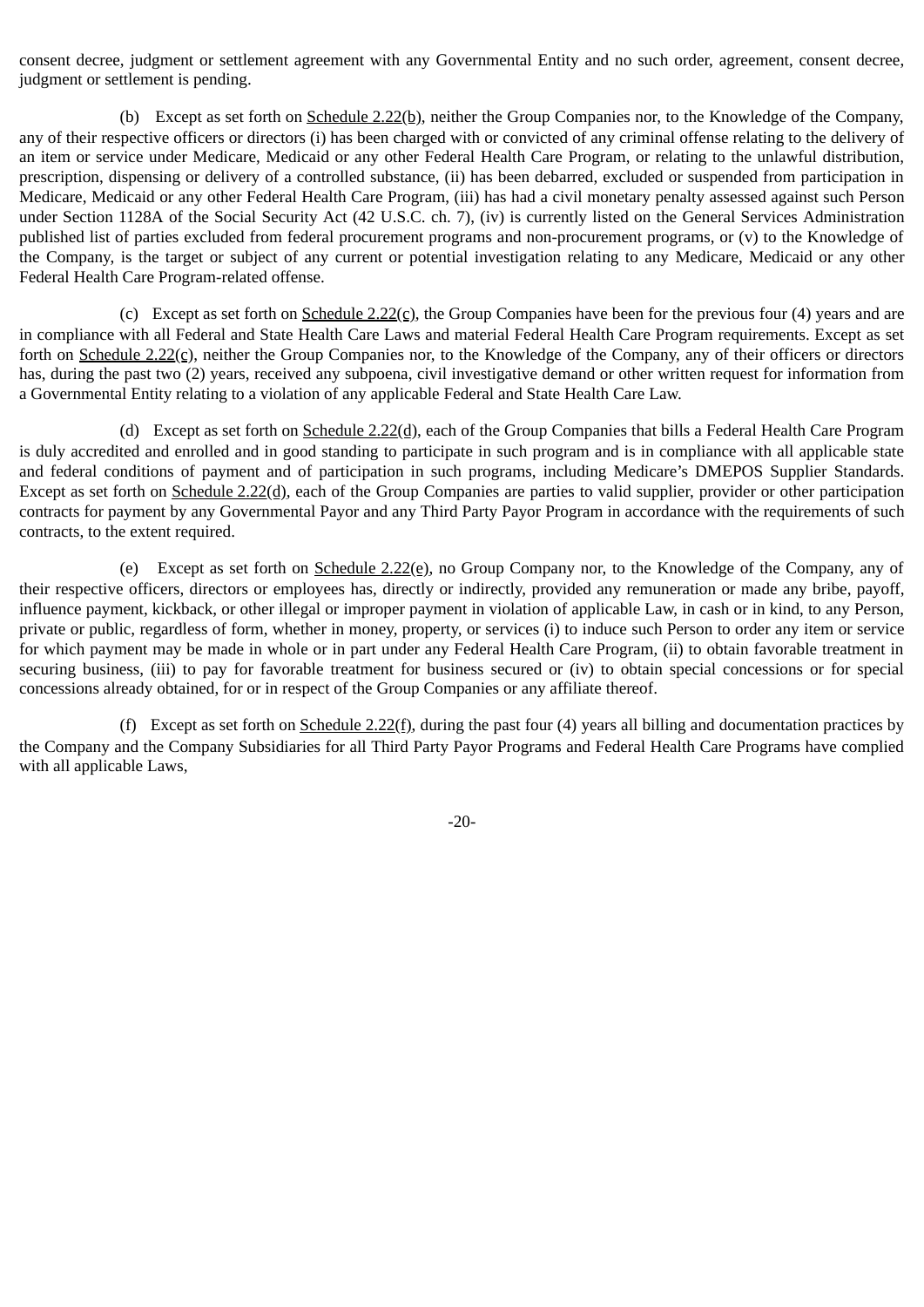consent decree, judgment or settlement agreement with any Governmental Entity and no such order, agreement, consent decree, judgment or settlement is pending.

(b) Except as set forth on Schedule 2.22(b), neither the Group Companies nor, to the Knowledge of the Company, any of their respective officers or directors (i) has been charged with or convicted of any criminal offense relating to the delivery of an item or service under Medicare, Medicaid or any other Federal Health Care Program, or relating to the unlawful distribution, prescription, dispensing or delivery of a controlled substance, (ii) has been debarred, excluded or suspended from participation in Medicare, Medicaid or any other Federal Health Care Program, (iii) has had a civil monetary penalty assessed against such Person under Section 1128A of the Social Security Act (42 U.S.C. ch. 7), (iv) is currently listed on the General Services Administration published list of parties excluded from federal procurement programs and non-procurement programs, or (v) to the Knowledge of the Company, is the target or subject of any current or potential investigation relating to any Medicare, Medicaid or any other Federal Health Care Program-related offense.

(c) Except as set forth on Schedule 2.22(c), the Group Companies have been for the previous four (4) years and are in compliance with all Federal and State Health Care Laws and material Federal Health Care Program requirements. Except as set forth on Schedule 2.22(c), neither the Group Companies nor, to the Knowledge of the Company, any of their officers or directors has, during the past two (2) years, received any subpoena, civil investigative demand or other written request for information from a Governmental Entity relating to a violation of any applicable Federal and State Health Care Law.

(d) Except as set forth on Schedule 2.22(d), each of the Group Companies that bills a Federal Health Care Program is duly accredited and enrolled and in good standing to participate in such program and is in compliance with all applicable state and federal conditions of payment and of participation in such programs, including Medicare's DMEPOS Supplier Standards. Except as set forth on Schedule 2.22(d), each of the Group Companies are parties to valid supplier, provider or other participation contracts for payment by any Governmental Payor and any Third Party Payor Program in accordance with the requirements of such contracts, to the extent required.

(e) Except as set forth on Schedule 2.22(e), no Group Company nor, to the Knowledge of the Company, any of their respective officers, directors or employees has, directly or indirectly, provided any remuneration or made any bribe, payoff, influence payment, kickback, or other illegal or improper payment in violation of applicable Law, in cash or in kind, to any Person, private or public, regardless of form, whether in money, property, or services (i) to induce such Person to order any item or service for which payment may be made in whole or in part under any Federal Health Care Program, (ii) to obtain favorable treatment in securing business, (iii) to pay for favorable treatment for business secured or (iv) to obtain special concessions or for special concessions already obtained, for or in respect of the Group Companies or any affiliate thereof.

(f) Except as set forth on Schedule 2.22(f), during the past four (4) years all billing and documentation practices by the Company and the Company Subsidiaries for all Third Party Payor Programs and Federal Health Care Programs have complied with all applicable Laws,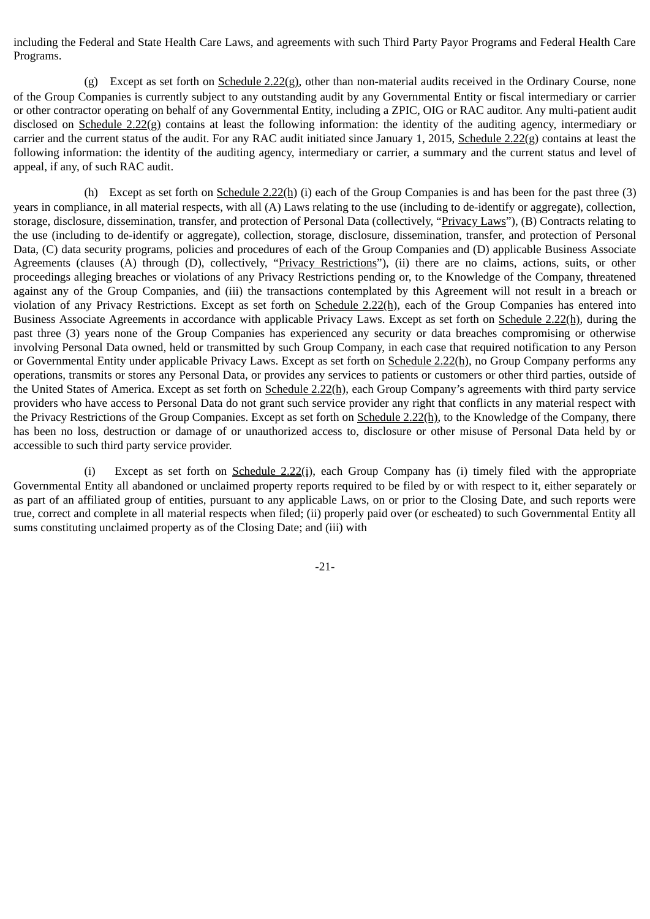including the Federal and State Health Care Laws, and agreements with such Third Party Payor Programs and Federal Health Care Programs.

(g) Except as set forth on Schedule 2.22(g), other than non-material audits received in the Ordinary Course, none of the Group Companies is currently subject to any outstanding audit by any Governmental Entity or fiscal intermediary or carrier or other contractor operating on behalf of any Governmental Entity, including a ZPIC, OIG or RAC auditor. Any multi-patient audit disclosed on Schedule 2.22(g) contains at least the following information: the identity of the auditing agency, intermediary or carrier and the current status of the audit. For any RAC audit initiated since January 1, 2015, Schedule 2.22(g) contains at least the following information: the identity of the auditing agency, intermediary or carrier, a summary and the current status and level of appeal, if any, of such RAC audit.

(h) Except as set forth on Schedule 2.22(h) (i) each of the Group Companies is and has been for the past three (3) years in compliance, in all material respects, with all (A) Laws relating to the use (including to de-identify or aggregate), collection, storage, disclosure, dissemination, transfer, and protection of Personal Data (collectively, "Privacy Laws"), (B) Contracts relating to the use (including to de-identify or aggregate), collection, storage, disclosure, dissemination, transfer, and protection of Personal Data, (C) data security programs, policies and procedures of each of the Group Companies and (D) applicable Business Associate Agreements (clauses (A) through (D), collectively, "Privacy Restrictions"), (ii) there are no claims, actions, suits, or other proceedings alleging breaches or violations of any Privacy Restrictions pending or, to the Knowledge of the Company, threatened against any of the Group Companies, and (iii) the transactions contemplated by this Agreement will not result in a breach or violation of any Privacy Restrictions. Except as set forth on Schedule 2.22(h), each of the Group Companies has entered into Business Associate Agreements in accordance with applicable Privacy Laws. Except as set forth on Schedule 2.22(h), during the past three (3) years none of the Group Companies has experienced any security or data breaches compromising or otherwise involving Personal Data owned, held or transmitted by such Group Company, in each case that required notification to any Person or Governmental Entity under applicable Privacy Laws. Except as set forth on Schedule 2.22(h), no Group Company performs any operations, transmits or stores any Personal Data, or provides any services to patients or customers or other third parties, outside of the United States of America. Except as set forth on Schedule 2.22(h), each Group Company's agreements with third party service providers who have access to Personal Data do not grant such service provider any right that conflicts in any material respect with the Privacy Restrictions of the Group Companies. Except as set forth on Schedule 2.22(h), to the Knowledge of the Company, there has been no loss, destruction or damage of or unauthorized access to, disclosure or other misuse of Personal Data held by or accessible to such third party service provider.

(i) Except as set forth on Schedule 2.22(i), each Group Company has (i) timely filed with the appropriate Governmental Entity all abandoned or unclaimed property reports required to be filed by or with respect to it, either separately or as part of an affiliated group of entities, pursuant to any applicable Laws, on or prior to the Closing Date, and such reports were true, correct and complete in all material respects when filed; (ii) properly paid over (or escheated) to such Governmental Entity all sums constituting unclaimed property as of the Closing Date; and (iii) with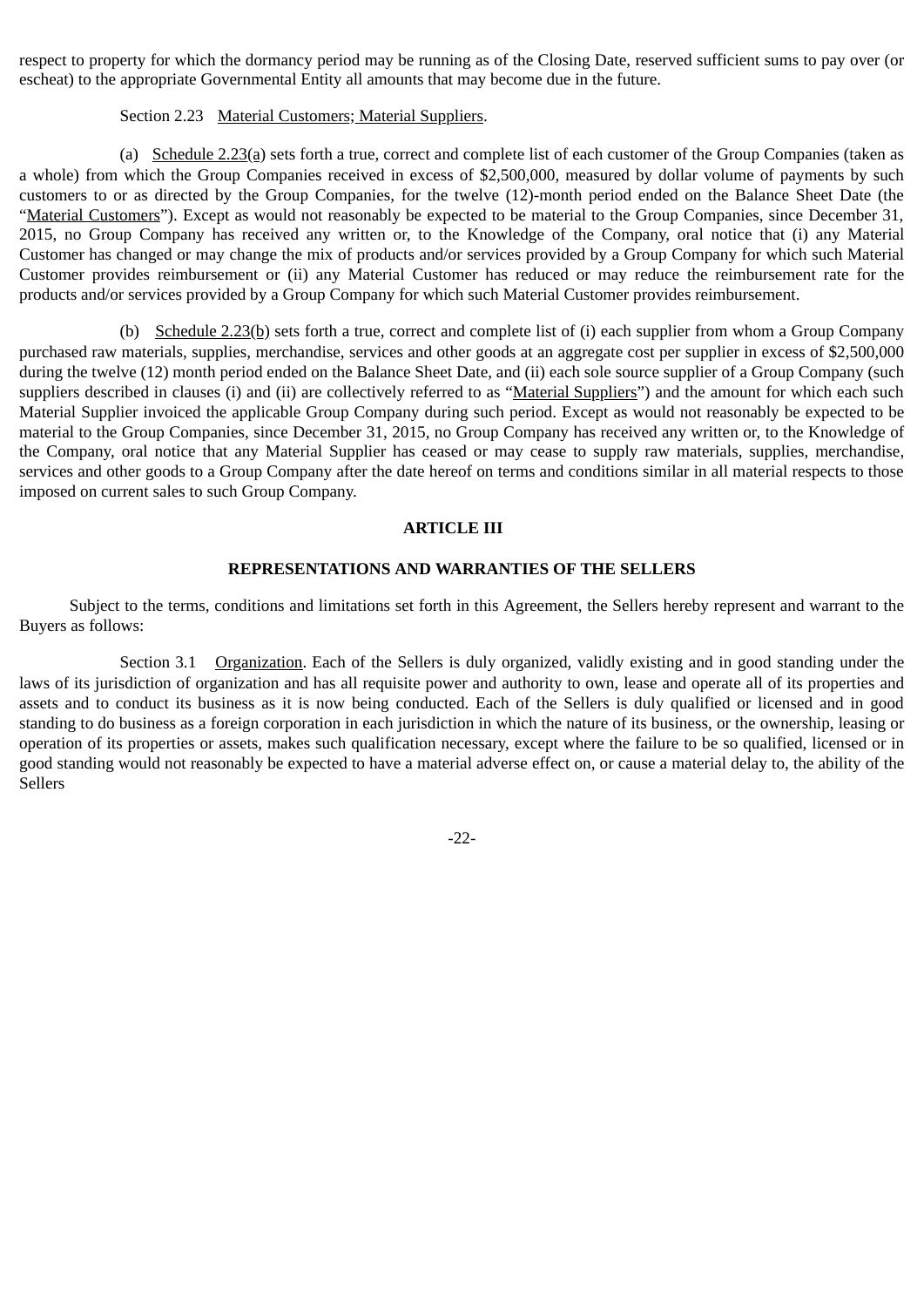respect to property for which the dormancy period may be running as of the Closing Date, reserved sufficient sums to pay over (or escheat) to the appropriate Governmental Entity all amounts that may become due in the future.

Section 2.23 Material Customers; Material Suppliers.

(a) Schedule 2.23(a) sets forth a true, correct and complete list of each customer of the Group Companies (taken as a whole) from which the Group Companies received in excess of $2,500,000, measured by dollar volume of payments by such customers to or as directed by the Group Companies, for the twelve (12)-month period ended on the Balance Sheet Date (the "Material Customers"). Except as would not reasonably be expected to be material to the Group Companies, since December 31, 2015, no Group Company has received any written or, to the Knowledge of the Company, oral notice that (i) any Material Customer has changed or may change the mix of products and/or services provided by a Group Company for which such Material Customer provides reimbursement or (ii) any Material Customer has reduced or may reduce the reimbursement rate for the products and/or services provided by a Group Company for which such Material Customer provides reimbursement.

(b) Schedule 2.23(b) sets forth a true, correct and complete list of (i) each supplier from whom a Group Company purchased raw materials, supplies, merchandise, services and other goods at an aggregate cost per supplier in excess of $2,500,000 during the twelve (12) month period ended on the Balance Sheet Date, and (ii) each sole source supplier of a Group Company (such suppliers described in clauses (i) and (ii) are collectively referred to as "Material Suppliers") and the amount for which each such Material Supplier invoiced the applicable Group Company during such period. Except as would not reasonably be expected to be material to the Group Companies, since December 31, 2015, no Group Company has received any written or, to the Knowledge of the Company, oral notice that any Material Supplier has ceased or may cease to supply raw materials, supplies, merchandise, services and other goods to a Group Company after the date hereof on terms and conditions similar in all material respects to those imposed on current sales to such Group Company.

## ARTICLE III

## REPRESENTATIONS AND WARRANTIES OF THE SELLERS

Subject to the terms, conditions and limitations set forth in this Agreement, the Sellers hereby represent and warrant to the Buyers as follows:

Section 3.1 Organization. Each of the Sellers is duly organized, validly existing and in good standing under the laws of its jurisdiction of organization and has all requisite power and authority to own, lease and operate all of its properties and assets and to conduct its business as it is now being conducted. Each of the Sellers is duly qualified or licensed and in good standing to do business as a foreign corporation in each jurisdiction in which the nature of its business, or the ownership, leasing or operation of its properties or assets, makes such qualification necessary, except where the failure to be so qualified, licensed or in good standing would not reasonably be expected to have a material adverse effect on, or cause a material delay to, the ability of the Sellers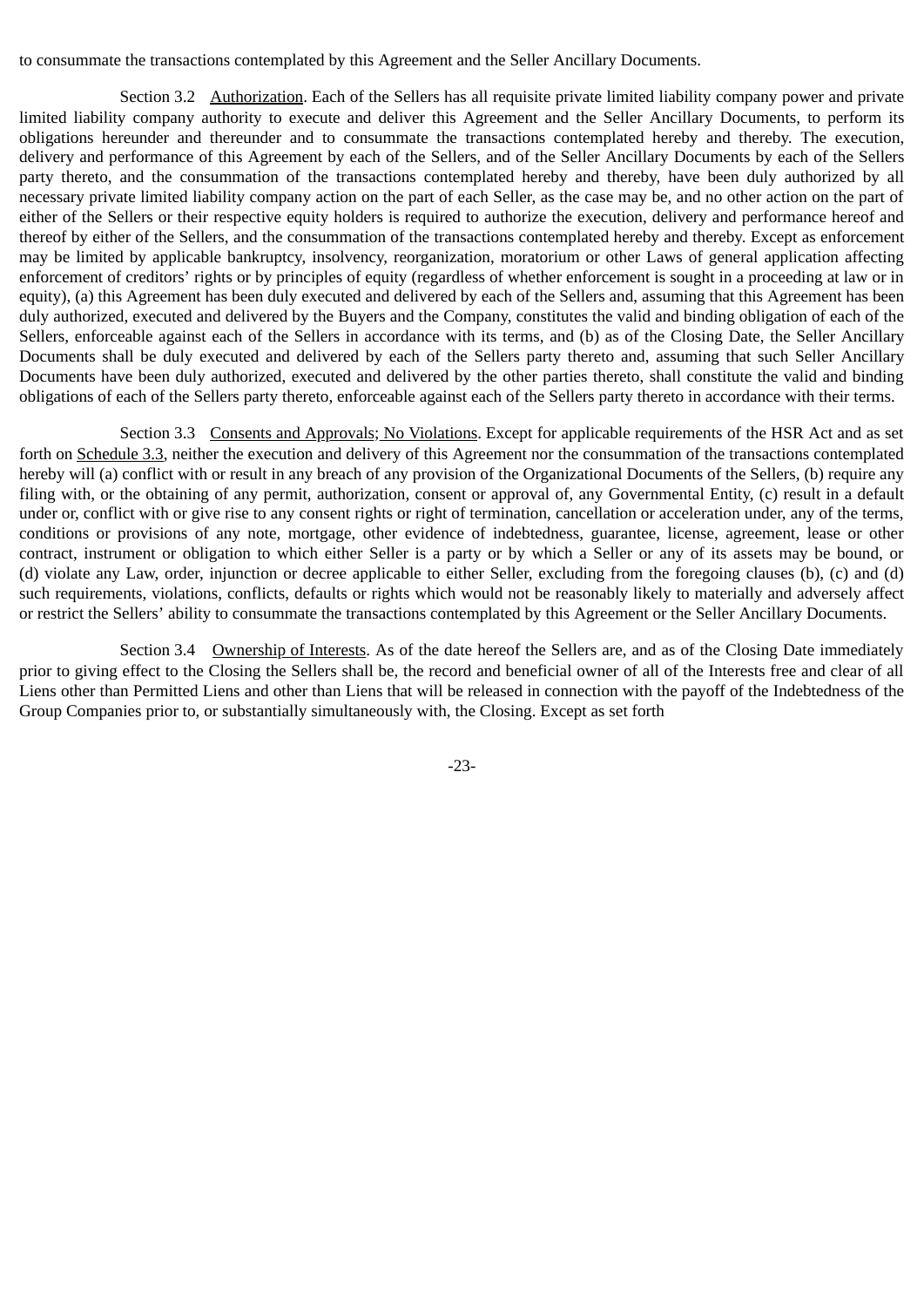to consummate the transactions contemplated by this Agreement and the Seller Ancillary Documents.

Section 3.2 Authorization. Each of the Sellers has all requisite private limited liability company power and private limited liability company authority to execute and deliver this Agreement and the Seller Ancillary Documents, to perform its obligations hereunder and thereunder and to consummate the transactions contemplated hereby and thereby. The execution, delivery and performance of this Agreement by each of the Sellers, and of the Seller Ancillary Documents by each of the Sellers party thereto, and the consummation of the transactions contemplated hereby and thereby, have been duly authorized by all necessary private limited liability company action on the part of each Seller, as the case may be, and no other action on the part of either of the Sellers or their respective equity holders is required to authorize the execution, delivery and performance hereof and thereof by either of the Sellers, and the consummation of the transactions contemplated hereby and thereby. Except as enforcement may be limited by applicable bankruptcy, insolvency, reorganization, moratorium or other Laws of general application affecting enforcement of creditors' rights or by principles of equity (regardless of whether enforcement is sought in a proceeding at law or in equity), (a) this Agreement has been duly executed and delivered by each of the Sellers and, assuming that this Agreement has been duly authorized, executed and delivered by the Buyers and the Company, constitutes the valid and binding obligation of each of the Sellers, enforceable against each of the Sellers in accordance with its terms, and (b) as of the Closing Date, the Seller Ancillary Documents shall be duly executed and delivered by each of the Sellers party thereto and, assuming that such Seller Ancillary Documents have been duly authorized, executed and delivered by the other parties thereto, shall constitute the valid and binding obligations of each of the Sellers party thereto, enforceable against each of the Sellers party thereto in accordance with their terms.

Section 3.3 Consents and Approvals; No Violations. Except for applicable requirements of the HSR Act and as set forth on Schedule 3.3, neither the execution and delivery of this Agreement nor the consummation of the transactions contemplated hereby will (a) conflict with or result in any breach of any provision of the Organizational Documents of the Sellers, (b) require any filing with, or the obtaining of any permit, authorization, consent or approval of, any Governmental Entity, (c) result in a default under or, conflict with or give rise to any consent rights or right of termination, cancellation or acceleration under, any of the terms, conditions or provisions of any note, mortgage, other evidence of indebtedness, guarantee, license, agreement, lease or other contract, instrument or obligation to which either Seller is a party or by which a Seller or any of its assets may be bound, or (d) violate any Law, order, injunction or decree applicable to either Seller, excluding from the foregoing clauses (b), (c) and (d) such requirements, violations, conflicts, defaults or rights which would not be reasonably likely to materially and adversely affect or restrict the Sellers' ability to consummate the transactions contemplated by this Agreement or the Seller Ancillary Documents.

Section 3.4 Ownership of Interests. As of the date hereof the Sellers are, and as of the Closing Date immediately prior to giving effect to the Closing the Sellers shall be, the record and beneficial owner of all of the Interests free and clear of all Liens other than Permitted Liens and other than Liens that will be released in connection with the payoff of the Indebtedness of the Group Companies prior to, or substantially simultaneously with, the Closing. Except as set forth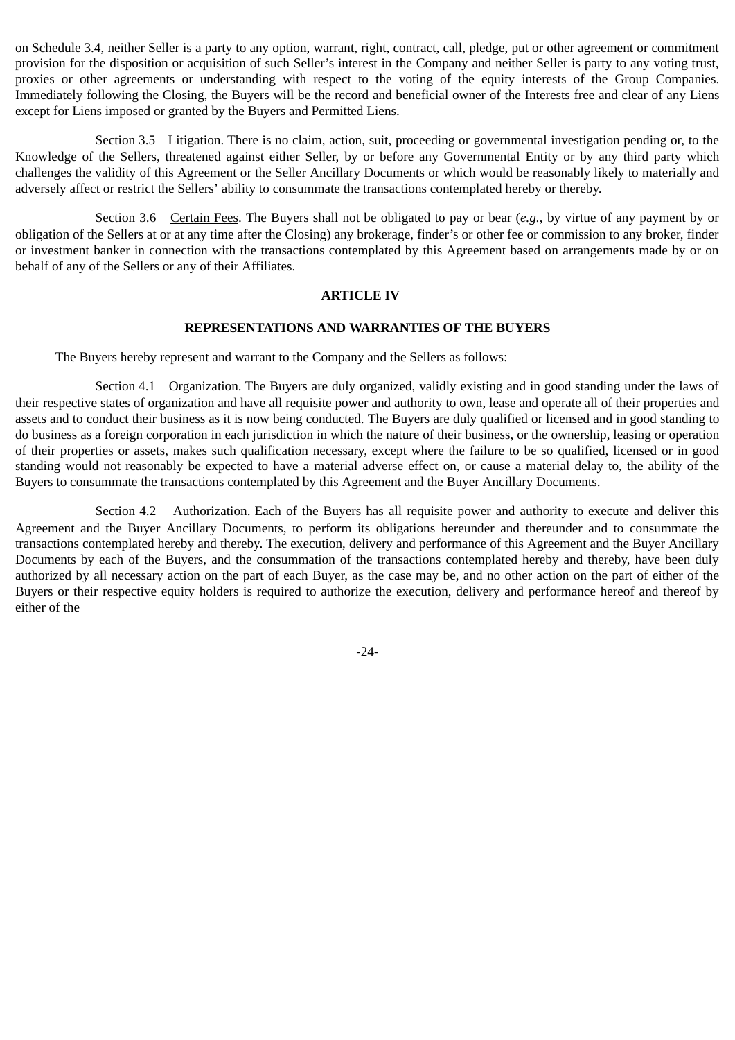on Schedule 3.4, neither Seller is a party to any option, warrant, right, contract, call, pledge, put or other agreement or commitment provision for the disposition or acquisition of such Seller's interest in the Company and neither Seller is party to any voting trust, proxies or other agreements or understanding with respect to the voting of the equity interests of the Group Companies. Immediately following the Closing, the Buyers will be the record and beneficial owner of the Interests free and clear of any Liens except for Liens imposed or granted by the Buyers and Permitted Liens.

Section 3.5 Litigation. There is no claim, action, suit, proceeding or governmental investigation pending or, to the Knowledge of the Sellers, threatened against either Seller, by or before any Governmental Entity or by any third party which challenges the validity of this Agreement or the Seller Ancillary Documents or which would be reasonably likely to materially and adversely affect or restrict the Sellers' ability to consummate the transactions contemplated hereby or thereby.

Section 3.6 Certain Fees. The Buyers shall not be obligated to pay or bear (*e.g.*, by virtue of any payment by or obligation of the Sellers at or at any time after the Closing) any brokerage, finder's or other fee or commission to any broker, finder or investment banker in connection with the transactions contemplated by this Agreement based on arrangements made by or on behalf of any of the Sellers or any of their Affiliates.

## ARTICLE IV

## REPRESENTATIONS AND WARRANTIES OF THE BUYERS

The Buyers hereby represent and warrant to the Company and the Sellers as follows:

Section 4.1 Organization. The Buyers are duly organized, validly existing and in good standing under the laws of their respective states of organization and have all requisite power and authority to own, lease and operate all of their properties and assets and to conduct their business as it is now being conducted. The Buyers are duly qualified or licensed and in good standing to do business as a foreign corporation in each jurisdiction in which the nature of their business, or the ownership, leasing or operation of their properties or assets, makes such qualification necessary, except where the failure to be so qualified, licensed or in good standing would not reasonably be expected to have a material adverse effect on, or cause a material delay to, the ability of the Buyers to consummate the transactions contemplated by this Agreement and the Buyer Ancillary Documents.

Section 4.2 Authorization. Each of the Buyers has all requisite power and authority to execute and deliver this Agreement and the Buyer Ancillary Documents, to perform its obligations hereunder and thereunder and to consummate the transactions contemplated hereby and thereby. The execution, delivery and performance of this Agreement and the Buyer Ancillary Documents by each of the Buyers, and the consummation of the transactions contemplated hereby and thereby, have been duly authorized by all necessary action on the part of each Buyer, as the case may be, and no other action on the part of either of the Buyers or their respective equity holders is required to authorize the execution, delivery and performance hereof and thereof by either of the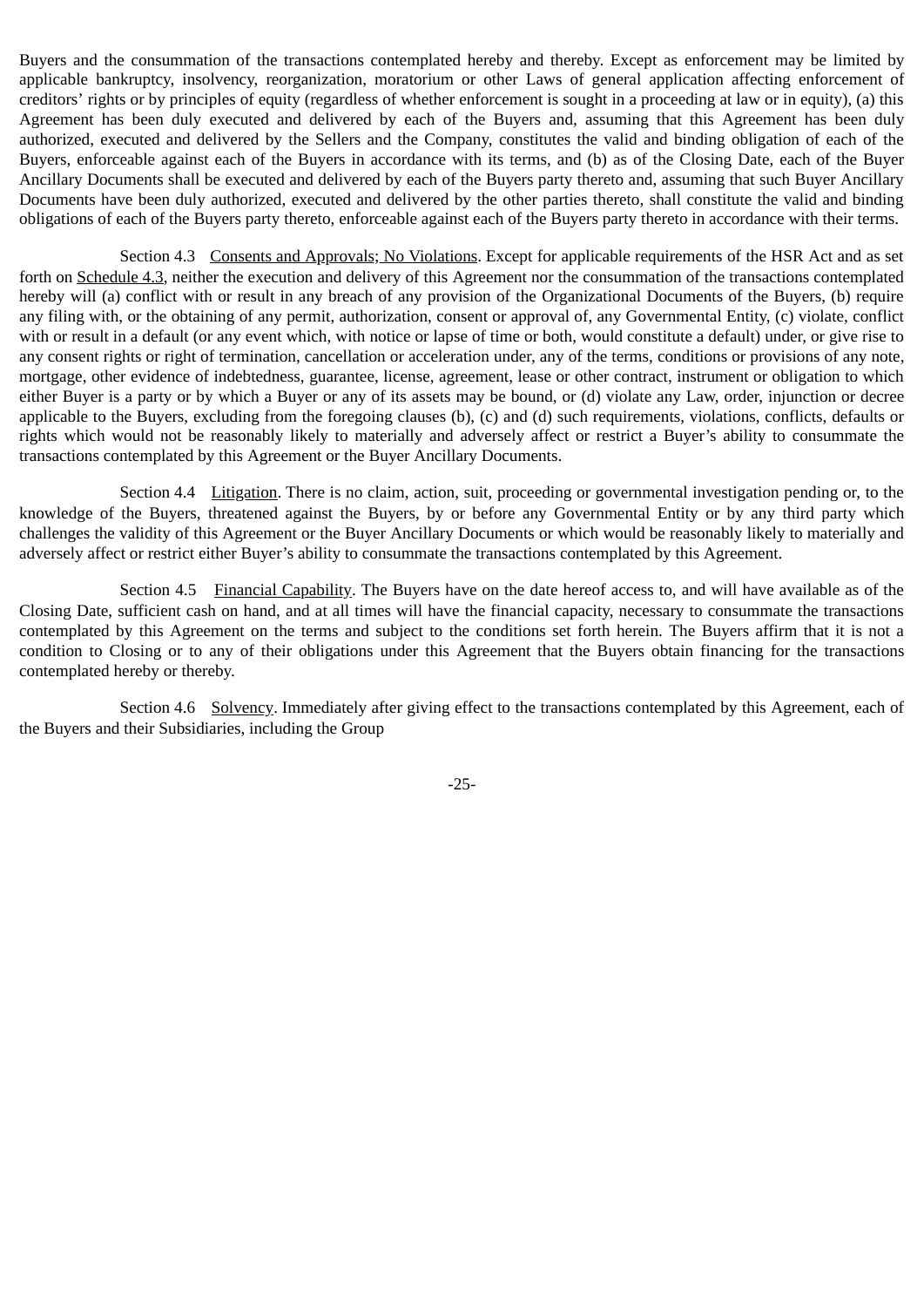Buyers and the consummation of the transactions contemplated hereby and thereby. Except as enforcement may be limited by applicable bankruptcy, insolvency, reorganization, moratorium or other Laws of general application affecting enforcement of creditors' rights or by principles of equity (regardless of whether enforcement is sought in a proceeding at law or in equity), (a) this Agreement has been duly executed and delivered by each of the Buyers and, assuming that this Agreement has been duly authorized, executed and delivered by the Sellers and the Company, constitutes the valid and binding obligation of each of the Buyers, enforceable against each of the Buyers in accordance with its terms, and (b) as of the Closing Date, each of the Buyer Ancillary Documents shall be executed and delivered by each of the Buyers party thereto and, assuming that such Buyer Ancillary Documents have been duly authorized, executed and delivered by the other parties thereto, shall constitute the valid and binding obligations of each of the Buyers party thereto, enforceable against each of the Buyers party thereto in accordance with their terms.

Section 4.3 Consents and Approvals; No Violations. Except for applicable requirements of the HSR Act and as set forth on Schedule 4.3, neither the execution and delivery of this Agreement nor the consummation of the transactions contemplated hereby will (a) conflict with or result in any breach of any provision of the Organizational Documents of the Buyers, (b) require any filing with, or the obtaining of any permit, authorization, consent or approval of, any Governmental Entity, (c) violate, conflict with or result in a default (or any event which, with notice or lapse of time or both, would constitute a default) under, or give rise to any consent rights or right of termination, cancellation or acceleration under, any of the terms, conditions or provisions of any note, mortgage, other evidence of indebtedness, guarantee, license, agreement, lease or other contract, instrument or obligation to which either Buyer is a party or by which a Buyer or any of its assets may be bound, or (d) violate any Law, order, injunction or decree applicable to the Buyers, excluding from the foregoing clauses (b), (c) and (d) such requirements, violations, conflicts, defaults or rights which would not be reasonably likely to materially and adversely affect or restrict a Buyer's ability to consummate the transactions contemplated by this Agreement or the Buyer Ancillary Documents.

Section 4.4 Litigation. There is no claim, action, suit, proceeding or governmental investigation pending or, to the knowledge of the Buyers, threatened against the Buyers, by or before any Governmental Entity or by any third party which challenges the validity of this Agreement or the Buyer Ancillary Documents or which would be reasonably likely to materially and adversely affect or restrict either Buyer's ability to consummate the transactions contemplated by this Agreement.

Section 4.5 Financial Capability. The Buyers have on the date hereof access to, and will have available as of the Closing Date, sufficient cash on hand, and at all times will have the financial capacity, necessary to consummate the transactions contemplated by this Agreement on the terms and subject to the conditions set forth herein. The Buyers affirm that it is not a condition to Closing or to any of their obligations under this Agreement that the Buyers obtain financing for the transactions contemplated hereby or thereby.

Section 4.6 Solvency. Immediately after giving effect to the transactions contemplated by this Agreement, each of the Buyers and their Subsidiaries, including the Group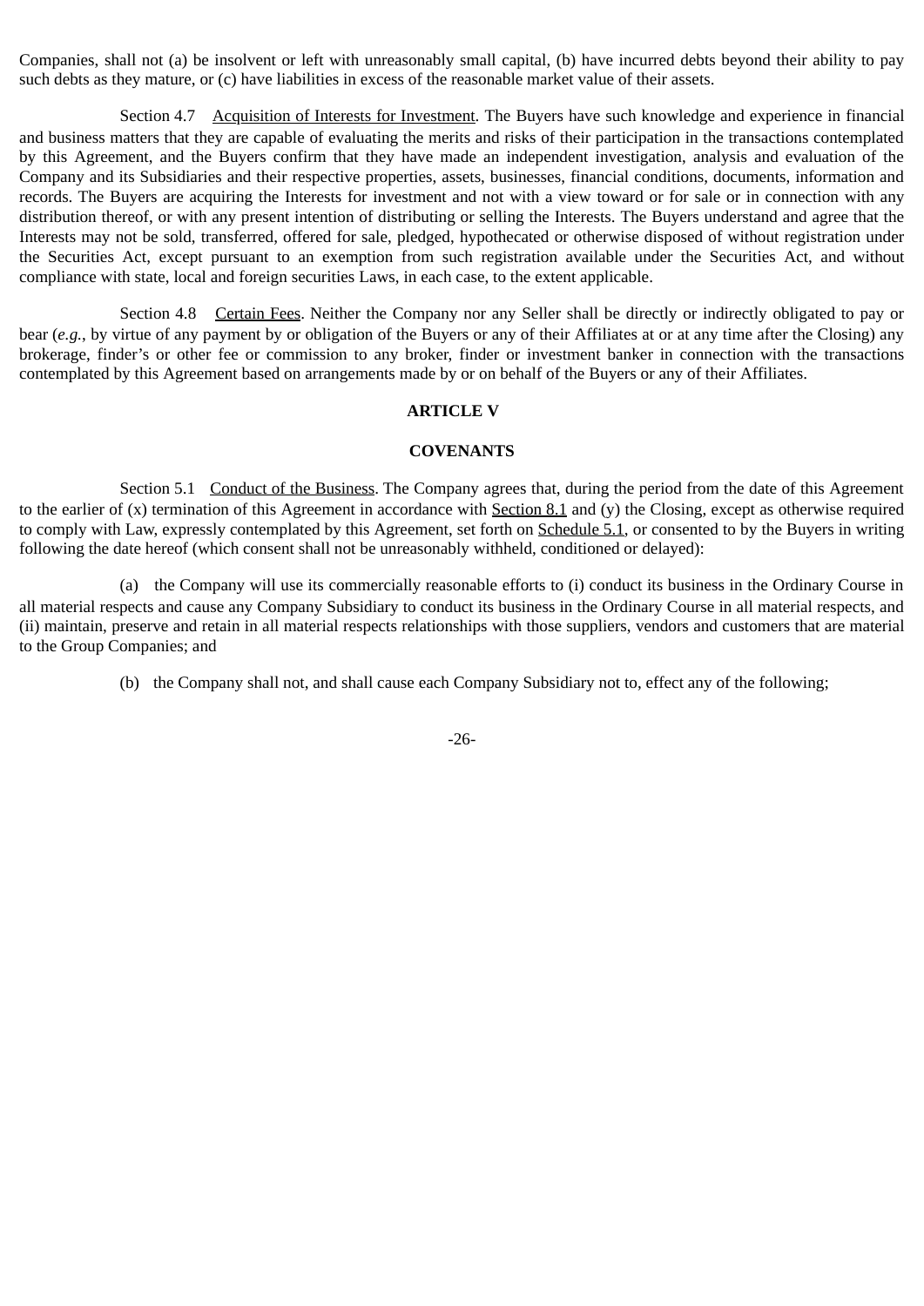Companies, shall not (a) be insolvent or left with unreasonably small capital, (b) have incurred debts beyond their ability to pay such debts as they mature, or (c) have liabilities in excess of the reasonable market value of their assets.

Section 4.7 Acquisition of Interests for Investment. The Buyers have such knowledge and experience in financial and business matters that they are capable of evaluating the merits and risks of their participation in the transactions contemplated by this Agreement, and the Buyers confirm that they have made an independent investigation, analysis and evaluation of the Company and its Subsidiaries and their respective properties, assets, businesses, financial conditions, documents, information and records. The Buyers are acquiring the Interests for investment and not with a view toward or for sale or in connection with any distribution thereof, or with any present intention of distributing or selling the Interests. The Buyers understand and agree that the Interests may not be sold, transferred, offered for sale, pledged, hypothecated or otherwise disposed of without registration under the Securities Act, except pursuant to an exemption from such registration available under the Securities Act, and without compliance with state, local and foreign securities Laws, in each case, to the extent applicable.

Section 4.8 Certain Fees. Neither the Company nor any Seller shall be directly or indirectly obligated to pay or bear (*e.g.*, by virtue of any payment by or obligation of the Buyers or any of their Affiliates at or at any time after the Closing) any brokerage, finder's or other fee or commission to any broker, finder or investment banker in connection with the transactions contemplated by this Agreement based on arrangements made by or on behalf of the Buyers or any of their Affiliates.

## ARTICLE V

## COVENANTS

Section 5.1 Conduct of the Business. The Company agrees that, during the period from the date of this Agreement to the earlier of (x) termination of this Agreement in accordance with Section 8.1 and (y) the Closing, except as otherwise required to comply with Law, expressly contemplated by this Agreement, set forth on Schedule 5.1, or consented to by the Buyers in writing following the date hereof (which consent shall not be unreasonably withheld, conditioned or delayed):

(a) the Company will use its commercially reasonable efforts to (i) conduct its business in the Ordinary Course in all material respects and cause any Company Subsidiary to conduct its business in the Ordinary Course in all material respects, and (ii) maintain, preserve and retain in all material respects relationships with those suppliers, vendors and customers that are material to the Group Companies; and

(b) the Company shall not, and shall cause each Company Subsidiary not to, effect any of the following;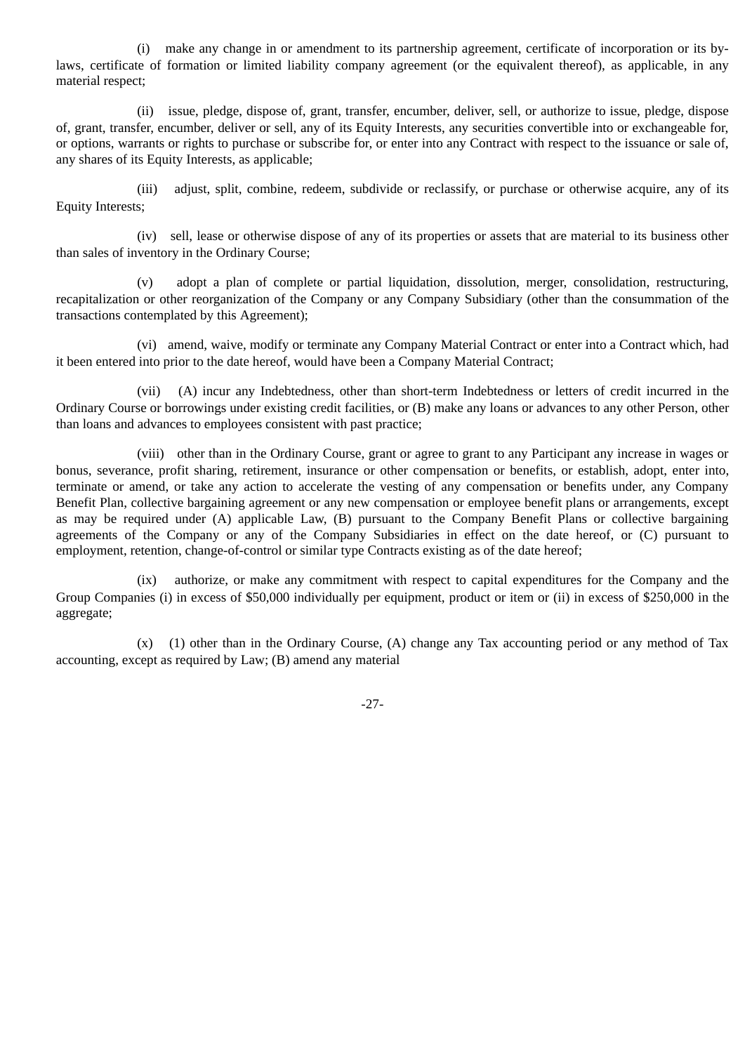(i) make any change in or amendment to its partnership agreement, certificate of incorporation or its by-laws, certificate of formation or limited liability company agreement (or the equivalent thereof), as applicable, in any material respect;

(ii) issue, pledge, dispose of, grant, transfer, encumber, deliver, sell, or authorize to issue, pledge, dispose of, grant, transfer, encumber, deliver or sell, any of its Equity Interests, any securities convertible into or exchangeable for, or options, warrants or rights to purchase or subscribe for, or enter into any Contract with respect to the issuance or sale of, any shares of its Equity Interests, as applicable;

(iii) adjust, split, combine, redeem, subdivide or reclassify, or purchase or otherwise acquire, any of its Equity Interests;

(iv) sell, lease or otherwise dispose of any of its properties or assets that are material to its business other than sales of inventory in the Ordinary Course;

(v) adopt a plan of complete or partial liquidation, dissolution, merger, consolidation, restructuring, recapitalization or other reorganization of the Company or any Company Subsidiary (other than the consummation of the transactions contemplated by this Agreement);

(vi) amend, waive, modify or terminate any Company Material Contract or enter into a Contract which, had it been entered into prior to the date hereof, would have been a Company Material Contract;

(vii) (A) incur any Indebtedness, other than short-term Indebtedness or letters of credit incurred in the Ordinary Course or borrowings under existing credit facilities, or (B) make any loans or advances to any other Person, other than loans and advances to employees consistent with past practice;

(viii) other than in the Ordinary Course, grant or agree to grant to any Participant any increase in wages or bonus, severance, profit sharing, retirement, insurance or other compensation or benefits, or establish, adopt, enter into, terminate or amend, or take any action to accelerate the vesting of any compensation or benefits under, any Company Benefit Plan, collective bargaining agreement or any new compensation or employee benefit plans or arrangements, except as may be required under (A) applicable Law, (B) pursuant to the Company Benefit Plans or collective bargaining agreements of the Company or any of the Company Subsidiaries in effect on the date hereof, or (C) pursuant to employment, retention, change-of-control or similar type Contracts existing as of the date hereof;

(ix) authorize, or make any commitment with respect to capital expenditures for the Company and the Group Companies (i) in excess of $50,000 individually per equipment, product or item or (ii) in excess of $250,000 in the aggregate;

(x) (1) other than in the Ordinary Course, (A) change any Tax accounting period or any method of Tax accounting, except as required by Law; (B) amend any material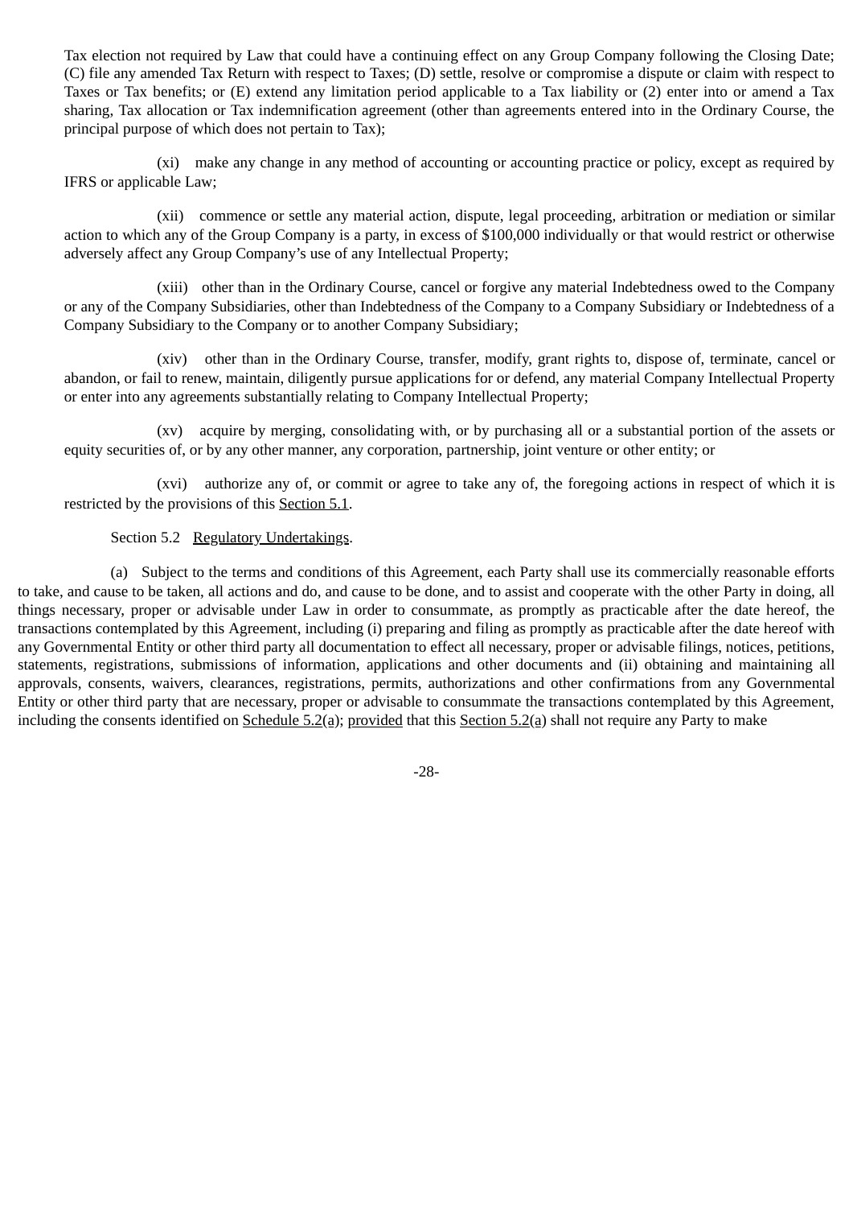Tax election not required by Law that could have a continuing effect on any Group Company following the Closing Date; (C) file any amended Tax Return with respect to Taxes; (D) settle, resolve or compromise a dispute or claim with respect to Taxes or Tax benefits; or (E) extend any limitation period applicable to a Tax liability or (2) enter into or amend a Tax sharing, Tax allocation or Tax indemnification agreement (other than agreements entered into in the Ordinary Course, the principal purpose of which does not pertain to Tax);

(xi) make any change in any method of accounting or accounting practice or policy, except as required by IFRS or applicable Law;

(xii) commence or settle any material action, dispute, legal proceeding, arbitration or mediation or similar action to which any of the Group Company is a party, in excess of $100,000 individually or that would restrict or otherwise adversely affect any Group Company's use of any Intellectual Property;

(xiii) other than in the Ordinary Course, cancel or forgive any material Indebtedness owed to the Company or any of the Company Subsidiaries, other than Indebtedness of the Company to a Company Subsidiary or Indebtedness of a Company Subsidiary to the Company or to another Company Subsidiary;

(xiv) other than in the Ordinary Course, transfer, modify, grant rights to, dispose of, terminate, cancel or abandon, or fail to renew, maintain, diligently pursue applications for or defend, any material Company Intellectual Property or enter into any agreements substantially relating to Company Intellectual Property;

(xv) acquire by merging, consolidating with, or by purchasing all or a substantial portion of the assets or equity securities of, or by any other manner, any corporation, partnership, joint venture or other entity; or

(xvi) authorize any of, or commit or agree to take any of, the foregoing actions in respect of which it is restricted by the provisions of this Section 5.1.

Section 5.2 Regulatory Undertakings.

(a) Subject to the terms and conditions of this Agreement, each Party shall use its commercially reasonable efforts to take, and cause to be taken, all actions and do, and cause to be done, and to assist and cooperate with the other Party in doing, all things necessary, proper or advisable under Law in order to consummate, as promptly as practicable after the date hereof, the transactions contemplated by this Agreement, including (i) preparing and filing as promptly as practicable after the date hereof with any Governmental Entity or other third party all documentation to effect all necessary, proper or advisable filings, notices, petitions, statements, registrations, submissions of information, applications and other documents and (ii) obtaining and maintaining all approvals, consents, waivers, clearances, registrations, permits, authorizations and other confirmations from any Governmental Entity or other third party that are necessary, proper or advisable to consummate the transactions contemplated by this Agreement, including the consents identified on Schedule 5.2(a); provided that this Section 5.2(a) shall not require any Party to make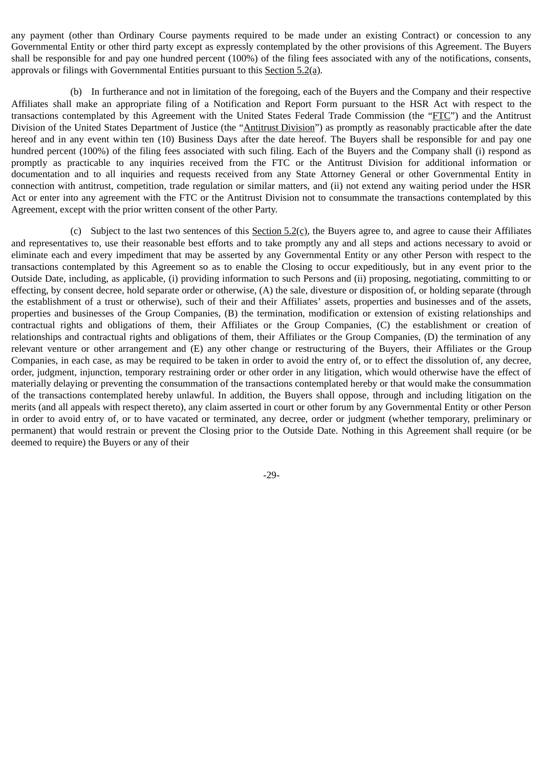any payment (other than Ordinary Course payments required to be made under an existing Contract) or concession to any Governmental Entity or other third party except as expressly contemplated by the other provisions of this Agreement. The Buyers shall be responsible for and pay one hundred percent (100%) of the filing fees associated with any of the notifications, consents, approvals or filings with Governmental Entities pursuant to this Section 5.2(a).

(b) In furtherance and not in limitation of the foregoing, each of the Buyers and the Company and their respective Affiliates shall make an appropriate filing of a Notification and Report Form pursuant to the HSR Act with respect to the transactions contemplated by this Agreement with the United States Federal Trade Commission (the "FTC") and the Antitrust Division of the United States Department of Justice (the "Antitrust Division") as promptly as reasonably practicable after the date hereof and in any event within ten (10) Business Days after the date hereof. The Buyers shall be responsible for and pay one hundred percent (100%) of the filing fees associated with such filing. Each of the Buyers and the Company shall (i) respond as promptly as practicable to any inquiries received from the FTC or the Antitrust Division for additional information or documentation and to all inquiries and requests received from any State Attorney General or other Governmental Entity in connection with antitrust, competition, trade regulation or similar matters, and (ii) not extend any waiting period under the HSR Act or enter into any agreement with the FTC or the Antitrust Division not to consummate the transactions contemplated by this Agreement, except with the prior written consent of the other Party.

(c) Subject to the last two sentences of this Section 5.2(c), the Buyers agree to, and agree to cause their Affiliates and representatives to, use their reasonable best efforts and to take promptly any and all steps and actions necessary to avoid or eliminate each and every impediment that may be asserted by any Governmental Entity or any other Person with respect to the transactions contemplated by this Agreement so as to enable the Closing to occur expeditiously, but in any event prior to the Outside Date, including, as applicable, (i) providing information to such Persons and (ii) proposing, negotiating, committing to or effecting, by consent decree, hold separate order or otherwise, (A) the sale, divesture or disposition of, or holding separate (through the establishment of a trust or otherwise), such of their and their Affiliates' assets, properties and businesses and of the assets, properties and businesses of the Group Companies, (B) the termination, modification or extension of existing relationships and contractual rights and obligations of them, their Affiliates or the Group Companies, (C) the establishment or creation of relationships and contractual rights and obligations of them, their Affiliates or the Group Companies, (D) the termination of any relevant venture or other arrangement and (E) any other change or restructuring of the Buyers, their Affiliates or the Group Companies, in each case, as may be required to be taken in order to avoid the entry of, or to effect the dissolution of, any decree, order, judgment, injunction, temporary restraining order or other order in any litigation, which would otherwise have the effect of materially delaying or preventing the consummation of the transactions contemplated hereby or that would make the consummation of the transactions contemplated hereby unlawful. In addition, the Buyers shall oppose, through and including litigation on the merits (and all appeals with respect thereto), any claim asserted in court or other forum by any Governmental Entity or other Person in order to avoid entry of, or to have vacated or terminated, any decree, order or judgment (whether temporary, preliminary or permanent) that would restrain or prevent the Closing prior to the Outside Date. Nothing in this Agreement shall require (or be deemed to require) the Buyers or any of their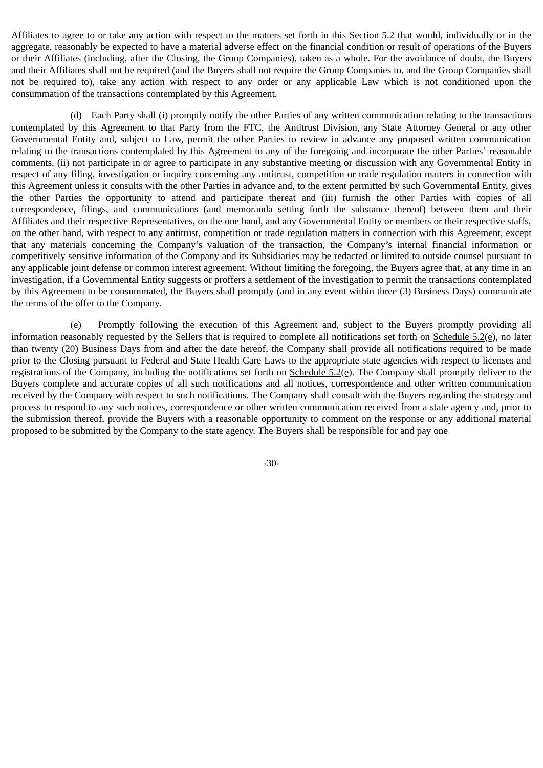Affiliates to agree to or take any action with respect to the matters set forth in this Section 5.2 that would, individually or in the aggregate, reasonably be expected to have a material adverse effect on the financial condition or result of operations of the Buyers or their Affiliates (including, after the Closing, the Group Companies), taken as a whole. For the avoidance of doubt, the Buyers and their Affiliates shall not be required (and the Buyers shall not require the Group Companies to, and the Group Companies shall not be required to), take any action with respect to any order or any applicable Law which is not conditioned upon the consummation of the transactions contemplated by this Agreement.

(d) Each Party shall (i) promptly notify the other Parties of any written communication relating to the transactions contemplated by this Agreement to that Party from the FTC, the Antitrust Division, any State Attorney General or any other Governmental Entity and, subject to Law, permit the other Parties to review in advance any proposed written communication relating to the transactions contemplated by this Agreement to any of the foregoing and incorporate the other Parties' reasonable comments, (ii) not participate in or agree to participate in any substantive meeting or discussion with any Governmental Entity in respect of any filing, investigation or inquiry concerning any antitrust, competition or trade regulation matters in connection with this Agreement unless it consults with the other Parties in advance and, to the extent permitted by such Governmental Entity, gives the other Parties the opportunity to attend and participate thereat and (iii) furnish the other Parties with copies of all correspondence, filings, and communications (and memoranda setting forth the substance thereof) between them and their Affiliates and their respective Representatives, on the one hand, and any Governmental Entity or members or their respective staffs, on the other hand, with respect to any antitrust, competition or trade regulation matters in connection with this Agreement, except that any materials concerning the Company's valuation of the transaction, the Company's internal financial information or competitively sensitive information of the Company and its Subsidiaries may be redacted or limited to outside counsel pursuant to any applicable joint defense or common interest agreement. Without limiting the foregoing, the Buyers agree that, at any time in an investigation, if a Governmental Entity suggests or proffers a settlement of the investigation to permit the transactions contemplated by this Agreement to be consummated, the Buyers shall promptly (and in any event within three (3) Business Days) communicate the terms of the offer to the Company.

(e) Promptly following the execution of this Agreement and, subject to the Buyers promptly providing all information reasonably requested by the Sellers that is required to complete all notifications set forth on Schedule 5.2(e), no later than twenty (20) Business Days from and after the date hereof, the Company shall provide all notifications required to be made prior to the Closing pursuant to Federal and State Health Care Laws to the appropriate state agencies with respect to licenses and registrations of the Company, including the notifications set forth on Schedule 5.2(e). The Company shall promptly deliver to the Buyers complete and accurate copies of all such notifications and all notices, correspondence and other written communication received by the Company with respect to such notifications. The Company shall consult with the Buyers regarding the strategy and process to respond to any such notices, correspondence or other written communication received from a state agency and, prior to the submission thereof, provide the Buyers with a reasonable opportunity to comment on the response or any additional material proposed to be submitted by the Company to the state agency. The Buyers shall be responsible for and pay one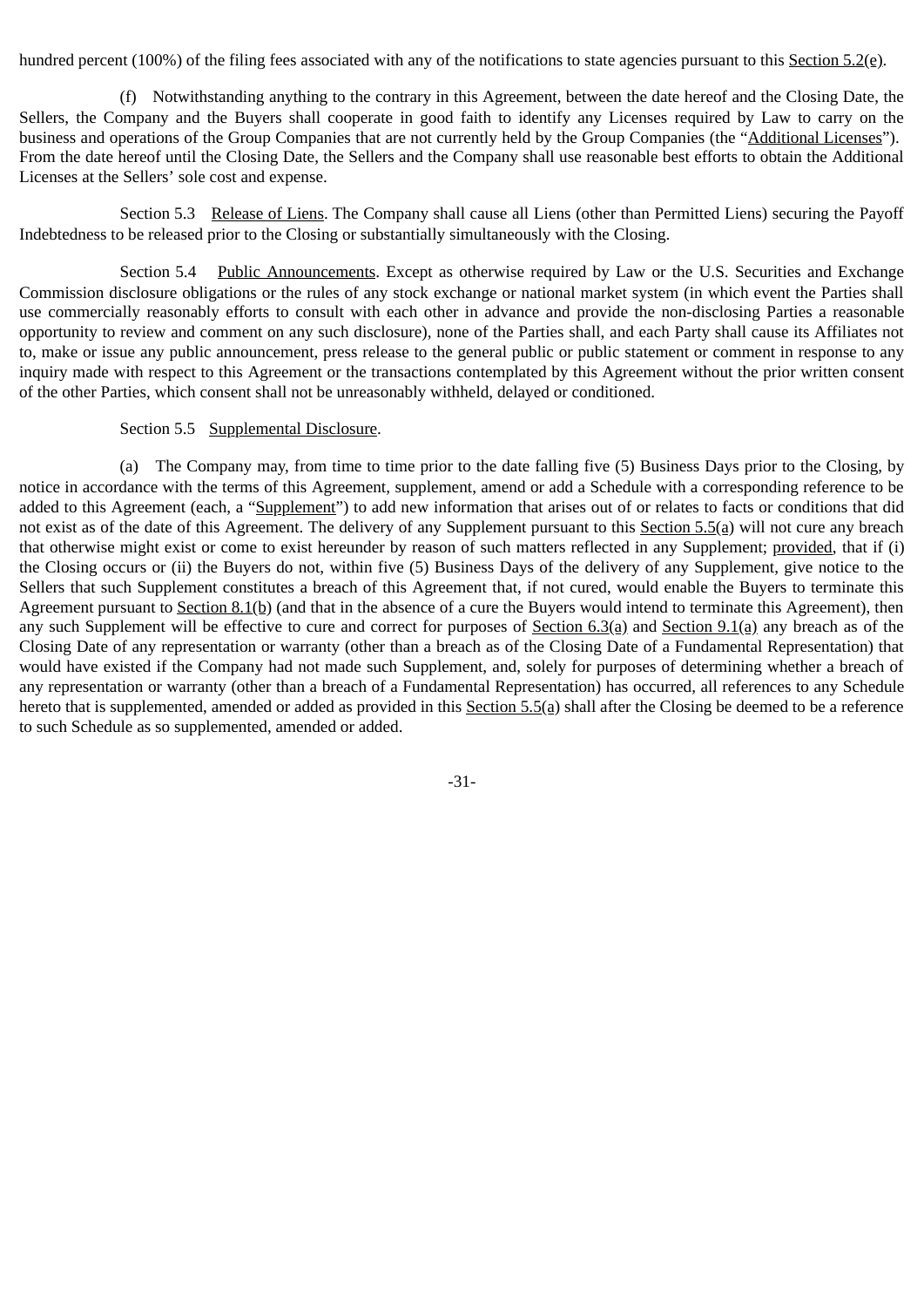hundred percent (100%) of the filing fees associated with any of the notifications to state agencies pursuant to this Section 5.2(e).

(f) Notwithstanding anything to the contrary in this Agreement, between the date hereof and the Closing Date, the Sellers, the Company and the Buyers shall cooperate in good faith to identify any Licenses required by Law to carry on the business and operations of the Group Companies that are not currently held by the Group Companies (the "Additional Licenses"). From the date hereof until the Closing Date, the Sellers and the Company shall use reasonable best efforts to obtain the Additional Licenses at the Sellers' sole cost and expense.

Section 5.3 Release of Liens. The Company shall cause all Liens (other than Permitted Liens) securing the Payoff Indebtedness to be released prior to the Closing or substantially simultaneously with the Closing.

Section 5.4 Public Announcements. Except as otherwise required by Law or the U.S. Securities and Exchange Commission disclosure obligations or the rules of any stock exchange or national market system (in which event the Parties shall use commercially reasonably efforts to consult with each other in advance and provide the non-disclosing Parties a reasonable opportunity to review and comment on any such disclosure), none of the Parties shall, and each Party shall cause its Affiliates not to, make or issue any public announcement, press release to the general public or public statement or comment in response to any inquiry made with respect to this Agreement or the transactions contemplated by this Agreement without the prior written consent of the other Parties, which consent shall not be unreasonably withheld, delayed or conditioned.

Section 5.5 Supplemental Disclosure.

(a) The Company may, from time to time prior to the date falling five (5) Business Days prior to the Closing, by notice in accordance with the terms of this Agreement, supplement, amend or add a Schedule with a corresponding reference to be added to this Agreement (each, a "Supplement") to add new information that arises out of or relates to facts or conditions that did not exist as of the date of this Agreement. The delivery of any Supplement pursuant to this Section 5.5(a) will not cure any breach that otherwise might exist or come to exist hereunder by reason of such matters reflected in any Supplement; provided, that if (i) the Closing occurs or (ii) the Buyers do not, within five (5) Business Days of the delivery of any Supplement, give notice to the Sellers that such Supplement constitutes a breach of this Agreement that, if not cured, would enable the Buyers to terminate this Agreement pursuant to Section 8.1(b) (and that in the absence of a cure the Buyers would intend to terminate this Agreement), then any such Supplement will be effective to cure and correct for purposes of Section 6.3(a) and Section 9.1(a) any breach as of the Closing Date of any representation or warranty (other than a breach as of the Closing Date of a Fundamental Representation) that would have existed if the Company had not made such Supplement, and, solely for purposes of determining whether a breach of any representation or warranty (other than a breach of a Fundamental Representation) has occurred, all references to any Schedule hereto that is supplemented, amended or added as provided in this Section 5.5(a) shall after the Closing be deemed to be a reference to such Schedule as so supplemented, amended or added.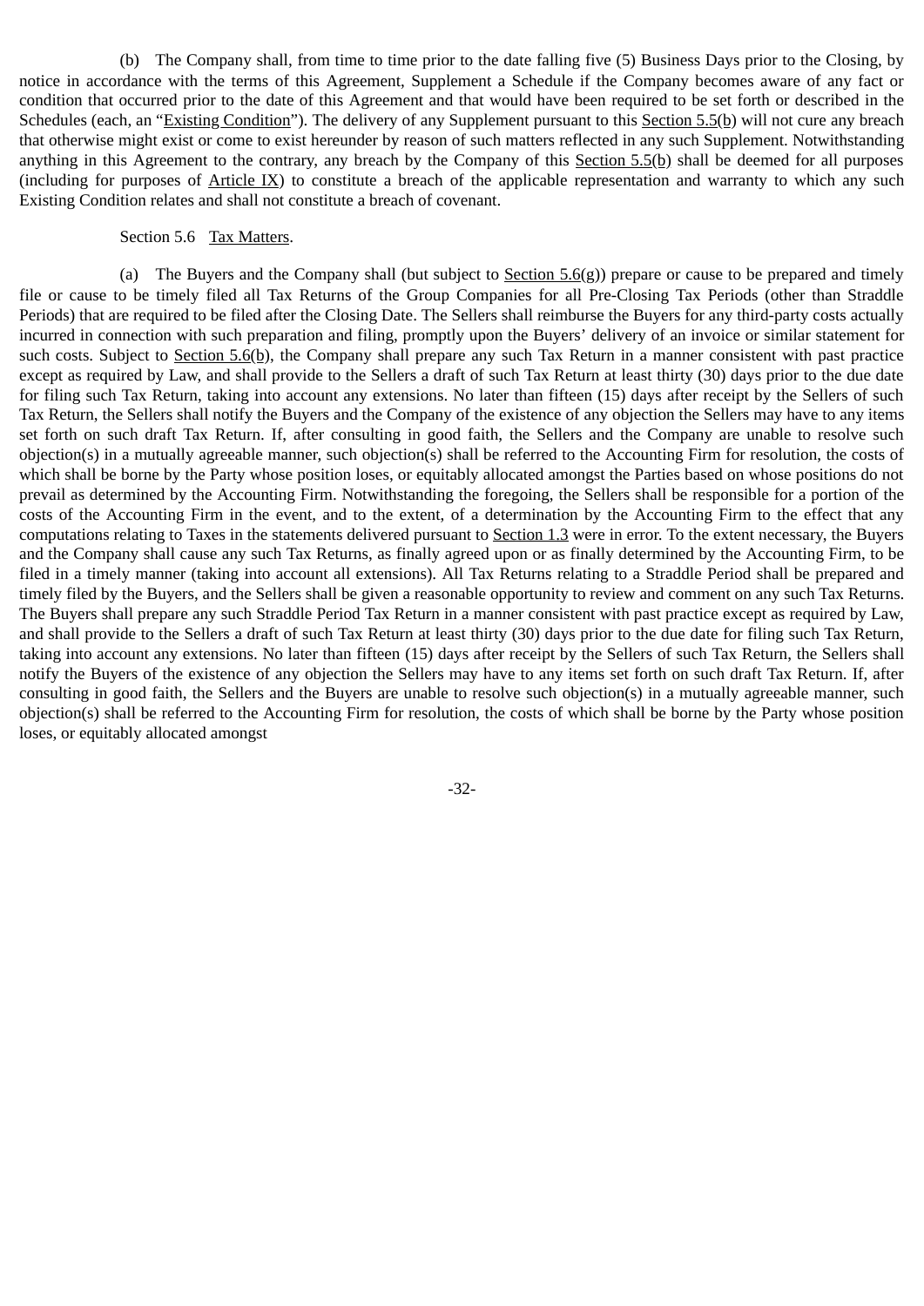(b) The Company shall, from time to time prior to the date falling five (5) Business Days prior to the Closing, by notice in accordance with the terms of this Agreement, Supplement a Schedule if the Company becomes aware of any fact or condition that occurred prior to the date of this Agreement and that would have been required to be set forth or described in the Schedules (each, an "Existing Condition"). The delivery of any Supplement pursuant to this Section 5.5(b) will not cure any breach that otherwise might exist or come to exist hereunder by reason of such matters reflected in any such Supplement. Notwithstanding anything in this Agreement to the contrary, any breach by the Company of this Section 5.5(b) shall be deemed for all purposes (including for purposes of Article IX) to constitute a breach of the applicable representation and warranty to which any such Existing Condition relates and shall not constitute a breach of covenant.

Section 5.6 Tax Matters.

(a) The Buyers and the Company shall (but subject to Section 5.6(g)) prepare or cause to be prepared and timely file or cause to be timely filed all Tax Returns of the Group Companies for all Pre-Closing Tax Periods (other than Straddle Periods) that are required to be filed after the Closing Date. The Sellers shall reimburse the Buyers for any third-party costs actually incurred in connection with such preparation and filing, promptly upon the Buyers' delivery of an invoice or similar statement for such costs. Subject to Section 5.6(b), the Company shall prepare any such Tax Return in a manner consistent with past practice except as required by Law, and shall provide to the Sellers a draft of such Tax Return at least thirty (30) days prior to the due date for filing such Tax Return, taking into account any extensions. No later than fifteen (15) days after receipt by the Sellers of such Tax Return, the Sellers shall notify the Buyers and the Company of the existence of any objection the Sellers may have to any items set forth on such draft Tax Return. If, after consulting in good faith, the Sellers and the Company are unable to resolve such objection(s) in a mutually agreeable manner, such objection(s) shall be referred to the Accounting Firm for resolution, the costs of which shall be borne by the Party whose position loses, or equitably allocated amongst the Parties based on whose positions do not prevail as determined by the Accounting Firm. Notwithstanding the foregoing, the Sellers shall be responsible for a portion of the costs of the Accounting Firm in the event, and to the extent, of a determination by the Accounting Firm to the effect that any computations relating to Taxes in the statements delivered pursuant to Section 1.3 were in error. To the extent necessary, the Buyers and the Company shall cause any such Tax Returns, as finally agreed upon or as finally determined by the Accounting Firm, to be filed in a timely manner (taking into account all extensions). All Tax Returns relating to a Straddle Period shall be prepared and timely filed by the Buyers, and the Sellers shall be given a reasonable opportunity to review and comment on any such Tax Returns. The Buyers shall prepare any such Straddle Period Tax Return in a manner consistent with past practice except as required by Law, and shall provide to the Sellers a draft of such Tax Return at least thirty (30) days prior to the due date for filing such Tax Return, taking into account any extensions. No later than fifteen (15) days after receipt by the Sellers of such Tax Return, the Sellers shall notify the Buyers of the existence of any objection the Sellers may have to any items set forth on such draft Tax Return. If, after consulting in good faith, the Sellers and the Buyers are unable to resolve such objection(s) in a mutually agreeable manner, such objection(s) shall be referred to the Accounting Firm for resolution, the costs of which shall be borne by the Party whose position loses, or equitably allocated amongst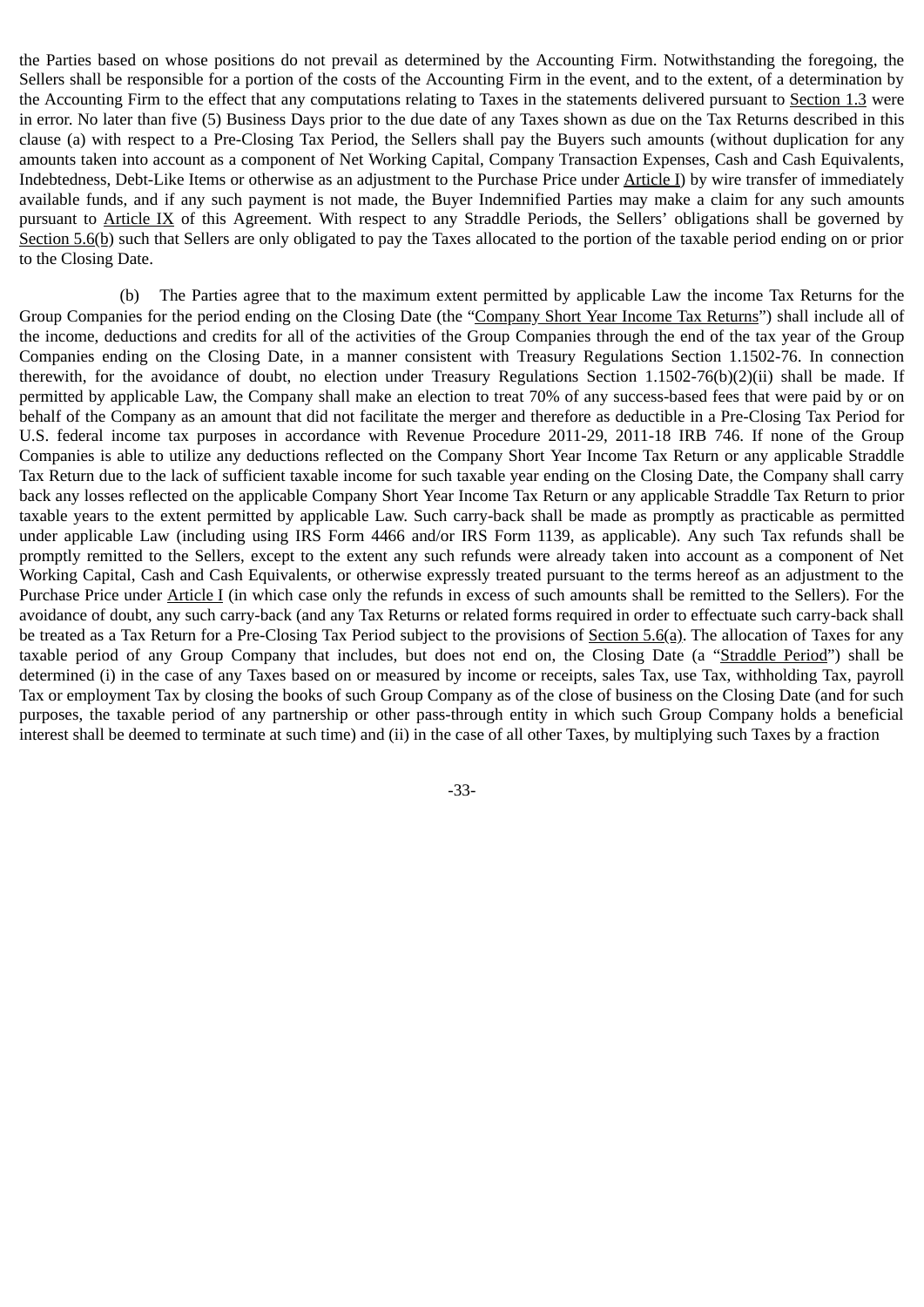the Parties based on whose positions do not prevail as determined by the Accounting Firm. Notwithstanding the foregoing, the Sellers shall be responsible for a portion of the costs of the Accounting Firm in the event, and to the extent, of a determination by the Accounting Firm to the effect that any computations relating to Taxes in the statements delivered pursuant to Section 1.3 were in error. No later than five (5) Business Days prior to the due date of any Taxes shown as due on the Tax Returns described in this clause (a) with respect to a Pre-Closing Tax Period, the Sellers shall pay the Buyers such amounts (without duplication for any amounts taken into account as a component of Net Working Capital, Company Transaction Expenses, Cash and Cash Equivalents, Indebtedness, Debt-Like Items or otherwise as an adjustment to the Purchase Price under Article I) by wire transfer of immediately available funds, and if any such payment is not made, the Buyer Indemnified Parties may make a claim for any such amounts pursuant to Article IX of this Agreement. With respect to any Straddle Periods, the Sellers' obligations shall be governed by Section 5.6(b) such that Sellers are only obligated to pay the Taxes allocated to the portion of the taxable period ending on or prior to the Closing Date.

(b) The Parties agree that to the maximum extent permitted by applicable Law the income Tax Returns for the Group Companies for the period ending on the Closing Date (the "Company Short Year Income Tax Returns") shall include all of the income, deductions and credits for all of the activities of the Group Companies through the end of the tax year of the Group Companies ending on the Closing Date, in a manner consistent with Treasury Regulations Section 1.1502-76. In connection therewith, for the avoidance of doubt, no election under Treasury Regulations Section 1.1502-76(b)(2)(ii) shall be made. If permitted by applicable Law, the Company shall make an election to treat 70% of any success-based fees that were paid by or on behalf of the Company as an amount that did not facilitate the merger and therefore as deductible in a Pre-Closing Tax Period for U.S. federal income tax purposes in accordance with Revenue Procedure 2011-29, 2011-18 IRB 746. If none of the Group Companies is able to utilize any deductions reflected on the Company Short Year Income Tax Return or any applicable Straddle Tax Return due to the lack of sufficient taxable income for such taxable year ending on the Closing Date, the Company shall carry back any losses reflected on the applicable Company Short Year Income Tax Return or any applicable Straddle Tax Return to prior taxable years to the extent permitted by applicable Law. Such carry-back shall be made as promptly as practicable as permitted under applicable Law (including using IRS Form 4466 and/or IRS Form 1139, as applicable). Any such Tax refunds shall be promptly remitted to the Sellers, except to the extent any such refunds were already taken into account as a component of Net Working Capital, Cash and Cash Equivalents, or otherwise expressly treated pursuant to the terms hereof as an adjustment to the Purchase Price under Article I (in which case only the refunds in excess of such amounts shall be remitted to the Sellers). For the avoidance of doubt, any such carry-back (and any Tax Returns or related forms required in order to effectuate such carry-back shall be treated as a Tax Return for a Pre-Closing Tax Period subject to the provisions of Section 5.6(a). The allocation of Taxes for any taxable period of any Group Company that includes, but does not end on, the Closing Date (a "Straddle Period") shall be determined (i) in the case of any Taxes based on or measured by income or receipts, sales Tax, use Tax, withholding Tax, payroll Tax or employment Tax by closing the books of such Group Company as of the close of business on the Closing Date (and for such purposes, the taxable period of any partnership or other pass-through entity in which such Group Company holds a beneficial interest shall be deemed to terminate at such time) and (ii) in the case of all other Taxes, by multiplying such Taxes by a fraction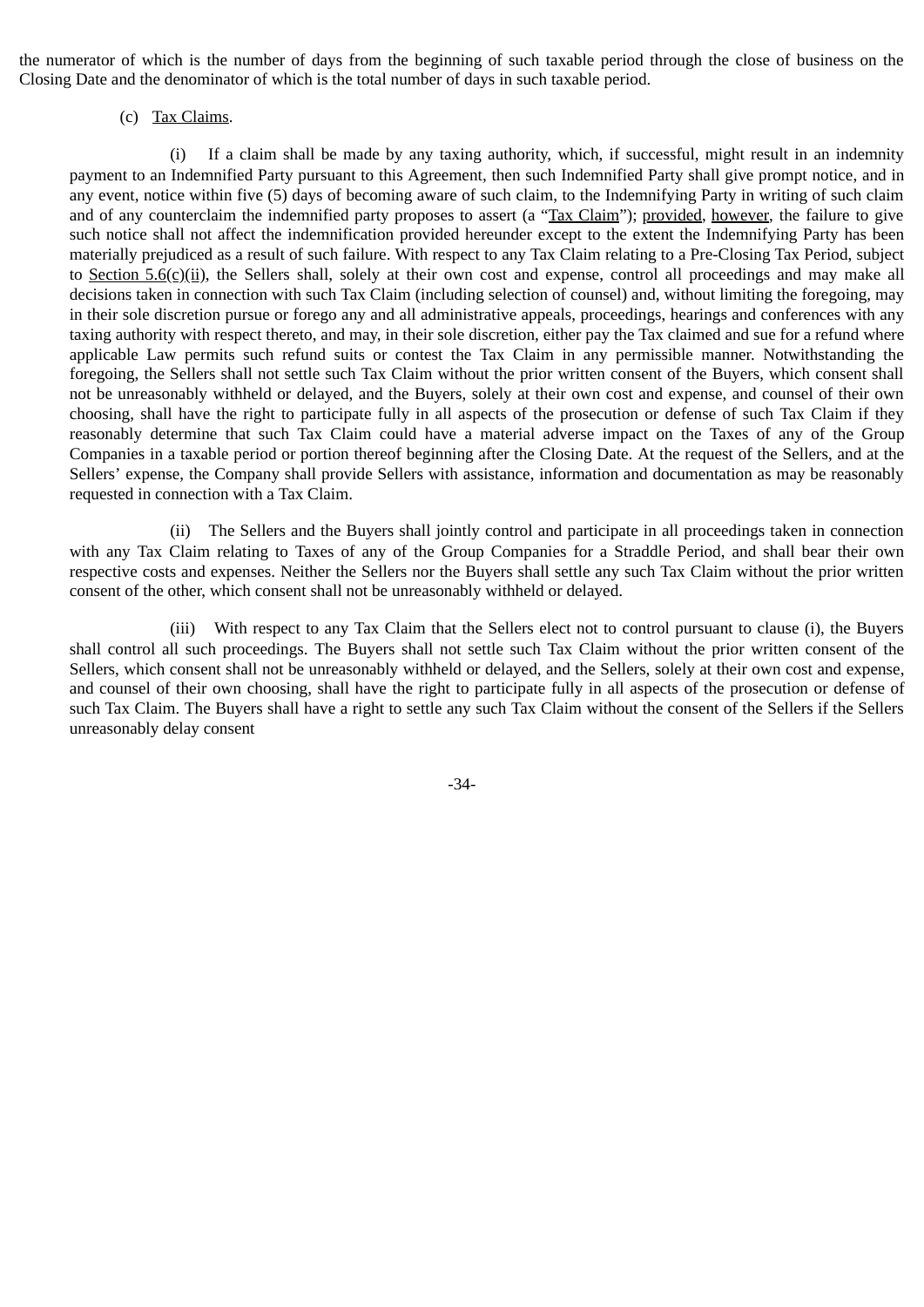the numerator of which is the number of days from the beginning of such taxable period through the close of business on the Closing Date and the denominator of which is the total number of days in such taxable period.

(c) Tax Claims.

(i) If a claim shall be made by any taxing authority, which, if successful, might result in an indemnity payment to an Indemnified Party pursuant to this Agreement, then such Indemnified Party shall give prompt notice, and in any event, notice within five (5) days of becoming aware of such claim, to the Indemnifying Party in writing of such claim and of any counterclaim the indemnified party proposes to assert (a "Tax Claim"); provided, however, the failure to give such notice shall not affect the indemnification provided hereunder except to the extent the Indemnifying Party has been materially prejudiced as a result of such failure. With respect to any Tax Claim relating to a Pre-Closing Tax Period, subject to Section 5.6(c)(ii), the Sellers shall, solely at their own cost and expense, control all proceedings and may make all decisions taken in connection with such Tax Claim (including selection of counsel) and, without limiting the foregoing, may in their sole discretion pursue or forego any and all administrative appeals, proceedings, hearings and conferences with any taxing authority with respect thereto, and may, in their sole discretion, either pay the Tax claimed and sue for a refund where applicable Law permits such refund suits or contest the Tax Claim in any permissible manner. Notwithstanding the foregoing, the Sellers shall not settle such Tax Claim without the prior written consent of the Buyers, which consent shall not be unreasonably withheld or delayed, and the Buyers, solely at their own cost and expense, and counsel of their own choosing, shall have the right to participate fully in all aspects of the prosecution or defense of such Tax Claim if they reasonably determine that such Tax Claim could have a material adverse impact on the Taxes of any of the Group Companies in a taxable period or portion thereof beginning after the Closing Date. At the request of the Sellers, and at the Sellers' expense, the Company shall provide Sellers with assistance, information and documentation as may be reasonably requested in connection with a Tax Claim.

(ii) The Sellers and the Buyers shall jointly control and participate in all proceedings taken in connection with any Tax Claim relating to Taxes of any of the Group Companies for a Straddle Period, and shall bear their own respective costs and expenses. Neither the Sellers nor the Buyers shall settle any such Tax Claim without the prior written consent of the other, which consent shall not be unreasonably withheld or delayed.

(iii) With respect to any Tax Claim that the Sellers elect not to control pursuant to clause (i), the Buyers shall control all such proceedings. The Buyers shall not settle such Tax Claim without the prior written consent of the Sellers, which consent shall not be unreasonably withheld or delayed, and the Sellers, solely at their own cost and expense, and counsel of their own choosing, shall have the right to participate fully in all aspects of the prosecution or defense of such Tax Claim. The Buyers shall have a right to settle any such Tax Claim without the consent of the Sellers if the Sellers unreasonably delay consent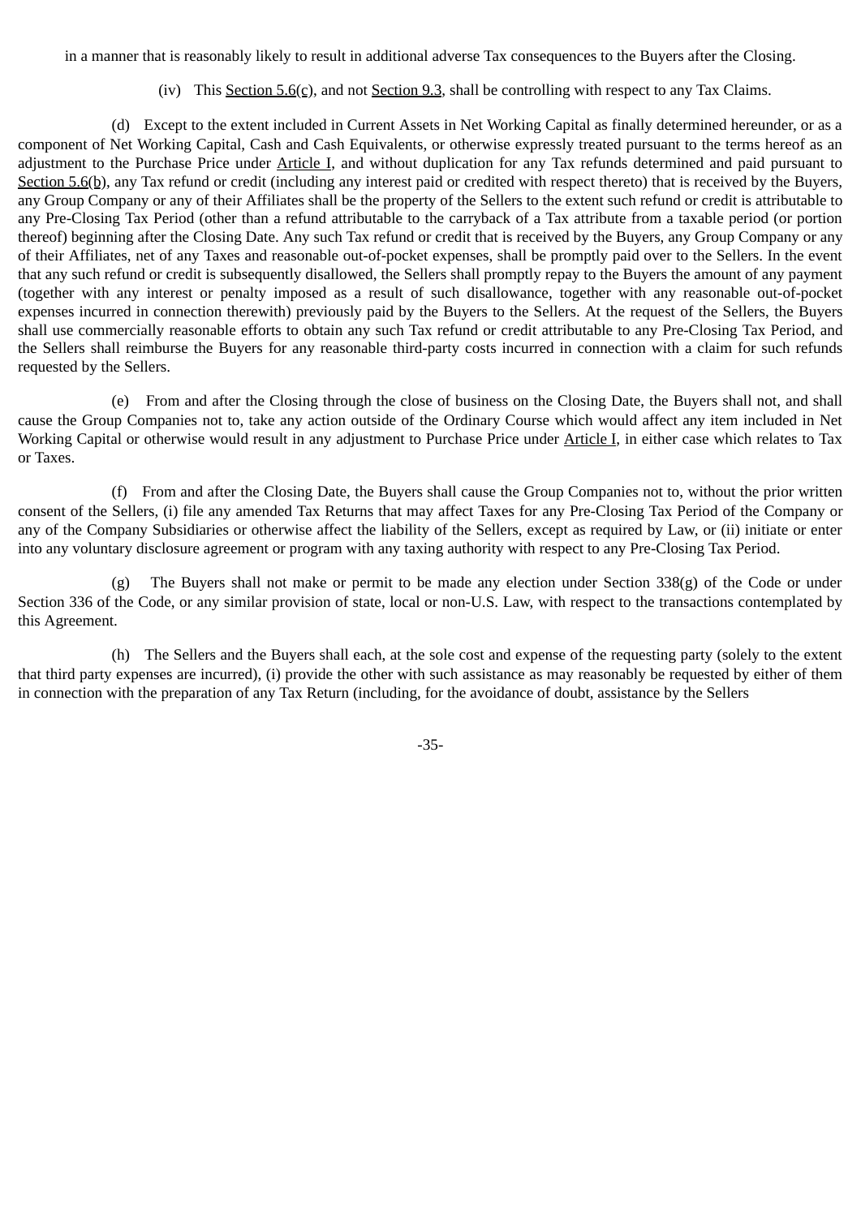in a manner that is reasonably likely to result in additional adverse Tax consequences to the Buyers after the Closing.

(iv) This Section 5.6(c), and not Section 9.3, shall be controlling with respect to any Tax Claims.

(d) Except to the extent included in Current Assets in Net Working Capital as finally determined hereunder, or as a component of Net Working Capital, Cash and Cash Equivalents, or otherwise expressly treated pursuant to the terms hereof as an adjustment to the Purchase Price under Article I, and without duplication for any Tax refunds determined and paid pursuant to Section 5.6(b), any Tax refund or credit (including any interest paid or credited with respect thereto) that is received by the Buyers, any Group Company or any of their Affiliates shall be the property of the Sellers to the extent such refund or credit is attributable to any Pre-Closing Tax Period (other than a refund attributable to the carryback of a Tax attribute from a taxable period (or portion thereof) beginning after the Closing Date. Any such Tax refund or credit that is received by the Buyers, any Group Company or any of their Affiliates, net of any Taxes and reasonable out-of-pocket expenses, shall be promptly paid over to the Sellers. In the event that any such refund or credit is subsequently disallowed, the Sellers shall promptly repay to the Buyers the amount of any payment (together with any interest or penalty imposed as a result of such disallowance, together with any reasonable out-of-pocket expenses incurred in connection therewith) previously paid by the Buyers to the Sellers. At the request of the Sellers, the Buyers shall use commercially reasonable efforts to obtain any such Tax refund or credit attributable to any Pre-Closing Tax Period, and the Sellers shall reimburse the Buyers for any reasonable third-party costs incurred in connection with a claim for such refunds requested by the Sellers.

(e) From and after the Closing through the close of business on the Closing Date, the Buyers shall not, and shall cause the Group Companies not to, take any action outside of the Ordinary Course which would affect any item included in Net Working Capital or otherwise would result in any adjustment to Purchase Price under Article I, in either case which relates to Tax or Taxes.

(f) From and after the Closing Date, the Buyers shall cause the Group Companies not to, without the prior written consent of the Sellers, (i) file any amended Tax Returns that may affect Taxes for any Pre-Closing Tax Period of the Company or any of the Company Subsidiaries or otherwise affect the liability of the Sellers, except as required by Law, or (ii) initiate or enter into any voluntary disclosure agreement or program with any taxing authority with respect to any Pre-Closing Tax Period.

(g) The Buyers shall not make or permit to be made any election under Section 338(g) of the Code or under Section 336 of the Code, or any similar provision of state, local or non-U.S. Law, with respect to the transactions contemplated by this Agreement.

(h) The Sellers and the Buyers shall each, at the sole cost and expense of the requesting party (solely to the extent that third party expenses are incurred), (i) provide the other with such assistance as may reasonably be requested by either of them in connection with the preparation of any Tax Return (including, for the avoidance of doubt, assistance by the Sellers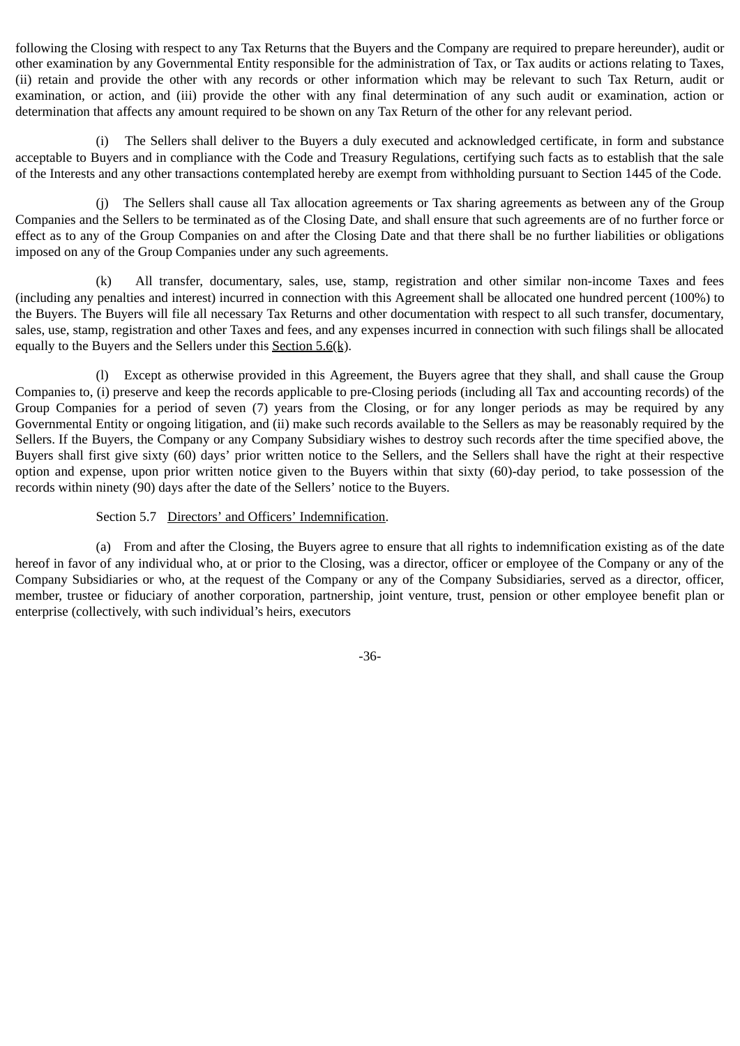following the Closing with respect to any Tax Returns that the Buyers and the Company are required to prepare hereunder), audit or other examination by any Governmental Entity responsible for the administration of Tax, or Tax audits or actions relating to Taxes, (ii) retain and provide the other with any records or other information which may be relevant to such Tax Return, audit or examination, or action, and (iii) provide the other with any final determination of any such audit or examination, action or determination that affects any amount required to be shown on any Tax Return of the other for any relevant period.

(i) The Sellers shall deliver to the Buyers a duly executed and acknowledged certificate, in form and substance acceptable to Buyers and in compliance with the Code and Treasury Regulations, certifying such facts as to establish that the sale of the Interests and any other transactions contemplated hereby are exempt from withholding pursuant to Section 1445 of the Code.

(j) The Sellers shall cause all Tax allocation agreements or Tax sharing agreements as between any of the Group Companies and the Sellers to be terminated as of the Closing Date, and shall ensure that such agreements are of no further force or effect as to any of the Group Companies on and after the Closing Date and that there shall be no further liabilities or obligations imposed on any of the Group Companies under any such agreements.

(k) All transfer, documentary, sales, use, stamp, registration and other similar non-income Taxes and fees (including any penalties and interest) incurred in connection with this Agreement shall be allocated one hundred percent (100%) to the Buyers. The Buyers will file all necessary Tax Returns and other documentation with respect to all such transfer, documentary, sales, use, stamp, registration and other Taxes and fees, and any expenses incurred in connection with such filings shall be allocated equally to the Buyers and the Sellers under this Section 5.6(k).

(l) Except as otherwise provided in this Agreement, the Buyers agree that they shall, and shall cause the Group Companies to, (i) preserve and keep the records applicable to pre-Closing periods (including all Tax and accounting records) of the Group Companies for a period of seven (7) years from the Closing, or for any longer periods as may be required by any Governmental Entity or ongoing litigation, and (ii) make such records available to the Sellers as may be reasonably required by the Sellers. If the Buyers, the Company or any Company Subsidiary wishes to destroy such records after the time specified above, the Buyers shall first give sixty (60) days' prior written notice to the Sellers, and the Sellers shall have the right at their respective option and expense, upon prior written notice given to the Buyers within that sixty (60)-day period, to take possession of the records within ninety (90) days after the date of the Sellers' notice to the Buyers.

Section 5.7 Directors' and Officers' Indemnification.

(a) From and after the Closing, the Buyers agree to ensure that all rights to indemnification existing as of the date hereof in favor of any individual who, at or prior to the Closing, was a director, officer or employee of the Company or any of the Company Subsidiaries or who, at the request of the Company or any of the Company Subsidiaries, served as a director, officer, member, trustee or fiduciary of another corporation, partnership, joint venture, trust, pension or other employee benefit plan or enterprise (collectively, with such individual's heirs, executors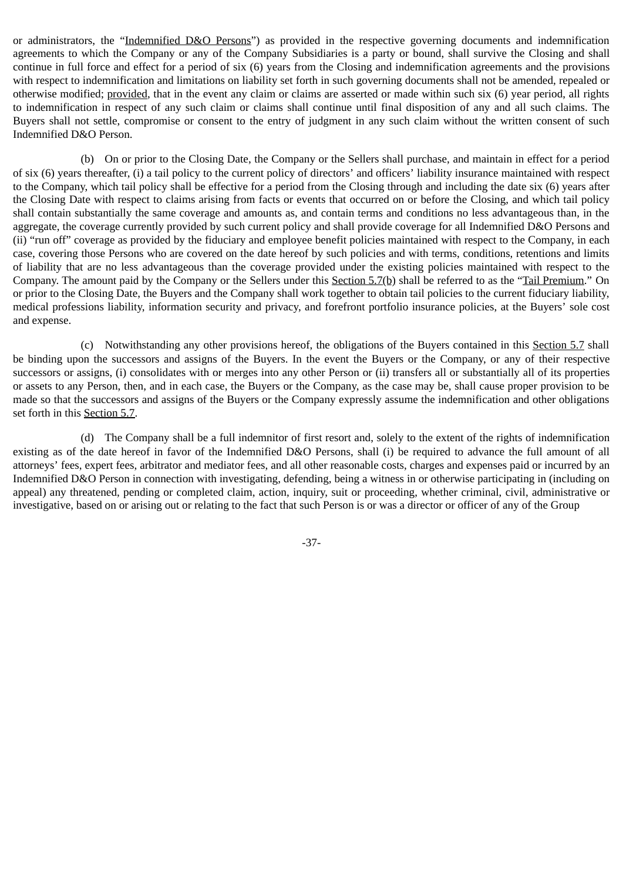or administrators, the "Indemnified D&O Persons") as provided in the respective governing documents and indemnification agreements to which the Company or any of the Company Subsidiaries is a party or bound, shall survive the Closing and shall continue in full force and effect for a period of six (6) years from the Closing and indemnification agreements and the provisions with respect to indemnification and limitations on liability set forth in such governing documents shall not be amended, repealed or otherwise modified; provided, that in the event any claim or claims are asserted or made within such six (6) year period, all rights to indemnification in respect of any such claim or claims shall continue until final disposition of any and all such claims. The Buyers shall not settle, compromise or consent to the entry of judgment in any such claim without the written consent of such Indemnified D&O Person.

(b) On or prior to the Closing Date, the Company or the Sellers shall purchase, and maintain in effect for a period of six (6) years thereafter, (i) a tail policy to the current policy of directors' and officers' liability insurance maintained with respect to the Company, which tail policy shall be effective for a period from the Closing through and including the date six (6) years after the Closing Date with respect to claims arising from facts or events that occurred on or before the Closing, and which tail policy shall contain substantially the same coverage and amounts as, and contain terms and conditions no less advantageous than, in the aggregate, the coverage currently provided by such current policy and shall provide coverage for all Indemnified D&O Persons and (ii) "run off" coverage as provided by the fiduciary and employee benefit policies maintained with respect to the Company, in each case, covering those Persons who are covered on the date hereof by such policies and with terms, conditions, retentions and limits of liability that are no less advantageous than the coverage provided under the existing policies maintained with respect to the Company. The amount paid by the Company or the Sellers under this Section 5.7(b) shall be referred to as the "Tail Premium." On or prior to the Closing Date, the Buyers and the Company shall work together to obtain tail policies to the current fiduciary liability, medical professions liability, information security and privacy, and forefront portfolio insurance policies, at the Buyers' sole cost and expense.

(c) Notwithstanding any other provisions hereof, the obligations of the Buyers contained in this Section 5.7 shall be binding upon the successors and assigns of the Buyers. In the event the Buyers or the Company, or any of their respective successors or assigns, (i) consolidates with or merges into any other Person or (ii) transfers all or substantially all of its properties or assets to any Person, then, and in each case, the Buyers or the Company, as the case may be, shall cause proper provision to be made so that the successors and assigns of the Buyers or the Company expressly assume the indemnification and other obligations set forth in this Section 5.7.

(d) The Company shall be a full indemnitor of first resort and, solely to the extent of the rights of indemnification existing as of the date hereof in favor of the Indemnified D&O Persons, shall (i) be required to advance the full amount of all attorneys' fees, expert fees, arbitrator and mediator fees, and all other reasonable costs, charges and expenses paid or incurred by an Indemnified D&O Person in connection with investigating, defending, being a witness in or otherwise participating in (including on appeal) any threatened, pending or completed claim, action, inquiry, suit or proceeding, whether criminal, civil, administrative or investigative, based on or arising out or relating to the fact that such Person is or was a director or officer of any of the Group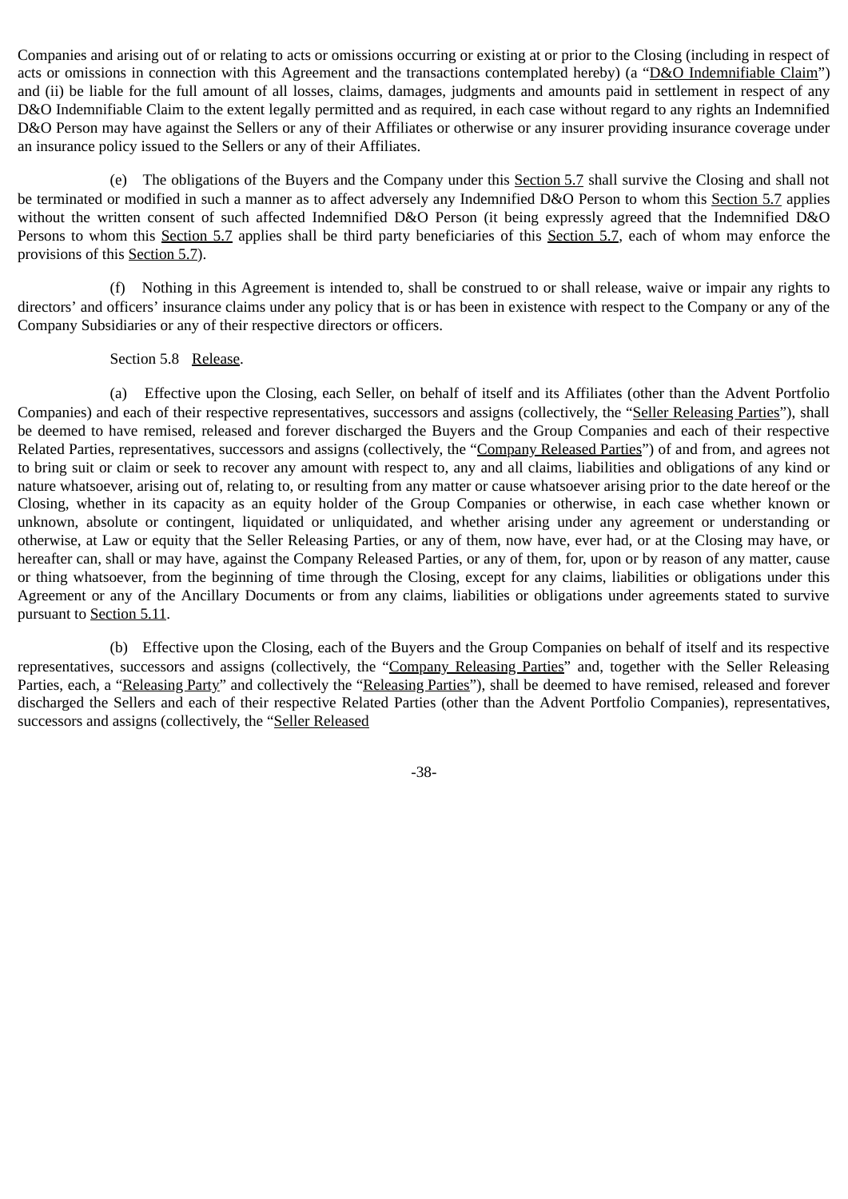Companies and arising out of or relating to acts or omissions occurring or existing at or prior to the Closing (including in respect of acts or omissions in connection with this Agreement and the transactions contemplated hereby) (a "D&O Indemnifiable Claim") and (ii) be liable for the full amount of all losses, claims, damages, judgments and amounts paid in settlement in respect of any D&O Indemnifiable Claim to the extent legally permitted and as required, in each case without regard to any rights an Indemnified D&O Person may have against the Sellers or any of their Affiliates or otherwise or any insurer providing insurance coverage under an insurance policy issued to the Sellers or any of their Affiliates.

(e) The obligations of the Buyers and the Company under this Section 5.7 shall survive the Closing and shall not be terminated or modified in such a manner as to affect adversely any Indemnified D&O Person to whom this Section 5.7 applies without the written consent of such affected Indemnified D&O Person (it being expressly agreed that the Indemnified D&O Persons to whom this Section 5.7 applies shall be third party beneficiaries of this Section 5.7, each of whom may enforce the provisions of this Section 5.7).

(f) Nothing in this Agreement is intended to, shall be construed to or shall release, waive or impair any rights to directors' and officers' insurance claims under any policy that is or has been in existence with respect to the Company or any of the Company Subsidiaries or any of their respective directors or officers.

Section 5.8 Release.

(a) Effective upon the Closing, each Seller, on behalf of itself and its Affiliates (other than the Advent Portfolio Companies) and each of their respective representatives, successors and assigns (collectively, the "Seller Releasing Parties"), shall be deemed to have remised, released and forever discharged the Buyers and the Group Companies and each of their respective Related Parties, representatives, successors and assigns (collectively, the "Company Released Parties") of and from, and agrees not to bring suit or claim or seek to recover any amount with respect to, any and all claims, liabilities and obligations of any kind or nature whatsoever, arising out of, relating to, or resulting from any matter or cause whatsoever arising prior to the date hereof or the Closing, whether in its capacity as an equity holder of the Group Companies or otherwise, in each case whether known or unknown, absolute or contingent, liquidated or unliquidated, and whether arising under any agreement or understanding or otherwise, at Law or equity that the Seller Releasing Parties, or any of them, now have, ever had, or at the Closing may have, or hereafter can, shall or may have, against the Company Released Parties, or any of them, for, upon or by reason of any matter, cause or thing whatsoever, from the beginning of time through the Closing, except for any claims, liabilities or obligations under this Agreement or any of the Ancillary Documents or from any claims, liabilities or obligations under agreements stated to survive pursuant to Section 5.11.

(b) Effective upon the Closing, each of the Buyers and the Group Companies on behalf of itself and its respective representatives, successors and assigns (collectively, the "Company Releasing Parties" and, together with the Seller Releasing Parties, each, a "Releasing Party" and collectively the "Releasing Parties"), shall be deemed to have remised, released and forever discharged the Sellers and each of their respective Related Parties (other than the Advent Portfolio Companies), representatives, successors and assigns (collectively, the "Seller Released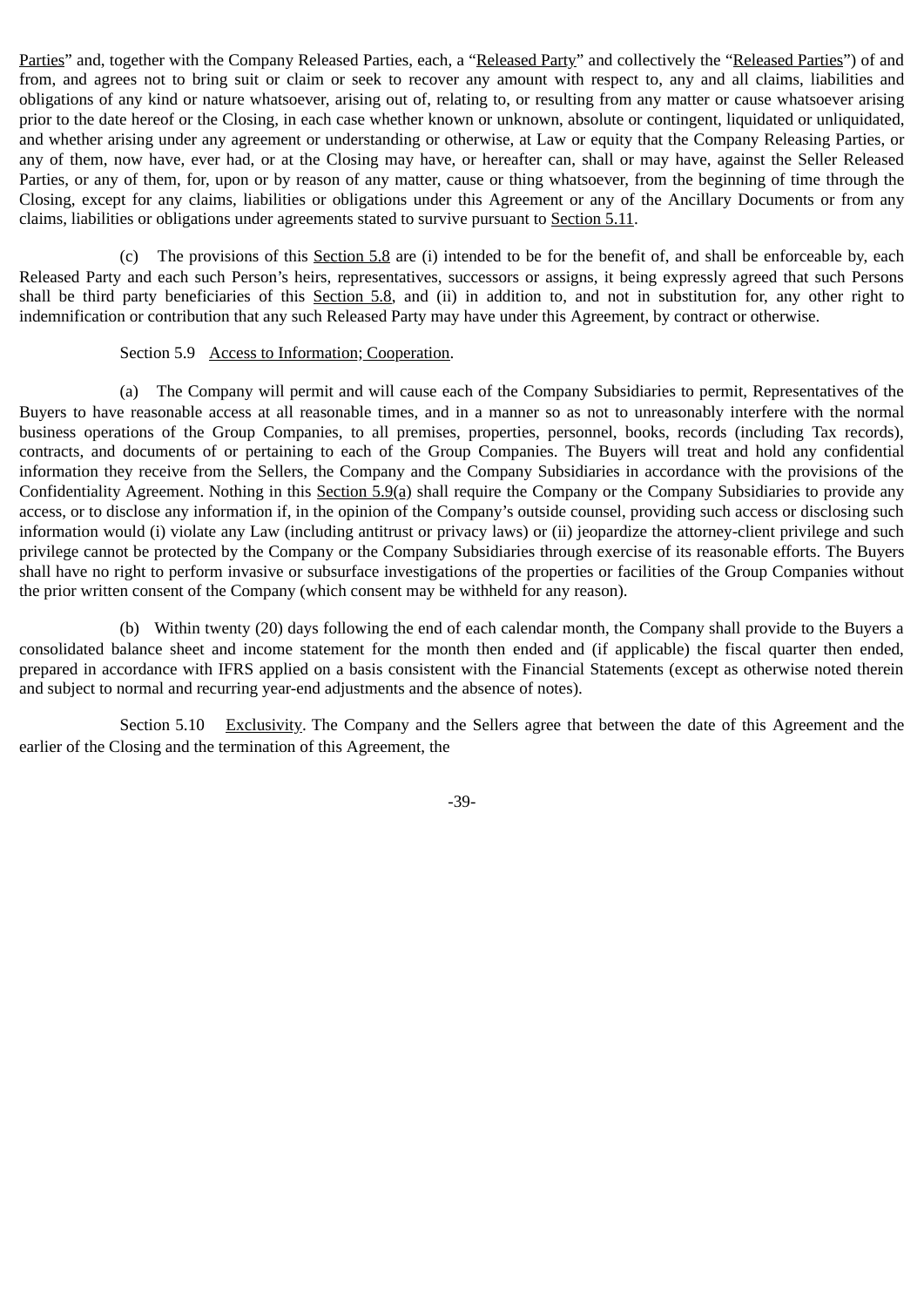Parties" and, together with the Company Released Parties, each, a "Released Party" and collectively the "Released Parties") of and from, and agrees not to bring suit or claim or seek to recover any amount with respect to, any and all claims, liabilities and obligations of any kind or nature whatsoever, arising out of, relating to, or resulting from any matter or cause whatsoever arising prior to the date hereof or the Closing, in each case whether known or unknown, absolute or contingent, liquidated or unliquidated, and whether arising under any agreement or understanding or otherwise, at Law or equity that the Company Releasing Parties, or any of them, now have, ever had, or at the Closing may have, or hereafter can, shall or may have, against the Seller Released Parties, or any of them, for, upon or by reason of any matter, cause or thing whatsoever, from the beginning of time through the Closing, except for any claims, liabilities or obligations under this Agreement or any of the Ancillary Documents or from any claims, liabilities or obligations under agreements stated to survive pursuant to Section 5.11.

(c) The provisions of this Section 5.8 are (i) intended to be for the benefit of, and shall be enforceable by, each Released Party and each such Person's heirs, representatives, successors or assigns, it being expressly agreed that such Persons shall be third party beneficiaries of this Section 5.8, and (ii) in addition to, and not in substitution for, any other right to indemnification or contribution that any such Released Party may have under this Agreement, by contract or otherwise.

Section 5.9 Access to Information; Cooperation.

(a) The Company will permit and will cause each of the Company Subsidiaries to permit, Representatives of the Buyers to have reasonable access at all reasonable times, and in a manner so as not to unreasonably interfere with the normal business operations of the Group Companies, to all premises, properties, personnel, books, records (including Tax records), contracts, and documents of or pertaining to each of the Group Companies. The Buyers will treat and hold any confidential information they receive from the Sellers, the Company and the Company Subsidiaries in accordance with the provisions of the Confidentiality Agreement. Nothing in this Section 5.9(a) shall require the Company or the Company Subsidiaries to provide any access, or to disclose any information if, in the opinion of the Company's outside counsel, providing such access or disclosing such information would (i) violate any Law (including antitrust or privacy laws) or (ii) jeopardize the attorney-client privilege and such privilege cannot be protected by the Company or the Company Subsidiaries through exercise of its reasonable efforts. The Buyers shall have no right to perform invasive or subsurface investigations of the properties or facilities of the Group Companies without the prior written consent of the Company (which consent may be withheld for any reason).

(b) Within twenty (20) days following the end of each calendar month, the Company shall provide to the Buyers a consolidated balance sheet and income statement for the month then ended and (if applicable) the fiscal quarter then ended, prepared in accordance with IFRS applied on a basis consistent with the Financial Statements (except as otherwise noted therein and subject to normal and recurring year-end adjustments and the absence of notes).

Section 5.10 Exclusivity. The Company and the Sellers agree that between the date of this Agreement and the earlier of the Closing and the termination of this Agreement, the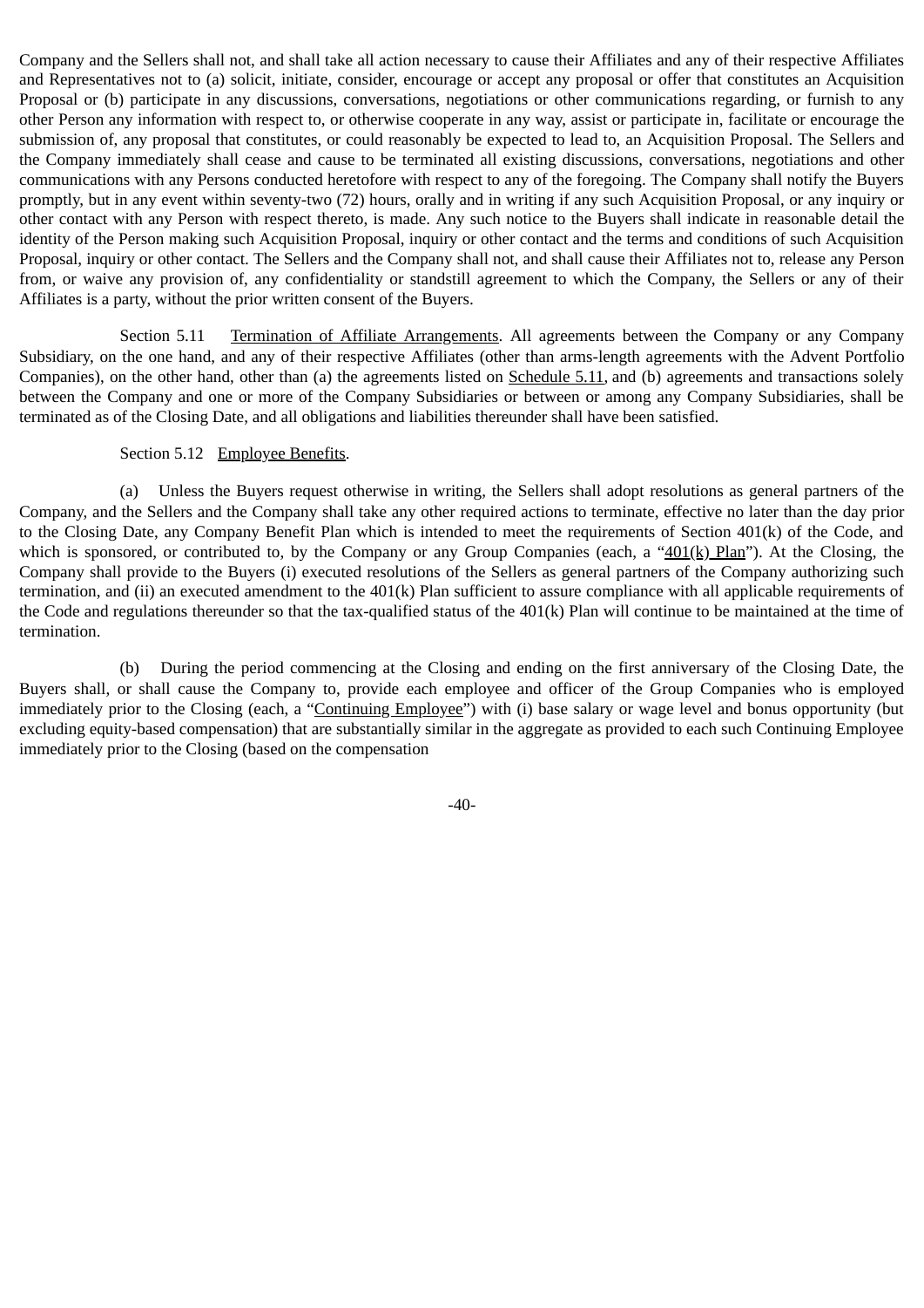Company and the Sellers shall not, and shall take all action necessary to cause their Affiliates and any of their respective Affiliates and Representatives not to (a) solicit, initiate, consider, encourage or accept any proposal or offer that constitutes an Acquisition Proposal or (b) participate in any discussions, conversations, negotiations or other communications regarding, or furnish to any other Person any information with respect to, or otherwise cooperate in any way, assist or participate in, facilitate or encourage the submission of, any proposal that constitutes, or could reasonably be expected to lead to, an Acquisition Proposal. The Sellers and the Company immediately shall cease and cause to be terminated all existing discussions, conversations, negotiations and other communications with any Persons conducted heretofore with respect to any of the foregoing. The Company shall notify the Buyers promptly, but in any event within seventy-two (72) hours, orally and in writing if any such Acquisition Proposal, or any inquiry or other contact with any Person with respect thereto, is made. Any such notice to the Buyers shall indicate in reasonable detail the identity of the Person making such Acquisition Proposal, inquiry or other contact and the terms and conditions of such Acquisition Proposal, inquiry or other contact. The Sellers and the Company shall not, and shall cause their Affiliates not to, release any Person from, or waive any provision of, any confidentiality or standstill agreement to which the Company, the Sellers or any of their Affiliates is a party, without the prior written consent of the Buyers.

Section 5.11 Termination of Affiliate Arrangements. All agreements between the Company or any Company Subsidiary, on the one hand, and any of their respective Affiliates (other than arms-length agreements with the Advent Portfolio Companies), on the other hand, other than (a) the agreements listed on Schedule 5.11, and (b) agreements and transactions solely between the Company and one or more of the Company Subsidiaries or between or among any Company Subsidiaries, shall be terminated as of the Closing Date, and all obligations and liabilities thereunder shall have been satisfied.

Section 5.12 Employee Benefits.

(a) Unless the Buyers request otherwise in writing, the Sellers shall adopt resolutions as general partners of the Company, and the Sellers and the Company shall take any other required actions to terminate, effective no later than the day prior to the Closing Date, any Company Benefit Plan which is intended to meet the requirements of Section 401(k) of the Code, and which is sponsored, or contributed to, by the Company or any Group Companies (each, a "401(k) Plan"). At the Closing, the Company shall provide to the Buyers (i) executed resolutions of the Sellers as general partners of the Company authorizing such termination, and (ii) an executed amendment to the 401(k) Plan sufficient to assure compliance with all applicable requirements of the Code and regulations thereunder so that the tax-qualified status of the 401(k) Plan will continue to be maintained at the time of termination.

(b) During the period commencing at the Closing and ending on the first anniversary of the Closing Date, the Buyers shall, or shall cause the Company to, provide each employee and officer of the Group Companies who is employed immediately prior to the Closing (each, a "Continuing Employee") with (i) base salary or wage level and bonus opportunity (but excluding equity-based compensation) that are substantially similar in the aggregate as provided to each such Continuing Employee immediately prior to the Closing (based on the compensation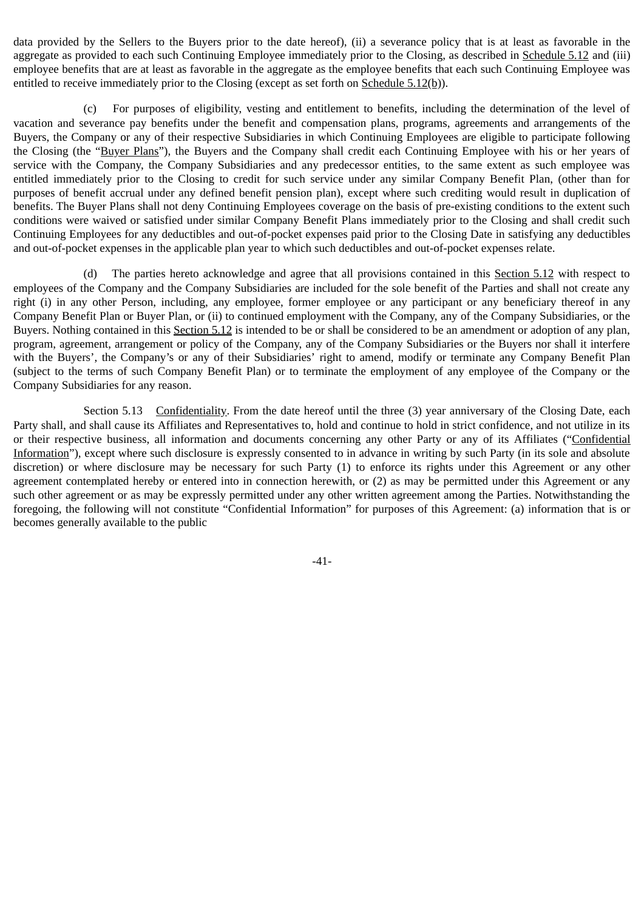data provided by the Sellers to the Buyers prior to the date hereof), (ii) a severance policy that is at least as favorable in the aggregate as provided to each such Continuing Employee immediately prior to the Closing, as described in Schedule 5.12 and (iii) employee benefits that are at least as favorable in the aggregate as the employee benefits that each such Continuing Employee was entitled to receive immediately prior to the Closing (except as set forth on Schedule 5.12(b)).

(c) For purposes of eligibility, vesting and entitlement to benefits, including the determination of the level of vacation and severance pay benefits under the benefit and compensation plans, programs, agreements and arrangements of the Buyers, the Company or any of their respective Subsidiaries in which Continuing Employees are eligible to participate following the Closing (the "Buyer Plans"), the Buyers and the Company shall credit each Continuing Employee with his or her years of service with the Company, the Company Subsidiaries and any predecessor entities, to the same extent as such employee was entitled immediately prior to the Closing to credit for such service under any similar Company Benefit Plan, (other than for purposes of benefit accrual under any defined benefit pension plan), except where such crediting would result in duplication of benefits. The Buyer Plans shall not deny Continuing Employees coverage on the basis of pre-existing conditions to the extent such conditions were waived or satisfied under similar Company Benefit Plans immediately prior to the Closing and shall credit such Continuing Employees for any deductibles and out-of-pocket expenses paid prior to the Closing Date in satisfying any deductibles and out-of-pocket expenses in the applicable plan year to which such deductibles and out-of-pocket expenses relate.

(d) The parties hereto acknowledge and agree that all provisions contained in this Section 5.12 with respect to employees of the Company and the Company Subsidiaries are included for the sole benefit of the Parties and shall not create any right (i) in any other Person, including, any employee, former employee or any participant or any beneficiary thereof in any Company Benefit Plan or Buyer Plan, or (ii) to continued employment with the Company, any of the Company Subsidiaries, or the Buyers. Nothing contained in this Section 5.12 is intended to be or shall be considered to be an amendment or adoption of any plan, program, agreement, arrangement or policy of the Company, any of the Company Subsidiaries or the Buyers nor shall it interfere with the Buyers', the Company's or any of their Subsidiaries' right to amend, modify or terminate any Company Benefit Plan (subject to the terms of such Company Benefit Plan) or to terminate the employment of any employee of the Company or the Company Subsidiaries for any reason.

Section 5.13 Confidentiality. From the date hereof until the three (3) year anniversary of the Closing Date, each Party shall, and shall cause its Affiliates and Representatives to, hold and continue to hold in strict confidence, and not utilize in its or their respective business, all information and documents concerning any other Party or any of its Affiliates ("Confidential Information"), except where such disclosure is expressly consented to in advance in writing by such Party (in its sole and absolute discretion) or where disclosure may be necessary for such Party (1) to enforce its rights under this Agreement or any other agreement contemplated hereby or entered into in connection herewith, or (2) as may be permitted under this Agreement or any such other agreement or as may be expressly permitted under any other written agreement among the Parties. Notwithstanding the foregoing, the following will not constitute "Confidential Information" for purposes of this Agreement: (a) information that is or becomes generally available to the public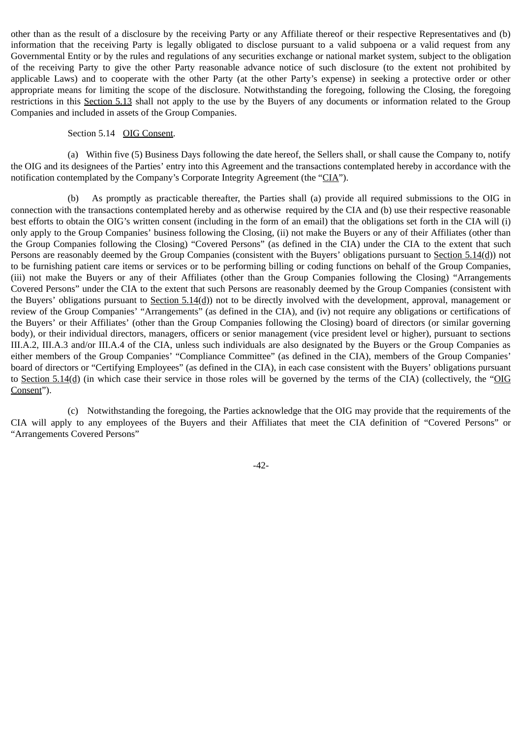other than as the result of a disclosure by the receiving Party or any Affiliate thereof or their respective Representatives and (b) information that the receiving Party is legally obligated to disclose pursuant to a valid subpoena or a valid request from any Governmental Entity or by the rules and regulations of any securities exchange or national market system, subject to the obligation of the receiving Party to give the other Party reasonable advance notice of such disclosure (to the extent not prohibited by applicable Laws) and to cooperate with the other Party (at the other Party's expense) in seeking a protective order or other appropriate means for limiting the scope of the disclosure. Notwithstanding the foregoing, following the Closing, the foregoing restrictions in this Section 5.13 shall not apply to the use by the Buyers of any documents or information related to the Group Companies and included in assets of the Group Companies.

Section 5.14 OIG Consent.

(a) Within five (5) Business Days following the date hereof, the Sellers shall, or shall cause the Company to, notify the OIG and its designees of the Parties' entry into this Agreement and the transactions contemplated hereby in accordance with the notification contemplated by the Company's Corporate Integrity Agreement (the "CIA").

(b) As promptly as practicable thereafter, the Parties shall (a) provide all required submissions to the OIG in connection with the transactions contemplated hereby and as otherwise required by the CIA and (b) use their respective reasonable best efforts to obtain the OIG's written consent (including in the form of an email) that the obligations set forth in the CIA will (i) only apply to the Group Companies' business following the Closing, (ii) not make the Buyers or any of their Affiliates (other than the Group Companies following the Closing) "Covered Persons" (as defined in the CIA) under the CIA to the extent that such Persons are reasonably deemed by the Group Companies (consistent with the Buyers' obligations pursuant to Section 5.14(d)) not to be furnishing patient care items or services or to be performing billing or coding functions on behalf of the Group Companies, (iii) not make the Buyers or any of their Affiliates (other than the Group Companies following the Closing) "Arrangements Covered Persons" under the CIA to the extent that such Persons are reasonably deemed by the Group Companies (consistent with the Buyers' obligations pursuant to Section 5.14(d)) not to be directly involved with the development, approval, management or review of the Group Companies' "Arrangements" (as defined in the CIA), and (iv) not require any obligations or certifications of the Buyers' or their Affiliates' (other than the Group Companies following the Closing) board of directors (or similar governing body), or their individual directors, managers, officers or senior management (vice president level or higher), pursuant to sections III.A.2, III.A.3 and/or III.A.4 of the CIA, unless such individuals are also designated by the Buyers or the Group Companies as either members of the Group Companies' "Compliance Committee" (as defined in the CIA), members of the Group Companies' board of directors or "Certifying Employees" (as defined in the CIA), in each case consistent with the Buyers' obligations pursuant to Section 5.14(d) (in which case their service in those roles will be governed by the terms of the CIA) (collectively, the "OIG Consent").

(c) Notwithstanding the foregoing, the Parties acknowledge that the OIG may provide that the requirements of the CIA will apply to any employees of the Buyers and their Affiliates that meet the CIA definition of "Covered Persons" or "Arrangements Covered Persons"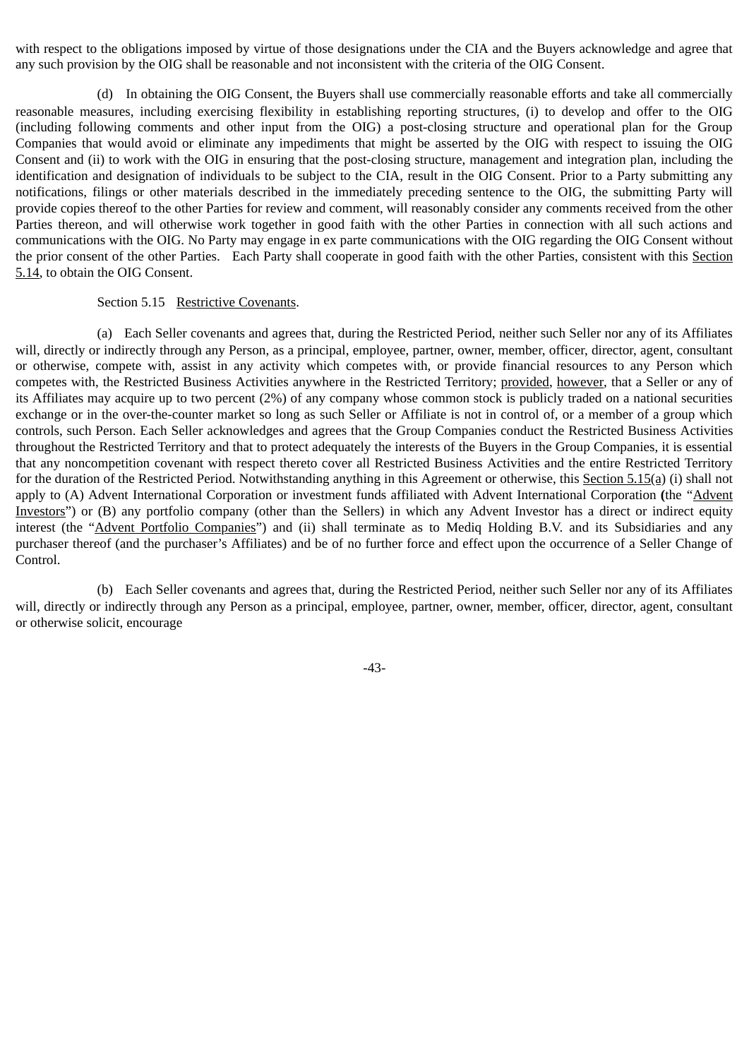with respect to the obligations imposed by virtue of those designations under the CIA and the Buyers acknowledge and agree that any such provision by the OIG shall be reasonable and not inconsistent with the criteria of the OIG Consent.

(d) In obtaining the OIG Consent, the Buyers shall use commercially reasonable efforts and take all commercially reasonable measures, including exercising flexibility in establishing reporting structures, (i) to develop and offer to the OIG (including following comments and other input from the OIG) a post-closing structure and operational plan for the Group Companies that would avoid or eliminate any impediments that might be asserted by the OIG with respect to issuing the OIG Consent and (ii) to work with the OIG in ensuring that the post-closing structure, management and integration plan, including the identification and designation of individuals to be subject to the CIA, result in the OIG Consent. Prior to a Party submitting any notifications, filings or other materials described in the immediately preceding sentence to the OIG, the submitting Party will provide copies thereof to the other Parties for review and comment, will reasonably consider any comments received from the other Parties thereon, and will otherwise work together in good faith with the other Parties in connection with all such actions and communications with the OIG. No Party may engage in ex parte communications with the OIG regarding the OIG Consent without the prior consent of the other Parties. Each Party shall cooperate in good faith with the other Parties, consistent with this Section 5.14, to obtain the OIG Consent.

Section 5.15 Restrictive Covenants.

(a) Each Seller covenants and agrees that, during the Restricted Period, neither such Seller nor any of its Affiliates will, directly or indirectly through any Person, as a principal, employee, partner, owner, member, officer, director, agent, consultant or otherwise, compete with, assist in any activity which competes with, or provide financial resources to any Person which competes with, the Restricted Business Activities anywhere in the Restricted Territory; provided, however, that a Seller or any of its Affiliates may acquire up to two percent (2%) of any company whose common stock is publicly traded on a national securities exchange or in the over-the-counter market so long as such Seller or Affiliate is not in control of, or a member of a group which controls, such Person. Each Seller acknowledges and agrees that the Group Companies conduct the Restricted Business Activities throughout the Restricted Territory and that to protect adequately the interests of the Buyers in the Group Companies, it is essential that any noncompetition covenant with respect thereto cover all Restricted Business Activities and the entire Restricted Territory for the duration of the Restricted Period. Notwithstanding anything in this Agreement or otherwise, this Section 5.15(a) (i) shall not apply to (A) Advent International Corporation or investment funds affiliated with Advent International Corporation (the "Advent Investors") or (B) any portfolio company (other than the Sellers) in which any Advent Investor has a direct or indirect equity interest (the "Advent Portfolio Companies") and (ii) shall terminate as to Mediq Holding B.V. and its Subsidiaries and any purchaser thereof (and the purchaser's Affiliates) and be of no further force and effect upon the occurrence of a Seller Change of Control.

(b) Each Seller covenants and agrees that, during the Restricted Period, neither such Seller nor any of its Affiliates will, directly or indirectly through any Person as a principal, employee, partner, owner, member, officer, director, agent, consultant or otherwise solicit, encourage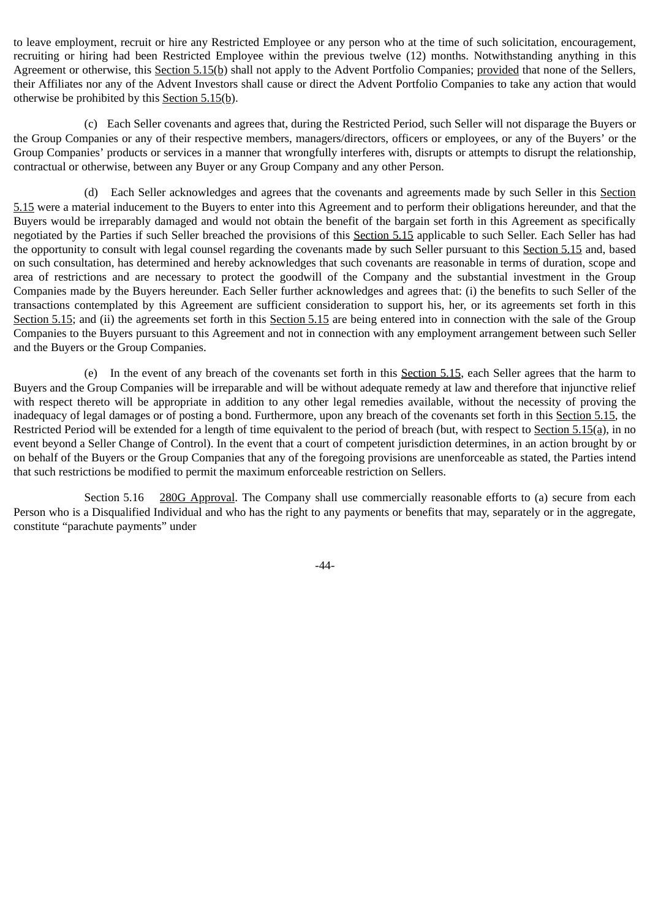to leave employment, recruit or hire any Restricted Employee or any person who at the time of such solicitation, encouragement, recruiting or hiring had been Restricted Employee within the previous twelve (12) months. Notwithstanding anything in this Agreement or otherwise, this Section 5.15(b) shall not apply to the Advent Portfolio Companies; provided that none of the Sellers, their Affiliates nor any of the Advent Investors shall cause or direct the Advent Portfolio Companies to take any action that would otherwise be prohibited by this Section 5.15(b).

(c) Each Seller covenants and agrees that, during the Restricted Period, such Seller will not disparage the Buyers or the Group Companies or any of their respective members, managers/directors, officers or employees, or any of the Buyers' or the Group Companies' products or services in a manner that wrongfully interferes with, disrupts or attempts to disrupt the relationship, contractual or otherwise, between any Buyer or any Group Company and any other Person.

(d) Each Seller acknowledges and agrees that the covenants and agreements made by such Seller in this Section 5.15 were a material inducement to the Buyers to enter into this Agreement and to perform their obligations hereunder, and that the Buyers would be irreparably damaged and would not obtain the benefit of the bargain set forth in this Agreement as specifically negotiated by the Parties if such Seller breached the provisions of this Section 5.15 applicable to such Seller. Each Seller has had the opportunity to consult with legal counsel regarding the covenants made by such Seller pursuant to this Section 5.15 and, based on such consultation, has determined and hereby acknowledges that such covenants are reasonable in terms of duration, scope and area of restrictions and are necessary to protect the goodwill of the Company and the substantial investment in the Group Companies made by the Buyers hereunder. Each Seller further acknowledges and agrees that: (i) the benefits to such Seller of the transactions contemplated by this Agreement are sufficient consideration to support his, her, or its agreements set forth in this Section 5.15; and (ii) the agreements set forth in this Section 5.15 are being entered into in connection with the sale of the Group Companies to the Buyers pursuant to this Agreement and not in connection with any employment arrangement between such Seller and the Buyers or the Group Companies.

(e) In the event of any breach of the covenants set forth in this Section 5.15, each Seller agrees that the harm to Buyers and the Group Companies will be irreparable and will be without adequate remedy at law and therefore that injunctive relief with respect thereto will be appropriate in addition to any other legal remedies available, without the necessity of proving the inadequacy of legal damages or of posting a bond. Furthermore, upon any breach of the covenants set forth in this Section 5.15, the Restricted Period will be extended for a length of time equivalent to the period of breach (but, with respect to Section 5.15(a), in no event beyond a Seller Change of Control). In the event that a court of competent jurisdiction determines, in an action brought by or on behalf of the Buyers or the Group Companies that any of the foregoing provisions are unenforceable as stated, the Parties intend that such restrictions be modified to permit the maximum enforceable restriction on Sellers.

Section 5.16 280G Approval. The Company shall use commercially reasonable efforts to (a) secure from each Person who is a Disqualified Individual and who has the right to any payments or benefits that may, separately or in the aggregate, constitute "parachute payments" under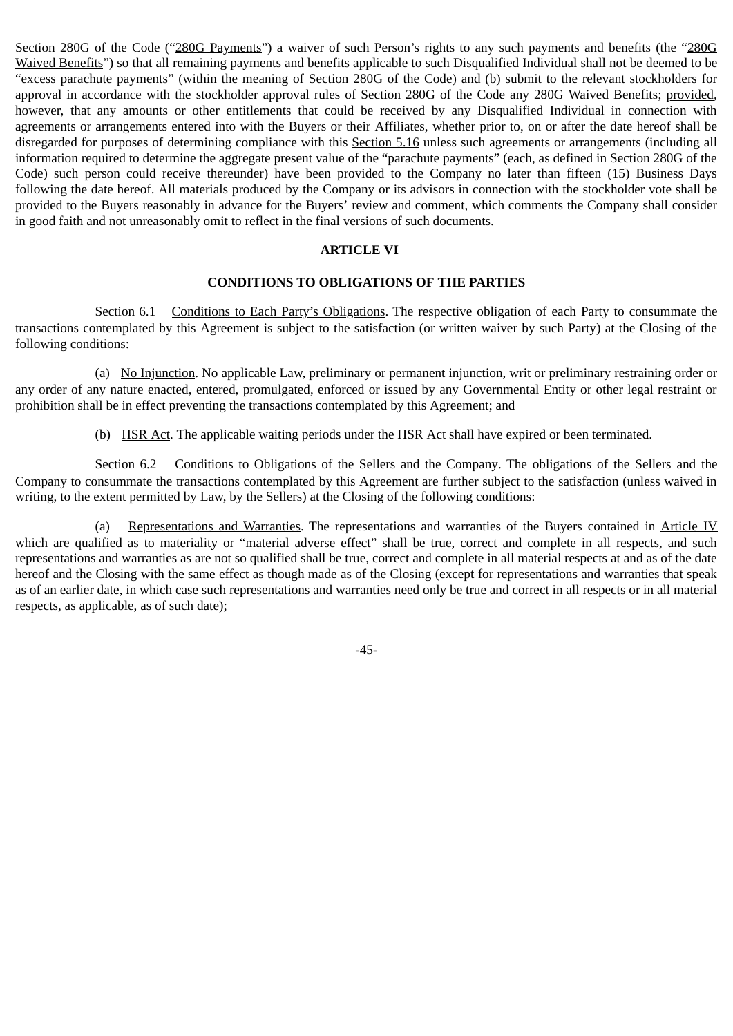Section 280G of the Code ("280G Payments") a waiver of such Person's rights to any such payments and benefits (the "280G Waived Benefits") so that all remaining payments and benefits applicable to such Disqualified Individual shall not be deemed to be "excess parachute payments" (within the meaning of Section 280G of the Code) and (b) submit to the relevant stockholders for approval in accordance with the stockholder approval rules of Section 280G of the Code any 280G Waived Benefits; provided, however, that any amounts or other entitlements that could be received by any Disqualified Individual in connection with agreements or arrangements entered into with the Buyers or their Affiliates, whether prior to, on or after the date hereof shall be disregarded for purposes of determining compliance with this Section 5.16 unless such agreements or arrangements (including all information required to determine the aggregate present value of the "parachute payments" (each, as defined in Section 280G of the Code) such person could receive thereunder) have been provided to the Company no later than fifteen (15) Business Days following the date hereof. All materials produced by the Company or its advisors in connection with the stockholder vote shall be provided to the Buyers reasonably in advance for the Buyers' review and comment, which comments the Company shall consider in good faith and not unreasonably omit to reflect in the final versions of such documents.

## ARTICLE VI

## CONDITIONS TO OBLIGATIONS OF THE PARTIES

Section 6.1 Conditions to Each Party's Obligations. The respective obligation of each Party to consummate the transactions contemplated by this Agreement is subject to the satisfaction (or written waiver by such Party) at the Closing of the following conditions:

(a) No Injunction. No applicable Law, preliminary or permanent injunction, writ or preliminary restraining order or any order of any nature enacted, entered, promulgated, enforced or issued by any Governmental Entity or other legal restraint or prohibition shall be in effect preventing the transactions contemplated by this Agreement; and

(b) HSR Act. The applicable waiting periods under the HSR Act shall have expired or been terminated.

Section 6.2 Conditions to Obligations of the Sellers and the Company. The obligations of the Sellers and the Company to consummate the transactions contemplated by this Agreement are further subject to the satisfaction (unless waived in writing, to the extent permitted by Law, by the Sellers) at the Closing of the following conditions:

(a) Representations and Warranties. The representations and warranties of the Buyers contained in Article IV which are qualified as to materiality or "material adverse effect" shall be true, correct and complete in all respects, and such representations and warranties as are not so qualified shall be true, correct and complete in all material respects at and as of the date hereof and the Closing with the same effect as though made as of the Closing (except for representations and warranties that speak as of an earlier date, in which case such representations and warranties need only be true and correct in all respects or in all material respects, as applicable, as of such date);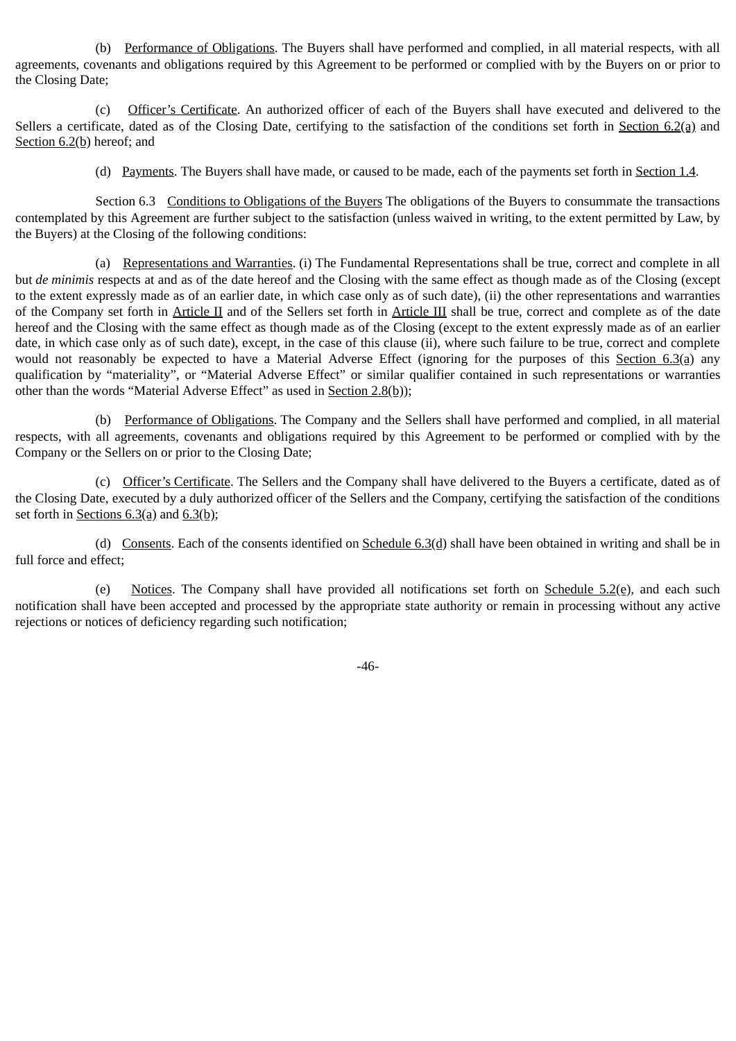(b) Performance of Obligations. The Buyers shall have performed and complied, in all material respects, with all agreements, covenants and obligations required by this Agreement to be performed or complied with by the Buyers on or prior to the Closing Date;

(c) Officer's Certificate. An authorized officer of each of the Buyers shall have executed and delivered to the Sellers a certificate, dated as of the Closing Date, certifying to the satisfaction of the conditions set forth in Section 6.2(a) and Section 6.2(b) hereof; and

(d) Payments. The Buyers shall have made, or caused to be made, each of the payments set forth in Section 1.4.

Section 6.3 Conditions to Obligations of the Buyers The obligations of the Buyers to consummate the transactions contemplated by this Agreement are further subject to the satisfaction (unless waived in writing, to the extent permitted by Law, by the Buyers) at the Closing of the following conditions:

(a) Representations and Warranties. (i) The Fundamental Representations shall be true, correct and complete in all but *de minimis* respects at and as of the date hereof and the Closing with the same effect as though made as of the Closing (except to the extent expressly made as of an earlier date, in which case only as of such date), (ii) the other representations and warranties of the Company set forth in Article II and of the Sellers set forth in Article III shall be true, correct and complete as of the date hereof and the Closing with the same effect as though made as of the Closing (except to the extent expressly made as of an earlier date, in which case only as of such date), except, in the case of this clause (ii), where such failure to be true, correct and complete would not reasonably be expected to have a Material Adverse Effect (ignoring for the purposes of this Section 6.3(a) any qualification by "materiality", or "Material Adverse Effect" or similar qualifier contained in such representations or warranties other than the words "Material Adverse Effect" as used in Section 2.8(b));

(b) Performance of Obligations. The Company and the Sellers shall have performed and complied, in all material respects, with all agreements, covenants and obligations required by this Agreement to be performed or complied with by the Company or the Sellers on or prior to the Closing Date;

(c) Officer's Certificate. The Sellers and the Company shall have delivered to the Buyers a certificate, dated as of the Closing Date, executed by a duly authorized officer of the Sellers and the Company, certifying the satisfaction of the conditions set forth in Sections 6.3(a) and 6.3(b);

(d) Consents. Each of the consents identified on Schedule 6.3(d) shall have been obtained in writing and shall be in full force and effect;

(e) Notices. The Company shall have provided all notifications set forth on Schedule 5.2(e), and each such notification shall have been accepted and processed by the appropriate state authority or remain in processing without any active rejections or notices of deficiency regarding such notification;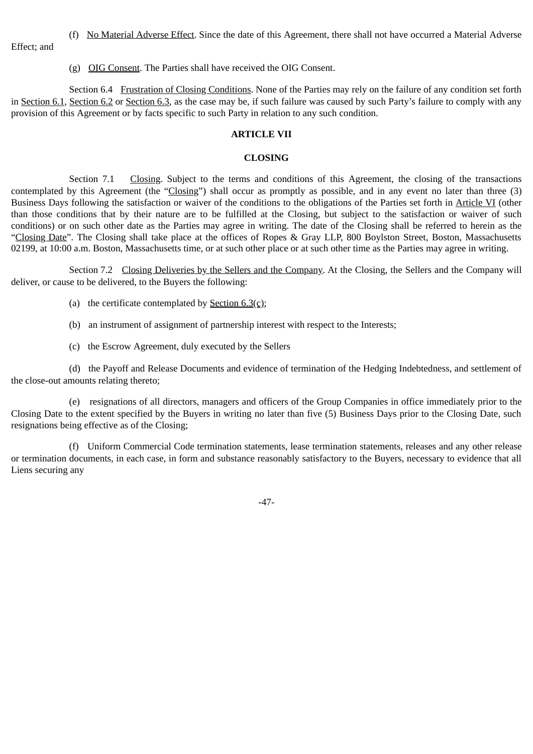(f) No Material Adverse Effect. Since the date of this Agreement, there shall not have occurred a Material Adverse Effect; and

(g) OIG Consent. The Parties shall have received the OIG Consent.

Section 6.4 Frustration of Closing Conditions. None of the Parties may rely on the failure of any condition set forth in Section 6.1, Section 6.2 or Section 6.3, as the case may be, if such failure was caused by such Party's failure to comply with any provision of this Agreement or by facts specific to such Party in relation to any such condition.

## ARTICLE VII

## CLOSING

Section 7.1 Closing. Subject to the terms and conditions of this Agreement, the closing of the transactions contemplated by this Agreement (the "Closing") shall occur as promptly as possible, and in any event no later than three (3) Business Days following the satisfaction or waiver of the conditions to the obligations of the Parties set forth in Article VI (other than those conditions that by their nature are to be fulfilled at the Closing, but subject to the satisfaction or waiver of such conditions) or on such other date as the Parties may agree in writing. The date of the Closing shall be referred to herein as the "Closing Date". The Closing shall take place at the offices of Ropes & Gray LLP, 800 Boylston Street, Boston, Massachusetts 02199, at 10:00 a.m. Boston, Massachusetts time, or at such other place or at such other time as the Parties may agree in writing.

Section 7.2 Closing Deliveries by the Sellers and the Company. At the Closing, the Sellers and the Company will deliver, or cause to be delivered, to the Buyers the following:

(a) the certificate contemplated by Section 6.3(c);

(b) an instrument of assignment of partnership interest with respect to the Interests;

(c) the Escrow Agreement, duly executed by the Sellers

(d) the Payoff and Release Documents and evidence of termination of the Hedging Indebtedness, and settlement of the close-out amounts relating thereto;

(e) resignations of all directors, managers and officers of the Group Companies in office immediately prior to the Closing Date to the extent specified by the Buyers in writing no later than five (5) Business Days prior to the Closing Date, such resignations being effective as of the Closing;

(f) Uniform Commercial Code termination statements, lease termination statements, releases and any other release or termination documents, in each case, in form and substance reasonably satisfactory to the Buyers, necessary to evidence that all Liens securing any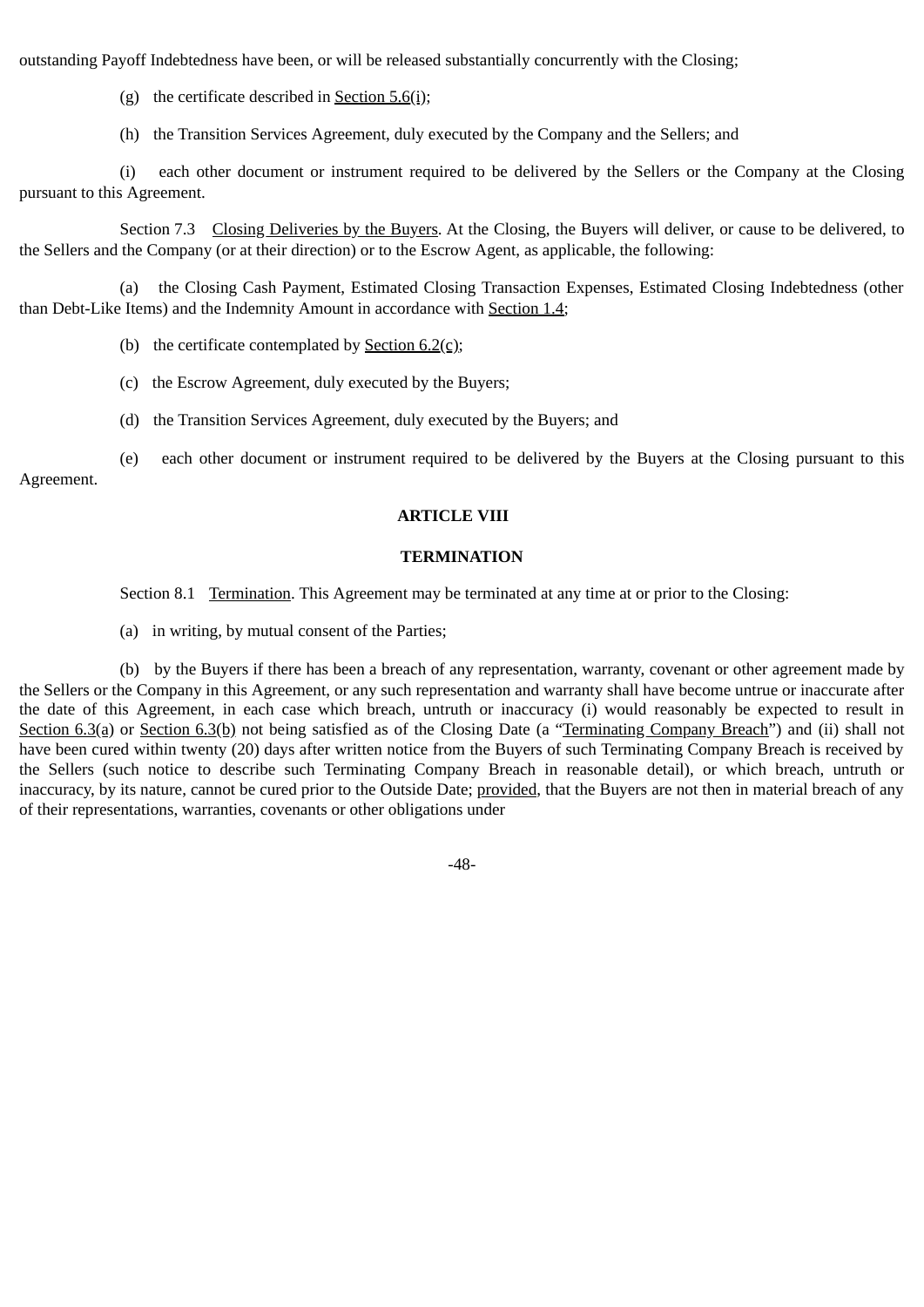outstanding Payoff Indebtedness have been, or will be released substantially concurrently with the Closing;

(g) the certificate described in Section 5.6(i);

(h) the Transition Services Agreement, duly executed by the Company and the Sellers; and

(i) each other document or instrument required to be delivered by the Sellers or the Company at the Closing pursuant to this Agreement.

Section 7.3 Closing Deliveries by the Buyers. At the Closing, the Buyers will deliver, or cause to be delivered, to the Sellers and the Company (or at their direction) or to the Escrow Agent, as applicable, the following:

(a) the Closing Cash Payment, Estimated Closing Transaction Expenses, Estimated Closing Indebtedness (other than Debt-Like Items) and the Indemnity Amount in accordance with Section 1.4;

(b) the certificate contemplated by Section 6.2(c);

(c) the Escrow Agreement, duly executed by the Buyers;

(d) the Transition Services Agreement, duly executed by the Buyers; and

(e) each other document or instrument required to be delivered by the Buyers at the Closing pursuant to this Agreement.

## ARTICLE VIII

## TERMINATION

Section 8.1 Termination. This Agreement may be terminated at any time at or prior to the Closing:

(a) in writing, by mutual consent of the Parties;

(b) by the Buyers if there has been a breach of any representation, warranty, covenant or other agreement made by the Sellers or the Company in this Agreement, or any such representation and warranty shall have become untrue or inaccurate after the date of this Agreement, in each case which breach, untruth or inaccuracy (i) would reasonably be expected to result in Section 6.3(a) or Section 6.3(b) not being satisfied as of the Closing Date (a "Terminating Company Breach") and (ii) shall not have been cured within twenty (20) days after written notice from the Buyers of such Terminating Company Breach is received by the Sellers (such notice to describe such Terminating Company Breach in reasonable detail), or which breach, untruth or inaccuracy, by its nature, cannot be cured prior to the Outside Date; provided, that the Buyers are not then in material breach of any of their representations, warranties, covenants or other obligations under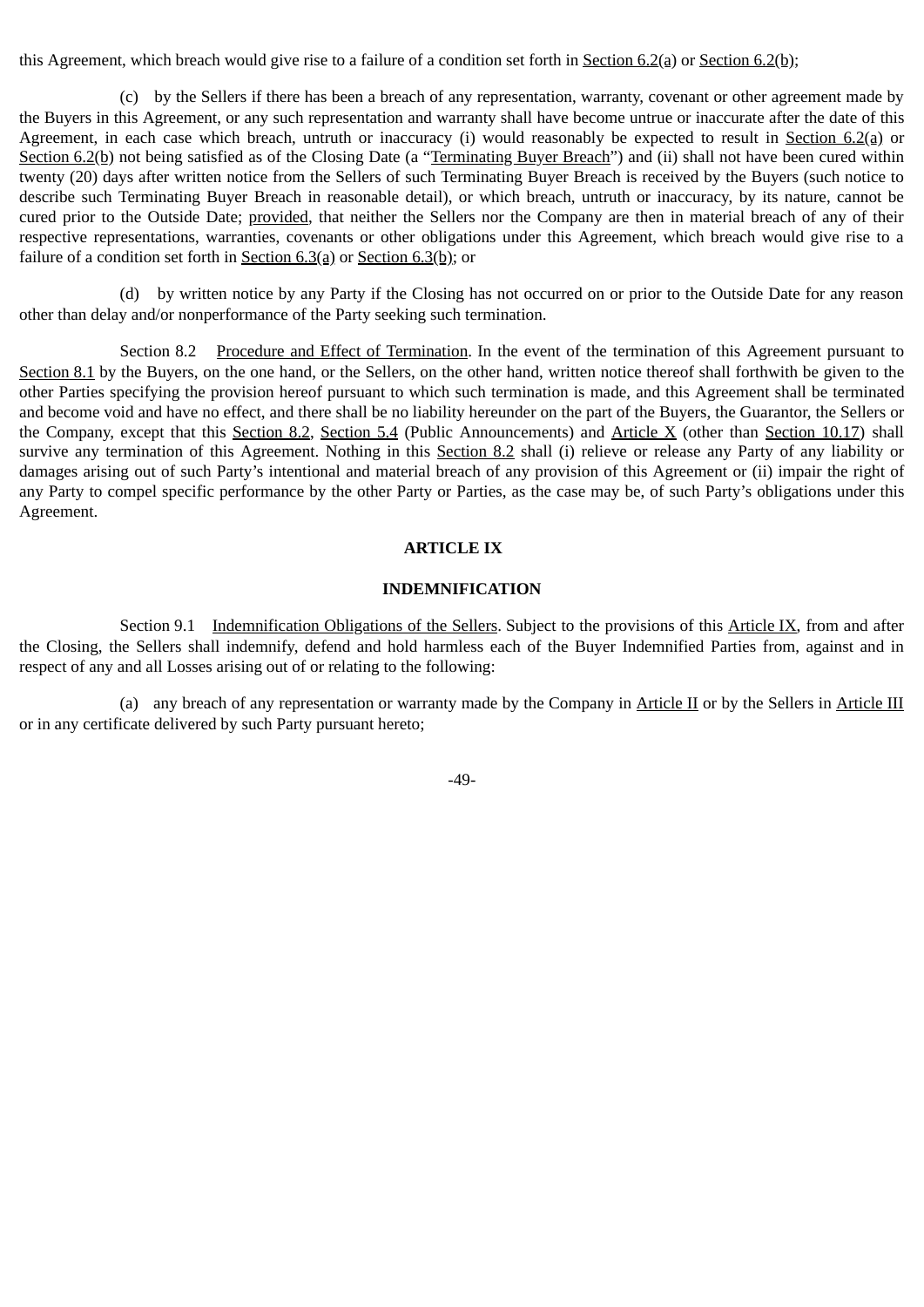this Agreement, which breach would give rise to a failure of a condition set forth in Section 6.2(a) or Section 6.2(b);

(c) by the Sellers if there has been a breach of any representation, warranty, covenant or other agreement made by the Buyers in this Agreement, or any such representation and warranty shall have become untrue or inaccurate after the date of this Agreement, in each case which breach, untruth or inaccuracy (i) would reasonably be expected to result in Section 6.2(a) or Section 6.2(b) not being satisfied as of the Closing Date (a "Terminating Buyer Breach") and (ii) shall not have been cured within twenty (20) days after written notice from the Sellers of such Terminating Buyer Breach is received by the Buyers (such notice to describe such Terminating Buyer Breach in reasonable detail), or which breach, untruth or inaccuracy, by its nature, cannot be cured prior to the Outside Date; provided, that neither the Sellers nor the Company are then in material breach of any of their respective representations, warranties, covenants or other obligations under this Agreement, which breach would give rise to a failure of a condition set forth in Section 6.3(a) or Section 6.3(b); or

(d) by written notice by any Party if the Closing has not occurred on or prior to the Outside Date for any reason other than delay and/or nonperformance of the Party seeking such termination.

Section 8.2 Procedure and Effect of Termination. In the event of the termination of this Agreement pursuant to Section 8.1 by the Buyers, on the one hand, or the Sellers, on the other hand, written notice thereof shall forthwith be given to the other Parties specifying the provision hereof pursuant to which such termination is made, and this Agreement shall be terminated and become void and have no effect, and there shall be no liability hereunder on the part of the Buyers, the Guarantor, the Sellers or the Company, except that this Section 8.2, Section 5.4 (Public Announcements) and Article X (other than Section 10.17) shall survive any termination of this Agreement. Nothing in this Section 8.2 shall (i) relieve or release any Party of any liability or damages arising out of such Party's intentional and material breach of any provision of this Agreement or (ii) impair the right of any Party to compel specific performance by the other Party or Parties, as the case may be, of such Party's obligations under this Agreement.

## ARTICLE IX

## INDEMNIFICATION

Section 9.1 Indemnification Obligations of the Sellers. Subject to the provisions of this Article IX, from and after the Closing, the Sellers shall indemnify, defend and hold harmless each of the Buyer Indemnified Parties from, against and in respect of any and all Losses arising out of or relating to the following:

(a) any breach of any representation or warranty made by the Company in Article II or by the Sellers in Article III or in any certificate delivered by such Party pursuant hereto;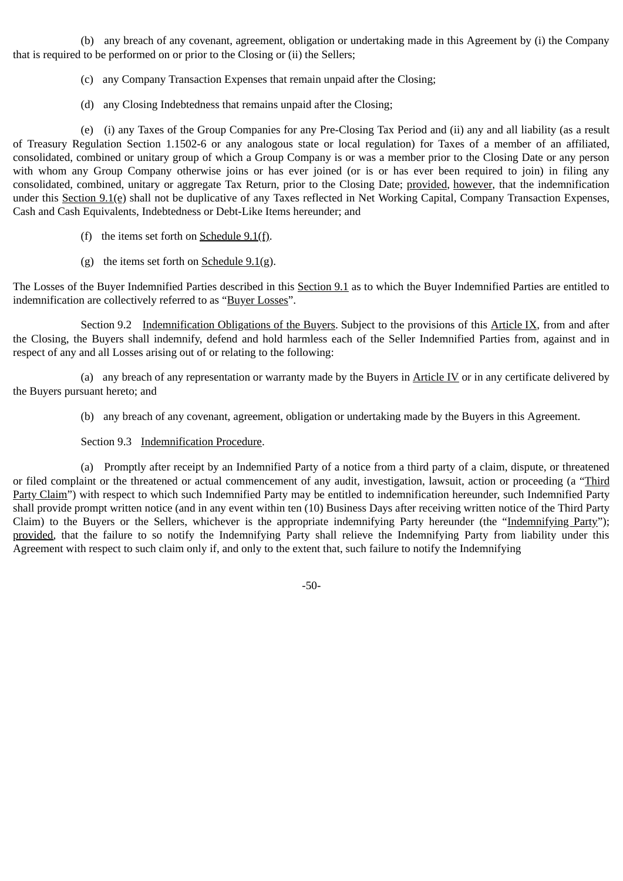(b) any breach of any covenant, agreement, obligation or undertaking made in this Agreement by (i) the Company that is required to be performed on or prior to the Closing or (ii) the Sellers;

(c) any Company Transaction Expenses that remain unpaid after the Closing;

(d) any Closing Indebtedness that remains unpaid after the Closing;

(e) (i) any Taxes of the Group Companies for any Pre-Closing Tax Period and (ii) any and all liability (as a result of Treasury Regulation Section 1.1502-6 or any analogous state or local regulation) for Taxes of a member of an affiliated, consolidated, combined or unitary group of which a Group Company is or was a member prior to the Closing Date or any person with whom any Group Company otherwise joins or has ever joined (or is or has been required to join) in filing any consolidated, combined, unitary or aggregate Tax Return, prior to the Closing Date; provided, however, that the indemnification under this Section 9.1(e) shall not be duplicative of any Taxes reflected in Net Working Capital, Company Transaction Expenses, Cash and Cash Equivalents, Indebtedness or Debt-Like Items hereunder; and

(f) the items set forth on Schedule 9.1(f).

(g) the items set forth on Schedule 9.1(g).

The Losses of the Buyer Indemnified Parties described in this Section 9.1 as to which the Buyer Indemnified Parties are entitled to indemnification are collectively referred to as "Buyer Losses".

Section 9.2 Indemnification Obligations of the Buyers. Subject to the provisions of this Article IX, from and after the Closing, the Buyers shall indemnify, defend and hold harmless each of the Seller Indemnified Parties from, against and in respect of any and all Losses arising out of or relating to the following:

(a) any breach of any representation or warranty made the Buyers in Article IV or in any certificate delivered by the Buyers pursuant hereto; and

(b) any breach of any covenant, agreement, obligation or undertaking made by the Buyers in this Agreement.

Section 9.3 Indemnification Procedure.

(a) Promptly after receipt by an Indemnified Party of a notice from a third party of a claim, dispute, or threatened or filed complaint or the threatened or actual commencement of any audit, investigation, lawsuit, action or proceeding (a "Third Party Claim") with respect to which such Indemnified Party may be entitled to indemnification hereunder, such Indemnified Party shall provide prompt written notice (and in any event within ten (10) Business Days after receiving written notice of the Third Party Claim) to the Buyers or the Sellers, whichever is the appropriate indemnifying Party hereunder (the "Indemnifying Party"); provided, that the failure to so notify the Indemnifying Party shall relieve the Indemnifying Party from liability under this Agreement with respect to such claim only if, and only to the extent that, such failure to notify the Indemnifying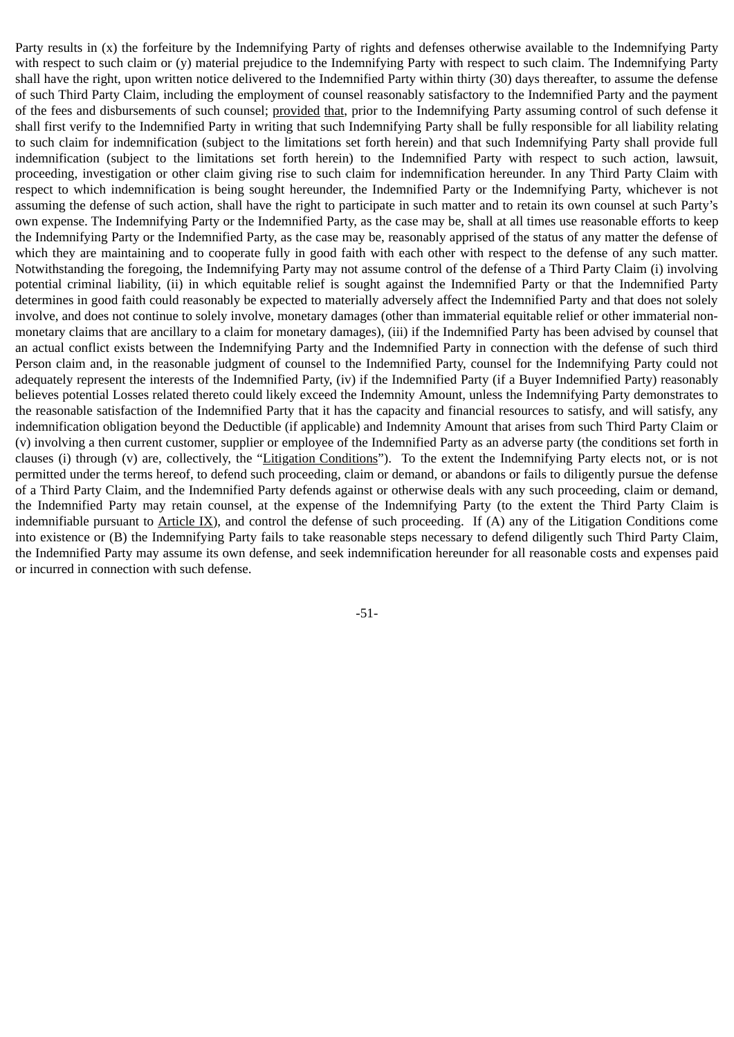Party results in (x) the forfeiture by the Indemnifying Party of rights and defenses otherwise available to the Indemnifying Party with respect to such claim or (y) material prejudice to the Indemnifying Party with respect to such claim. The Indemnifying Party shall have the right, upon written notice delivered to the Indemnified Party within thirty (30) days thereafter, to assume the defense of such Third Party Claim, including the employment of counsel reasonably satisfactory to the Indemnified Party and the payment of the fees and disbursements of such counsel; provided that, prior to the Indemnifying Party assuming control of such defense it shall first verify to the Indemnified Party in writing that such Indemnifying Party shall be fully responsible for all liability relating to such claim for indemnification (subject to the limitations set forth herein) and that such Indemnifying Party shall provide full indemnification (subject to the limitations set forth herein) to the Indemnified Party with respect to such action, lawsuit, proceeding, investigation or other claim giving rise to such claim for indemnification hereunder. In any Third Party Claim with respect to which indemnification is being sought hereunder, the Indemnified Party or the Indemnifying Party, whichever is not assuming the defense of such action, shall have the right to participate in such matter and to retain its own counsel at such Party's own expense. The Indemnifying Party or the Indemnified Party, as the case may be, shall at all times use reasonable efforts to keep the Indemnifying Party or the Indemnified Party, as the case may be, reasonably apprised of the status of any matter the defense of which they are maintaining and to cooperate fully in good faith with each other with respect to the defense of any such matter. Notwithstanding the foregoing, the Indemnifying Party may not assume control of the defense of a Third Party Claim (i) involving potential criminal liability, (ii) in which equitable relief is sought against the Indemnified Party or that the Indemnified Party determines in good faith could reasonably be expected to materially adversely affect the Indemnified Party and that does not solely involve, and does not continue to solely involve, monetary damages (other than immaterial equitable relief or other immaterial non-monetary claims that are ancillary to a claim for monetary damages), (iii) if the Indemnified Party has been advised by counsel that an actual conflict exists between the Indemnifying Party and the Indemnified Party in connection with the defense of such third Person claim and, in the reasonable judgment of counsel to the Indemnified Party, counsel for the Indemnifying Party could not adequately represent the interests of the Indemnified Party, (iv) if the Indemnified Party (if a Buyer Indemnified Party) reasonably believes potential Losses related thereto could likely exceed the Indemnity Amount, unless the Indemnifying Party demonstrates to the reasonable satisfaction of the Indemnified Party that it has the capacity and financial resources to satisfy, and will satisfy, any indemnification obligation beyond the Deductible (if applicable) and Indemnity Amount that arises from such Third Party Claim or (v) involving a then current customer, supplier or employee of the Indemnified Party as an adverse party (the conditions set forth in clauses (i) through (v) are, collectively, the "Litigation Conditions"). To the extent the Indemnifying Party elects not, or is not permitted under the terms hereof, to defend such proceeding, claim or demand, or abandons or fails to diligently pursue the defense of a Third Party Claim, and the Indemnified Party defends against or otherwise deals with any such proceeding, claim or demand, the Indemnified Party may retain counsel, at the expense of the Indemnifying Party (to the extent the Third Party Claim is indemnifiable pursuant to Article IX), and control the defense of such proceeding. If (A) any of the Litigation Conditions come into existence or (B) the Indemnifying Party fails to take reasonable steps necessary to defend diligently such Third Party Claim, the Indemnified Party may assume its own defense, and seek indemnification hereunder for all reasonable costs and expenses paid or incurred in connection with such defense.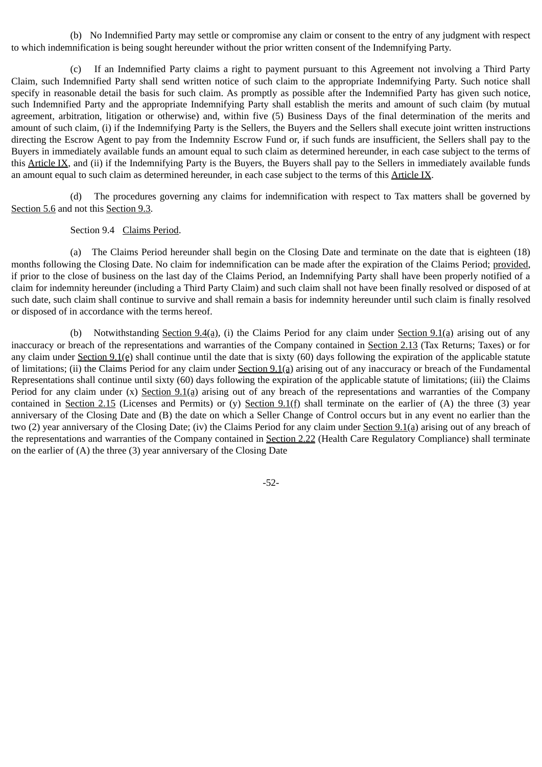(b) No Indemnified Party may settle or compromise any claim or consent to the entry of any judgment with respect to which indemnification is being sought hereunder without the prior written consent of the Indemnifying Party.

(c) If an Indemnified Party claims a right to payment pursuant to this Agreement not involving a Third Party Claim, such Indemnified Party shall send written notice of such claim to the appropriate Indemnifying Party. Such notice shall specify in reasonable detail the basis for such claim. As promptly as possible after the Indemnified Party has given such notice, such Indemnified Party and the appropriate Indemnifying Party shall establish the merits and amount of such claim (by mutual agreement, arbitration, litigation or otherwise) and, within five (5) Business Days of the final determination of the merits and amount of such claim, (i) if the Indemnifying Party is the Sellers, the Buyers and the Sellers shall execute joint written instructions directing the Escrow Agent to pay from the Indemnity Escrow Fund or, if such funds are insufficient, the Sellers shall pay to the Buyers in immediately available funds an amount equal to such claim as determined hereunder, in each case subject to the terms of this Article IX, and (ii) if the Indemnifying Party is the Buyers, the Buyers shall pay to the Sellers in immediately available funds an amount equal to such claim as determined hereunder, in each case subject to the terms of this Article IX.

(d) The procedures governing any claims for indemnification with respect to Tax matters shall be governed by Section 5.6 and not this Section 9.3.

Section 9.4 Claims Period.

(a) The Claims Period hereunder shall begin on the Closing Date and terminate on the date that is eighteen (18) months following the Closing Date. No claim for indemnification can be made after the expiration of the Claims Period; provided, if prior to the close of business on the last day of the Claims Period, an Indemnifying Party shall have been properly notified of a claim for indemnity hereunder (including a Third Party Claim) and such claim shall not have been finally resolved or disposed of at such date, such claim shall continue to survive and shall remain a basis for indemnity hereunder until such claim is finally resolved or disposed of in accordance with the terms hereof.

(b) Notwithstanding Section 9.4(a), (i) the Claims Period for any claim under Section 9.1(a) arising out of any inaccuracy or breach of the representations and warranties of the Company contained in Section 2.13 (Tax Returns; Taxes) or for any claim under Section 9.1(e) shall continue until the date that is sixty (60) days following the expiration of the applicable statute of limitations; (ii) the Claims Period for any claim under Section 9.1(a) arising out of any inaccuracy or breach of the Fundamental Representations shall continue until sixty (60) days following the expiration of the applicable statute of limitations; (iii) the Claims Period for any claim under (x) Section 9.1(a) arising out of any breach of the representations and warranties of the Company contained in Section 2.15 (Licenses and Permits) or (y) Section 9.1(f) shall terminate on the earlier of (A) the three (3) year anniversary of the Closing Date and (B) the date on which a Seller Change of Control occurs but in any event no earlier than the two (2) year anniversary of the Closing Date; (iv) the Claims Period for any claim under Section 9.1(a) arising out of any breach of the representations and warranties of the Company contained in Section 2.22 (Health Care Regulatory Compliance) shall terminate on the earlier of (A) the three (3) year anniversary of the Closing Date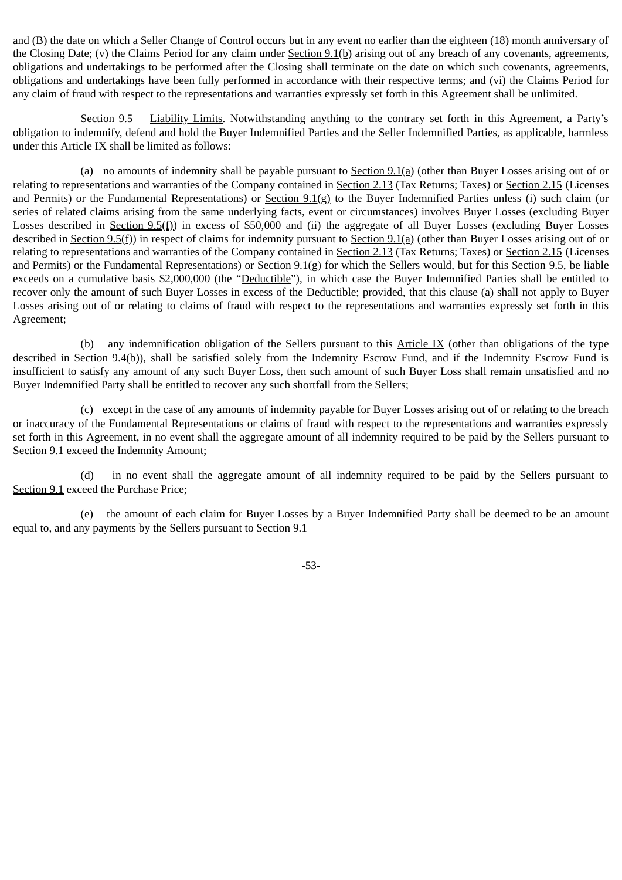and (B) the date on which a Seller Change of Control occurs but in any event no earlier than the eighteen (18) month anniversary of the Closing Date; (v) the Claims Period for any claim under Section 9.1(b) arising out of any breach of any covenants, agreements, obligations and undertakings to be performed after the Closing shall terminate on the date on which such covenants, agreements, obligations and undertakings have been fully performed in accordance with their respective terms; and (vi) the Claims Period for any claim of fraud with respect to the representations and warranties expressly set forth in this Agreement shall be unlimited.

Section 9.5 Liability Limits. Notwithstanding anything to the contrary set forth in this Agreement, a Party's obligation to indemnify, defend and hold the Buyer Indemnified Parties and the Seller Indemnified Parties, as applicable, harmless under this Article IX shall be limited as follows:

(a) no amounts of indemnity shall be payable pursuant to Section 9.1(a) (other than Buyer Losses arising out of or relating to representations and warranties of the Company contained in Section 2.13 (Tax Returns; Taxes) or Section 2.15 (Licenses and Permits) or the Fundamental Representations) or Section 9.1(g) to the Buyer Indemnified Parties unless (i) such claim (or series of related claims arising from the same underlying facts, event or circumstances) involves Buyer Losses (excluding Buyer Losses described in Section 9.5(f)) in excess of $50,000 and (ii) the aggregate of all Buyer Losses (excluding Buyer Losses described in Section 9.5(f)) in respect of claims for indemnity pursuant to Section 9.1(a) (other than Buyer Losses arising out of or relating to representations and warranties of the Company contained in Section 2.13 (Tax Returns; Taxes) or Section 2.15 (Licenses and Permits) or the Fundamental Representations) or Section 9.1(g) for which the Sellers would, but for this Section 9.5, be liable exceeds on a cumulative basis $2,000,000 (the "Deductible"), in which case the Buyer Indemnified Parties shall be entitled to recover only the amount of such Buyer Losses in excess of the Deductible; provided, that this clause (a) shall not apply to Buyer Losses arising out of or relating to claims of fraud with respect to the representations and warranties expressly set forth in this Agreement;

(b) any indemnification obligation of the Sellers pursuant to this Article IX (other than obligations of the type described in Section 9.4(b)), shall be satisfied solely from the Indemnity Escrow Fund, and if the Indemnity Escrow Fund is insufficient to satisfy any amount of any such Buyer Loss, then such amount of such Buyer Loss shall remain unsatisfied and no Buyer Indemnified Party shall be entitled to recover any such shortfall from the Sellers;

(c) except in the case of any amounts of indemnity payable for Buyer Losses arising out of or relating to the breach or inaccuracy of the Fundamental Representations or claims of fraud with respect to the representations and warranties expressly set forth in this Agreement, in no event shall the aggregate amount of all indemnity required to be paid by the Sellers pursuant to Section 9.1 exceed the Indemnity Amount;

(d) in no event shall the aggregate amount of all indemnity required to be paid by the Sellers pursuant to Section 9.1 exceed the Purchase Price;

(e) the amount of each claim for Buyer Losses by a Buyer Indemnified Party shall be deemed to be an amount equal to, and any payments by the Sellers pursuant to Section 9.1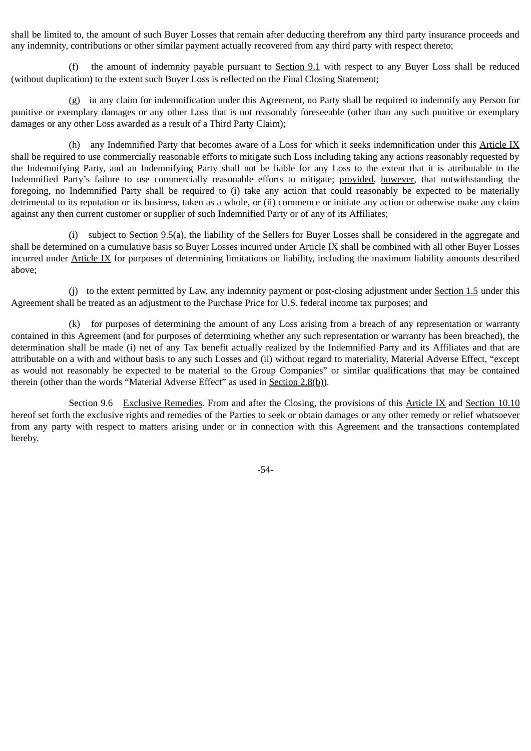shall be limited to, the amount of such Buyer Losses that remain after deducting therefrom any third party insurance proceeds and any indemnity, contributions or other similar payment actually recovered from any third party with respect thereto;

(f) the amount of indemnity payable pursuant to Section 9.1 with respect to any Buyer Loss shall be reduced (without duplication) to the extent such Buyer Loss is reflected on the Final Closing Statement;

(g) in any claim for indemnification under this Agreement, no Party shall be required to indemnify any Person for punitive or exemplary damages or any other Loss that is not reasonably foreseeable (other than any such punitive or exemplary damages or any other Loss awarded as a result of a Third Party Claim);

(h) any Indemnified Party that becomes aware of a Loss for which it seeks indemnification under this Article IX shall be required to use commercially reasonable efforts to mitigate such Loss including taking any actions reasonably requested by the Indemnifying Party, and an Indemnifying Party shall not be liable for any Loss to the extent that it is attributable to the Indemnified Party's failure to use commercially reasonable efforts to mitigate; provided, however, that notwithstanding the foregoing, no Indemnified Party shall be required to (i) take any action that could reasonably be expected to be materially detrimental to its reputation or its business, taken as a whole, or (ii) commence or initiate any action or otherwise make any claim against any then current customer or supplier of such Indemnified Party or of any of its Affiliates;

(i) subject to Section 9.5(a), the liability of the Sellers for Buyer Losses shall be considered in the aggregate and shall be determined on a cumulative basis so Buyer Losses incurred under Article IX shall be combined with all other Buyer Losses incurred under Article IX for purposes of determining limitations on liability, including the maximum liability amounts described above;

(j) to the extent permitted by Law, any indemnity payment or post-closing adjustment under Section 1.5 under this Agreement shall be treated as an adjustment to the Purchase Price for U.S. federal income tax purposes; and

(k) for purposes of determining the amount of any Loss arising from a breach of any representation or warranty contained in this Agreement (and for purposes of determining whether any such representation or warranty has been breached), the determination shall be made (i) net of any Tax benefit actually realized by the Indemnified Party and its Affiliates and that are attributable on a with and without basis to any such Losses and (ii) without regard to materiality, Material Adverse Effect, "except as would not reasonably be expected to be material to the Group Companies" or similar qualifications that may be contained therein (other than the words "Material Adverse Effect" as used in Section 2.8(b)).

Section 9.6 Exclusive Remedies. From and after the Closing, the provisions of this Article IX and Section 10.10 hereof set forth the exclusive rights and remedies of the Parties to seek or obtain damages or any other remedy or relief whatsoever from any party with respect to matters arising under or in connection with this Agreement and the transactions contemplated hereby.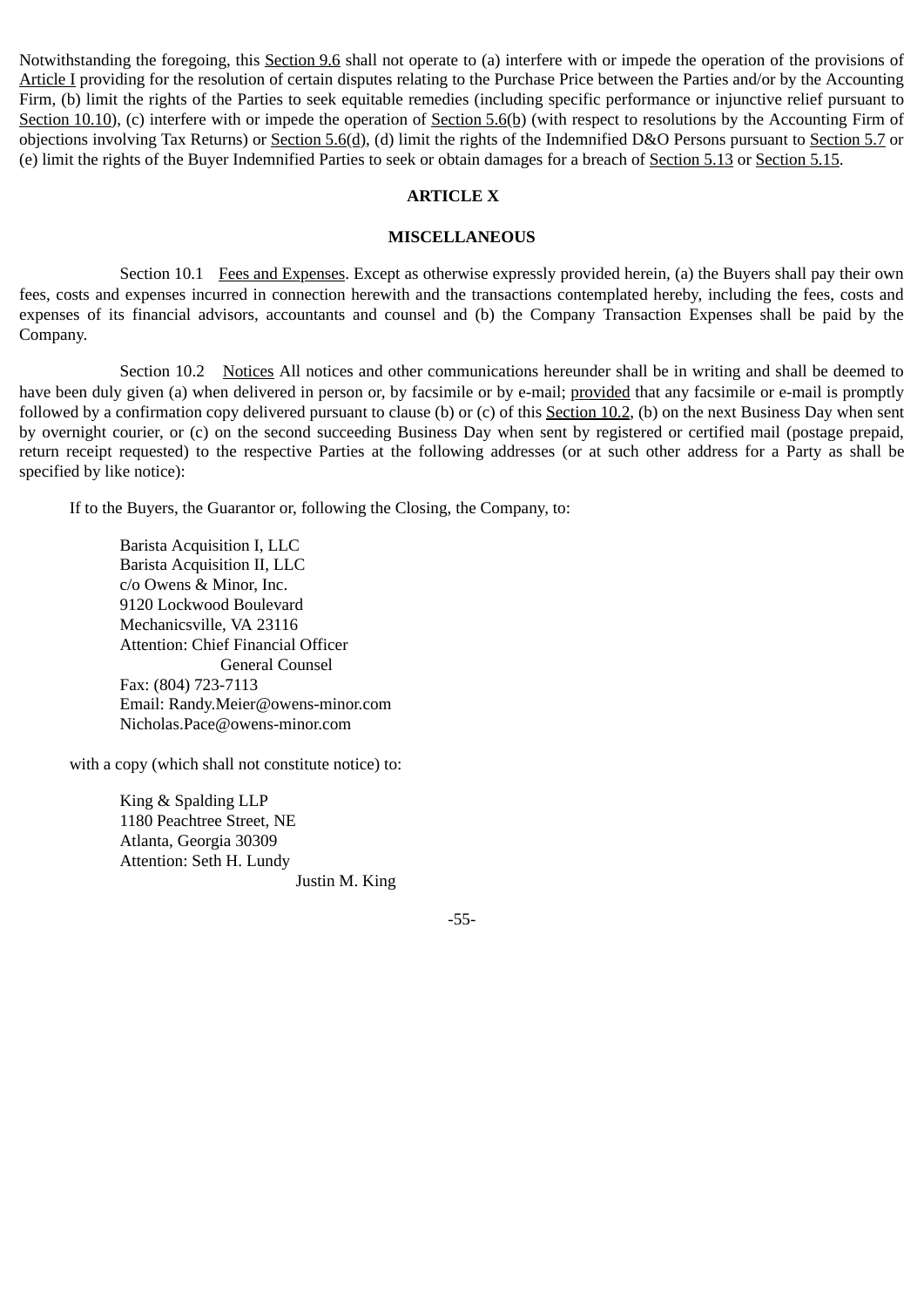Notwithstanding the foregoing, this Section 9.6 shall not operate to (a) interfere with or impede the operation of the provisions of Article I providing for the resolution of certain disputes relating to the Purchase Price between the Parties and/or by the Accounting Firm, (b) limit the rights of the Parties to seek equitable remedies (including specific performance or injunctive relief pursuant to Section 10.10), (c) interfere with or impede the operation of Section 5.6(b) (with respect to resolutions by the Accounting Firm of objections involving Tax Returns) or Section 5.6(d), (d) limit the rights of the Indemnified D&O Persons pursuant to Section 5.7 or (e) limit the rights of the Buyer Indemnified Parties to seek or obtain damages for a breach of Section 5.13 or Section 5.15.

## ARTICLE X

## MISCELLANEOUS

Section 10.1 Fees and Expenses. Except as otherwise expressly provided herein, (a) the Buyers shall pay their own fees, costs and expenses incurred in connection herewith and the transactions contemplated hereby, including the fees, costs and expenses of its financial advisors, accountants and counsel and (b) the Company Transaction Expenses shall be paid by the Company.

Section 10.2 Notices All notices and other communications hereunder shall be in writing and shall be deemed to have been duly given (a) when delivered in person or, by facsimile or by e-mail; provided that any facsimile or e-mail is promptly followed by a confirmation copy delivered pursuant to clause (b) or (c) of this Section 10.2, (b) on the next Business Day when sent by overnight courier, or (c) on the second succeeding Business Day when sent by registered or certified mail (postage prepaid, return receipt requested) to the respective Parties at the following addresses (or at such other address for a Party as shall be specified by like notice):

If to the Buyers, the Guarantor or, following the Closing, the Company, to:

Barista Acquisition I, LLC
Barista Acquisition II, LLC
c/o Owens & Minor, Inc.
9120 Lockwood Boulevard
Mechanicsville, VA 23116
Attention: Chief Financial Officer
General Counsel
Fax: (804) 723-7113
Email: Randy.Meier@owens-minor.com
Nicholas.Pace@owens-minor.com

with a copy (which shall not constitute notice) to:

King & Spalding LLP
1180 Peachtree Street, NE
Atlanta, Georgia 30309
Attention: Seth H. Lundy
Justin M. King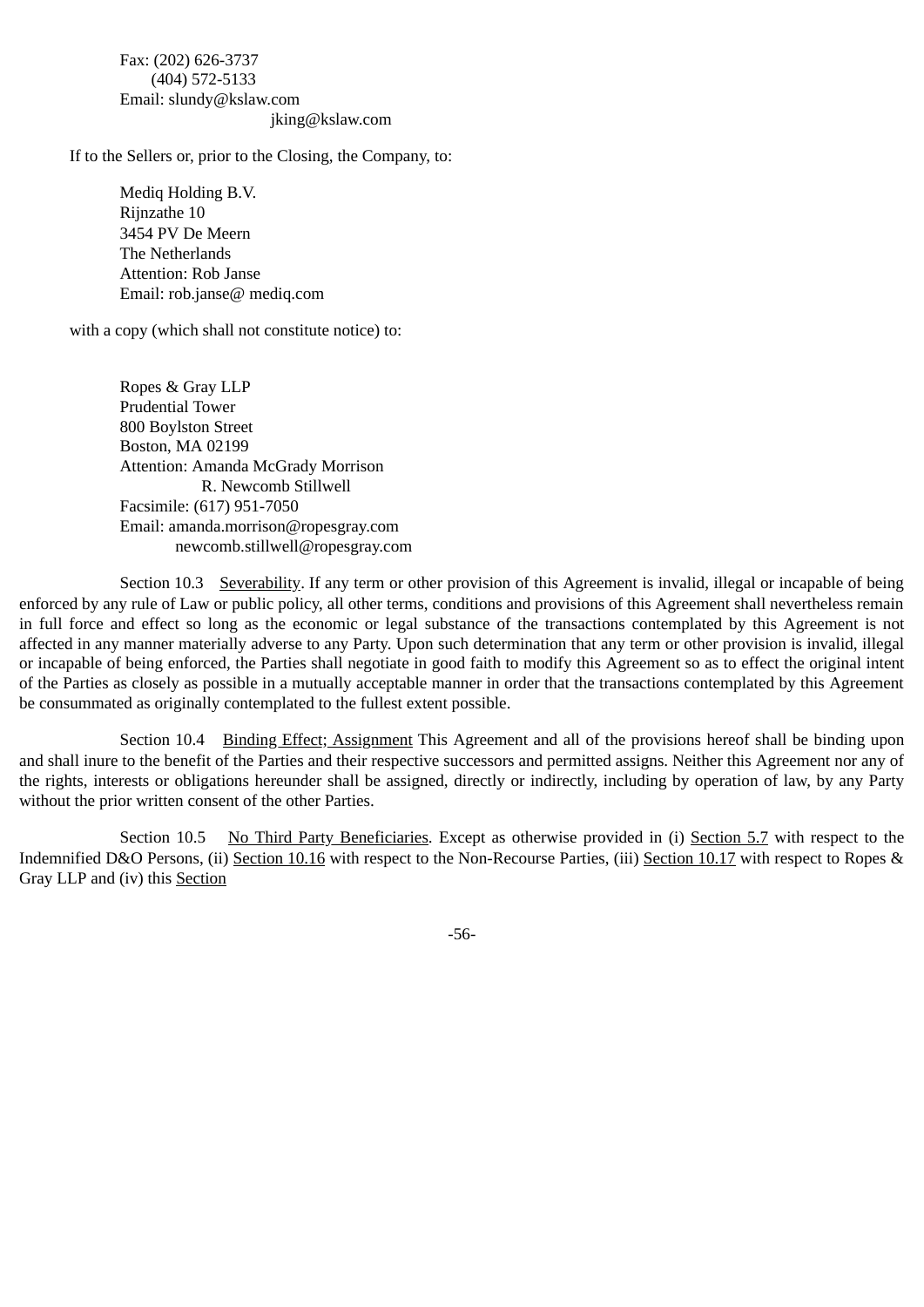Fax: (202) 626-3737
(404) 572-5133
Email: slundy@kslaw.com
jking@kslaw.com

If to the Sellers or, prior to the Closing, the Company, to:

Mediq Holding B.V.
Rijnzathe 10
3454 PV De Meern
The Netherlands
Attention: Rob Janse
Email: rob.janse@ mediq.com

with a copy (which shall not constitute notice) to:

Ropes & Gray LLP
Prudential Tower
800 Boylston Street
Boston, MA 02199
Attention: Amanda McGrady Morrison
R. Newcomb Stillwell
Facsimile: (617) 951-7050
Email: amanda.morrison@ropesgray.com
newcomb.stillwell@ropesgray.com

Section 10.3 Severability. If any term or other provision of this Agreement is invalid, illegal or incapable of being enforced by any rule of Law or public policy, all other terms, conditions and provisions of this Agreement shall nevertheless remain in full force and effect so long as the economic or legal substance of the transactions contemplated by this Agreement is not affected in any manner materially adverse to any Party. Upon such determination that any term or other provision is invalid, illegal or incapable of being enforced, the Parties shall negotiate in good faith to modify this Agreement so as to effect the original intent of the Parties as closely as possible in a mutually acceptable manner in order that the transactions contemplated by this Agreement be consummated as originally contemplated to the fullest extent possible.

Section 10.4 Binding Effect; Assignment This Agreement and all of the provisions hereof shall be binding upon and shall inure to the benefit of the Parties and their respective successors and permitted assigns. Neither this Agreement nor any of the rights, interests or obligations hereunder shall be assigned, directly or indirectly, including by operation of law, by any Party without the prior written consent of the other Parties.

Section 10.5 No Third Party Beneficiaries. Except as otherwise provided in (i) Section 5.7 with respect to the Indemnified D&O Persons, (ii) Section 10.16 with respect to the Non-Recourse Parties, (iii) Section 10.17 with respect to Ropes & Gray LLP and (iv) this Section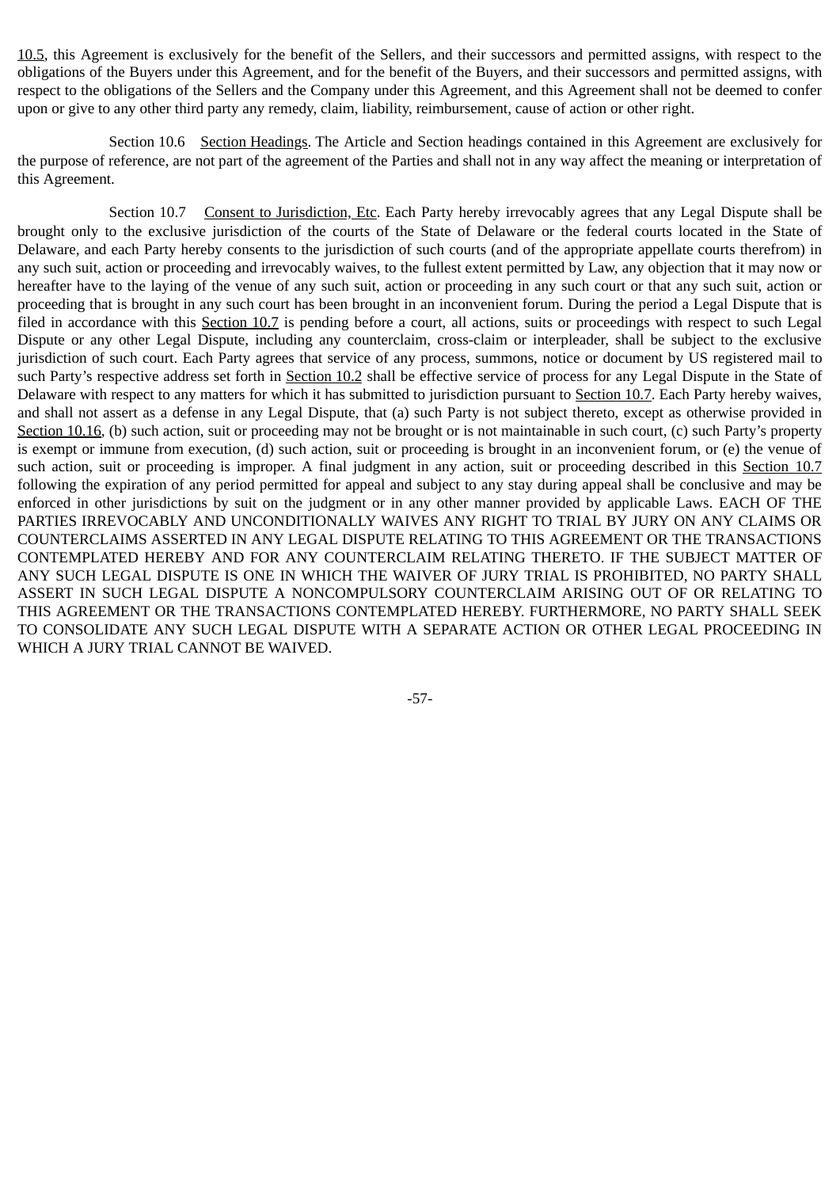10.5, this Agreement is exclusively for the benefit of the Sellers, and their successors and permitted assigns, with respect to the obligations of the Buyers under this Agreement, and for the benefit of the Buyers, and their successors and permitted assigns, with respect to the obligations of the Sellers and the Company under this Agreement, and this Agreement shall not be deemed to confer upon or give to any other third party any remedy, claim, liability, reimbursement, cause of action or other right.

Section 10.6 Section Headings. The Article and Section headings contained in this Agreement are exclusively for the purpose of reference, are not part of the agreement of the Parties and shall not in any way affect the meaning or interpretation of this Agreement.

Section 10.7 Consent to Jurisdiction, Etc. Each Party hereby irrevocably agrees that any Legal Dispute shall be brought only to the exclusive jurisdiction of the courts of the State of Delaware or the federal courts located in the State of Delaware, and each Party hereby consents to the jurisdiction of such courts (and of the appropriate appellate courts therefrom) in any such suit, action or proceeding and irrevocably waives, to the fullest extent permitted by Law, any objection that it may now or hereafter have to the laying of the venue of any such suit, action or proceeding in any such court or that any such suit, action or proceeding that is brought in any such court has been brought in an inconvenient forum. During the period a Legal Dispute that is filed in accordance with this Section 10.7 is pending before a court, all actions, suits or proceedings with respect to such Legal Dispute or any other Legal Dispute, including any counterclaim, cross-claim or interpleader, shall be subject to the exclusive jurisdiction of such court. Each Party agrees that service of any process, summons, notice or document by US registered mail to such Party's respective address set forth in Section 10.2 shall be effective service of process for any Legal Dispute in the State of Delaware with respect to any matters for which it has submitted to jurisdiction pursuant to Section 10.7. Each Party hereby waives, and shall not assert as a defense in any Legal Dispute, that (a) such Party is not subject thereto, except as otherwise provided in Section 10.16, (b) such action, suit or proceeding may not be brought or is not maintainable in such court, (c) such Party's property is exempt or immune from execution, (d) such action, suit or proceeding is brought in an inconvenient forum, or (e) the venue of such action, suit or proceeding is improper. A final judgment in any action, suit or proceeding described in this Section 10.7 following the expiration of any period permitted for appeal and subject to any stay during appeal shall be conclusive and may be enforced in other jurisdictions by suit on the judgment or in any other manner provided by applicable Laws. EACH OF THE PARTIES IRREVOCABLY AND UNCONDITIONALLY WAIVES ANY RIGHT TO TRIAL BY JURY ON ANY CLAIMS OR COUNTERCLAIMS ASSERTED IN ANY LEGAL DISPUTE RELATING TO THIS AGREEMENT OR THE TRANSACTIONS CONTEMPLATED HEREBY AND FOR ANY COUNTERCLAIM RELATING THERETO. IF THE SUBJECT MATTER OF ANY SUCH LEGAL DISPUTE IS ONE IN WHICH THE WAIVER OF JURY TRIAL IS PROHIBITED, NO PARTY SHALL ASSERT IN SUCH LEGAL DISPUTE A NONCOMPULSORY COUNTERCLAIM ARISING OUT OF OR RELATING TO THIS AGREEMENT OR THE TRANSACTIONS CONTEMPLATED HEREBY. FURTHERMORE, NO PARTY SHALL SEEK TO CONSOLIDATE ANY SUCH LEGAL DISPUTE WITH A SEPARATE ACTION OR OTHER LEGAL PROCEEDING IN WHICH A JURY TRIAL CANNOT BE WAIVED.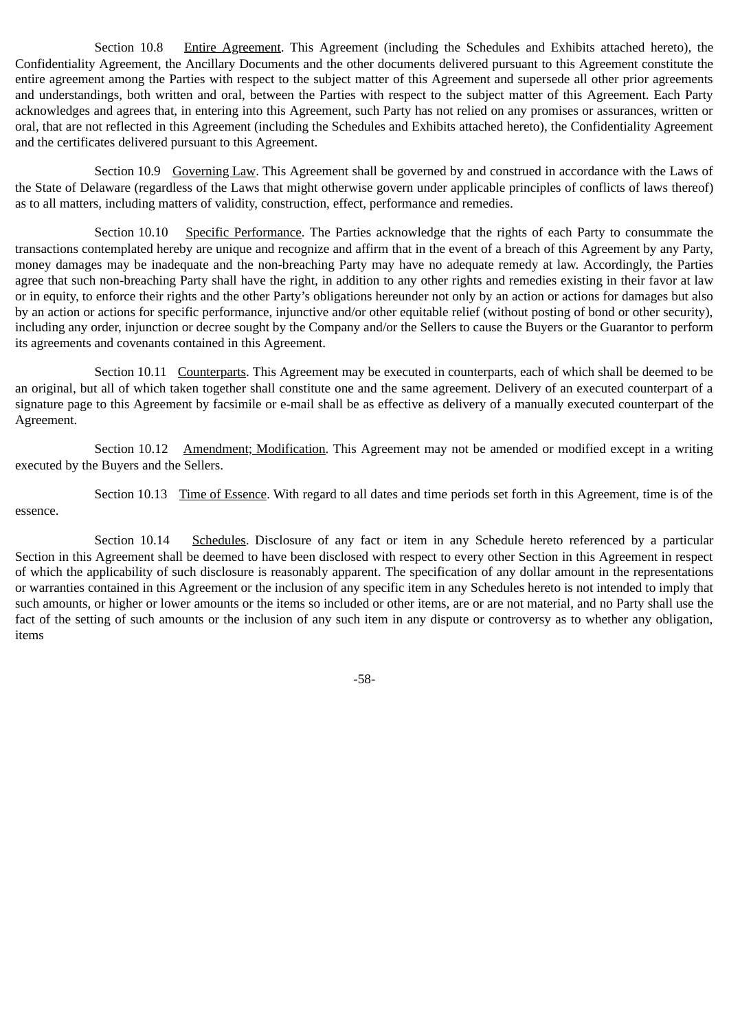Section 10.8 Entire Agreement. This Agreement (including the Schedules and Exhibits attached hereto), the Confidentiality Agreement, the Ancillary Documents and the other documents delivered pursuant to this Agreement constitute the entire agreement among the Parties with respect to the subject matter of this Agreement and supersede all other prior agreements and understandings, both written and oral, between the Parties with respect to the subject matter of this Agreement. Each Party acknowledges and agrees that, in entering into this Agreement, such Party has not relied on any promises or assurances, written or oral, that are not reflected in this Agreement (including the Schedules and Exhibits attached hereto), the Confidentiality Agreement and the certificates delivered pursuant to this Agreement.

Section 10.9 Governing Law. This Agreement shall be governed by and construed in accordance with the Laws of the State of Delaware (regardless of the Laws that might otherwise govern under applicable principles of conflicts of laws thereof) as to all matters, including matters of validity, construction, effect, performance and remedies.

Section 10.10 Specific Performance. The Parties acknowledge that the rights of each Party to consummate the transactions contemplated hereby are unique and recognize and affirm that in the event of a breach of this Agreement by any Party, money damages may be inadequate and the non-breaching Party may have no adequate remedy at law. Accordingly, the Parties agree that such non-breaching Party shall have the right, in addition to any other rights and remedies existing in their favor at law or in equity, to enforce their rights and the other Party's obligations hereunder not only by an action or actions for damages but also by an action or actions for specific performance, injunctive and/or other equitable relief (without posting of bond or other security), including any order, injunction or decree sought by the Company and/or the Sellers to cause the Buyers or the Guarantor to perform its agreements and covenants contained in this Agreement.

Section 10.11 Counterparts. This Agreement may be executed in counterparts, each of which shall be deemed to be an original, but all of which taken together shall constitute one and the same agreement. Delivery of an executed counterpart of a signature page to this Agreement by facsimile or e-mail shall be as effective as delivery of a manually executed counterpart of the Agreement.

Section 10.12 Amendment; Modification. This Agreement may not be amended or modified except in a writing executed by the Buyers and the Sellers.

Section 10.13 Time of Essence. With regard to all dates and time periods set forth in this Agreement, time is of the essence.

Section 10.14 Schedules. Disclosure of any fact or item in any Schedule hereto referenced by a particular Section in this Agreement shall be deemed to have been disclosed with respect to every other Section in this Agreement in respect of which the applicability of such disclosure is reasonably apparent. The specification of any dollar amount in the representations or warranties contained in this Agreement or the inclusion of any specific item in any Schedules hereto is not intended to imply that such amounts, or higher or lower amounts or the items so included or other items, are or are not material, and no Party shall use the fact of the setting of such amounts or the inclusion of any such item in any dispute or controversy as to whether any obligation, items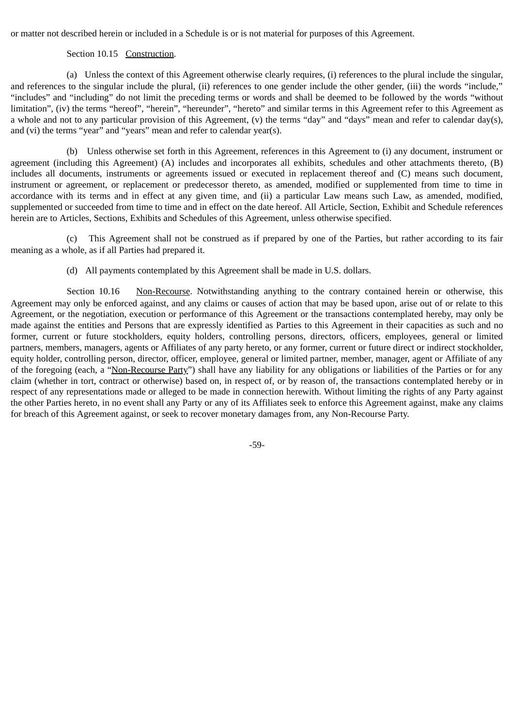or matter not described herein or included in a Schedule is or is not material for purposes of this Agreement.

Section 10.15 Construction.

(a) Unless the context of this Agreement otherwise clearly requires, (i) references to the plural include the singular, and references to the singular include the plural, (ii) references to one gender include the other gender, (iii) the words "include," "includes" and "including" do not limit the preceding terms or words and shall be deemed to be followed by the words "without limitation", (iv) the terms "hereof", "herein", "hereunder", "hereto" and similar terms in this Agreement refer to this Agreement as a whole and not to any particular provision of this Agreement, (v) the terms "day" and "days" mean and refer to calendar day(s), and (vi) the terms "year" and "years" mean and refer to calendar year(s).

(b) Unless otherwise set forth in this Agreement, references in this Agreement to (i) any document, instrument or agreement (including this Agreement) (A) includes and incorporates all exhibits, schedules and other attachments thereto, (B) includes all documents, instruments or agreements issued or executed in replacement thereof and (C) means such document, instrument or agreement, or replacement or predecessor thereto, as amended, modified or supplemented from time to time in accordance with its terms and in effect at any given time, and (ii) a particular Law means such Law, as amended, modified, supplemented or succeeded from time to time and in effect on the date hereof. All Article, Section, Exhibit and Schedule references herein are to Articles, Sections, Exhibits and Schedules of this Agreement, unless otherwise specified.

(c) This Agreement shall not be construed as if prepared by one of the Parties, but rather according to its fair meaning as a whole, as if all Parties had prepared it.

(d) All payments contemplated by this Agreement shall be made in U.S. dollars.

Section 10.16 Non-Recourse. Notwithstanding anything to the contrary contained herein or otherwise, this Agreement may only be enforced against, and any claims or causes of action that may be based upon, arise out of or relate to this Agreement, or the negotiation, execution or performance of this Agreement or the transactions contemplated hereby, may only be made against the entities and Persons that are expressly identified as Parties to this Agreement in their capacities as such and no former, current or future stockholders, equity holders, controlling persons, directors, officers, employees, general or limited partners, members, managers, agents or Affiliates of any party hereto, or any former, current or future direct or indirect stockholder, equity holder, controlling person, director, officer, employee, general or limited partner, member, manager, agent or Affiliate of any of the foregoing (each, a "Non-Recourse Party") shall have any liability for any obligations or liabilities of the Parties or for any claim (whether in tort, contract or otherwise) based on, in respect of, or by reason of, the transactions contemplated hereby or in respect of any representations made or alleged to be made in connection herewith. Without limiting the rights of any Party against the other Parties hereto, in no event shall any Party or any of its Affiliates seek to enforce this Agreement against, make any claims for breach of this Agreement against, or seek to recover monetary damages from, any Non-Recourse Party.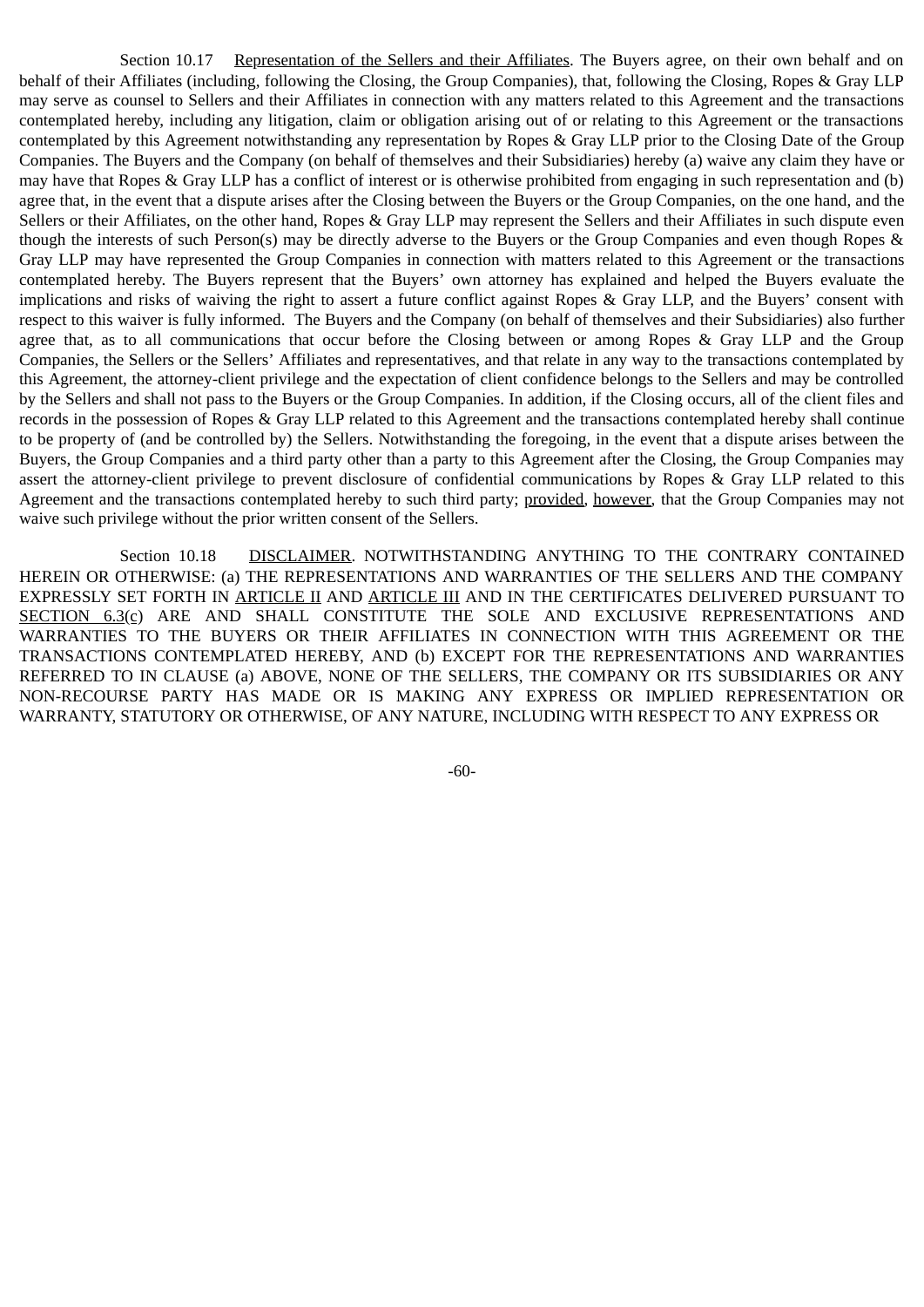Section 10.17 Representation of the Sellers and their Affiliates. The Buyers agree, on their own behalf and on behalf of their Affiliates (including, following the Closing, the Group Companies), that, following the Closing, Ropes & Gray LLP may serve as counsel to Sellers and their Affiliates in connection with any matters related to this Agreement and the transactions contemplated hereby, including any litigation, claim or obligation arising out of or relating to this Agreement or the transactions contemplated by this Agreement notwithstanding any representation by Ropes & Gray LLP prior to the Closing Date of the Group Companies. The Buyers and the Company (on behalf of themselves and their Subsidiaries) hereby (a) waive any claim they have or may have that Ropes & Gray LLP has a conflict of interest or is otherwise prohibited from engaging in such representation and (b) agree that, in the event that a dispute arises after the Closing between the Buyers or the Group Companies, on the one hand, and the Sellers or their Affiliates, on the other hand, Ropes & Gray LLP may represent the Sellers and their Affiliates in such dispute even though the interests of such Person(s) may be directly adverse to the Buyers or the Group Companies and even though Ropes & Gray LLP may have represented the Group Companies in connection with matters related to this Agreement or the transactions contemplated hereby. The Buyers represent that the Buyers' own attorney has explained and helped the Buyers evaluate the implications and risks of waiving the right to assert a future conflict against Ropes & Gray LLP, and the Buyers' consent with respect to this waiver is fully informed. The Buyers and the Company (on behalf of themselves and their Subsidiaries) also further agree that, as to all communications that occur before the Closing between or among Ropes & Gray LLP and the Group Companies, the Sellers or the Sellers' Affiliates and representatives, and that relate in any way to the transactions contemplated by this Agreement, the attorney-client privilege and the expectation of client confidence belongs to the Sellers and may be controlled by the Sellers and shall not pass to the Buyers or the Group Companies. In addition, if the Closing occurs, all of the client files and records in the possession of Ropes & Gray LLP related to this Agreement and the transactions contemplated hereby shall continue to be property of (and be controlled by) the Sellers. Notwithstanding the foregoing, in the event that a dispute arises between the Buyers, the Group Companies and a third party other than a party to this Agreement after the Closing, the Group Companies may assert the attorney-client privilege to prevent disclosure of confidential communications by Ropes & Gray LLP related to this Agreement and the transactions contemplated hereby to such third party; provided, however, that the Group Companies may not waive such privilege without the prior written consent of the Sellers.

Section 10.18 DISCLAIMER. NOTWITHSTANDING ANYTHING TO THE CONTRARY CONTAINED HEREIN OR OTHERWISE: (a) THE REPRESENTATIONS AND WARRANTIES OF THE SELLERS AND THE COMPANY EXPRESSLY SET FORTH IN ARTICLE II AND ARTICLE III AND IN THE CERTIFICATES DELIVERED PURSUANT TO SECTION 6.3(c) ARE AND SHALL CONSTITUTE THE SOLE AND EXCLUSIVE REPRESENTATIONS AND WARRANTIES TO THE BUYERS OR THEIR AFFILIATES IN CONNECTION WITH THIS AGREEMENT OR THE TRANSACTIONS CONTEMPLATED HEREBY, AND (b) EXCEPT FOR THE REPRESENTATIONS AND WARRANTIES REFERRED TO IN CLAUSE (a) ABOVE, NONE OF THE SELLERS, THE COMPANY OR ITS SUBSIDIARIES OR ANY NON-RECOURSE PARTY HAS MADE OR IS MAKING ANY EXPRESS OR IMPLIED REPRESENTATION OR WARRANTY, STATUTORY OR OTHERWISE, OF ANY NATURE, INCLUDING WITH RESPECT TO ANY EXPRESS OR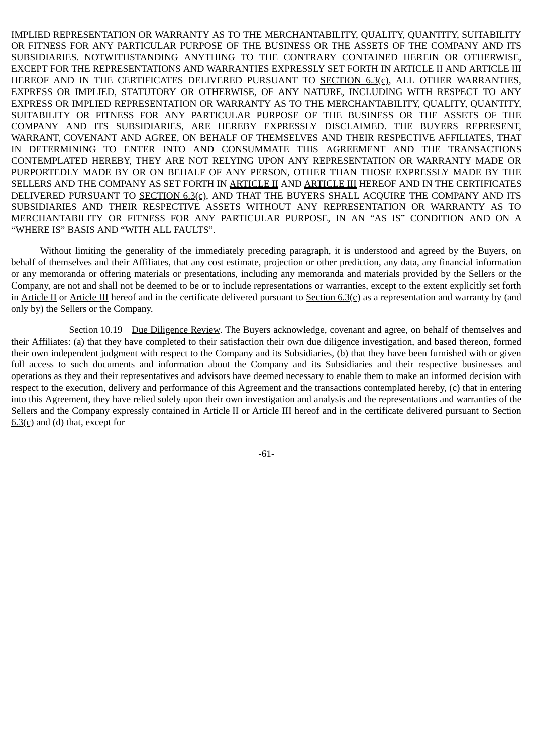IMPLIED REPRESENTATION OR WARRANTY AS TO THE MERCHANTABILITY, QUALITY, QUANTITY, SUITABILITY OR FITNESS FOR ANY PARTICULAR PURPOSE OF THE BUSINESS OR THE ASSETS OF THE COMPANY AND ITS SUBSIDIARIES. NOTWITHSTANDING ANYTHING TO THE CONTRARY CONTAINED HEREIN OR OTHERWISE, EXCEPT FOR THE REPRESENTATIONS AND WARRANTIES EXPRESSLY SET FORTH IN ARTICLE II AND ARTICLE III HEREOF AND IN THE CERTIFICATES DELIVERED PURSUANT TO SECTION 6.3(c), ALL OTHER WARRANTIES, EXPRESS OR IMPLIED, STATUTORY OR OTHERWISE, OF ANY NATURE, INCLUDING WITH RESPECT TO ANY EXPRESS OR IMPLIED REPRESENTATION OR WARRANTY AS TO THE MERCHANTABILITY, QUALITY, QUANTITY, SUITABILITY OR FITNESS FOR ANY PARTICULAR PURPOSE OF THE BUSINESS OR THE ASSETS OF THE COMPANY AND ITS SUBSIDIARIES, ARE HEREBY EXPRESSLY DISCLAIMED. THE BUYERS REPRESENT, WARRANT, COVENANT AND AGREE, ON BEHALF OF THEMSELVES AND THEIR RESPECTIVE AFFILIATES, THAT IN DETERMINING TO ENTER INTO AND CONSUMMATE THIS AGREEMENT AND THE TRANSACTIONS CONTEMPLATED HEREBY, THEY ARE NOT RELYING UPON ANY REPRESENTATION OR WARRANTY MADE OR PURPORTEDLY MADE BY OR ON BEHALF OF ANY PERSON, OTHER THAN THOSE EXPRESSLY MADE BY THE SELLERS AND THE COMPANY AS SET FORTH IN ARTICLE II AND ARTICLE III HEREOF AND IN THE CERTIFICATES DELIVERED PURSUANT TO SECTION 6.3(c), AND THAT THE BUYERS SHALL ACQUIRE THE COMPANY AND ITS SUBSIDIARIES AND THEIR RESPECTIVE ASSETS WITHOUT ANY REPRESENTATION OR WARRANTY AS TO MERCHANTABILITY OR FITNESS FOR ANY PARTICULAR PURPOSE, IN AN "AS IS" CONDITION AND ON A "WHERE IS" BASIS AND "WITH ALL FAULTS".

Without limiting the generality of the immediately preceding paragraph, it is understood and agreed by the Buyers, on behalf of themselves and their Affiliates, that any cost estimate, projection or other prediction, any data, any financial information or any memoranda or offering materials or presentations, including any memoranda and materials provided by the Sellers or the Company, are not and shall not be deemed to be or to include representations or warranties, except to the extent explicitly set forth in Article II or Article III hereof and in the certificate delivered pursuant to Section 6.3(c) as a representation and warranty by (and only by) the Sellers or the Company.

Section 10.19 Due Diligence Review. The Buyers acknowledge, covenant and agree, on behalf of themselves and their Affiliates: (a) that they have completed to their satisfaction their own due diligence investigation, and based thereon, formed their own independent judgment with respect to the Company and its Subsidiaries, (b) that they have been furnished with or given full access to such documents and information about the Company and its Subsidiaries and their respective businesses and operations as they and their representatives and advisors have deemed necessary to enable them to make an informed decision with respect to the execution, delivery and performance of this Agreement and the transactions contemplated hereby, (c) that in entering into this Agreement, they have relied solely upon their own investigation and analysis and the representations and warranties of the Sellers and the Company expressly contained in Article II or Article III hereof and in the certificate delivered pursuant to Section 6.3(c) and (d) that, except for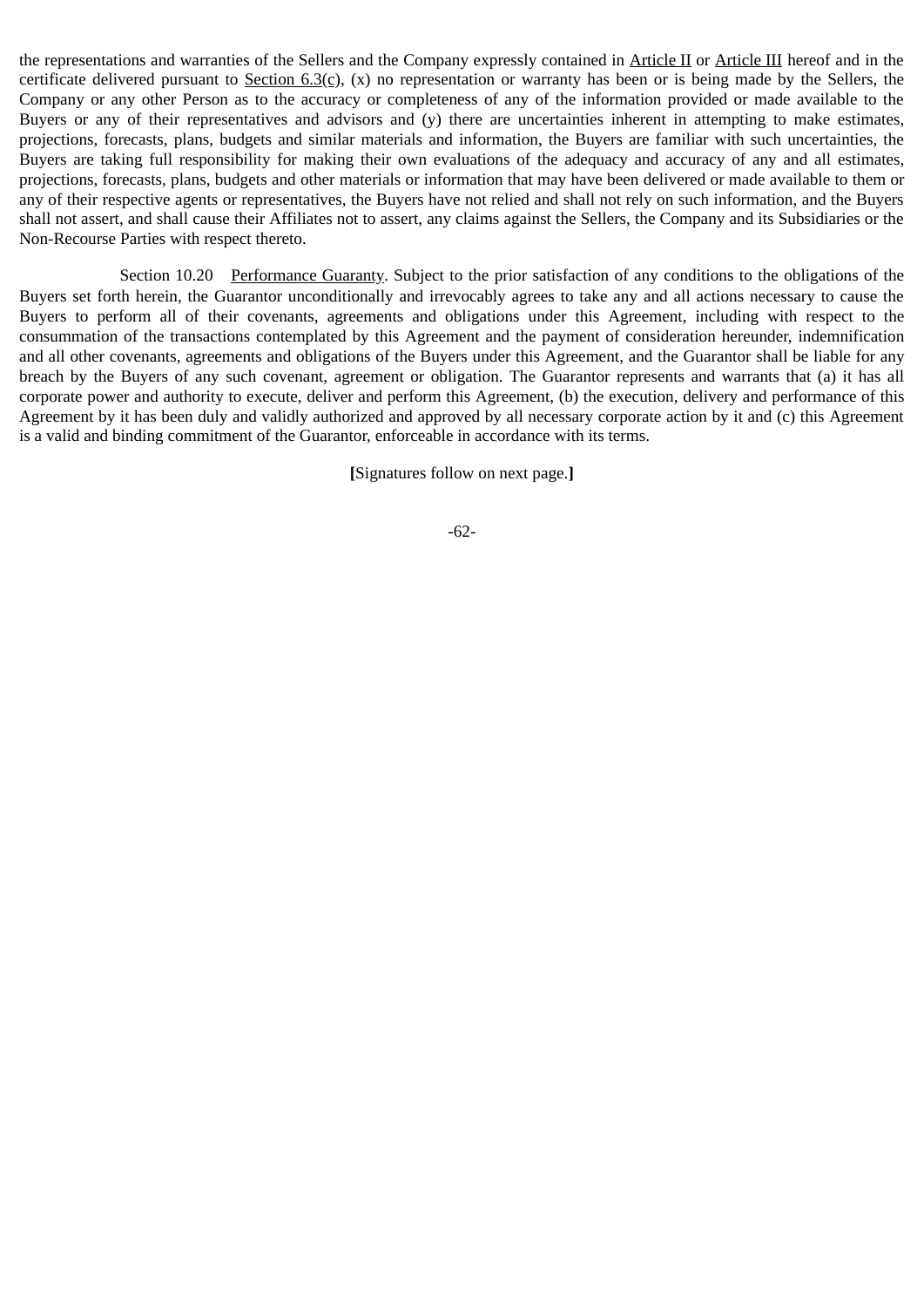the representations and warranties of the Sellers and the Company expressly contained in Article II or Article III hereof and in the certificate delivered pursuant to Section 6.3(c), (x) no representation or warranty has been or is being made by the Sellers, the Company or any other Person as to the accuracy or completeness of any of the information provided or made available to the Buyers or any of their representatives and advisors and (y) there are uncertainties inherent in attempting to make estimates, projections, forecasts, plans, budgets and similar materials and information, the Buyers are familiar with such uncertainties, the Buyers are taking full responsibility for making their own evaluations of the adequacy and accuracy of any and all estimates, projections, forecasts, plans, budgets and other materials or information that may have been delivered or made available to them or any of their respective agents or representatives, the Buyers have not relied and shall not rely on such information, and the Buyers shall not assert, and shall cause their Affiliates not to assert, any claims against the Sellers, the Company and its Subsidiaries or the Non-Recourse Parties with respect thereto.

Section 10.20 Performance Guaranty. Subject to the prior satisfaction of any conditions to the obligations of the Buyers set forth herein, the Guarantor unconditionally and irrevocably agrees to take any and all actions necessary to cause the Buyers to perform all of their covenants, agreements and obligations under this Agreement, including with respect to the consummation of the transactions contemplated by this Agreement and the payment of consideration hereunder, indemnification and all other covenants, agreements and obligations of the Buyers under this Agreement, and the Guarantor shall be liable for any breach by the Buyers of any such covenant, agreement or obligation. The Guarantor represents and warrants that (a) it has all corporate power and authority to execute, deliver and perform this Agreement, (b) the execution, delivery and performance of this Agreement by it has been duly and validly authorized and approved by all necessary corporate action by it and (c) this Agreement is a valid and binding commitment of the Guarantor, enforceable in accordance with its terms.

**[**Signatures follow on next page.**]**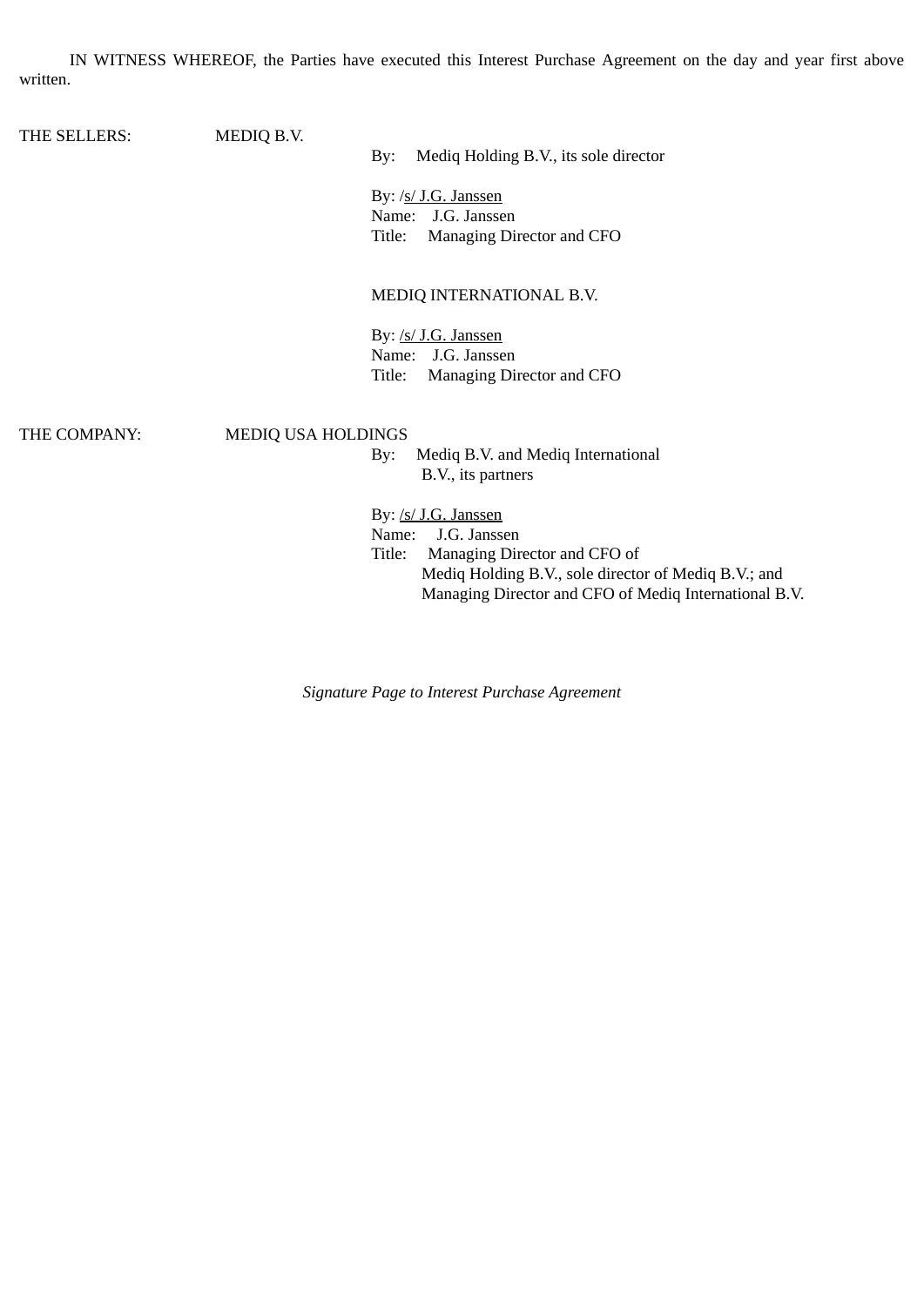IN WITNESS WHEREOF, the Parties have executed this Interest Purchase Agreement on the day and year first above written.

THE SELLERS: MEDIQ B.V.

By: Mediq Holding B.V., its sole director

By: /s/ J.G. Janssen
Name: J.G. Janssen
Title: Managing Director and CFO

MEDIQ INTERNATIONAL B.V.

By: /s/ J.G. Janssen
Name: J.G. Janssen
Title: Managing Director and CFO

THE COMPANY: MEDIQ USA HOLDINGS

By: Mediq B.V. and Mediq International B.V., its partners

By: /s/ J.G. Janssen
Name: J.G. Janssen
Title: Managing Director and CFO of Mediq Holding B.V., sole director of Mediq B.V.; and Managing Director and CFO of Mediq International B.V.

*Signature Page to Interest Purchase Agreement*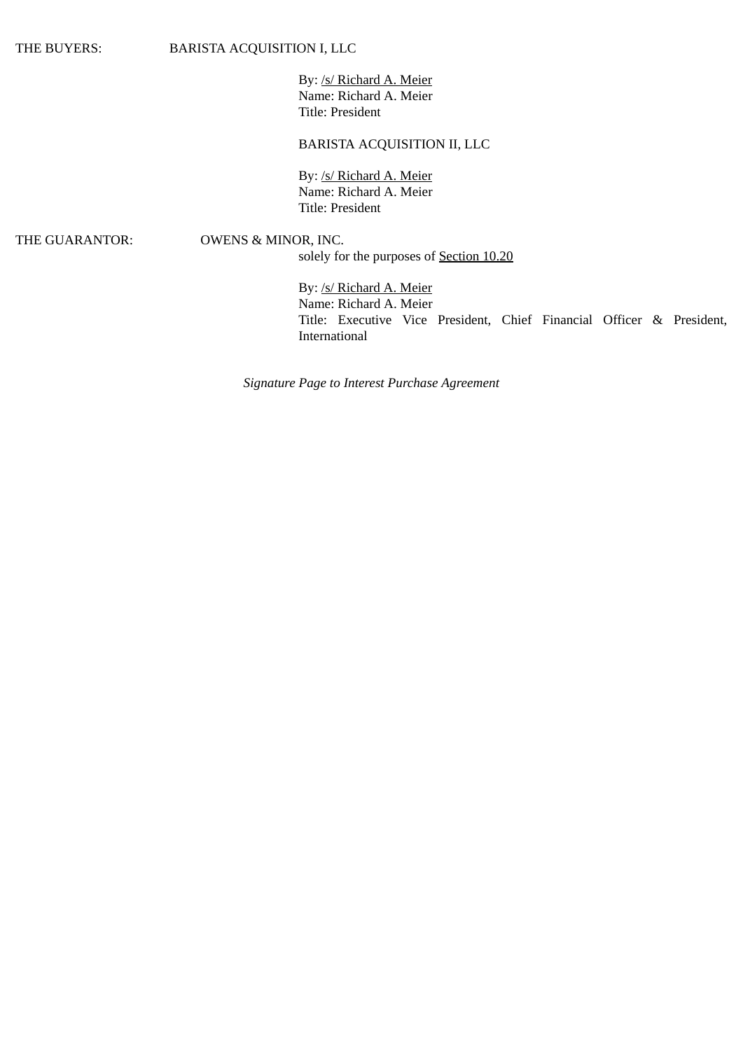THE BUYERS: BARISTA ACQUISITION I, LLC

By: /s/ Richard A. Meier
Name: Richard A. Meier
Title: President

BARISTA ACQUISITION II, LLC

By: /s/ Richard A. Meier
Name: Richard A. Meier
Title: President

THE GUARANTOR: OWENS & MINOR, INC.
solely for the purposes of Section 10.20

By: /s/ Richard A. Meier
Name: Richard A. Meier
Title: Executive Vice President, Chief Financial Officer & President, International

*Signature Page to Interest Purchase Agreement*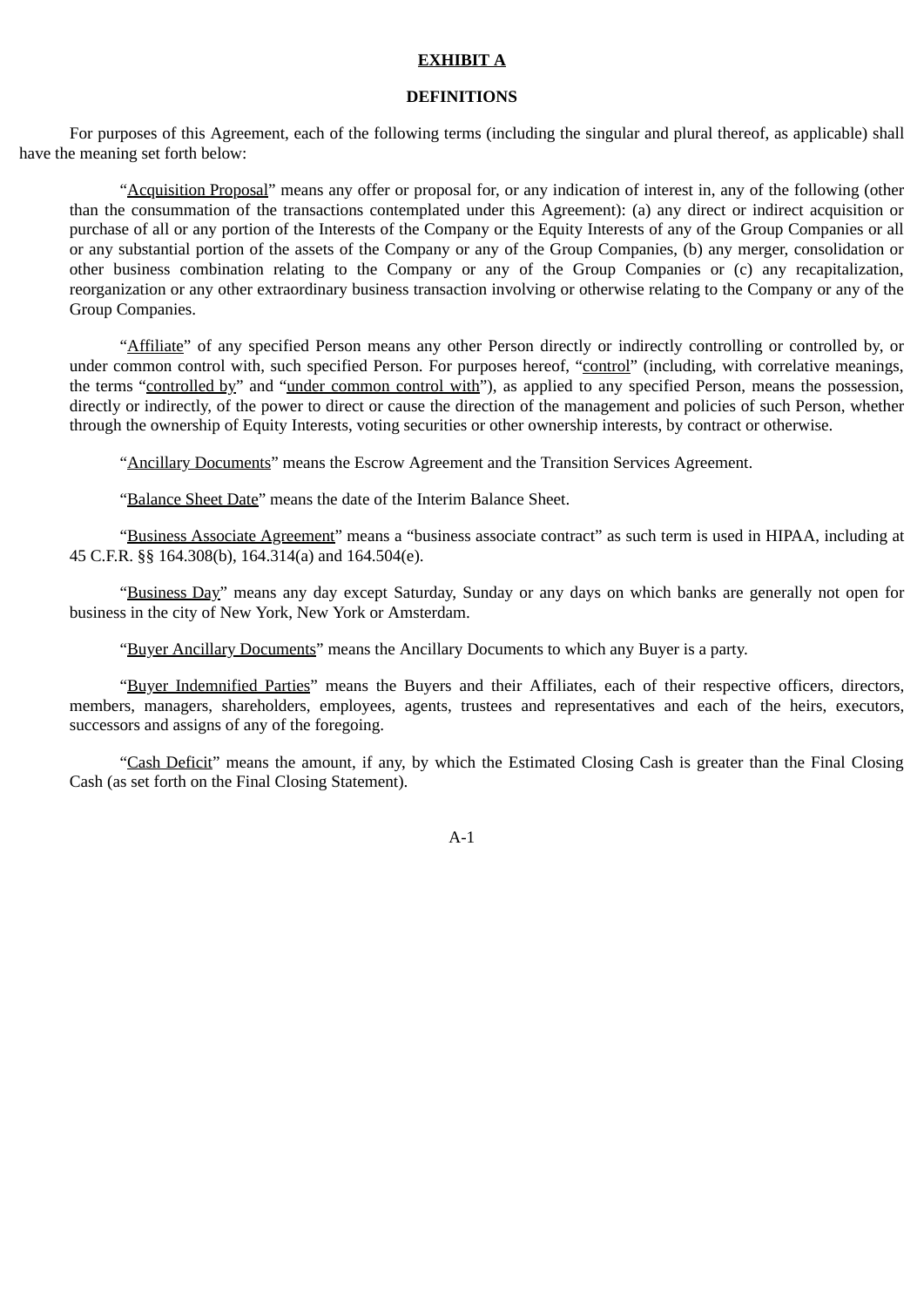**EXHIBIT A**

**DEFINITIONS**

For purposes of this Agreement, each of the following terms (including the singular and plural thereof, as applicable) shall have the meaning set forth below:

"Acquisition Proposal" means any offer or proposal for, or any indication of interest in, any of the following (other than the consummation of the transactions contemplated under this Agreement): (a) any direct or indirect acquisition or purchase of all or any portion of the Interests of the Company or the Equity Interests of any of the Group Companies or all or any substantial portion of the assets of the Company or any of the Group Companies, (b) any merger, consolidation or other business combination relating to the Company or any of the Group Companies or (c) any recapitalization, reorganization or any other extraordinary business transaction involving or otherwise relating to the Company or any of the Group Companies.

"Affiliate" of any specified Person means any other Person directly or indirectly controlling or controlled by, or under common control with, such specified Person. For purposes hereof, "control" (including, with correlative meanings, the terms "controlled by" and "under common control with"), as applied to any specified Person, means the possession, directly or indirectly, of the power to direct or cause the direction of the management and policies of such Person, whether through the ownership of Equity Interests, voting securities or other ownership interests, by contract or otherwise.

"Ancillary Documents" means the Escrow Agreement and the Transition Services Agreement.

"Balance Sheet Date" means the date of the Interim Balance Sheet.

"Business Associate Agreement" means a "business associate contract" as such term is used in HIPAA, including at 45 C.F.R. §§ 164.308(b), 164.314(a) and 164.504(e).

"Business Day" means any day except Saturday, Sunday or any days on which banks are generally not open for business in the city of New York, New York or Amsterdam.

"Buyer Ancillary Documents" means the Ancillary Documents to which any Buyer is a party.

"Buyer Indemnified Parties" means the Buyers and their Affiliates, each of their respective officers, directors, members, managers, shareholders, employees, agents, trustees and representatives and each of the heirs, executors, successors and assigns of any of the foregoing.

"Cash Deficit" means the amount, if any, by which the Estimated Closing Cash is greater than the Final Closing Cash (as set forth on the Final Closing Statement).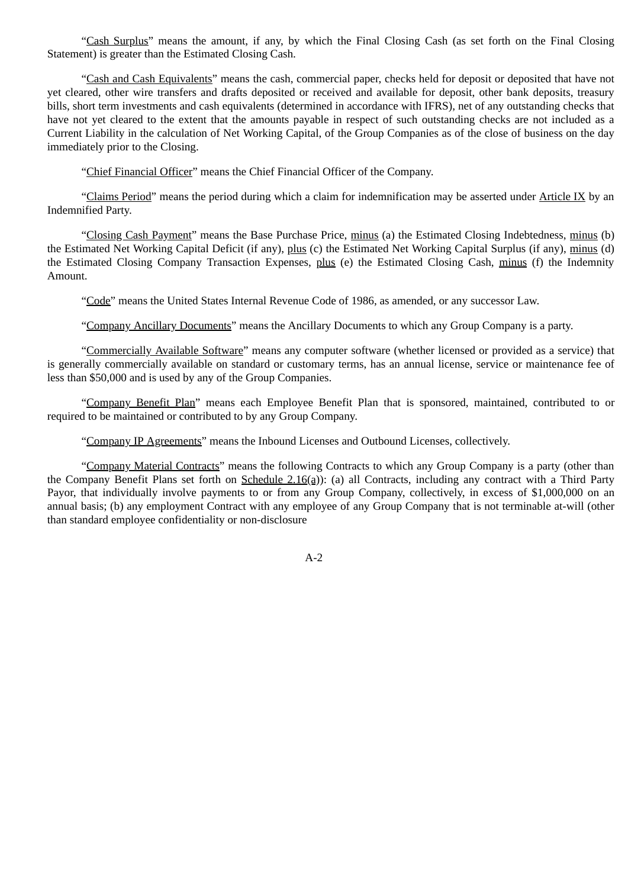"Cash Surplus" means the amount, if any, by which the Final Closing Cash (as set forth on the Final Closing Statement) is greater than the Estimated Closing Cash.

"Cash and Cash Equivalents" means the cash, commercial paper, checks held for deposit or deposited that have not yet cleared, other wire transfers and drafts deposited or received and available for deposit, other bank deposits, treasury bills, short term investments and cash equivalents (determined in accordance with IFRS), net of any outstanding checks that have not yet cleared to the extent that the amounts payable in respect of such outstanding checks are not included as a Current Liability in the calculation of Net Working Capital, of the Group Companies as of the close of business on the day immediately prior to the Closing.

"Chief Financial Officer" means the Chief Financial Officer of the Company.

"Claims Period" means the period during which a claim for indemnification may be asserted under Article IX by an Indemnified Party.

"Closing Cash Payment" means the Base Purchase Price, minus (a) the Estimated Closing Indebtedness, minus (b) the Estimated Net Working Capital Deficit (if any), plus (c) the Estimated Net Working Capital Surplus (if any), minus (d) the Estimated Closing Company Transaction Expenses, plus (e) the Estimated Closing Cash, minus (f) the Indemnity Amount.

"Code" means the United States Internal Revenue Code of 1986, as amended, or any successor Law.

"Company Ancillary Documents" means the Ancillary Documents to which any Group Company is a party.

"Commercially Available Software" means any computer software (whether licensed or provided as a service) that is generally commercially available on standard or customary terms, has an annual license, service or maintenance fee of less than $50,000 and is used by any of the Group Companies.

"Company Benefit Plan" means each Employee Benefit Plan that is sponsored, maintained, contributed to or required to be maintained or contributed to by any Group Company.

"Company IP Agreements" means the Inbound Licenses and Outbound Licenses, collectively.

"Company Material Contracts" means the following Contracts to which any Group Company is a party (other than the Company Benefit Plans set forth on Schedule 2.16(a)): (a) all Contracts, including any contract with a Third Party Payor, that individually involve payments to or from any Group Company, collectively, in excess of $1,000,000 on an annual basis; (b) any employment Contract with any employee of any Group Company that is not terminable at-will (other than standard employee confidentiality or non-disclosure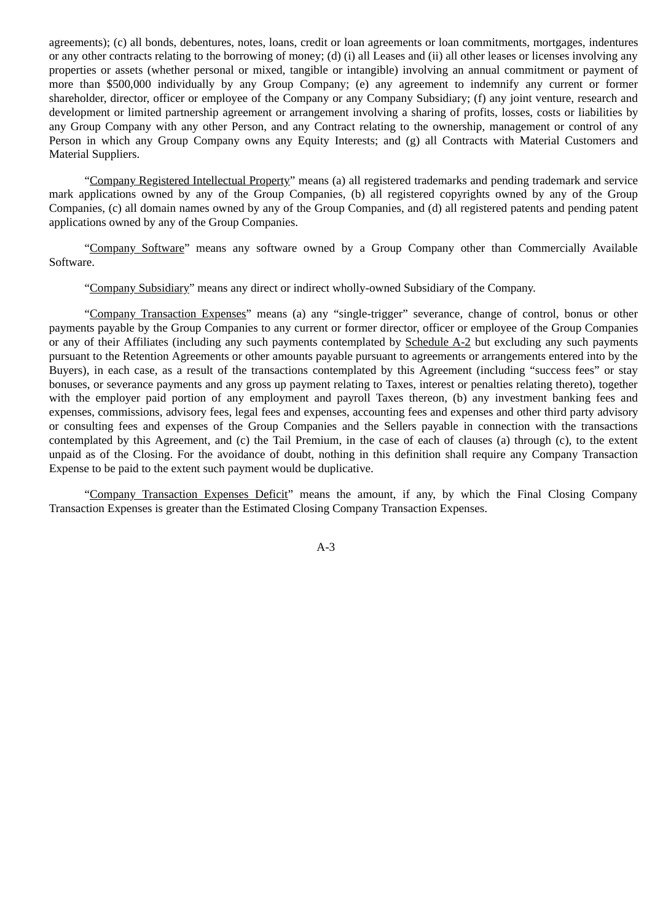agreements); (c) all bonds, debentures, notes, loans, credit or loan agreements or loan commitments, mortgages, indentures or any other contracts relating to the borrowing of money; (d) (i) all Leases and (ii) all other leases or licenses involving any properties or assets (whether personal or mixed, tangible or intangible) involving an annual commitment or payment of more than $500,000 individually by any Group Company; (e) any agreement to indemnify any current or former shareholder, director, officer or employee of the Company or any Company Subsidiary; (f) any joint venture, research and development or limited partnership agreement or arrangement involving a sharing of profits, losses, costs or liabilities by any Group Company with any other Person, and any Contract relating to the ownership, management or control of any Person in which any Group Company owns any Equity Interests; and (g) all Contracts with Material Customers and Material Suppliers.

"Company Registered Intellectual Property" means (a) all registered trademarks and pending trademark and service mark applications owned by any of the Group Companies, (b) all registered copyrights owned by any of the Group Companies, (c) all domain names owned by any of the Group Companies, and (d) all registered patents and pending patent applications owned by any of the Group Companies.

"Company Software" means any software owned by a Group Company other than Commercially Available Software.

"Company Subsidiary" means any direct or indirect wholly-owned Subsidiary of the Company.

"Company Transaction Expenses" means (a) any "single-trigger" severance, change of control, bonus or other payments payable by the Group Companies to any current or former director, officer or employee of the Group Companies or any of their Affiliates (including any such payments contemplated by Schedule A-2 but excluding any such payments pursuant to the Retention Agreements or other amounts payable pursuant to agreements or arrangements entered into by the Buyers), in each case, as a result of the transactions contemplated by this Agreement (including "success fees" or stay bonuses, or severance payments and any gross up payment relating to Taxes, interest or penalties relating thereto), together with the employer paid portion of any employment and payroll Taxes thereon, (b) any investment banking fees and expenses, commissions, advisory fees, legal fees and expenses, accounting fees and expenses and other third party advisory or consulting fees and expenses of the Group Companies and the Sellers payable in connection with the transactions contemplated by this Agreement, and (c) the Tail Premium, in the case of each of clauses (a) through (c), to the extent unpaid as of the Closing. For the avoidance of doubt, nothing in this definition shall require any Company Transaction Expense to be paid to the extent such payment would be duplicative.

"Company Transaction Expenses Deficit" means the amount, if any, by which the Final Closing Company Transaction Expenses is greater than the Estimated Closing Company Transaction Expenses.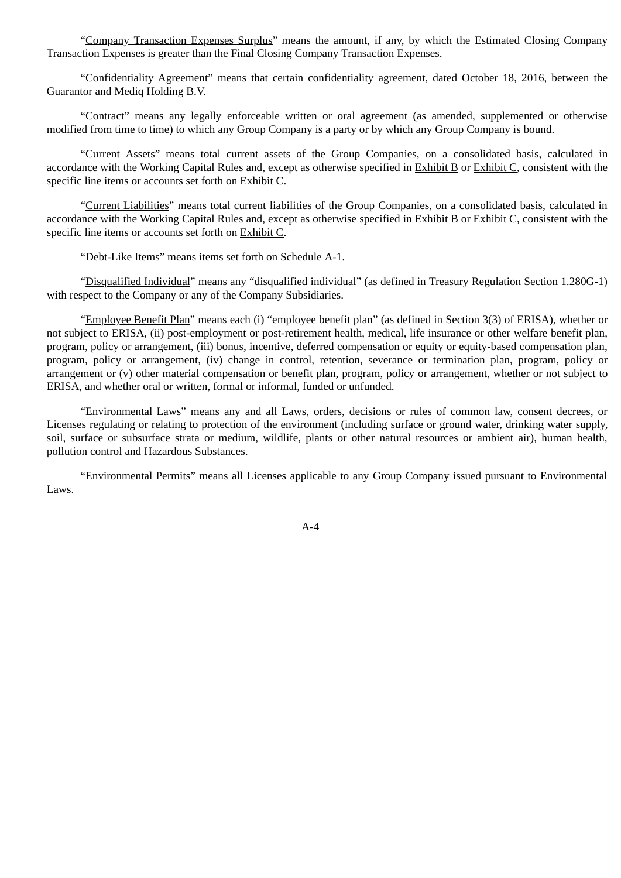"Company Transaction Expenses Surplus" means the amount, if any, by which the Estimated Closing Company Transaction Expenses is greater than the Final Closing Company Transaction Expenses.

"Confidentiality Agreement" means that certain confidentiality agreement, dated October 18, 2016, between the Guarantor and Mediq Holding B.V.

"Contract" means any legally enforceable written or oral agreement (as amended, supplemented or otherwise modified from time to time) to which any Group Company is a party or by which any Group Company is bound.

"Current Assets" means total current assets of the Group Companies, on a consolidated basis, calculated in accordance with the Working Capital Rules and, except as otherwise specified in Exhibit B or Exhibit C, consistent with the specific line items or accounts set forth on Exhibit C.

"Current Liabilities" means total current liabilities of the Group Companies, on a consolidated basis, calculated in accordance with the Working Capital Rules and, except as otherwise specified in Exhibit B or Exhibit C, consistent with the specific line items or accounts set forth on Exhibit C.

"Debt-Like Items" means items set forth on Schedule A-1.

"Disqualified Individual" means any "disqualified individual" (as defined in Treasury Regulation Section 1.280G-1) with respect to the Company or any of the Company Subsidiaries.

"Employee Benefit Plan" means each (i) "employee benefit plan" (as defined in Section 3(3) of ERISA), whether or not subject to ERISA, (ii) post-employment or post-retirement health, medical, life insurance or other welfare benefit plan, program, policy or arrangement, (iii) bonus, incentive, deferred compensation or equity or equity-based compensation plan, program, policy or arrangement, (iv) change in control, retention, severance or termination plan, program, policy or arrangement or (v) other material compensation or benefit plan, program, policy or arrangement, whether or not subject to ERISA, and whether oral or written, formal or informal, funded or unfunded.

"Environmental Laws" means any and all Laws, orders, decisions or rules of common law, consent decrees, or Licenses regulating or relating to protection of the environment (including surface or ground water, drinking water supply, soil, surface or subsurface strata or medium, wildlife, plants or other natural resources or ambient air), human health, pollution control and Hazardous Substances.

"Environmental Permits" means all Licenses applicable to any Group Company issued pursuant to Environmental Laws.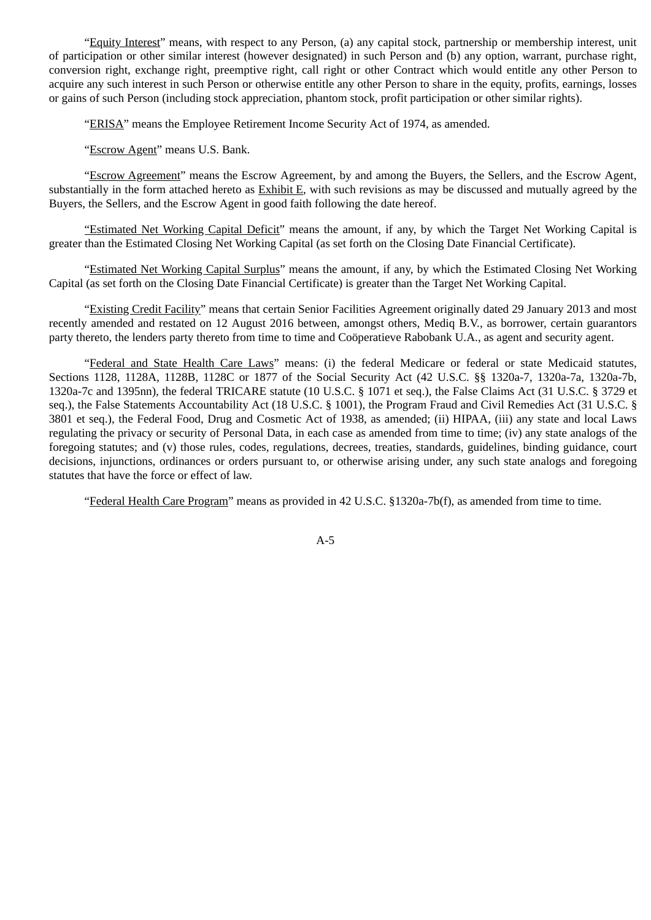"Equity Interest" means, with respect to any Person, (a) any capital stock, partnership or membership interest, unit of participation or other similar interest (however designated) in such Person and (b) any option, warrant, purchase right, conversion right, exchange right, preemptive right, call right or other Contract which would entitle any other Person to acquire any such interest in such Person or otherwise entitle any other Person to share in the equity, profits, earnings, losses or gains of such Person (including stock appreciation, phantom stock, profit participation or other similar rights).

"ERISA" means the Employee Retirement Income Security Act of 1974, as amended.

"Escrow Agent" means U.S. Bank.

"Escrow Agreement" means the Escrow Agreement, by and among the Buyers, the Sellers, and the Escrow Agent, substantially in the form attached hereto as Exhibit E, with such revisions as may be discussed and mutually agreed by the Buyers, the Sellers, and the Escrow Agent in good faith following the date hereof.

"Estimated Net Working Capital Deficit" means the amount, if any, by which the Target Net Working Capital is greater than the Estimated Closing Net Working Capital (as set forth on the Closing Date Financial Certificate).

"Estimated Net Working Capital Surplus" means the amount, if any, by which the Estimated Closing Net Working Capital (as set forth on the Closing Date Financial Certificate) is greater than the Target Net Working Capital.

"Existing Credit Facility" means that certain Senior Facilities Agreement originally dated 29 January 2013 and most recently amended and restated on 12 August 2016 between, amongst others, Mediq B.V., as borrower, certain guarantors party thereto, the lenders party thereto from time to time and Coöperatieve Rabobank U.A., as agent and security agent.

"Federal and State Health Care Laws" means: (i) the federal Medicare or federal or state Medicaid statutes, Sections 1128, 1128A, 1128B, 1128C or 1877 of the Social Security Act (42 U.S.C. §§ 1320a-7, 1320a-7a, 1320a-7b, 1320a-7c and 1395nn), the federal TRICARE statute (10 U.S.C. § 1071 et seq.), the False Claims Act (31 U.S.C. § 3729 et seq.), the False Statements Accountability Act (18 U.S.C. § 1001), the Program Fraud and Civil Remedies Act (31 U.S.C. § 3801 et seq.), the Federal Food, Drug and Cosmetic Act of 1938, as amended; (ii) HIPAA, (iii) any state and local Laws regulating the privacy or security of Personal Data, in each case as amended from time to time; (iv) any state analogs of the foregoing statutes; and (v) those rules, codes, regulations, decrees, treaties, standards, guidelines, binding guidance, court decisions, injunctions, ordinances or orders pursuant to, or otherwise arising under, any such state analogs and foregoing statutes that have the force or effect of law.

"Federal Health Care Program" means as provided in 42 U.S.C. §1320a-7b(f), as amended from time to time.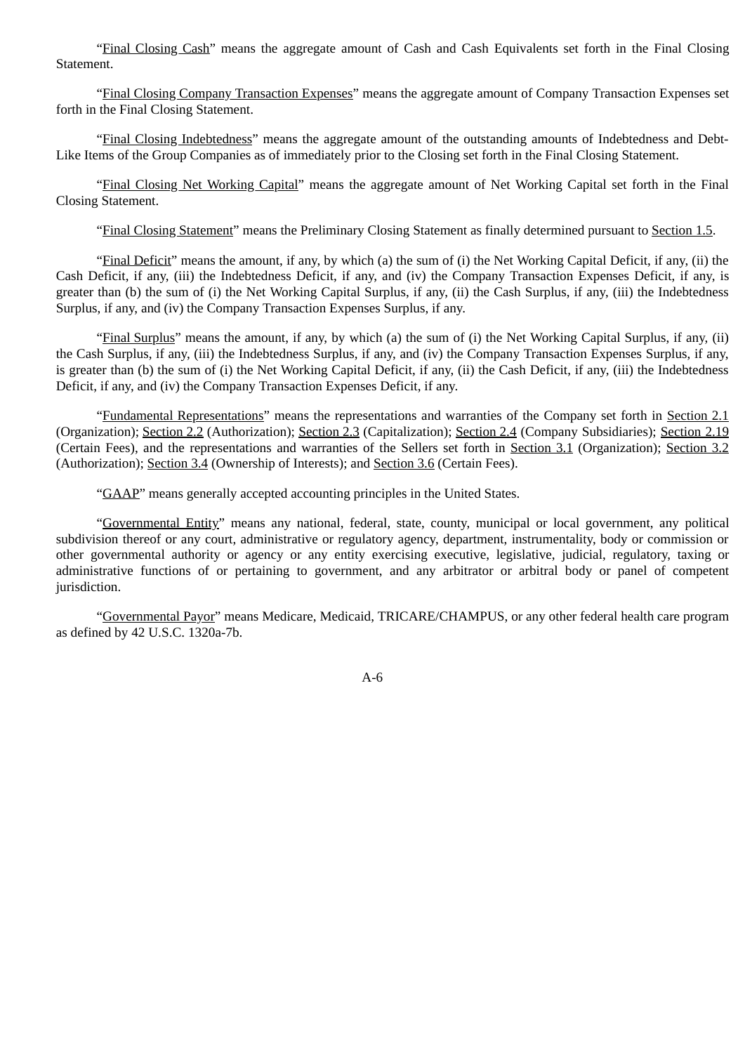"Final Closing Cash" means the aggregate amount of Cash and Cash Equivalents set forth in the Final Closing Statement.

"Final Closing Company Transaction Expenses" means the aggregate amount of Company Transaction Expenses set forth in the Final Closing Statement.

"Final Closing Indebtedness" means the aggregate amount of the outstanding amounts of Indebtedness and Debt-Like Items of the Group Companies as of immediately prior to the Closing set forth in the Final Closing Statement.

"Final Closing Net Working Capital" means the aggregate amount of Net Working Capital set forth in the Final Closing Statement.

"Final Closing Statement" means the Preliminary Closing Statement as finally determined pursuant to Section 1.5.

"Final Deficit" means the amount, if any, by which (a) the sum of (i) the Net Working Capital Deficit, if any, (ii) the Cash Deficit, if any, (iii) the Indebtedness Deficit, if any, and (iv) the Company Transaction Expenses Deficit, if any, is greater than (b) the sum of (i) the Net Working Capital Surplus, if any, (ii) the Cash Surplus, if any, (iii) the Indebtedness Surplus, if any, and (iv) the Company Transaction Expenses Surplus, if any.

"Final Surplus" means the amount, if any, by which (a) the sum of (i) the Net Working Capital Surplus, if any, (ii) the Cash Surplus, if any, (iii) the Indebtedness Surplus, if any, and (iv) the Company Transaction Expenses Surplus, if any, is greater than (b) the sum of (i) the Net Working Capital Deficit, if any, (ii) the Cash Deficit, if any, (iii) the Indebtedness Deficit, if any, and (iv) the Company Transaction Expenses Deficit, if any.

"Fundamental Representations" means the representations and warranties of the Company set forth in Section 2.1 (Organization); Section 2.2 (Authorization); Section 2.3 (Capitalization); Section 2.4 (Company Subsidiaries); Section 2.19 (Certain Fees), and the representations and warranties of the Sellers set forth in Section 3.1 (Organization); Section 3.2 (Authorization); Section 3.4 (Ownership of Interests); and Section 3.6 (Certain Fees).

"GAAP" means generally accepted accounting principles in the United States.

"Governmental Entity" means any national, federal, state, county, municipal or local government, any political subdivision thereof or any court, administrative or regulatory agency, department, instrumentality, body or commission or other governmental authority or agency or any entity exercising executive, legislative, judicial, regulatory, taxing or administrative functions of or pertaining to government, and any arbitrator or arbitral body or panel of competent jurisdiction.

"Governmental Payor" means Medicare, Medicaid, TRICARE/CHAMPUS, or any other federal health care program as defined by 42 U.S.C. 1320a-7b.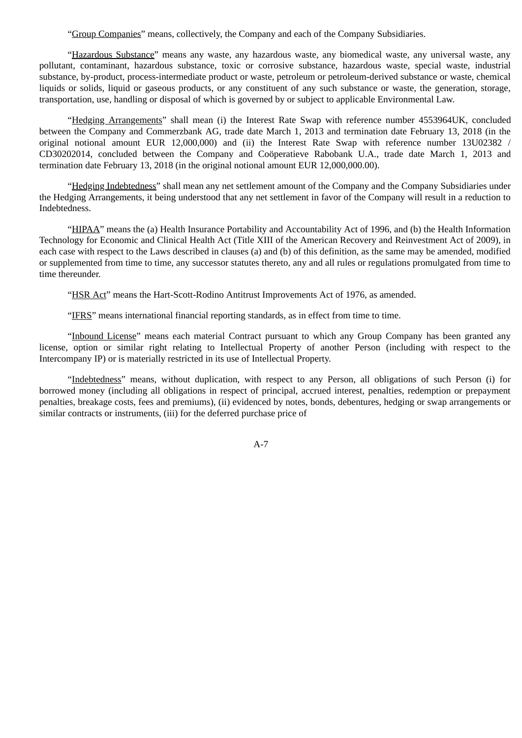"Group Companies" means, collectively, the Company and each of the Company Subsidiaries.

"Hazardous Substance" means any waste, any hazardous waste, any biomedical waste, any universal waste, any pollutant, contaminant, hazardous substance, toxic or corrosive substance, hazardous waste, special waste, industrial substance, by-product, process-intermediate product or waste, petroleum or petroleum-derived substance or waste, chemical liquids or solids, liquid or gaseous products, or any constituent of any such substance or waste, the generation, storage, transportation, use, handling or disposal of which is governed by or subject to applicable Environmental Law.

"Hedging Arrangements" shall mean (i) the Interest Rate Swap with reference number 4553964UK, concluded between the Company and Commerzbank AG, trade date March 1, 2013 and termination date February 13, 2018 (in the original notional amount EUR 12,000,000) and (ii) the Interest Rate Swap with reference number 13U02382 / CD30202014, concluded between the Company and Coöperatieve Rabobank U.A., trade date March 1, 2013 and termination date February 13, 2018 (in the original notional amount EUR 12,000,000.00).

"Hedging Indebtedness" shall mean any net settlement amount of the Company and the Company Subsidiaries under the Hedging Arrangements, it being understood that any net settlement in favor of the Company will result in a reduction to Indebtedness.

"HIPAA" means the (a) Health Insurance Portability and Accountability Act of 1996, and (b) the Health Information Technology for Economic and Clinical Health Act (Title XIII of the American Recovery and Reinvestment Act of 2009), in each case with respect to the Laws described in clauses (a) and (b) of this definition, as the same may be amended, modified or supplemented from time to time, any successor statutes thereto, any and all rules or regulations promulgated from time to time thereunder.

"HSR Act" means the Hart-Scott-Rodino Antitrust Improvements Act of 1976, as amended.

"IFRS" means international financial reporting standards, as in effect from time to time.

"Inbound License" means each material Contract pursuant to which any Group Company has been granted any license, option or similar right relating to Intellectual Property of another Person (including with respect to the Intercompany IP) or is materially restricted in its use of Intellectual Property.

"Indebtedness" means, without duplication, with respect to any Person, all obligations of such Person (i) for borrowed money (including all obligations in respect of principal, accrued interest, penalties, redemption or prepayment penalties, breakage costs, fees and premiums), (ii) evidenced by notes, bonds, debentures, hedging or swap arrangements or similar contracts or instruments, (iii) for the deferred purchase price of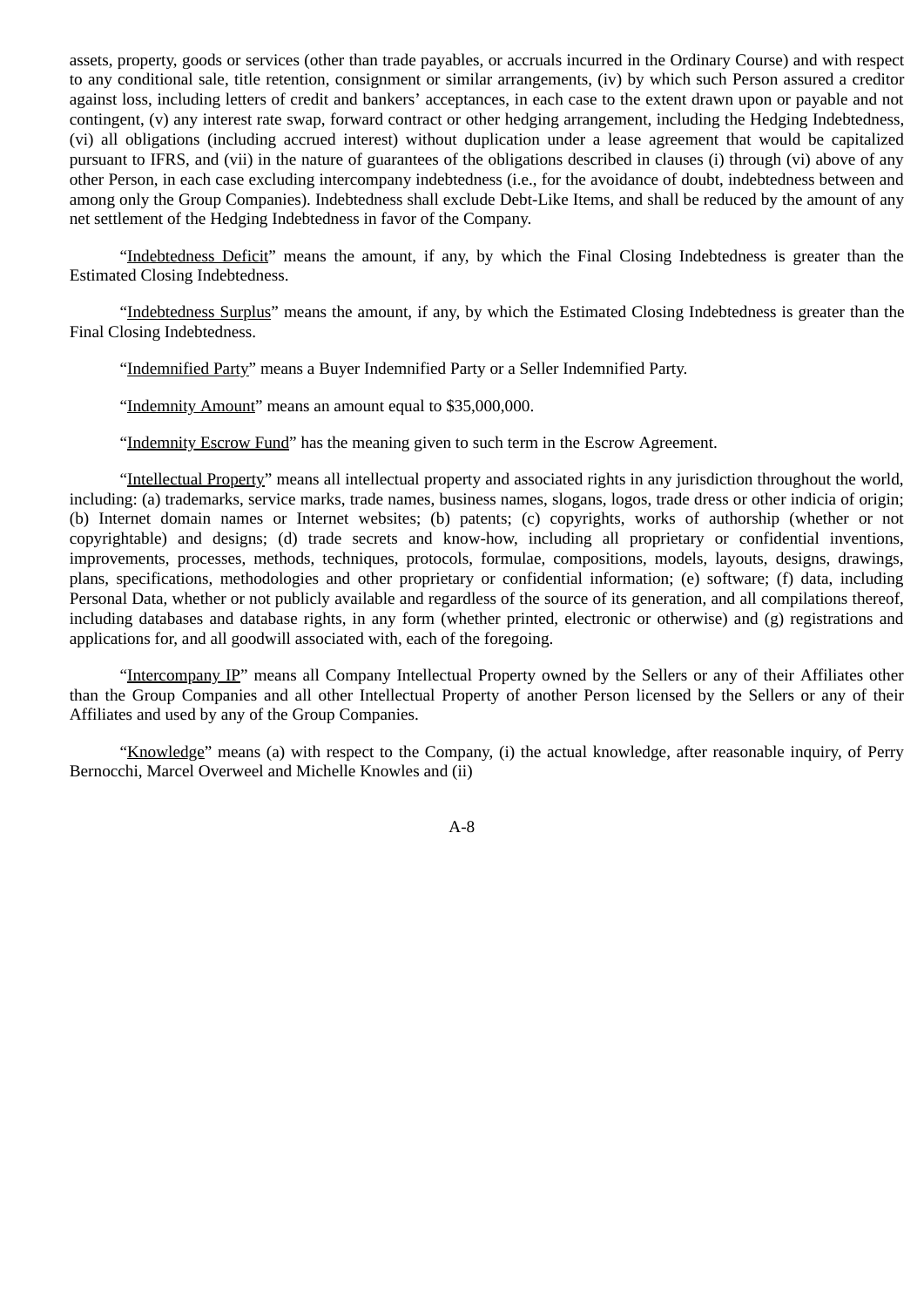assets, property, goods or services (other than trade payables, or accruals incurred in the Ordinary Course) and with respect to any conditional sale, title retention, consignment or similar arrangements, (iv) by which such Person assured a creditor against loss, including letters of credit and bankers' acceptances, in each case to the extent drawn upon or payable and not contingent, (v) any interest rate swap, forward contract or other hedging arrangement, including the Hedging Indebtedness, (vi) all obligations (including accrued interest) without duplication under a lease agreement that would be capitalized pursuant to IFRS, and (vii) in the nature of guarantees of the obligations described in clauses (i) through (vi) above of any other Person, in each case excluding intercompany indebtedness (i.e., for the avoidance of doubt, indebtedness between and among only the Group Companies). Indebtedness shall exclude Debt-Like Items, and shall be reduced by the amount of any net settlement of the Hedging Indebtedness in favor of the Company.

"Indebtedness Deficit" means the amount, if any, by which the Final Closing Indebtedness is greater than the Estimated Closing Indebtedness.

"Indebtedness Surplus" means the amount, if any, by which the Estimated Closing Indebtedness is greater than the Final Closing Indebtedness.

"Indemnified Party" means a Buyer Indemnified Party or a Seller Indemnified Party.

"Indemnity Amount" means an amount equal to $35,000,000.

"Indemnity Escrow Fund" has the meaning given to such term in the Escrow Agreement.

"Intellectual Property" means all intellectual property and associated rights in any jurisdiction throughout the world, including: (a) trademarks, service marks, trade names, business names, slogans, logos, trade dress or other indicia of origin; (b) Internet domain names or Internet websites; (b) patents; (c) copyrights, works of authorship (whether or not copyrightable) and designs; (d) trade secrets and know-how, including all proprietary or confidential inventions, improvements, processes, methods, techniques, protocols, formulae, compositions, models, layouts, designs, drawings, plans, specifications, methodologies and other proprietary or confidential information; (e) software; (f) data, including Personal Data, whether or not publicly available and regardless of the source of its generation, and all compilations thereof, including databases and database rights, in any form (whether printed, electronic or otherwise) and (g) registrations and applications for, and all goodwill associated with, each of the foregoing.

"Intercompany IP" means all Company Intellectual Property owned by the Sellers or any of their Affiliates other than the Group Companies and all other Intellectual Property of another Person licensed by the Sellers or any of their Affiliates and used by any of the Group Companies.

"Knowledge" means (a) with respect to the Company, (i) the actual knowledge, after reasonable inquiry, of Perry Bernocchi, Marcel Overweel and Michelle Knowles and (ii)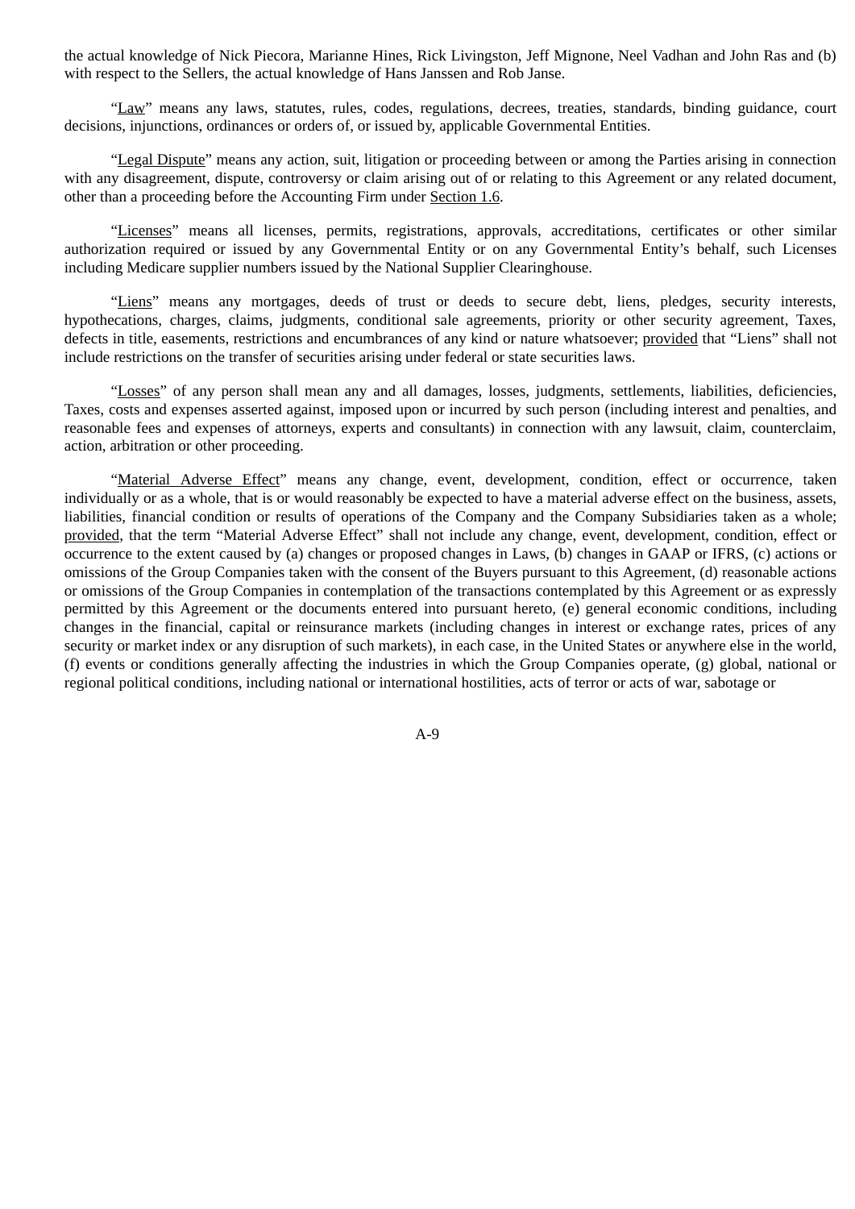the actual knowledge of Nick Piecora, Marianne Hines, Rick Livingston, Jeff Mignone, Neel Vadhan and John Ras and (b) with respect to the Sellers, the actual knowledge of Hans Janssen and Rob Janse.

"Law" means any laws, statutes, rules, codes, regulations, decrees, treaties, standards, binding guidance, court decisions, injunctions, ordinances or orders of, or issued by, applicable Governmental Entities.

"Legal Dispute" means any action, suit, litigation or proceeding between or among the Parties arising in connection with any disagreement, dispute, controversy or claim arising out of or relating to this Agreement or any related document, other than a proceeding before the Accounting Firm under Section 1.6.

"Licenses" means all licenses, permits, registrations, approvals, accreditations, certificates or other similar authorization required or issued by any Governmental Entity or on any Governmental Entity's behalf, such Licenses including Medicare supplier numbers issued by the National Supplier Clearinghouse.

"Liens" means any mortgages, deeds of trust or deeds to secure debt, liens, pledges, security interests, hypothecations, charges, claims, judgments, conditional sale agreements, priority or other security agreement, Taxes, defects in title, easements, restrictions and encumbrances of any kind or nature whatsoever; provided that "Liens" shall not include restrictions on the transfer of securities arising under federal or state securities laws.

"Losses" of any person shall mean any and all damages, losses, judgments, settlements, liabilities, deficiencies, Taxes, costs and expenses asserted against, imposed upon or incurred by such person (including interest and penalties, and reasonable fees and expenses of attorneys, experts and consultants) in connection with any lawsuit, claim, counterclaim, action, arbitration or other proceeding.

"Material Adverse Effect" means any change, event, development, condition, effect or occurrence, taken individually or as a whole, that is or would reasonably be expected to have a material adverse effect on the business, assets, liabilities, financial condition or results of operations of the Company and the Company Subsidiaries taken as a whole; provided, that the term "Material Adverse Effect" shall not include any change, event, development, condition, effect or occurrence to the extent caused by (a) changes or proposed changes in Laws, (b) changes in GAAP or IFRS, (c) actions or omissions of the Group Companies taken with the consent of the Buyers pursuant to this Agreement, (d) reasonable actions or omissions of the Group Companies in contemplation of the transactions contemplated by this Agreement or as expressly permitted by this Agreement or the documents entered into pursuant hereto, (e) general economic conditions, including changes in the financial, capital or reinsurance markets (including changes in interest or exchange rates, prices of any security or market index or any disruption of such markets), in each case, in the United States or anywhere else in the world, (f) events or conditions generally affecting the industries in which the Group Companies operate, (g) global, national or regional political conditions, including national or international hostilities, acts of terror or acts of war, sabotage or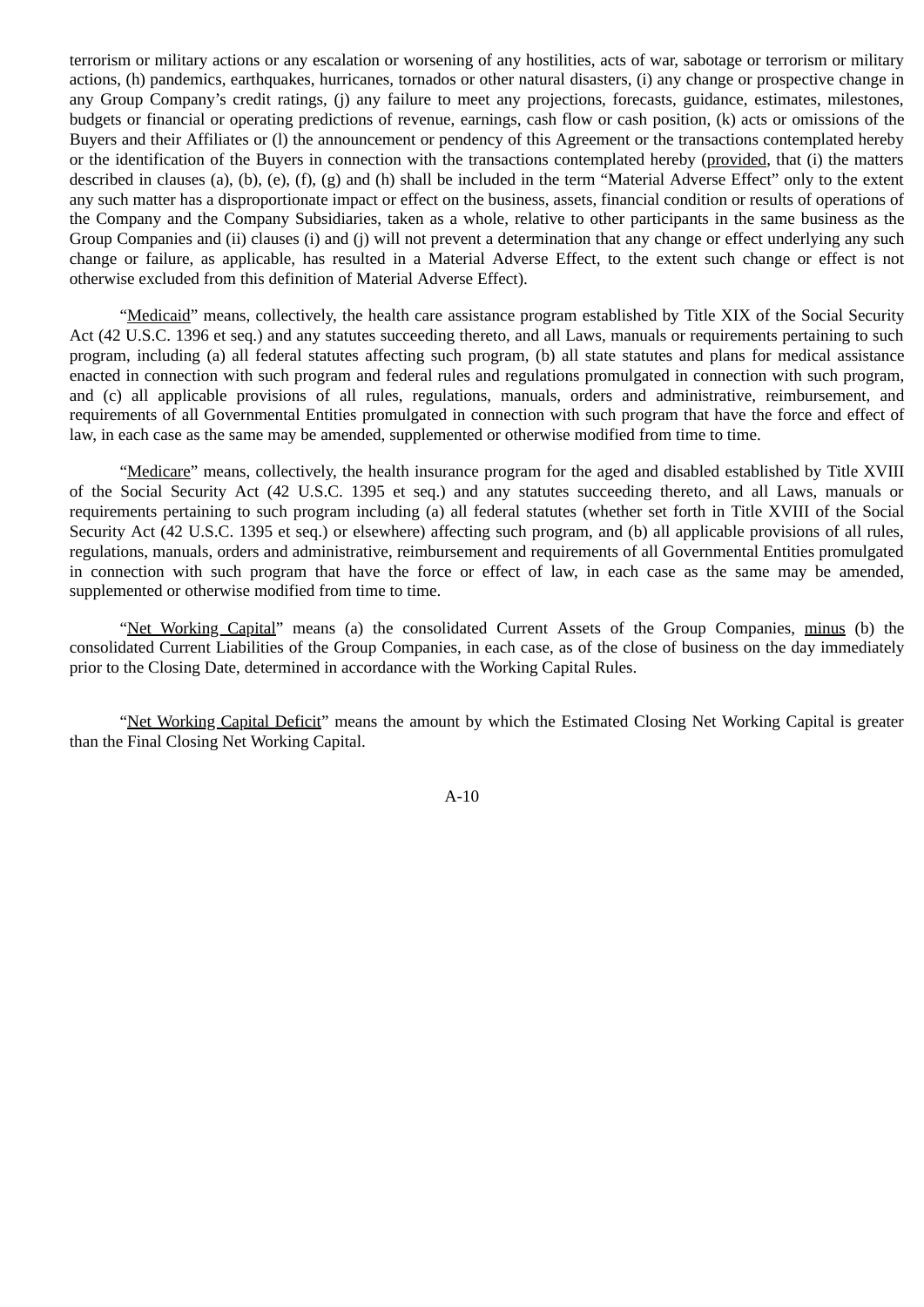terrorism or military actions or any escalation or worsening of any hostilities, acts of war, sabotage or terrorism or military actions, (h) pandemics, earthquakes, hurricanes, tornados or other natural disasters, (i) any change or prospective change in any Group Company's credit ratings, (j) any failure to meet any projections, forecasts, guidance, estimates, milestones, budgets or financial or operating predictions of revenue, earnings, cash flow or cash position, (k) acts or omissions of the Buyers and their Affiliates or (l) the announcement or pendency of this Agreement or the transactions contemplated hereby or the identification of the Buyers in connection with the transactions contemplated hereby (provided, that (i) the matters described in clauses (a), (b), (e), (f), (g) and (h) shall be included in the term "Material Adverse Effect" only to the extent any such matter has a disproportionate impact or effect on the business, assets, financial condition or results of operations of the Company and the Company Subsidiaries, taken as a whole, relative to other participants in the same business as the Group Companies and (ii) clauses (i) and (j) will not prevent a determination that any change or effect underlying any such change or failure, as applicable, has resulted in a Material Adverse Effect, to the extent such change or effect is not otherwise excluded from this definition of Material Adverse Effect).

"Medicaid" means, collectively, the health care assistance program established by Title XIX of the Social Security Act (42 U.S.C. 1396 et seq.) and any statutes succeeding thereto, and all Laws, manuals or requirements pertaining to such program, including (a) all federal statutes affecting such program, (b) all state statutes and plans for medical assistance enacted in connection with such program and federal rules and regulations promulgated in connection with such program, and (c) all applicable provisions of all rules, regulations, manuals, orders and administrative, reimbursement, and requirements of all Governmental Entities promulgated in connection with such program that have the force and effect of law, in each case as the same may be amended, supplemented or otherwise modified from time to time.

"Medicare" means, collectively, the health insurance program for the aged and disabled established by Title XVIII of the Social Security Act (42 U.S.C. 1395 et seq.) and any statutes succeeding thereto, and all Laws, manuals or requirements pertaining to such program including (a) all federal statutes (whether set forth in Title XVIII of the Social Security Act (42 U.S.C. 1395 et seq.) or elsewhere) affecting such program, and (b) all applicable provisions of all rules, regulations, manuals, orders and administrative, reimbursement and requirements of all Governmental Entities promulgated in connection with such program that have the force or effect of law, in each case as the same may be amended, supplemented or otherwise modified from time to time.

"Net Working Capital" means (a) the consolidated Current Assets of the Group Companies, minus (b) the consolidated Current Liabilities of the Group Companies, in each case, as of the close of business on the day immediately prior to the Closing Date, determined in accordance with the Working Capital Rules.

"Net Working Capital Deficit" means the amount by which the Estimated Closing Net Working Capital is greater than the Final Closing Net Working Capital.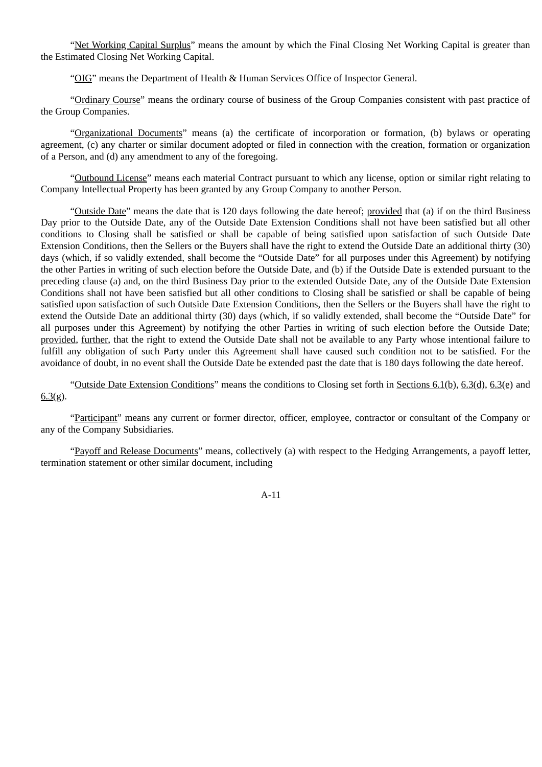"Net Working Capital Surplus" means the amount by which the Final Closing Net Working Capital is greater than the Estimated Closing Net Working Capital.

"OIG" means the Department of Health & Human Services Office of Inspector General.

"Ordinary Course" means the ordinary course of business of the Group Companies consistent with past practice of the Group Companies.

"Organizational Documents" means (a) the certificate of incorporation or formation, (b) bylaws or operating agreement, (c) any charter or similar document adopted or filed in connection with the creation, formation or organization of a Person, and (d) any amendment to any of the foregoing.

"Outbound License" means each material Contract pursuant to which any license, option or similar right relating to Company Intellectual Property has been granted by any Group Company to another Person.

"Outside Date" means the date that is 120 days following the date hereof; provided that (a) if on the third Business Day prior to the Outside Date, any of the Outside Date Extension Conditions shall not have been satisfied but all other conditions to Closing shall be satisfied or shall be capable of being satisfied upon satisfaction of such Outside Date Extension Conditions, then the Sellers or the Buyers shall have the right to extend the Outside Date an additional thirty (30) days (which, if so validly extended, shall become the "Outside Date" for all purposes under this Agreement) by notifying the other Parties in writing of such election before the Outside Date, and (b) if the Outside Date is extended pursuant to the preceding clause (a) and, on the third Business Day prior to the extended Outside Date, any of the Outside Date Extension Conditions shall not have been satisfied but all other conditions to Closing shall be satisfied or shall be capable of being satisfied upon satisfaction of such Outside Date Extension Conditions, then the Sellers or the Buyers shall have the right to extend the Outside Date an additional thirty (30) days (which, if so validly extended, shall become the "Outside Date" for all purposes under this Agreement) by notifying the other Parties in writing of such election before the Outside Date; provided, further, that the right to extend the Outside Date shall not be available to any Party whose intentional failure to fulfill any obligation of such Party under this Agreement shall have caused such condition not to be satisfied. For the avoidance of doubt, in no event shall the Outside Date be extended past the date that is 180 days following the date hereof.

"Outside Date Extension Conditions" means the conditions to Closing set forth in Sections 6.1(b), 6.3(d), 6.3(e) and 6.3(g).

"Participant" means any current or former director, officer, employee, contractor or consultant of the Company or any of the Company Subsidiaries.

"Payoff and Release Documents" means, collectively (a) with respect to the Hedging Arrangements, a payoff letter, termination statement or other similar document, including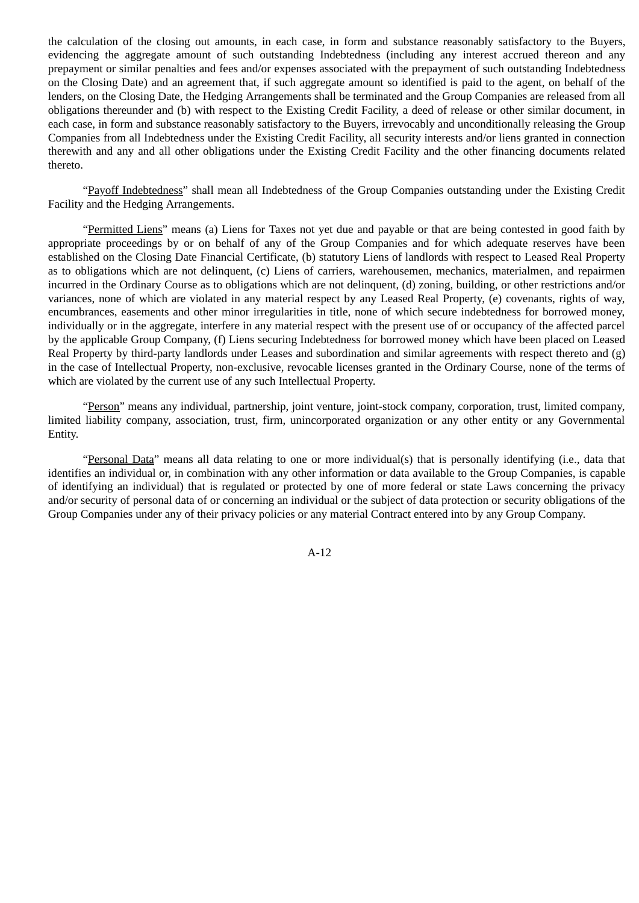the calculation of the closing out amounts, in each case, in form and substance reasonably satisfactory to the Buyers, evidencing the aggregate amount of such outstanding Indebtedness (including any interest accrued thereon and any prepayment or similar penalties and fees and/or expenses associated with the prepayment of such outstanding Indebtedness on the Closing Date) and an agreement that, if such aggregate amount so identified is paid to the agent, on behalf of the lenders, on the Closing Date, the Hedging Arrangements shall be terminated and the Group Companies are released from all obligations thereunder and (b) with respect to the Existing Credit Facility, a deed of release or other similar document, in each case, in form and substance reasonably satisfactory to the Buyers, irrevocably and unconditionally releasing the Group Companies from all Indebtedness under the Existing Credit Facility, all security interests and/or liens granted in connection therewith and any and all other obligations under the Existing Credit Facility and the other financing documents related thereto.

"Payoff Indebtedness" shall mean all Indebtedness of the Group Companies outstanding under the Existing Credit Facility and the Hedging Arrangements.

"Permitted Liens" means (a) Liens for Taxes not yet due and payable or that are being contested in good faith by appropriate proceedings by or on behalf of any of the Group Companies and for which adequate reserves have been established on the Closing Date Financial Certificate, (b) statutory Liens of landlords with respect to Leased Real Property as to obligations which are not delinquent, (c) Liens of carriers, warehousemen, mechanics, materialmen, and repairmen incurred in the Ordinary Course as to obligations which are not delinquent, (d) zoning, building, or other restrictions and/or variances, none of which are violated in any material respect by any Leased Real Property, (e) covenants, rights of way, encumbrances, easements and other minor irregularities in title, none of which secure indebtedness for borrowed money, individually or in the aggregate, interfere in any material respect with the present use of or occupancy of the affected parcel by the applicable Group Company, (f) Liens securing Indebtedness for borrowed money which have been placed on Leased Real Property by third-party landlords under Leases and subordination and similar agreements with respect thereto and (g) in the case of Intellectual Property, non-exclusive, revocable licenses granted in the Ordinary Course, none of the terms of which are violated by the current use of any such Intellectual Property.

"Person" means any individual, partnership, joint venture, joint-stock company, corporation, trust, limited company, limited liability company, association, trust, firm, unincorporated organization or any other entity or any Governmental Entity.

"Personal Data" means all data relating to one or more individual(s) that is personally identifying (i.e., data that identifies an individual or, in combination with any other information or data available to the Group Companies, is capable of identifying an individual) that is regulated or protected by one of more federal or state Laws concerning the privacy and/or security of personal data of or concerning an individual or the subject of data protection or security obligations of the Group Companies under any of their privacy policies or any material Contract entered into by any Group Company.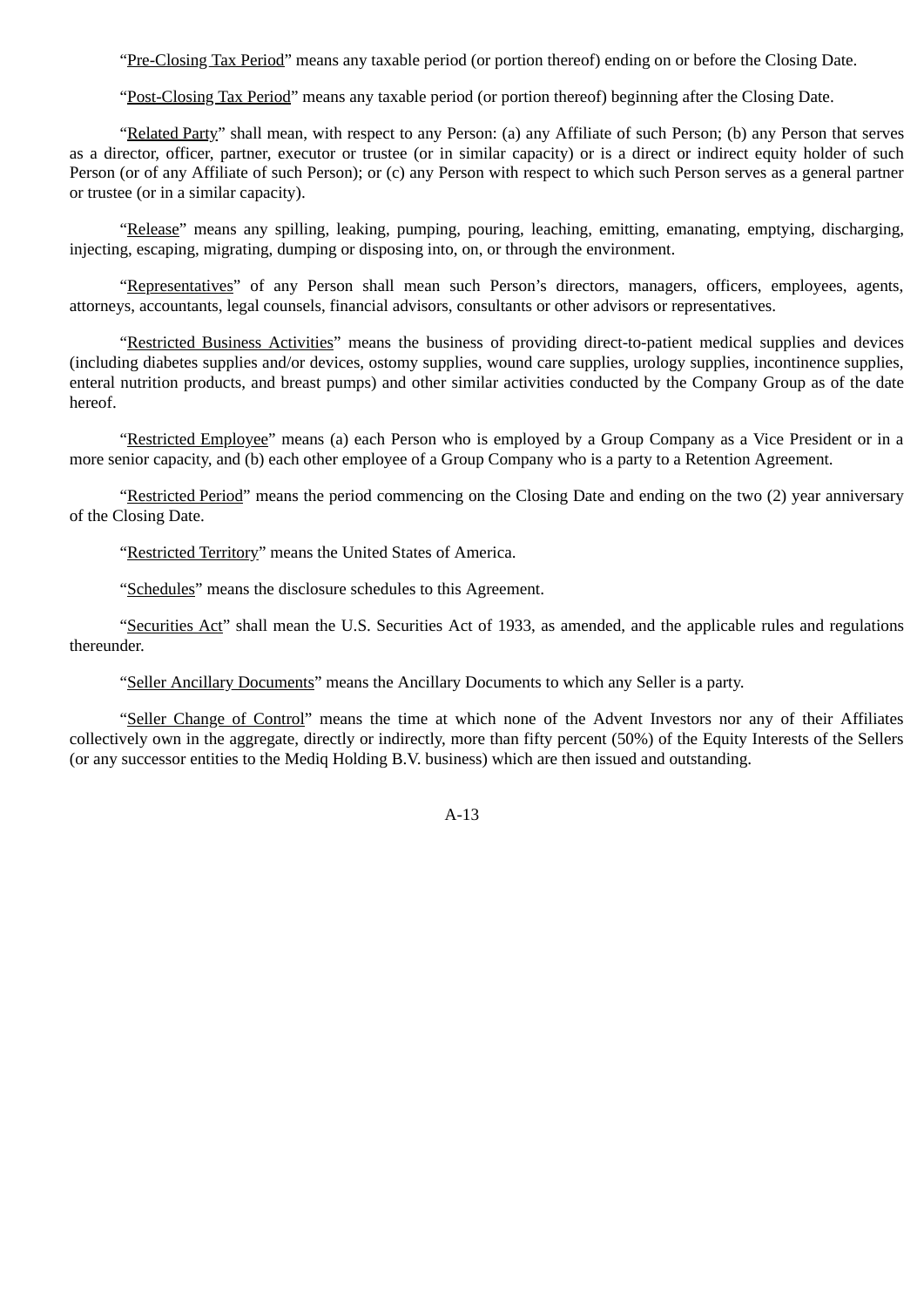"Pre-Closing Tax Period" means any taxable period (or portion thereof) ending on or before the Closing Date.

"Post-Closing Tax Period" means any taxable period (or portion thereof) beginning after the Closing Date.

"Related Party" shall mean, with respect to any Person: (a) any Affiliate of such Person; (b) any Person that serves as a director, officer, partner, executor or trustee (or in similar capacity) or is a direct or indirect equity holder of such Person (or of any Affiliate of such Person); or (c) any Person with respect to which such Person serves as a general partner or trustee (or in a similar capacity).

"Release" means any spilling, leaking, pumping, pouring, leaching, emitting, emanating, emptying, discharging, injecting, escaping, migrating, dumping or disposing into, on, or through the environment.

"Representatives" of any Person shall mean such Person's directors, managers, officers, employees, agents, attorneys, accountants, legal counsels, financial advisors, consultants or other advisors or representatives.

"Restricted Business Activities" means the business of providing direct-to-patient medical supplies and devices (including diabetes supplies and/or devices, ostomy supplies, wound care supplies, urology supplies, incontinence supplies, enteral nutrition products, and breast pumps) and other similar activities conducted by the Company Group as of the date hereof.

"Restricted Employee" means (a) each Person who is employed by a Group Company as a Vice President or in a more senior capacity, and (b) each other employee of a Group Company who is a party to a Retention Agreement.

"Restricted Period" means the period commencing on the Closing Date and ending on the two (2) year anniversary of the Closing Date.

"Restricted Territory" means the United States of America.

"Schedules" means the disclosure schedules to this Agreement.

"Securities Act" shall mean the U.S. Securities Act of 1933, as amended, and the applicable rules and regulations thereunder.

"Seller Ancillary Documents" means the Ancillary Documents to which any Seller is a party.

"Seller Change of Control" means the time at which none of the Advent Investors nor any of their Affiliates collectively own in the aggregate, directly or indirectly, more than fifty percent (50%) of the Equity Interests of the Sellers (or any successor entities to the Mediq Holding B.V. business) which are then issued and outstanding.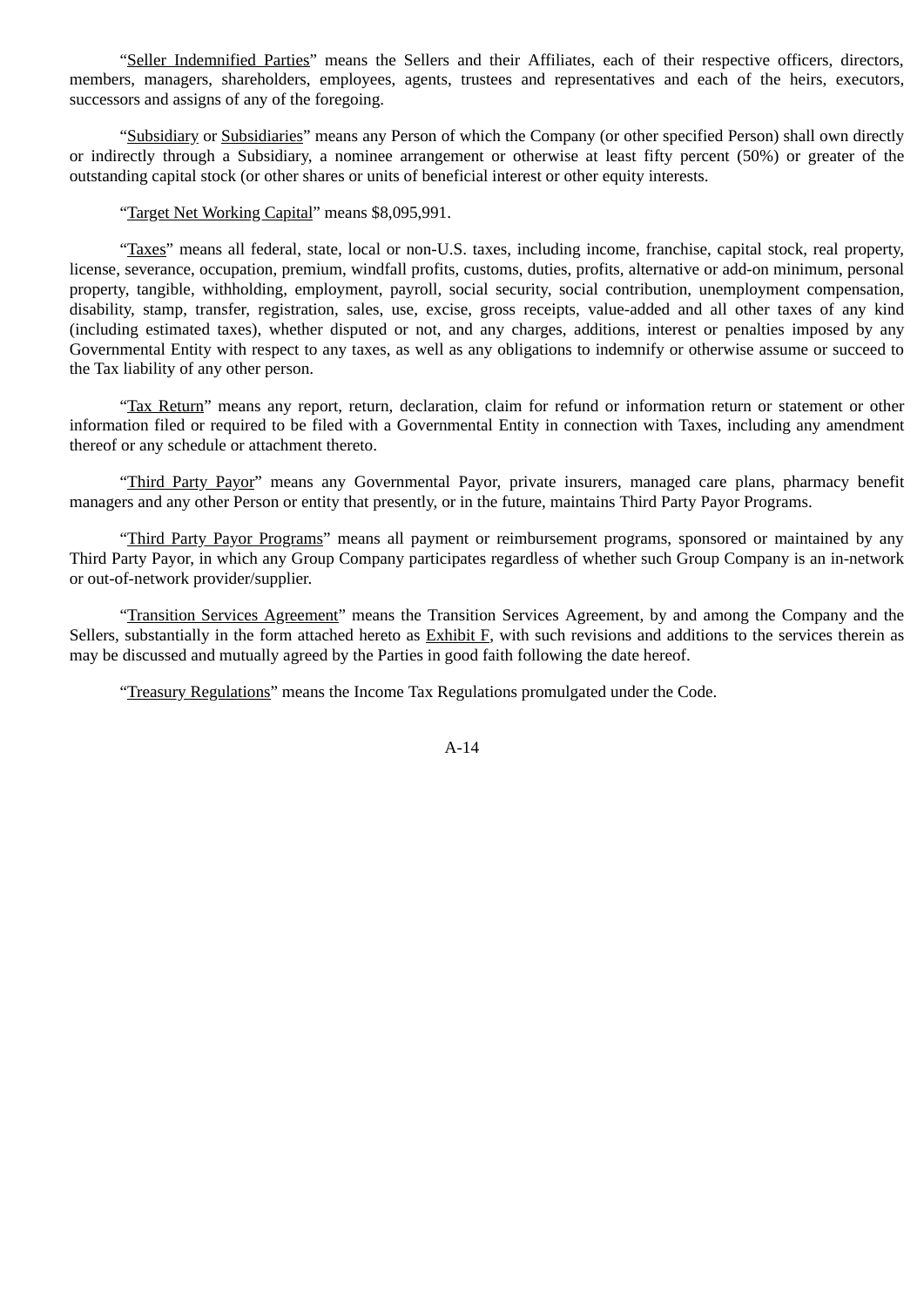"Seller Indemnified Parties" means the Sellers and their Affiliates, each of their respective officers, directors, members, managers, shareholders, employees, agents, trustees and representatives and each of the heirs, executors, successors and assigns of any of the foregoing.

"Subsidiary or Subsidiaries" means any Person of which the Company (or other specified Person) shall own directly or indirectly through a Subsidiary, a nominee arrangement or otherwise at least fifty percent (50%) or greater of the outstanding capital stock (or other shares or units of beneficial interest or other equity interests.

"Target Net Working Capital" means $8,095,991.

"Taxes" means all federal, state, local or non-U.S. taxes, including income, franchise, capital stock, real property, license, severance, occupation, premium, windfall profits, customs, duties, profits, alternative or add-on minimum, personal property, tangible, withholding, employment, payroll, social security, social contribution, unemployment compensation, disability, stamp, transfer, registration, sales, use, excise, gross receipts, value-added and all other taxes of any kind (including estimated taxes), whether disputed or not, and any charges, additions, interest or penalties imposed by any Governmental Entity with respect to any taxes, as well as any obligations to indemnify or otherwise assume or succeed to the Tax liability of any other person.

"Tax Return" means any report, return, declaration, claim for refund or information return or statement or other information filed or required to be filed with a Governmental Entity in connection with Taxes, including any amendment thereof or any schedule or attachment thereto.

"Third Party Payor" means any Governmental Payor, private insurers, managed care plans, pharmacy benefit managers and any other Person or entity that presently, or in the future, maintains Third Party Payor Programs.

"Third Party Payor Programs" means all payment or reimbursement programs, sponsored or maintained by any Third Party Payor, in which any Group Company participates regardless of whether such Group Company is an in-network or out-of-network provider/supplier.

"Transition Services Agreement" means the Transition Services Agreement, by and among the Company and the Sellers, substantially in the form attached hereto as Exhibit F, with such revisions and additions to the services therein as may be discussed and mutually agreed by the Parties in good faith following the date hereof.

"Treasury Regulations" means the Income Tax Regulations promulgated under the Code.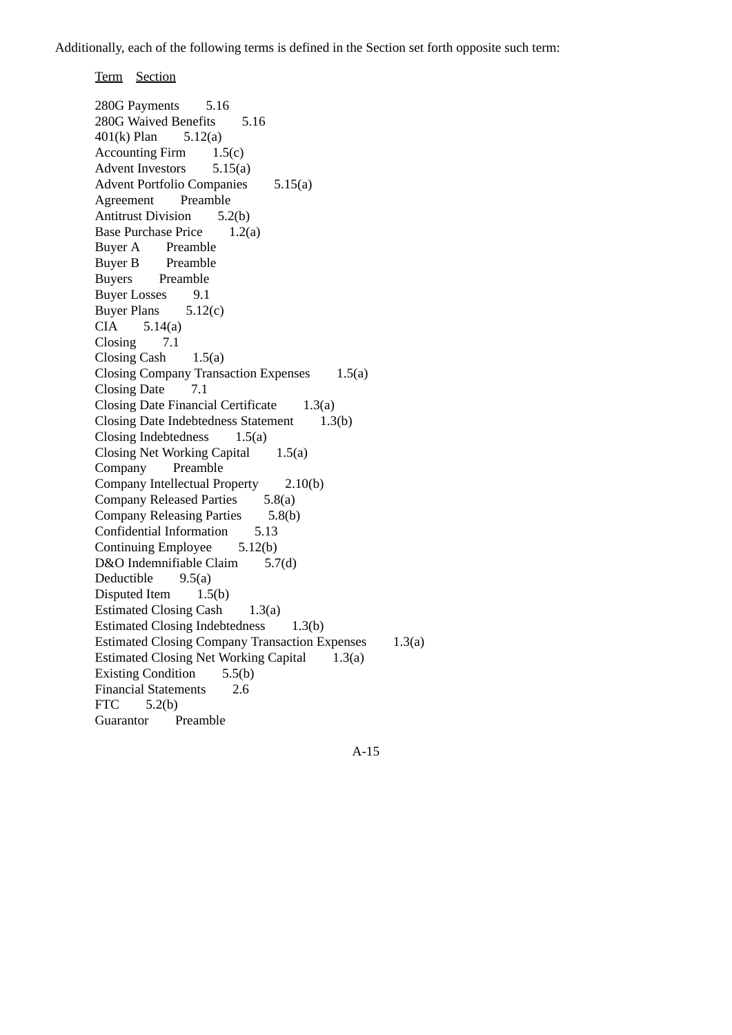Additionally, each of the following terms is defined in the Section set forth opposite such term:

| Term | Section |
| --- | --- |
| 280G Payments | 5.16 |
| 280G Waived Benefits | 5.16 |
| 401(k) Plan | 5.12(a) |
| Accounting Firm | 1.5(c) |
| Advent Investors | 5.15(a) |
| Advent Portfolio Companies | 5.15(a) |
| Agreement | Preamble |
| Antitrust Division | 5.2(b) |
| Base Purchase Price | 1.2(a) |
| Buyer A | Preamble |
| Buyer B | Preamble |
| Buyers | Preamble |
| Buyer Losses | 9.1 |
| Buyer Plans | 5.12(c) |
| CIA | 5.14(a) |
| Closing | 7.1 |
| Closing Cash | 1.5(a) |
| Closing Company Transaction Expenses | 1.5(a) |
| Closing Date | 7.1 |
| Closing Date Financial Certificate | 1.3(a) |
| Closing Date Indebtedness Statement | 1.3(b) |
| Closing Indebtedness | 1.5(a) |
| Closing Net Working Capital | 1.5(a) |
| Company | Preamble |
| Company Intellectual Property | 2.10(b) |
| Company Released Parties | 5.8(a) |
| Company Releasing Parties | 5.8(b) |
| Confidential Information | 5.13 |
| Continuing Employee | 5.12(b) |
| D&O Indemnifiable Claim | 5.7(d) |
| Deductible | 9.5(a) |
| Disputed Item | 1.5(b) |
| Estimated Closing Cash | 1.3(a) |
| Estimated Closing Indebtedness | 1.3(b) |
| Estimated Closing Company Transaction Expenses | 1.3(a) |
| Estimated Closing Net Working Capital | 1.3(a) |
| Existing Condition | 5.5(b) |
| Financial Statements | 2.6 |
| FTC | 5.2(b) |
| Guarantor | Preamble |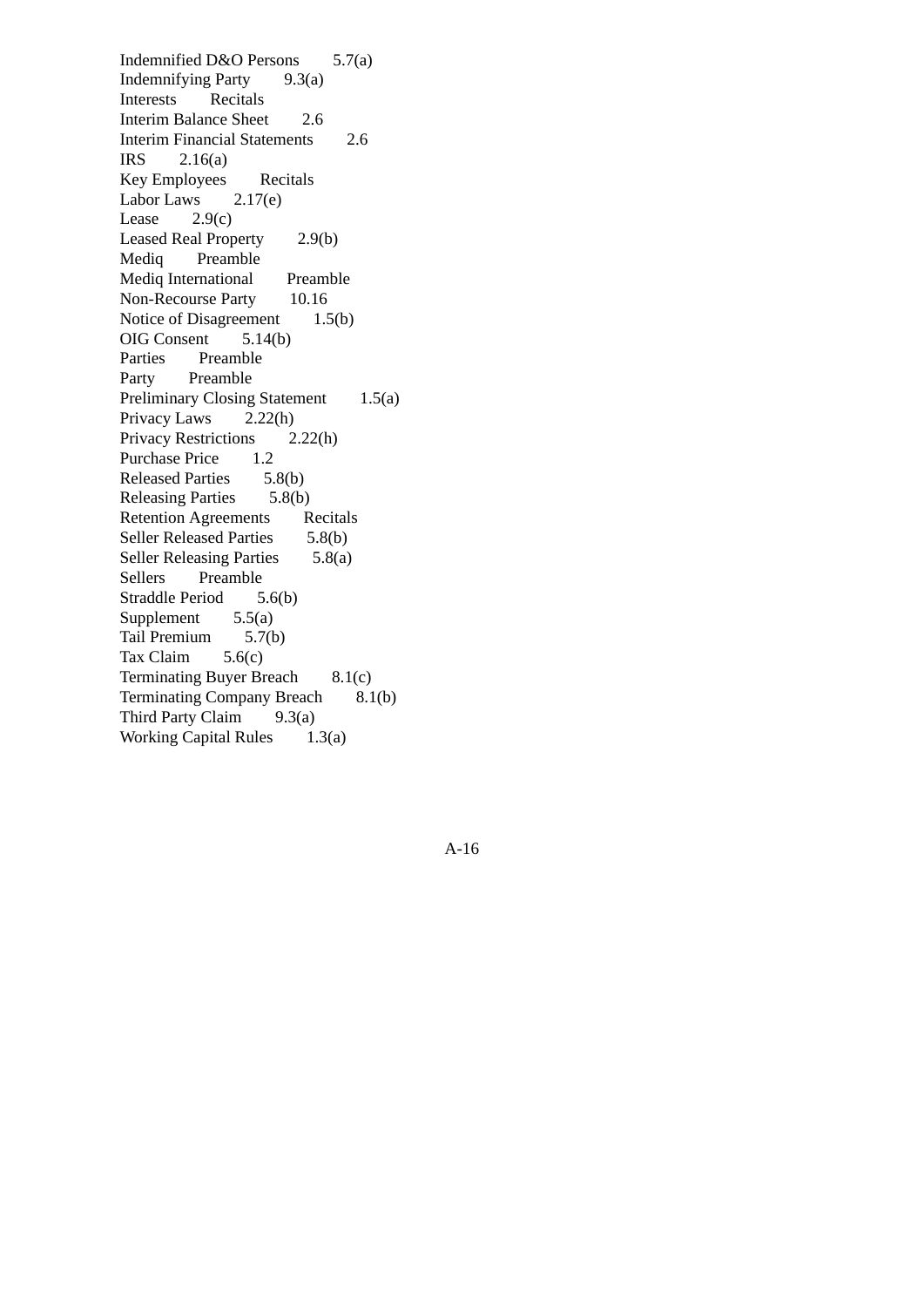| | |
|---|---|
| Indemnified D&O Persons | 5.7(a) |
| Indemnifying Party | 9.3(a) |
| Interests | Recitals |
| Interim Balance Sheet | 2.6 |
| Interim Financial Statements | 2.6 |
| IRS | 2.16(a) |
| Key Employees | Recitals |
| Labor Laws | 2.17(e) |
| Lease | 2.9(c) |
| Leased Real Property | 2.9(b) |
| Mediq | Preamble |
| Mediq International | Preamble |
| Non-Recourse Party | 10.16 |
| Notice of Disagreement | 1.5(b) |
| OIG Consent | 5.14(b) |
| Parties | Preamble |
| Party | Preamble |
| Preliminary Closing Statement | 1.5(a) |
| Privacy Laws | 2.22(h) |
| Privacy Restrictions | 2.22(h) |
| Purchase Price | 1.2 |
| Released Parties | 5.8(b) |
| Releasing Parties | 5.8(b) |
| Retention Agreements | Recitals |
| Seller Released Parties | 5.8(b) |
| Seller Releasing Parties | 5.8(a) |
| Sellers | Preamble |
| Straddle Period | 5.6(b) |
| Supplement | 5.5(a) |
| Tail Premium | 5.7(b) |
| Tax Claim | 5.6(c) |
| Terminating Buyer Breach | 8.1(c) |
| Terminating Company Breach | 8.1(b) |
| Third Party Claim | 9.3(a) |
| Working Capital Rules | 1.3(a) |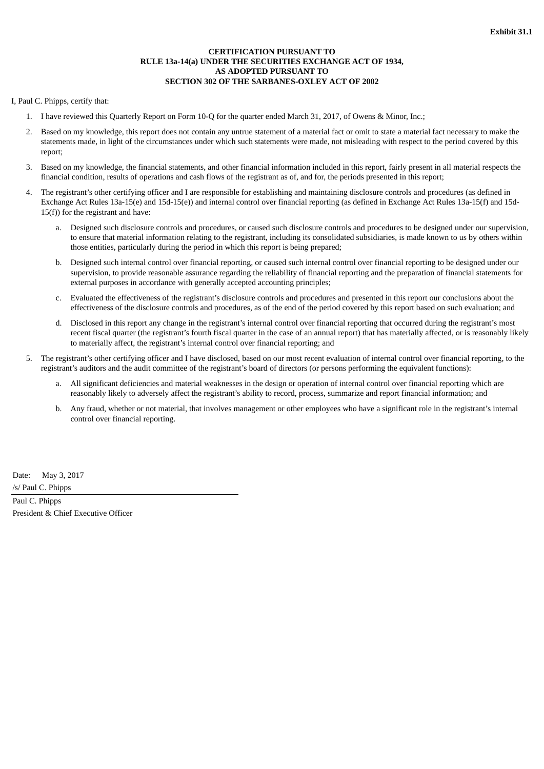**Exhibit 31.1**

**CERTIFICATION PURSUANT TO
RULE 13a-14(a) UNDER THE SECURITIES EXCHANGE ACT OF 1934,
AS ADOPTED PURSUANT TO
SECTION 302 OF THE SARBANES-OXLEY ACT OF 2002**

I, Paul C. Phipps, certify that:

1. I have reviewed this Quarterly Report on Form 10-Q for the quarter ended March 31, 2017, of Owens & Minor, Inc.;
2. Based on my knowledge, this report does not contain any untrue statement of a material fact or omit to state a material fact necessary to make the statements made, in light of the circumstances under which such statements were made, not misleading with respect to the period covered by this report;
3. Based on my knowledge, the financial statements, and other financial information included in this report, fairly present in all material respects the financial condition, results of operations and cash flows of the registrant as of, and for, the periods presented in this report;
4. The registrant's other certifying officer and I are responsible for establishing and maintaining disclosure controls and procedures (as defined in Exchange Act Rules 13a-15(e) and 15d-15(e)) and internal control over financial reporting (as defined in Exchange Act Rules 13a-15(f) and 15d-15(f)) for the registrant and have:
   a. Designed such disclosure controls and procedures, or caused such disclosure controls and procedures to be designed under our supervision, to ensure that material information relating to the registrant, including its consolidated subsidiaries, is made known to us by others within those entities, particularly during the period in which this report is being prepared;
   b. Designed such internal control over financial reporting, or caused such internal control over financial reporting to be designed under our supervision, to provide reasonable assurance regarding the reliability of financial reporting and the preparation of financial statements for external purposes in accordance with generally accepted accounting principles;
   c. Evaluated the effectiveness of the registrant's disclosure controls and procedures and presented in this report our conclusions about the effectiveness of the disclosure controls and procedures, as of the end of the period covered by this report based on such evaluation; and
   d. Disclosed in this report any change in the registrant's internal control over financial reporting that occurred during the registrant's most recent fiscal quarter (the registrant's fourth fiscal quarter in the case of an annual report) that has materially affected, or is reasonably likely to materially affect, the registrant's internal control over financial reporting; and
5. The registrant's other certifying officer and I have disclosed, based on our most recent evaluation of internal control over financial reporting, to the registrant's auditors and the audit committee of the registrant's board of directors (or persons performing the equivalent functions):
   a. All significant deficiencies and material weaknesses in the design or operation of internal control over financial reporting which are reasonably likely to adversely affect the registrant's ability to record, process, summarize and report financial information; and
   b. Any fraud, whether or not material, that involves management or other employees who have a significant role in the registrant's internal control over financial reporting.

Date: May 3, 2017

/s/ Paul C. Phipps

Paul C. Phipps
President & Chief Executive Officer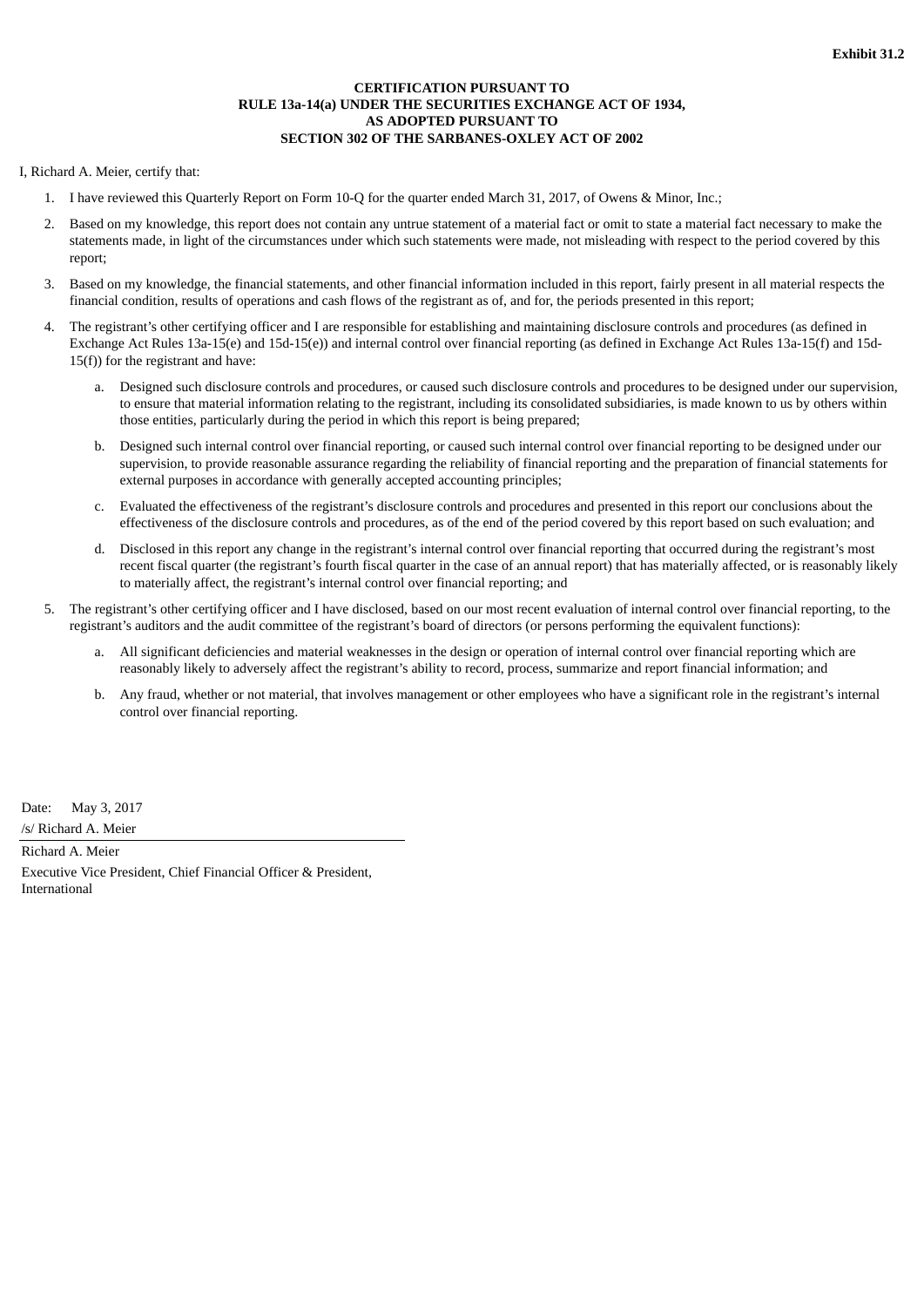**Exhibit 31.2**

**CERTIFICATION PURSUANT TO RULE 13a-14(a) UNDER THE SECURITIES EXCHANGE ACT OF 1934, AS ADOPTED PURSUANT TO SECTION 302 OF THE SARBANES-OXLEY ACT OF 2002**

I, Richard A. Meier, certify that:

1. I have reviewed this Quarterly Report on Form 10-Q for the quarter ended March 31, 2017, of Owens & Minor, Inc.;
2. Based on my knowledge, this report does not contain any untrue statement of a material fact or omit to state a material fact necessary to make the statements made, in light of the circumstances under which such statements were made, not misleading with respect to the period covered by this report;
3. Based on my knowledge, the financial statements, and other financial information included in this report, fairly present in all material respects the financial condition, results of operations and cash flows of the registrant as of, and for, the periods presented in this report;
4. The registrant's other certifying officer and I are responsible for establishing and maintaining disclosure controls and procedures (as defined in Exchange Act Rules 13a-15(e) and 15d-15(e)) and internal control over financial reporting (as defined in Exchange Act Rules 13a-15(f) and 15d-15(f)) for the registrant and have:
   a. Designed such disclosure controls and procedures, or caused such disclosure controls and procedures to be designed under our supervision, to ensure that material information relating to the registrant, including its consolidated subsidiaries, is made known to us by others within those entities, particularly during the period in which this report is being prepared;
   b. Designed such internal control over financial reporting, or caused such internal control over financial reporting to be designed under our supervision, to provide reasonable assurance regarding the reliability of financial reporting and the preparation of financial statements for external purposes in accordance with generally accepted accounting principles;
   c. Evaluated the effectiveness of the registrant's disclosure controls and procedures and presented in this report our conclusions about the effectiveness of the disclosure controls and procedures, as of the end of the period covered by this report based on such evaluation; and
   d. Disclosed in this report any change in the registrant's internal control over financial reporting that occurred during the registrant's most recent fiscal quarter (the registrant's fourth fiscal quarter in the case of an annual report) that has materially affected, or is reasonably likely to materially affect, the registrant's internal control over financial reporting; and
5. The registrant's other certifying officer and I have disclosed, based on our most recent evaluation of internal control over financial reporting, to the registrant's auditors and the audit committee of the registrant's board of directors (or persons performing the equivalent functions):
   a. All significant deficiencies and material weaknesses in the design or operation of internal control over financial reporting which are reasonably likely to adversely affect the registrant's ability to record, process, summarize and report financial information; and
   b. Any fraud, whether or not material, that involves management or other employees who have a significant role in the registrant's internal control over financial reporting.

Date: May 3, 2017

/s/ Richard A. Meier

Richard A. Meier

Executive Vice President, Chief Financial Officer & President, International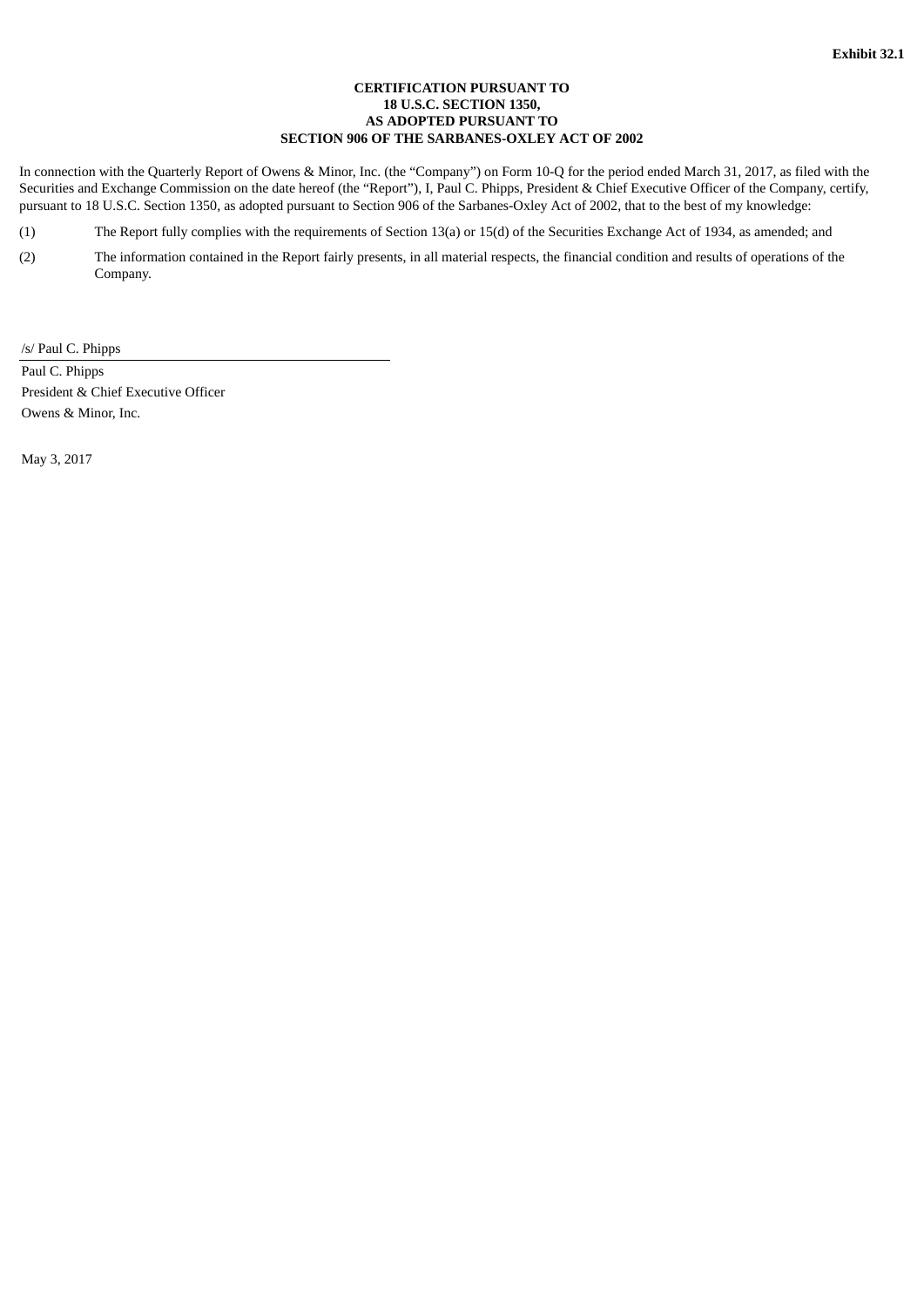**Exhibit 32.1**

**CERTIFICATION PURSUANT TO**
**18 U.S.C. SECTION 1350,**
**AS ADOPTED PURSUANT TO**
**SECTION 906 OF THE SARBANES-OXLEY ACT OF 2002**

In connection with the Quarterly Report of Owens & Minor, Inc. (the "Company") on Form 10-Q for the period ended March 31, 2017, as filed with the Securities and Exchange Commission on the date hereof (the "Report"), I, Paul C. Phipps, President & Chief Executive Officer of the Company, certify, pursuant to 18 U.S.C. Section 1350, as adopted pursuant to Section 906 of the Sarbanes-Oxley Act of 2002, that to the best of my knowledge:

(1) The Report fully complies with the requirements of Section 13(a) or 15(d) of the Securities Exchange Act of 1934, as amended; and

(2) The information contained in the Report fairly presents, in all material respects, the financial condition and results of operations of the Company.

/s/ Paul C. Phipps

Paul C. Phipps
President & Chief Executive Officer
Owens & Minor, Inc.

May 3, 2017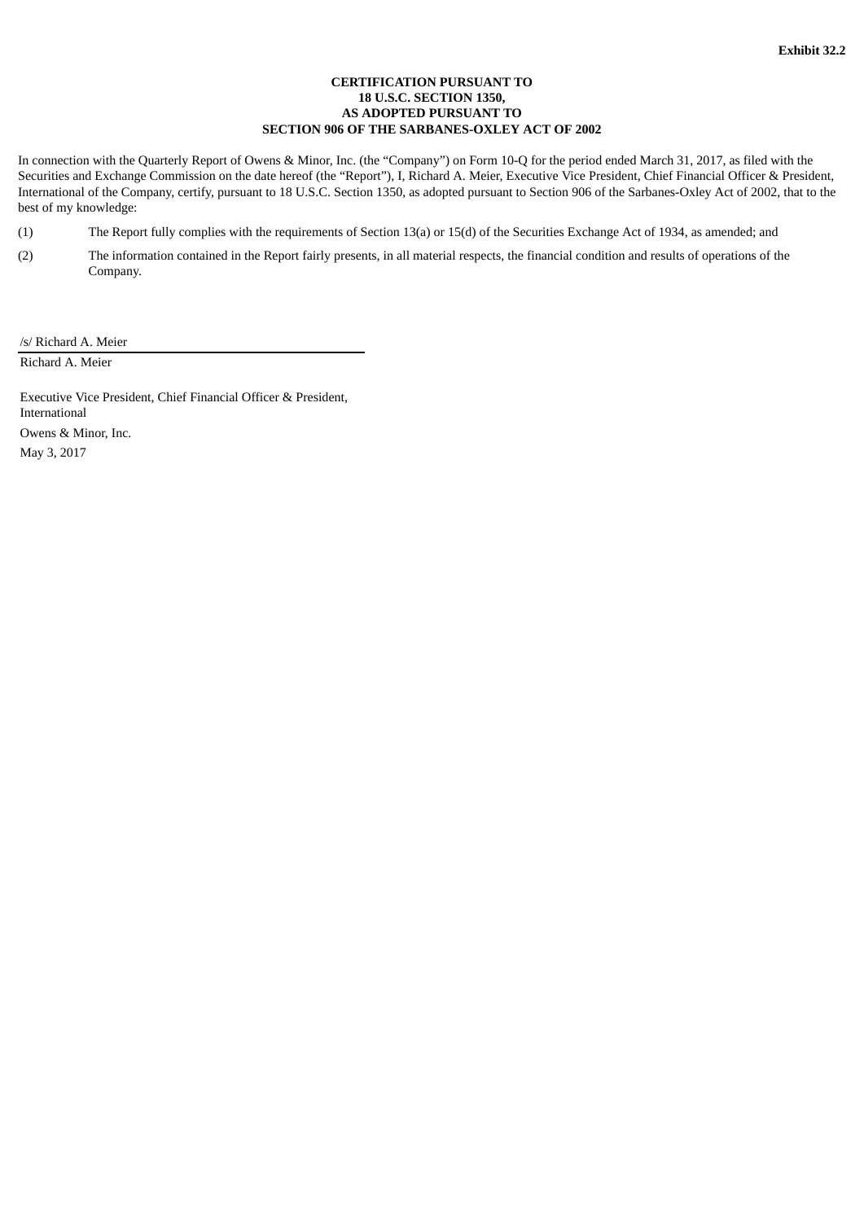**Exhibit 32.2**

**CERTIFICATION PURSUANT TO**
**18 U.S.C. SECTION 1350,**
**AS ADOPTED PURSUANT TO**
**SECTION 906 OF THE SARBANES-OXLEY ACT OF 2002**

In connection with the Quarterly Report of Owens & Minor, Inc. (the "Company") on Form 10-Q for the period ended March 31, 2017, as filed with the Securities and Exchange Commission on the date hereof (the "Report"), I, Richard A. Meier, Executive Vice President, Chief Financial Officer & President, International of the Company, certify, pursuant to 18 U.S.C. Section 1350, as adopted pursuant to Section 906 of the Sarbanes-Oxley Act of 2002, that to the best of my knowledge:

(1) The Report fully complies with the requirements of Section 13(a) or 15(d) of the Securities Exchange Act of 1934, as amended; and

(2) The information contained in the Report fairly presents, in all material respects, the financial condition and results of operations of the Company.

/s/ Richard A. Meier

Richard A. Meier

Executive Vice President, Chief Financial Officer & President, International

Owens & Minor, Inc.

May 3, 2017